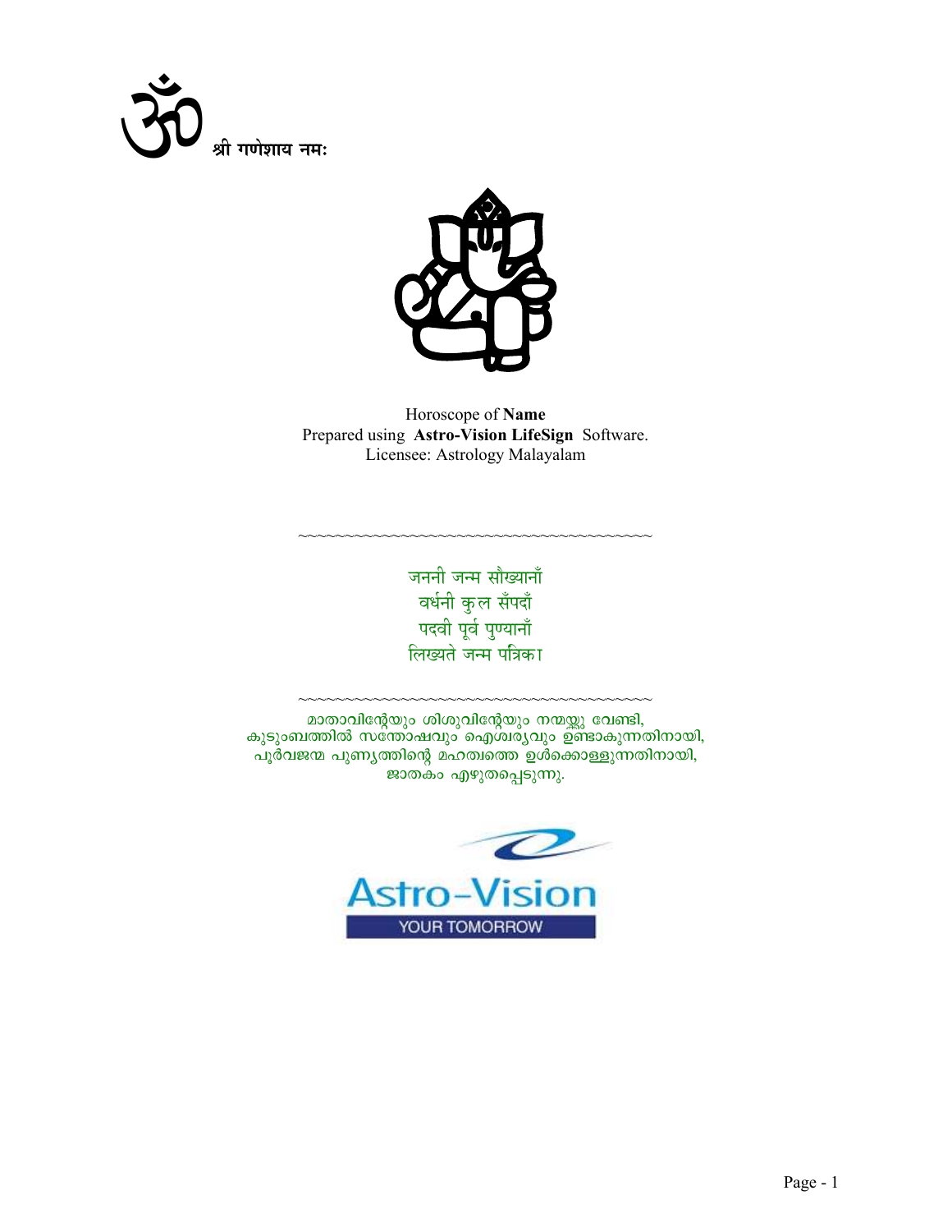ॐ श्री गणेशाय नमः

Horoscope of **Name**
Prepared using **Astro-Vision LifeSign** Software.
Licensee: Astrology Malayalam

~~~~~~~~~~~~~~~~~~~~~~~~~~~~~~~~~~~~~~~~

जननी जन्म सौख्यानाँ
वर्धनी कुल सँपदाँ
पदवी पूर्व पुण्यानाँ
लिख्यते जन्म पत्रिका

~~~~~~~~~~~~~~~~~~~~~~~~~~~~~~~~~~~~~~~~

മാതാവിന്റേയും ശിശുവിന്റേയും നന്മയ്ക്കു വേണ്ടി,
കുടുംബത്തിൽ സന്തോഷവും ഐശ്വര്യവും ഉണ്ടാകുന്നതിനായി,
പൂർവജന്മ പുണ്യത്തിന്റെ മഹത്വത്തെ ഉൾക്കൊള്ളുന്നതിനായി,
ജാതകം എഴുതപ്പെടുന്നു.

Astro-Vision
YOUR TOMORROW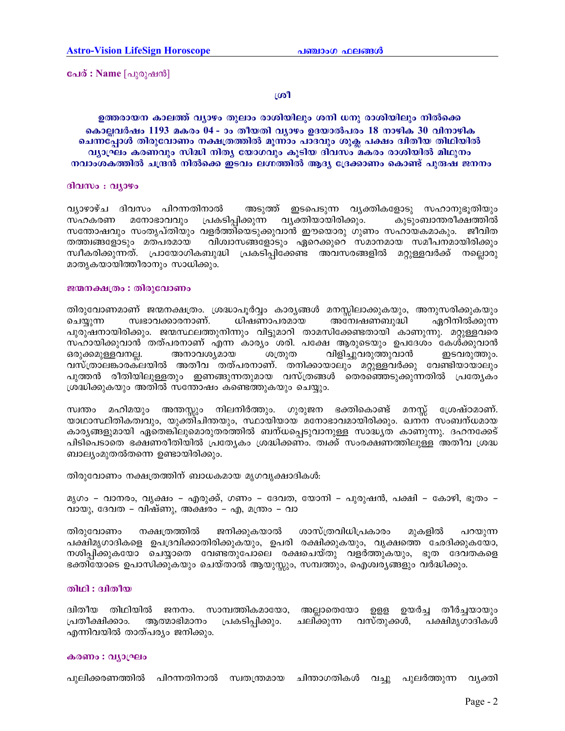പേര് : **Name** [പുരുഷൻ]

**ശ്രീ**

**ഉത്തരായന കാലത്ത് വ്യാഴം തുലാം രാശിയിലും ശനി ധനു രാശിയിലും നിൽക്കെ കൊല്ലവർഷം 1193 മകരം 04 - ാം തീയതി വ്യാഴം ഉദയാൽപരം 18 നാഴിക 30 വിനാഴിക ചെന്നപ്പോൾ തിരുവോണം നക്ഷത്രത്തിൽ മൂന്നാം പാദവും ശുക്ല പക്ഷം ദ്വിതീയ തിഥിയിൽ വ്യാഘ്രം കരണവും സിദ്ധി നിത്യ യോഗവും കൂടിയ ദിവസം മകരം രാശിയിൽ മിഥുനം നവാംശകത്തിൽ ചന്ദ്രൻ നിൽക്കെ ഇടവം ലഗ്നത്തിൽ ആദ്യ ദ്രേക്കാണം കൊണ്ട് പുരുഷ ജനനം**

### ദിവസം : വ്യാഴം

വ്യാഴാഴ്ച ദിവസം പിറന്നതിനാൽ അടുത്ത് ഇടപെടുന്ന വ്യക്തികളോടു സഹാനുഭൂതിയും സഹകരണ മനോഭാവവും പ്രകടിപ്പിക്കുന്ന വ്യക്തിയായിരിക്കും. കുടുംബാന്തരീക്ഷത്തിൽ സന്തോഷവും സംതൃപ്തിയും വളർത്തിയെടുക്കുവാൻ ഈയൊരു ഗുണം സഹായകമാകും. ജീവിത തത്ത്വങ്ങളോടും മതപരമായ വിശ്വാസങ്ങളോടും ഏറെക്കുറെ സമാനമായ സമീപനമായിരിക്കും സ്വീകരിക്കുന്നത്. പ്രായോഗികബുദ്ധി പ്രകടിപ്പിക്കേണ്ട അവസരങ്ങളിൽ മറ്റുള്ളവർക്ക് നല്ലൊരു മാതൃകയായിത്തീരാനും സാധിക്കും.

### ജന്മനക്ഷത്രം : തിരുവോണം

തിരുവോണമാണ് ജന്മനക്ഷത്രം. ശ്രദ്ധാപൂർവ്വം കാര്യങ്ങൾ മനസ്സിലാക്കുകയും, അനുസരിക്കുകയും ചെയ്യുന്ന സ്വഭാവക്കാരനാണ്. ധിഷണാപരമായ അന്വേഷണബുദ്ധി ഏറിനിൽക്കുന്ന പുരുഷനായിരിക്കും. ജന്മസ്ഥലത്തുനിന്നും വിട്ടുമാറി താമസിക്കേണ്ടതായി കാണുന്നു. മറ്റുള്ളവരെ സഹായിക്കുവാൻ തത്പരനാണ് എന്ന കാര്യം ശരി. പക്ഷേ ആരുടെയും ഉപദേശം കേൾക്കുവാൻ ഒരുക്കമുള്ളവനല്ല. അനാവശ്യമായ ശത്രുത വിളിച്ചുവരുത്തുവാൻ ഇടവരുത്തും. വസ്ത്രാലങ്കാരകലയിൽ അതീവ തത്പരനാണ്. തനിക്കായാലും മറ്റുള്ളവർക്കു വേണ്ടിയായാലും പുത്തൻ രീതിയിലുള്ളതും ഇണങ്ങുന്നതുമായ വസ്ത്രങ്ങൾ തെരഞ്ഞെടുക്കുന്നതിൽ പ്രത്യേകം ശ്രദ്ധിക്കുകയും അതിൽ സന്തോഷം കണ്ടെത്തുകയും ചെയ്യും.

സ്വന്തം മഹിമയും അന്തസ്സും നിലനിർത്തും. ഗുരുജന ഭക്തികൊണ്ട് മനസ്സ് ശ്രേഷ്ഠമാണ്. യാഥാസ്ഥിതികത്വവും, യുക്തിചിന്തയും, സ്ഥായിയായ മനോഭാവമായിരിക്കും. ഖനന സംബന്ധമായ കാര്യങ്ങളുമായി ഏതെങ്കിലുമൊരുതരത്തിൽ ബന്ധപ്പെടുവാനുള്ള സാദ്ധ്യത കാണുന്നു. ദഹനക്കേട് പിടിപെടാതെ ഭക്ഷണരീതിയിൽ പ്രത്യേകം ശ്രദ്ധിക്കണം. ത്വക്ക് സംരക്ഷണത്തിലുള്ള അതീവ ശ്രദ്ധ ബാല്യംമുതൽതന്നെ ഉണ്ടായിരിക്കും.

തിരുവോണം നക്ഷത്രത്തിന് ബാധകമായ മൃഗവൃക്ഷാദികൾ:

മൃഗം – വാനരം, വൃക്ഷം – എരുക്ക്, ഗണം – ദേവത, യോനി – പുരുഷൻ, പക്ഷി – കോഴി, ഭൂതം – വായു, ദേവത – വിഷ്ണു, അക്ഷരം – എ, മന്ത്രം – വാ

തിരുവോണം നക്ഷത്രത്തിൽ ജനിക്കുകയാൽ ശാസ്ത്രവിധിപ്രകാരം മുകളിൽ പറയുന്ന പക്ഷിമൃഗാദികളെ ഉപദ്രവിക്കാതിരിക്കുകയും, ഉപരി രക്ഷിക്കുകയും, വൃക്ഷത്തെ ഛേദിക്കുകയോ, നശിപ്പിക്കുകയോ ചെയ്യാതെ വേണ്ടതുപോലെ രക്ഷചെയ്തു വളർത്തുകയും, ഭൂത ദേവതകളെ ഭക്തിയോടെ ഉപാസിക്കുകയും ചെയ്താൽ ആയുസ്സും, സമ്പത്തും, ഐശ്വര്യങ്ങളും വർദ്ധിക്കും.

### തിഥി : ദ്വിതീയ

ദ്വിതീയ തിഥിയിൽ ജനനം. സാമ്പത്തികമായോ, അല്ലാതെയോ ഉള്ള ഉയർച്ച തീർച്ചയായും പ്രതീക്ഷിക്കാം. ആത്മാഭിമാനം പ്രകടിപ്പിക്കും. ചലിക്കുന്ന വസ്തുക്കൾ, പക്ഷിമൃഗാദികൾ എന്നിവയിൽ താത്പര്യം ജനിക്കും.

### കരണം : വ്യാഘ്രം

പുലിക്കരണത്തിൽ പിറന്നതിനാൽ സ്വതന്ത്രമായ ചിന്താഗതികൾ വച്ചു പുലർത്തുന്ന വ്യക്തി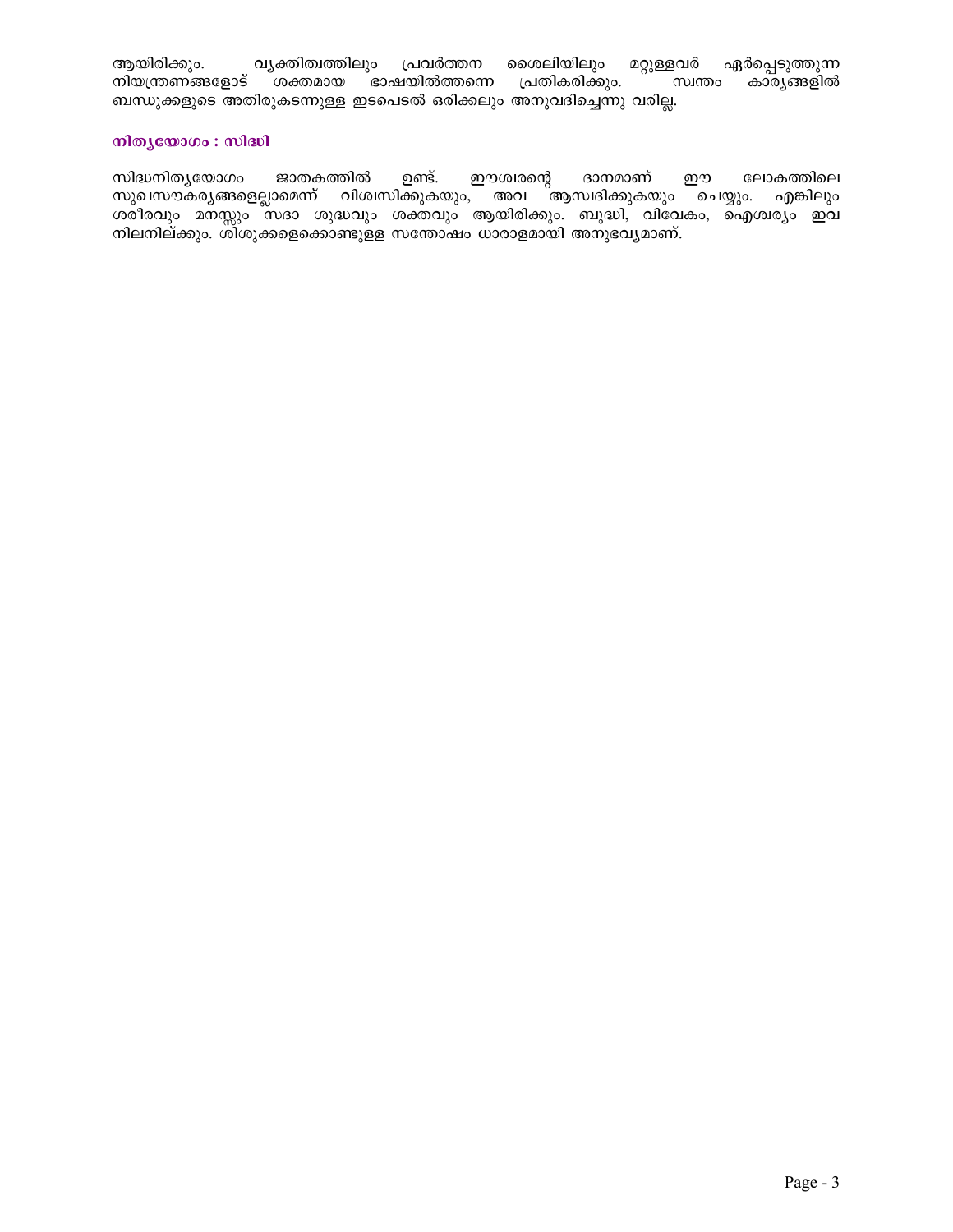ആയിരിക്കും. വ്യക്തിത്വത്തിലും പ്രവർത്തന ശൈലിയിലും മറ്റുള്ളവർ ഏർപ്പെടുത്തുന്ന നിയന്ത്രണങ്ങളോട് ശക്തമായ ഭാഷയിൽത്തന്നെ പ്രതികരിക്കും. സ്വന്തം കാര്യങ്ങളിൽ ബന്ധുക്കളുടെ അതിരുകടന്നുള്ള ഇടപെടൽ ഒരിക്കലും അനുവദിച്ചെന്നു വരില്ല.

### നിത്യയോഗം : സിദ്ധി

സിദ്ധനിത്യയോഗം ജാതകത്തിൽ ഉണ്ട്. ഈശ്വരന്റെ ദാനമാണ് ഈ ലോകത്തിലെ സുഖസൗകര്യങ്ങളെല്ലാമെന്ന് വിശ്വസിക്കുകയും, അവ ആസ്വദിക്കുകയും ചെയ്യും. എങ്കിലും ശരീരവും മനസ്സും സദാ ശുദ്ധവും ശക്തവും ആയിരിക്കും. ബുദ്ധി, വിവേകം, ഐശ്വര്യം ഇവ നിലനില്ക്കും. ശിശുക്കളെക്കൊണ്ടുള്ള സന്തോഷം ധാരാളമായി അനുഭവ്യമാണ്.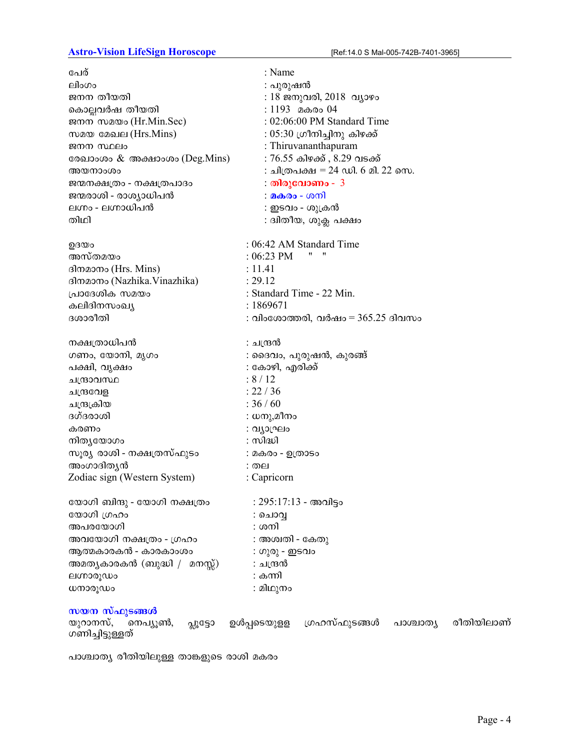| | |
|---|---|
| പേര് | : Name |
| ലിംഗം | : പുരുഷൻ |
| ജനന തീയതി | : 18 ജനുവരി, 2018 വ്യാഴം |
| കൊല്ലവർഷ തീയതി | : 1193 മകരം 04 |
| ജനന സമയം (Hr.Min.Sec) | : 02:06:00 PM Standard Time |
| സമയ മേഖല (Hrs.Mins) | : 05:30 ഗ്രീനിച്ചിനു കിഴക്ക് |
| ജനന സ്ഥലം | : Thiruvananthapuram |
| രേഖാംശം & അക്ഷാംശം (Deg.Mins) | : 76.55 കിഴക്ക് , 8.29 വടക്ക് |
| അയനാംശം | : ചിത്രപക്ഷ = 24 ഡി. 6 മി. 22 സെ. |
| ജന്മനക്ഷത്രം - നക്ഷത്രപാദം | : **തിരുവോണം - 3** |
| ജന്മരാശി - രാശ്യാധിപൻ | : **മകരം** - ശനി |
| ലഗ്നം - ലഗ്നാധിപൻ | : ഇടവം - ശുക്രൻ |
| തിഥി | : ദ്വിതീയ, ശുക്ല പക്ഷം |
| | |
| ഉദയം | : 06:42 AM Standard Time |
| അസ്തമയം | : 06:23 PM " " |
| ദിനമാനം (Hrs. Mins) | : 11.41 |
| ദിനമാനം (Nazhika.Vinazhika) | : 29.12 |
| പ്രാദേശിക സമയം | : Standard Time - 22 Min. |
| കലിദിനസംഖ്യ | : 1869671 |
| ദശാരീതി | : വിംശോത്തരി, വർഷം = 365.25 ദിവസം |
| | |
| നക്ഷത്രാധിപൻ | : ചന്ദ്രൻ |
| ഗണം, യോനി, മൃഗം | : ദൈവം, പുരുഷൻ, കുരങ്ങ് |
| പക്ഷി, വൃക്ഷം | : കോഴി, എരിക്ക് |
| ചന്ദ്രാവസ്ഥ | : 8 / 12 |
| ചന്ദ്രവേള | : 22 / 36 |
| ചന്ദ്രക്രിയ | : 36 / 60 |
| ദഗ്ദരാശി | : ധനു,മീനം |
| കരണം | : വ്യാഘ്രം |
| നിത്യയോഗം | : സിദ്ധി |
| സൂര്യ രാശി - നക്ഷത്രസ്ഫുടം | : മകരം - ഉത്രാടം |
| അംഗാദിത്യൻ | : തല |
| Zodiac sign (Western System) | : Capricorn |
| | |
| യോഗി ബിന്ദു - യോഗി നക്ഷത്രം | : 295:17:13 - അവിട്ടം |
| യോഗി ഗ്രഹം | : ചൊവ്വ |
| അപരയോഗി | : ശനി |
| അവയോഗി നക്ഷത്രം - ഗ്രഹം | : അശ്വതി - കേതു |
| ആത്മകാരകൻ - കാരകാംശം | : ഗുരു - ഇടവം |
| അമത്യകാരകൻ (ബുദ്ധി / മനസ്സ്) | : ചന്ദ്രൻ |
| ലഗ്നാരൂഢം | : കന്നി |
| ധനാരൂഢം | : മിഥുനം |

**സയന സ്ഫുടങ്ങൾ**

യുറാനസ്, നെപ്ട്യൂൺ, പ്ലൂട്ടോ ഉൾപ്പടെയുള്ള ഗ്രഹസ്ഫുടങ്ങൾ പാശ്ചാത്യ രീതിയിലാണ് ഗണിച്ചിട്ടുള്ളത്

പാശ്ചാത്യ രീതിയിലുള്ള താങ്കളുടെ രാശി മകരം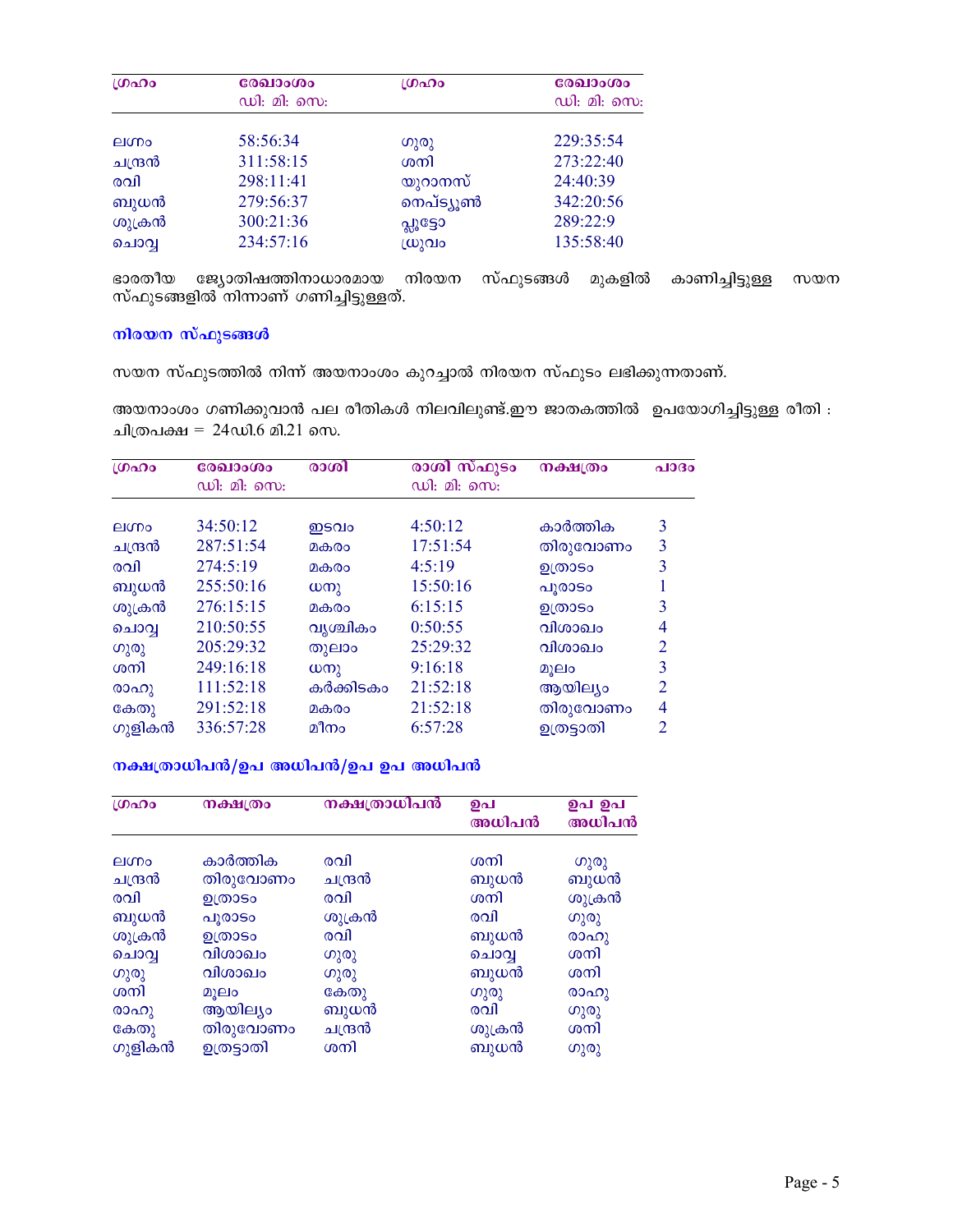| ഗ്രഹം | രേഖാംശം<br>ഡി: മി: സെ: | ഗ്രഹം | രേഖാംശം<br>ഡി: മി: സെ: |
|---|---|---|---|
| ലഗ്നം | 58:56:34 | ഗുരു | 229:35:54 |
| ചന്ദ്രൻ | 311:58:15 | ശനി | 273:22:40 |
| രവി | 298:11:41 | യുറാനസ് | 24:40:39 |
| ബുധൻ | 279:56:37 | നെപ്ട്യൂൺ | 342:20:56 |
| ശുക്രൻ | 300:21:36 | പ്ലൂട്ടോ | 289:22:9 |
| ചൊവ്വ | 234:57:16 | ധ്രുവം | 135:58:40 |

ഭാരതീയ ജ്യോതിഷത്തിനാധാരമായ നിരയന സ്ഫുടങ്ങൾ മുകളിൽ കാണിച്ചിട്ടുള്ള സയന സ്ഫുടങ്ങളിൽ നിന്നാണ് ഗണിച്ചിട്ടുള്ളത്.

### നിരയന സ്ഫുടങ്ങൾ

സയന സ്ഫുടത്തിൽ നിന്ന് അയനാംശം കുറച്ചാൽ നിരയന സ്ഫുടം ലഭിക്കുന്നതാണ്.

അയനാംശം ഗണിക്കുവാൻ പല രീതികൾ നിലവിലുണ്ട്.ഈ ജാതകത്തിൽ ഉപയോഗിച്ചിട്ടുള്ള രീതി : ചിത്രപക്ഷ = 24ഡി.6 മി.21 സെ.

| ഗ്രഹം | രേഖാംശം<br>ഡി: മി: സെ: | രാശി | രാശി സ്ഫുടം<br>ഡി: മി: സെ: | നക്ഷത്രം | പാദം |
|---|---|---|---|---|---|
| ലഗ്നം | 34:50:12 | ഇടവം | 4:50:12 | കാർത്തിക | 3 |
| ചന്ദ്രൻ | 287:51:54 | മകരം | 17:51:54 | തിരുവോണം | 3 |
| രവി | 274:5:19 | മകരം | 4:5:19 | ഉത്രാടം | 3 |
| ബുധൻ | 255:50:16 | ധനു | 15:50:16 | പൂരാടം | 1 |
| ശുക്രൻ | 276:15:15 | മകരം | 6:15:15 | ഉത്രാടം | 3 |
| ചൊവ്വ | 210:50:55 | വൃശ്ചികം | 0:50:55 | വിശാഖം | 4 |
| ഗുരു | 205:29:32 | തുലാം | 25:29:32 | വിശാഖം | 2 |
| ശനി | 249:16:18 | ധനു | 9:16:18 | മൂലം | 3 |
| രാഹു | 111:52:18 | കർക്കിടകം | 21:52:18 | ആയില്യം | 2 |
| കേതു | 291:52:18 | മകരം | 21:52:18 | തിരുവോണം | 4 |
| ഗുളികൻ | 336:57:28 | മീനം | 6:57:28 | ഉത്രട്ടാതി | 2 |

### നക്ഷത്രാധിപൻ/ഉപ അധിപൻ/ഉപ ഉപ അധിപൻ

| ഗ്രഹം | നക്ഷത്രം | നക്ഷത്രാധിപൻ | ഉപ അധിപൻ | ഉപ ഉപ അധിപൻ |
|---|---|---|---|---|
| ലഗ്നം | കാർത്തിക | രവി | ശനി | ഗുരു |
| ചന്ദ്രൻ | തിരുവോണം | ചന്ദ്രൻ | ബുധൻ | ബുധൻ |
| രവി | ഉത്രാടം | രവി | ശനി | ശുക്രൻ |
| ബുധൻ | പൂരാടം | ശുക്രൻ | രവി | ഗുരു |
| ശുക്രൻ | ഉത്രാടം | രവി | ബുധൻ | രാഹു |
| ചൊവ്വ | വിശാഖം | ഗുരു | ചൊവ്വ | ശനി |
| ഗുരു | വിശാഖം | ഗുരു | ബുധൻ | ശനി |
| ശനി | മൂലം | കേതു | ഗുരു | രാഹു |
| രാഹു | ആയില്യം | ബുധൻ | രവി | ഗുരു |
| കേതു | തിരുവോണം | ചന്ദ്രൻ | ശുക്രൻ | ശനി |
| ഗുളികൻ | ഉത്രട്ടാതി | ശനി | ബുധൻ | ഗുരു |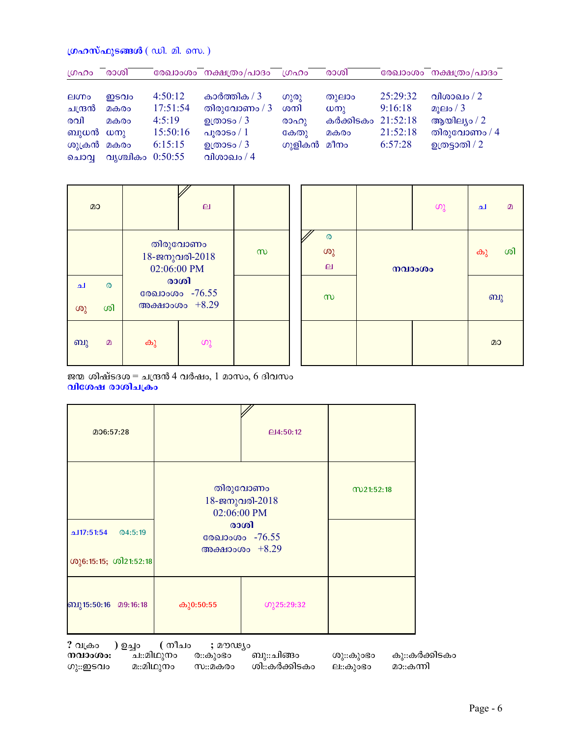**ഗ്രഹസ്ഫുടങ്ങൾ ( ഡി. മി. സെ. )**

| ഗ്രഹം | രാശി | രേഖാംശം | നക്ഷത്രം/പാദം | ഗ്രഹം | രാശി | രേഖാംശം | നക്ഷത്രം/പാദം |
|---|---|---|---|---|---|---|---|
| ലഗ്നം | ഇടവം | 4:50:12 | കാർത്തിക / 3 | ഗുരു | തുലാം | 25:29:32 | വിശാഖം / 2 |
| ചന്ദ്രൻ | മകരം | 17:51:54 | തിരുവോണം / 3 | ശനി | ധനു | 9:16:18 | മൂലം / 3 |
| രവി | മകരം | 4:5:19 | ഉത്രാടം / 3 | രാഹു | കർക്കിടകം | 21:52:18 | ആയില്യം / 2 |
| ബുധൻ | ധനു | 15:50:16 | പൂരാടം / 1 | കേതു | മകരം | 21:52:18 | തിരുവോണം / 4 |
| ശുക്രൻ | മകരം | 6:15:15 | ഉത്രാടം / 3 | ഗുളികൻ | മീനം | 6:57:28 | ഉത്രട്ടാതി / 2 |
| ചൊവ്വ | വൃശ്ചികം | 0:50:55 | വിശാഖം / 4 | | | | |

**രാശി ചക്രം**

| | | | |
|---|---|---|---|
| മാ | | ല | |
| | തിരുവോണം 18-ജനുവരി-2018 02:06:00 PM | | സ |
| ച ര ശു ശി | **രാശി** രേഖാംശം -76.55 അക്ഷാംശം +8.29 | | |
| ബു മ | കു | ഗു | |

**നവാംശം**

| | | | |
|---|---|---|---|
| | | ഗു | ച മ |
| ര ശു ല | **നവാംശം** | | കു ശി |
| സ | | | ബു |
| | | | മാ |

ജന്മ ശിഷ്ടദശ = ചന്ദ്രൻ 4 വർഷം, 1 മാസം, 6 ദിവസം

**വിശേഷ രാശിചക്രം**

| | | | |
|---|---|---|---|
| മാ6:57:28 | | ല4:50:12 | |
| | തിരുവോണം 18-ജനുവരി-2018 02:06:00 PM | | സ21:52:18 |
| ച17:51:54 ര4:5:19 ശു6:15:15; ശി21:52:18 | **രാശി** രേഖാംശം -76.55 അക്ഷാംശം +8.29 | | |
| ബു15:50:16 മ9:16:18 | കു0:50:55 | ഗു25:29:32 | |

? വക്രം ) ഉച്ചം ( നീചം ; മൗഢ്യം

**നവാംശം:** ച::മിഥുനം ര::കുംഭം ബു::ചിങ്ങം ശു::കുംഭം കു::കർക്കിടകം
ഗു::ഇടവം മ::മിഥുനം സ::മകരം ശി::കർക്കിടകം ല::കുംഭം മാ::കന്നി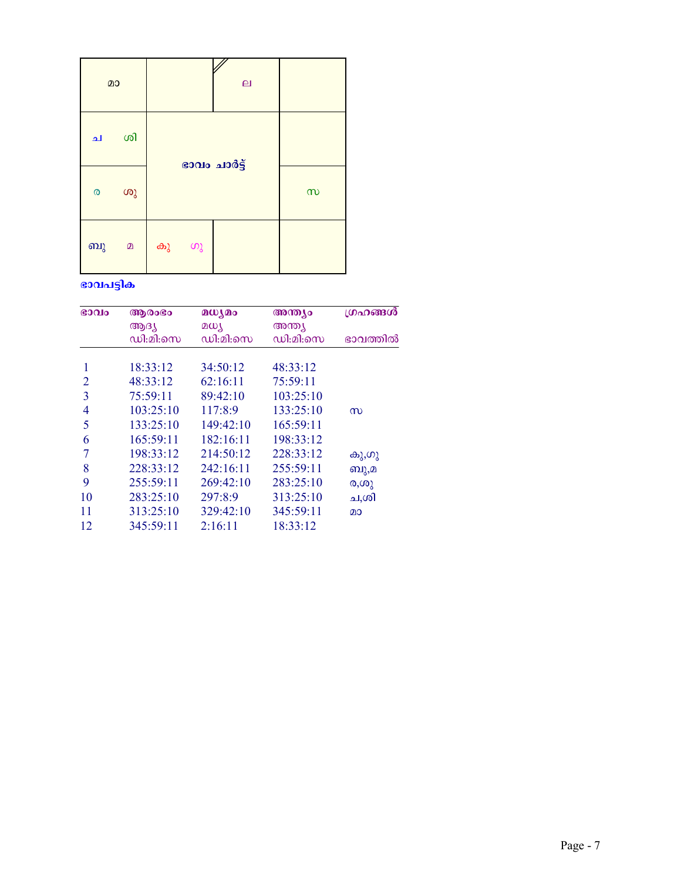| മാ | | ല | |
|---|---|---|---|
| ച ശി | ഭാവം ചാർട്ട് | | |
| ര ശു | | | സ |
| ബു മ | കു ഗു | | |

**ഭാവപട്ടിക**

| ഭാവം | ആരംഭം ആദ്യ ഡി:മി:സെ | മധ്യമം മധ്യ ഡി:മി:സെ | അന്ത്യം അന്ത്യ ഡി:മി:സെ | ഗ്രഹങ്ങൾ ഭാവത്തിൽ |
|---|---|---|---|---|
| 1 | 18:33:12 | 34:50:12 | 48:33:12 | |
| 2 | 48:33:12 | 62:16:11 | 75:59:11 | |
| 3 | 75:59:11 | 89:42:10 | 103:25:10 | |
| 4 | 103:25:10 | 117:8:9 | 133:25:10 | സ |
| 5 | 133:25:10 | 149:42:10 | 165:59:11 | |
| 6 | 165:59:11 | 182:16:11 | 198:33:12 | |
| 7 | 198:33:12 | 214:50:12 | 228:33:12 | കു,ഗു |
| 8 | 228:33:12 | 242:16:11 | 255:59:11 | ബു,മ |
| 9 | 255:59:11 | 269:42:10 | 283:25:10 | ര,ശു |
| 10 | 283:25:10 | 297:8:9 | 313:25:10 | ച,ശി |
| 11 | 313:25:10 | 329:42:10 | 345:59:11 | മാ |
| 12 | 345:59:11 | 2:16:11 | 18:33:12 | |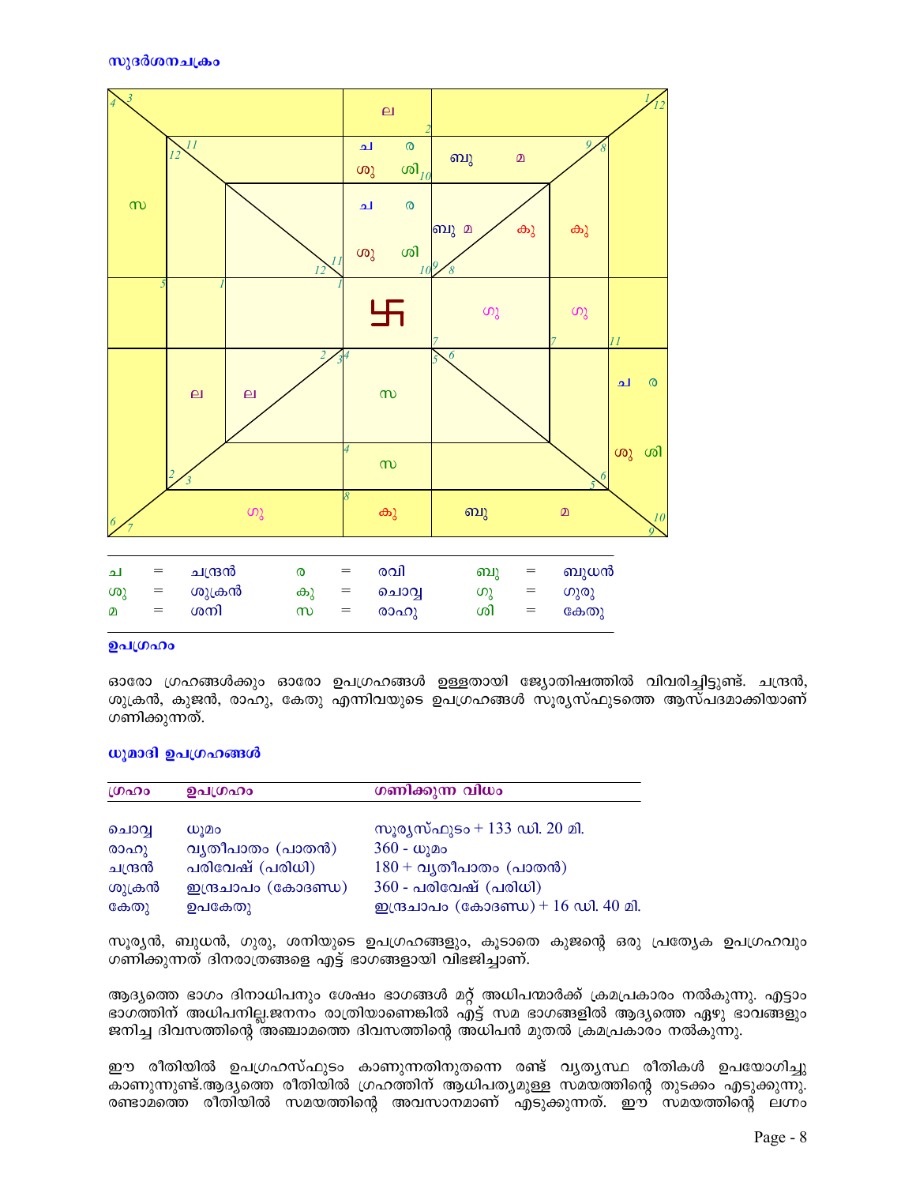### സുദർശനചക്രം

| ച | = | ചന്ദ്രൻ | ര | = | രവി | ബു | = | ബുധൻ |
|---|---|---|---|---|---|---|---|---|
| ശു | = | ശുക്രൻ | കു | = | ചൊവ്വ | ഗു | = | ഗുരു |
| മ | = | ശനി | സ | = | രാഹു | ശി | = | കേതു |

### ഉപഗ്രഹം

ഓരോ ഗ്രഹങ്ങൾക്കും ഓരോ ഉപഗ്രഹങ്ങൾ ഉള്ളതായി ജ്യോതിഷത്തിൽ വിവരിച്ചിട്ടുണ്ട്. ചന്ദ്രൻ, ശുക്രൻ, കുജൻ, രാഹു, കേതു എന്നിവയുടെ ഉപഗ്രഹങ്ങൾ സൂര്യസ്ഫുടത്തെ ആസ്പദമാക്കിയാണ് ഗണിക്കുന്നത്.

### ധൂമാദി ഉപഗ്രഹങ്ങൾ

| ഗ്രഹം | ഉപഗ്രഹം | ഗണിക്കുന്ന വിധം |
|---|---|---|
| ചൊവ്വ | ധൂമം | സൂര്യസ്ഫുടം + 133 ഡി. 20 മി. |
| രാഹു | വ്യതീപാതം (പാതൻ) | 360 - ധൂമം |
| ചന്ദ്രൻ | പരിവേഷ് (പരിധി) | 180 + വ്യതീപാതം (പാതൻ) |
| ശുക്രൻ | ഇന്ദ്രചാപം (കോദണ്ഡ) | 360 - പരിവേഷ് (പരിധി) |
| കേതു | ഉപകേതു | ഇന്ദ്രചാപം (കോദണ്ഡ) + 16 ഡി. 40 മി. |

സൂര്യൻ, ബുധൻ, ഗുരു, ശനിയുടെ ഉപഗ്രഹങ്ങളും, കൂടാതെ കുജന്റെ ഒരു പ്രത്യേക ഉപഗ്രഹവും ഗണിക്കുന്നത് ദിനരാത്രങ്ങളെ എട്ട് ഭാഗങ്ങളായി വിഭജിച്ചാണ്.

ആദ്യത്തെ ഭാഗം ദിനാധിപനും ശേഷം ഭാഗങ്ങൾ മറ്റ് അധിപന്മാർക്ക് ക്രമപ്രകാരം നൽകുന്നു. എട്ടാം ഭാഗത്തിന് അധിപനില്ല.ജനനം രാത്രിയാണെങ്കിൽ എട്ട് സമ ഭാഗങ്ങളിൽ ആദ്യത്തെ ഏഴു ഭാവങ്ങളും ജനിച്ച ദിവസത്തിന്റെ അഞ്ചാമത്തെ ദിവസത്തിന്റെ അധിപൻ മുതൽ ക്രമപ്രകാരം നൽകുന്നു.

ഈ രീതിയിൽ ഉപഗ്രഹസ്ഫുടം കാണുന്നതിനുതന്നെ രണ്ട് വ്യത്യസ്ഥ രീതികൾ ഉപയോഗിച്ചു കാണുന്നുണ്ട്.ആദ്യത്തെ രീതിയിൽ ഗ്രഹത്തിന് ആധിപത്യമുള്ള സമയത്തിന്റെ തുടക്കം എടുക്കുന്നു. രണ്ടാമത്തെ രീതിയിൽ സമയത്തിന്റെ അവസാനമാണ് എടുക്കുന്നത്. ഈ സമയത്തിന്റെ ലഗ്നം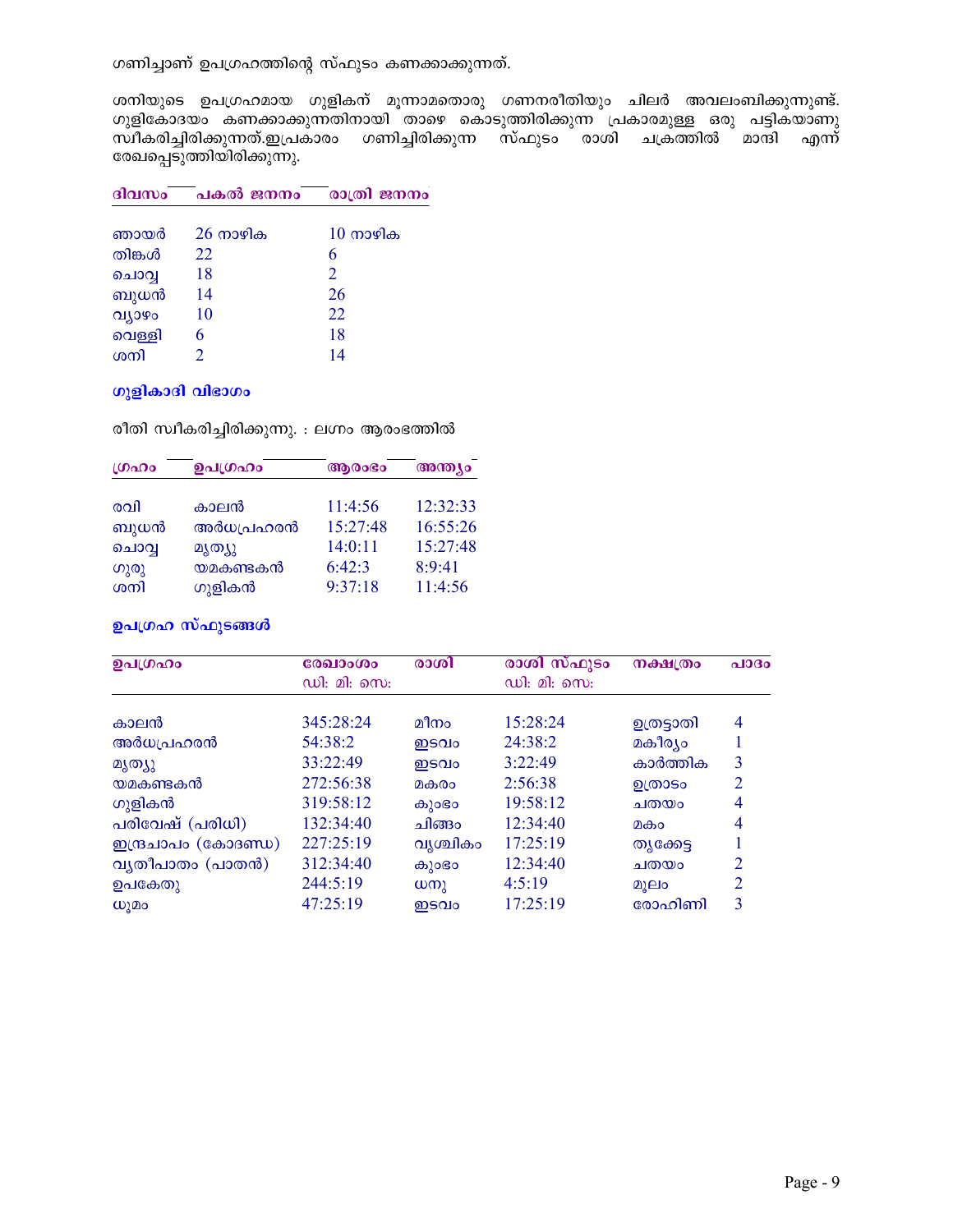ഗണിച്ചാണ് ഉപഗ്രഹത്തിന്റെ സ്ഫുടം കണക്കാക്കുന്നത്.

ശനിയുടെ ഉപഗ്രഹമായ ഗുളികന് മൂന്നാമതൊരു ഗണനരീതിയും ചിലർ അവലംബിക്കുന്നുണ്ട്. ഗുളികോദയം കണക്കാക്കുന്നതിനായി താഴെ കൊടുത്തിരിക്കുന്ന പ്രകാരമുള്ള ഒരു പട്ടികയാണു സ്വീകരിച്ചിരിക്കുന്നത്.ഇപ്രകാരം ഗണിച്ചിരിക്കുന്ന സ്ഫുടം രാശി ചക്രത്തിൽ മാന്ദി എന്ന് രേഖപ്പെടുത്തിയിരിക്കുന്നു.

| ദിവസം | പകൽ ജനനം | രാത്രി ജനനം |
|---|---|---|
| ഞായർ | 26 നാഴിക | 10 നാഴിക |
| തിങ്കൾ | 22 | 6 |
| ചൊവ്വ | 18 | 2 |
| ബുധൻ | 14 | 26 |
| വ്യാഴം | 10 | 22 |
| വെള്ളി | 6 | 18 |
| ശനി | 2 | 14 |

### ഗുളികാദി വിഭാഗം

രീതി സ്വീകരിച്ചിരിക്കുന്നു. : ലഗ്നം ആരംഭത്തിൽ

| ഗ്രഹം | ഉപഗ്രഹം | ആരംഭം | അന്ത്യം |
|---|---|---|---|
| രവി | കാലൻ | 11:4:56 | 12:32:33 |
| ബുധൻ | അർധപ്രഹരൻ | 15:27:48 | 16:55:26 |
| ചൊവ്വ | മൃത്യു | 14:0:11 | 15:27:48 |
| ഗുരു | യമകണ്ടകൻ | 6:42:3 | 8:9:41 |
| ശനി | ഗുളികൻ | 9:37:18 | 11:4:56 |

### ഉപഗ്രഹ സ്ഫുടങ്ങൾ

| ഉപഗ്രഹം | രേഖാംശം ഡി: മി: സെ: | രാശി | രാശി സ്ഫുടം ഡി: മി: സെ: | നക്ഷത്രം | പാദം |
|---|---|---|---|---|---|
| കാലൻ | 345:28:24 | മീനം | 15:28:24 | ഉത്രട്ടാതി | 4 |
| അർധപ്രഹരൻ | 54:38:2 | ഇടവം | 24:38:2 | മകീര്യം | 1 |
| മൃത്യു | 33:22:49 | ഇടവം | 3:22:49 | കാർത്തിക | 3 |
| യമകണ്ടകൻ | 272:56:38 | മകരം | 2:56:38 | ഉത്രാടം | 2 |
| ഗുളികൻ | 319:58:12 | കുംഭം | 19:58:12 | ചതയം | 4 |
| പരിവേഷ് (പരിധി) | 132:34:40 | ചിങ്ങം | 12:34:40 | മകം | 4 |
| ഇന്ദ്രചാപം (കോദണ്ഡ) | 227:25:19 | വൃശ്ചികം | 17:25:19 | തൃക്കേട്ട | 1 |
| വ്യതീപാതം (പാതൻ) | 312:34:40 | കുംഭം | 12:34:40 | ചതയം | 2 |
| ഉപകേതു | 244:5:19 | ധനു | 4:5:19 | മൂലം | 2 |
| ധൂമം | 47:25:19 | ഇടവം | 17:25:19 | രോഹിണി | 3 |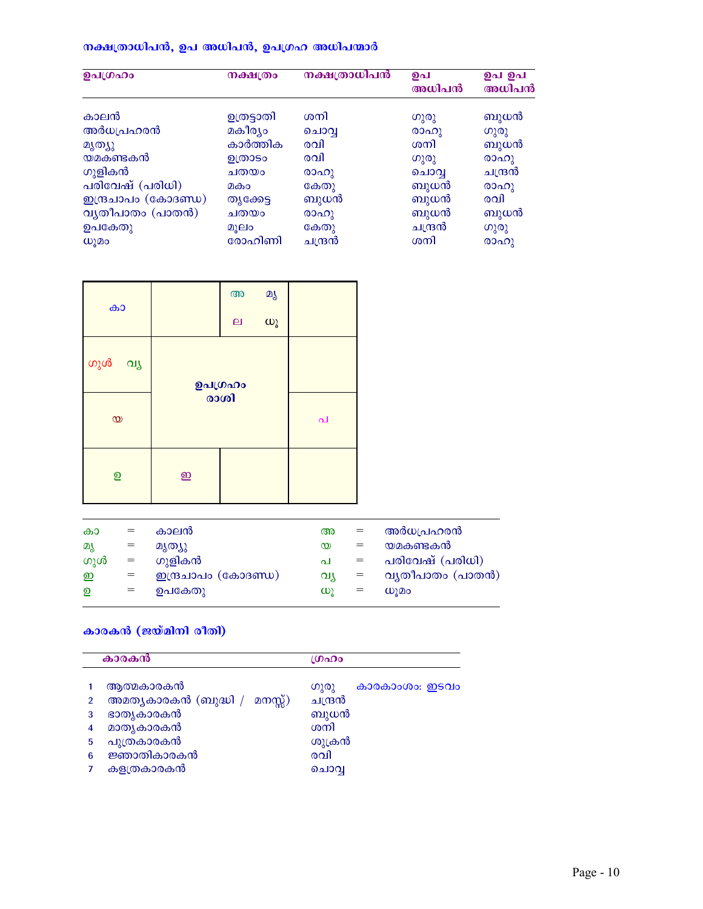### നക്ഷത്രാധിപൻ, ഉപ അധിപൻ, ഉപഗ്രഹ അധിപന്മാർ

| ഉപഗ്രഹം | നക്ഷത്രം | നക്ഷത്രാധിപൻ | ഉപ അധിപൻ | ഉപ ഉപ അധിപൻ |
|---|---|---|---|---|
| കാലൻ | ഉത്രട്ടാതി | ശനി | ഗുരു | ബുധൻ |
| അർധപ്രഹരൻ | മകീര്യം | ചൊവ്വ | രാഹു | ഗുരു |
| മൃത്യു | കാർത്തിക | രവി | ശനി | ബുധൻ |
| യമകണ്ടകൻ | ഉത്രാടം | രവി | ഗുരു | രാഹു |
| ഗുളികൻ | ചതയം | രാഹു | ചൊവ്വ | ചന്ദ്രൻ |
| പരിവേഷ് (പരിധി) | മകം | കേതു | ബുധൻ | രാഹു |
| ഇന്ദ്രചാപം (കോദണ്ഡ) | തൃക്കേട്ട | ബുധൻ | ബുധൻ | രവി |
| വ്യതീപാതം (പാതൻ) | ചതയം | രാഹു | ബുധൻ | ബുധൻ |
| ഉപകേതു | മൂലം | കേതു | ചന്ദ്രൻ | ഗുരു |
| ധൂമം | രോഹിണി | ചന്ദ്രൻ | ശനി | രാഹു |

| | | | |
|---|---|---|---|
| കാ | | അ മൃ ല ധൂ | |
| ഗുൾ വ്യ | **ഉപഗ്രഹം രാശി** | | |
| യ | | | പ |
| ഉ | ഇ | | |

| | | | | | |
|---|---|---|---|---|---|
| കാ | = | കാലൻ | അ | = | അർധപ്രഹരൻ |
| മൃ | = | മൃത്യു | യ | = | യമകണ്ടകൻ |
| ഗുൾ | = | ഗുളികൻ | പ | = | പരിവേഷ് (പരിധി) |
| ഇ | = | ഇന്ദ്രചാപം (കോദണ്ഡ) | വ്യ | = | വ്യതീപാതം (പാതൻ) |
| ഉ | = | ഉപകേതു | ധൂ | = | ധൂമം |

### കാരകൻ (ജയ്മിനി രീതി)

| | കാരകൻ | ഗ്രഹം | |
|---|---|---|---|
| 1 | ആത്മകാരകൻ | ഗുരു | കാരകാംശം: ഇടവം |
| 2 | അമത്യകാരകൻ (ബുദ്ധി / മനസ്സ്) | ചന്ദ്രൻ | |
| 3 | ഭാതൃകാരകൻ | ബുധൻ | |
| 4 | മാതൃകാരകൻ | ശനി | |
| 5 | പുത്രകാരകൻ | ശുക്രൻ | |
| 6 | ജ്ഞാതികാരകൻ | രവി | |
| 7 | കളത്രകാരകൻ | ചൊവ്വ | |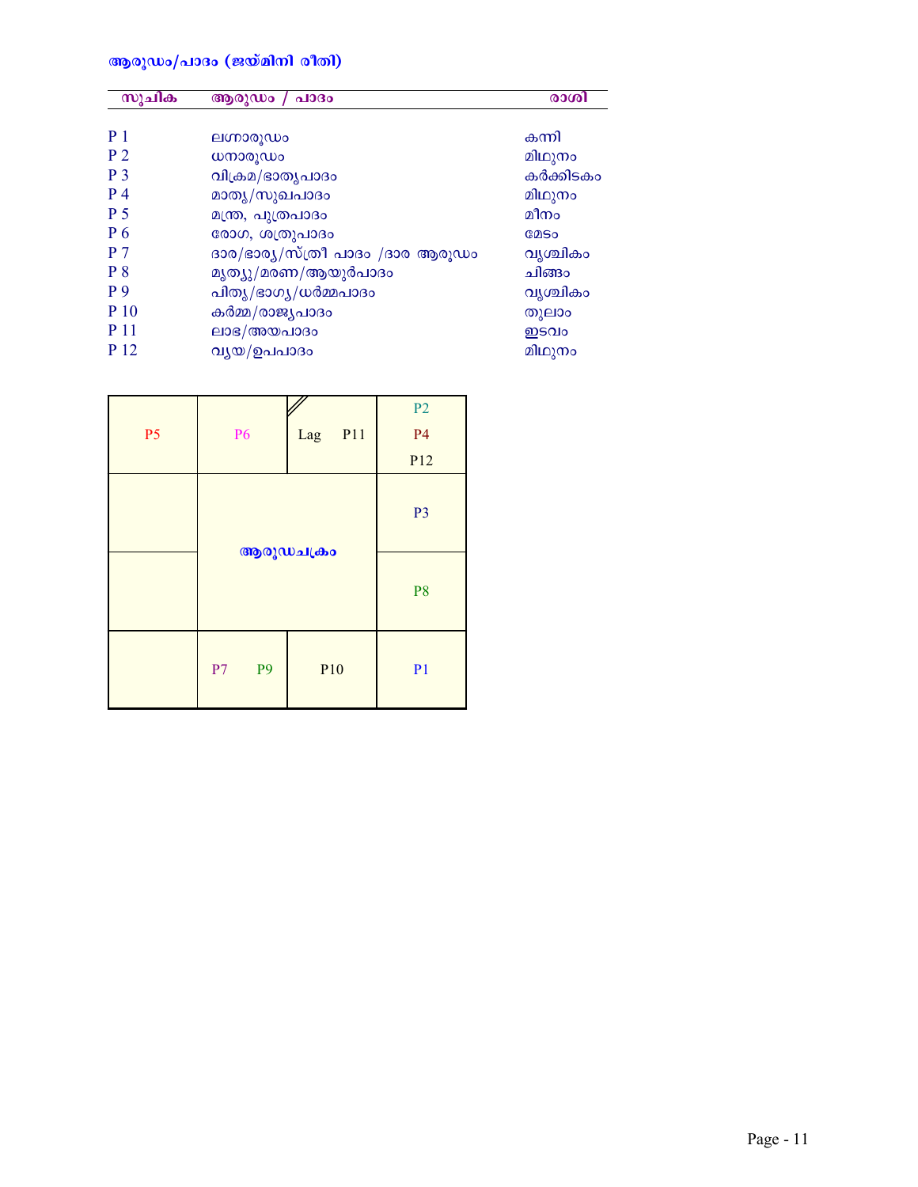**ആരൂഢം/പാദം (ജയ്മിനി രീതി)**

| സൂചിക | ആരൂഢം / പാദം | രാശി |
|---|---|---|
| P 1 | ലഗ്നാരൂഢം | കന്നി |
| P 2 | ധനാരൂഢം | മിഥുനം |
| P 3 | വിക്രമ/ഭാതൃപാദം | കർക്കിടകം |
| P 4 | മാതൃ/സുഖപാദം | മിഥുനം |
| P 5 | മന്ത്ര, പുത്രപാദം | മീനം |
| P 6 | രോഗ, ശത്രുപാദം | മേടം |
| P 7 | ദാര/ഭാര്യ/സ്ത്രീ പാദം /ദാര ആരൂഢം | വൃശ്ചികം |
| P 8 | മൃത്യു/മരണ/ആയുർപാദം | ചിങ്ങം |
| P 9 | പിതൃ/ഭാഗ്യ/ധർമ്മപാദം | വൃശ്ചികം |
| P 10 | കർമ്മ/രാജ്യപാദം | തുലാം |
| P 11 | ലാഭ/അയപാദം | ഇടവം |
| P 12 | വ്യയ/ഉപപാദം | മിഥുനം |

**ആരൂഢചക്രം**

| | | | |
|---|---|---|---|
| P5 | P6 | Lag P11 | P2 P4 P12 |
| | ആരൂഢചക്രം | | P3 |
| | | | P8 |
| | P7 P9 | P10 | P1 |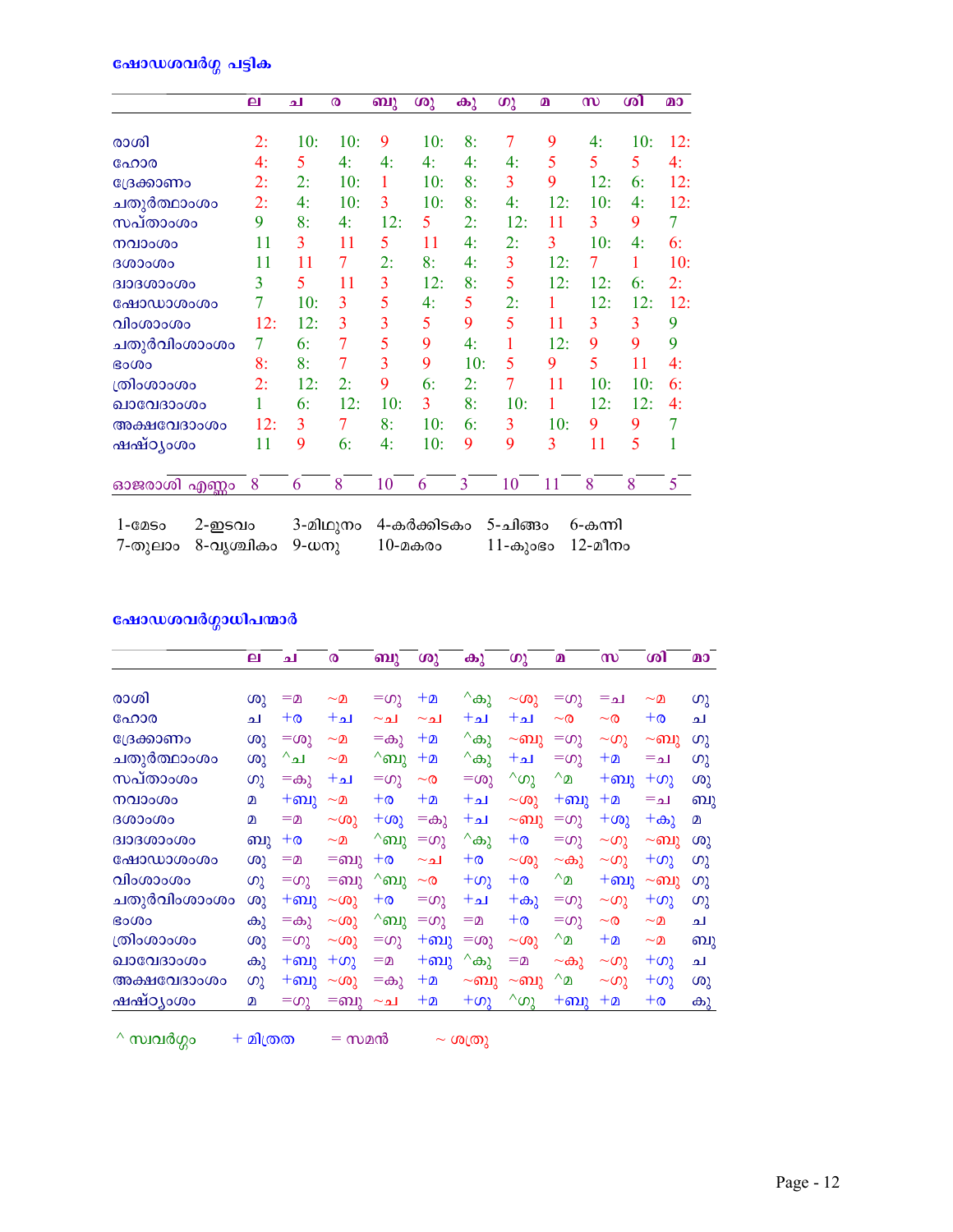### ഷോഡശവർഗ്ഗ പട്ടിക

| | ല | ച | ര | ബു | ശു | കു | ഗു | മ | സ | ശി | മാ |
|---|---|---|---|---|---|---|---|---|---|---|---|
| രാശി | 2: | 10: | 10: | 9 | 10: | 8: | 7 | 9 | 4: | 10: | 12: |
| ഹോര | 4: | 5 | 4: | 4: | 4: | 4: | 4: | 5 | 5 | 5 | 4: |
| ദ്രേക്കാണം | 2: | 2: | 10: | 1 | 10: | 8: | 3 | 9 | 12: | 6: | 12: |
| ചതുർത്ഥാംശം | 2: | 4: | 10: | 3 | 10: | 8: | 4: | 12: | 10: | 4: | 12: |
| സപ്താംശം | 9 | 8: | 4: | 12: | 5 | 2: | 12: | 11 | 3 | 9 | 7 |
| നവാംശം | 11 | 3 | 11 | 5 | 11 | 4: | 2: | 3 | 10: | 4: | 6: |
| ദശാംശം | 11 | 11 | 7 | 2: | 8: | 4: | 3 | 12: | 7 | 1 | 10: |
| ദ്വാദശാംശം | 3 | 5 | 11 | 3 | 12: | 8: | 5 | 12: | 12: | 6: | 2: |
| ഷോഡശാംശം | 7 | 10: | 3 | 5 | 4: | 5 | 2: | 1 | 12: | 12: | 12: |
| വിംശാംശം | 12: | 12: | 3 | 3 | 5 | 9 | 5 | 11 | 3 | 3 | 9 |
| ചതുർവിംശാംശം | 7 | 6: | 7 | 5 | 9 | 4: | 1 | 12: | 9 | 9 | 9 |
| ഭാംശം | 8: | 8: | 7 | 3 | 9 | 10: | 5 | 9 | 5 | 11 | 4: |
| ത്രിംശാംശം | 2: | 12: | 2: | 9 | 6: | 2: | 7 | 11 | 10: | 10: | 6: |
| ഖാവേദാംശം | 1 | 6: | 12: | 10: | 3 | 8: | 10: | 1 | 12: | 12: | 4: |
| അക്ഷവേദാംശം | 12: | 3 | 7 | 8: | 10: | 6: | 3 | 10: | 9 | 9 | 7 |
| ഷഷ്ഠ്യംശം | 11 | 9 | 6: | 4: | 10: | 9 | 9 | 3 | 11 | 5 | 1 |
| ഓജരാശി എണ്ണം | 8 | 6 | 8 | 10 | 6 | 3 | 10 | 11 | 8 | 8 | 5 |

1-മേടം 2-ഇടവം 3-മിഥുനം 4-കർക്കിടകം 5-ചിങ്ങം 6-കന്നി
7-തുലാം 8-വൃശ്ചികം 9-ധനു 10-മകരം 11-കുംഭം 12-മീനം

### ഷോഡശവർഗ്ഗാധിപന്മാർ

| | ല | ച | ര | ബു | ശു | കു | ഗു | മ | സ | ശി | മാ |
|---|---|---|---|---|---|---|---|---|---|---|---|
| രാശി | ശു | =മ | ~മ | =ഗു | +മ | ^കു | ~ശു | =ഗു | =ച | ~മ | ഗു |
| ഹോര | ച | +ര | +ച | ~ച | ~ച | +ച | +ച | ~ര | ~ര | +ര | ച |
| ദ്രേക്കാണം | ശു | =ശു | ~മ | =കു | +മ | ^കു | ~ബു | =ഗു | ~ഗു | ~ബു | ഗു |
| ചതുർത്ഥാംശം | ശു | ^ച | ~മ | ^ബു | +മ | ^കു | +ച | =ഗു | +മ | =ച | ഗു |
| സപ്താംശം | ഗു | =കു | +ച | =ഗു | ~ര | =ശു | ^ഗു | ^മ | +ബു | +ഗു | ശു |
| നവാംശം | മ | +ബു | ~മ | +ര | +മ | +ച | ~ശു | +ബു | +മ | =ച | ബു |
| ദശാംശം | മ | =മ | ~ശു | +ശു | =കു | +ച | ~ബു | =ഗു | +ശു | +കു | മ |
| ദ്വാദശാംശം | ബു | +ര | ~മ | ^ബു | =ഗു | ^കു | +ര | =ഗു | ~ഗു | ~ബു | ശു |
| ഷോഡശാംശം | ശു | =മ | =ബു | +ര | ~ച | +ര | ~ശു | ~കു | ~ഗു | +ഗു | ഗു |
| വിംശാംശം | ഗു | =ഗു | =ബു | ^ബു | ~ര | +ഗു | +ര | ^മ | +ബു | ~ബു | ഗു |
| ചതുർവിംശാംശം | ശു | +ബു | ~ശു | +ര | =ഗു | +ച | +കു | =ഗു | ~ഗു | +ഗു | ഗു |
| ഭാംശം | കു | =കു | ~ശു | ^ബു | =ഗു | =മ | +ര | =ഗു | ~ര | ~മ | ച |
| ത്രിംശാംശം | ശു | =ഗു | ~ശു | =ഗു | +ബു | =ശു | ~ശു | ^മ | +മ | ~മ | ബു |
| ഖാവേദാംശം | കു | +ബു | +ഗു | =മ | +ബു | ^കു | =മ | ~കു | ~ഗു | +ഗു | ച |
| അക്ഷവേദാംശം | ഗു | +ബു | ~ശു | =കു | +മ | ~ബു | ~ബു | ^മ | ~ഗു | +ഗു | ശു |
| ഷഷ്ഠ്യംശം | മ | =ഗു | =ബു | ~ച | +മ | +ഗു | ^ഗു | +ബു | +മ | +ര | കു |

^ സ്വവർഗ്ഗം + മിത്രത = സമൻ ~ ശത്രു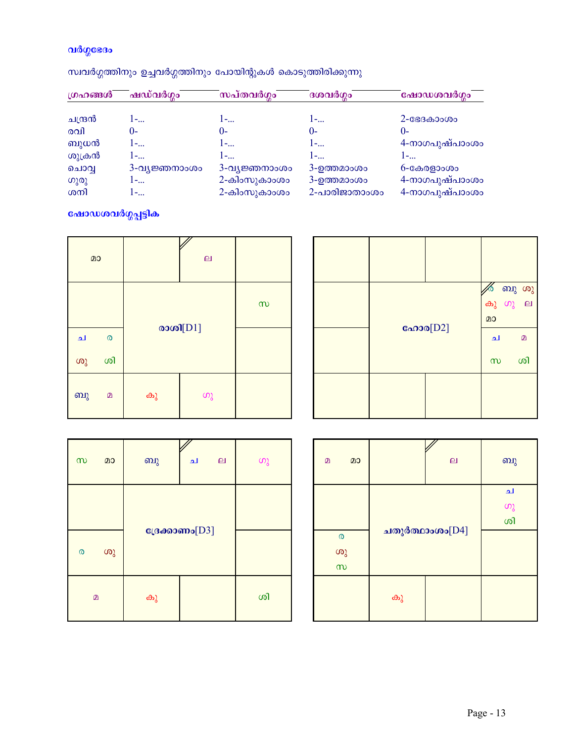**വർഗ്ഗഭേദം**

സ്വവർഗ്ഗത്തിനും ഉച്ചവർഗ്ഗത്തിനും പോയിന്റുകൾ കൊടുത്തിരിക്കുന്നു

| ഗ്രഹങ്ങൾ | ഷഡ്‌വർഗ്ഗം | സപ്തവർഗ്ഗം | ദശവർഗ്ഗം | ഷോഡശവർഗ്ഗം |
|---|---|---|---|---|
| ചന്ദ്രൻ | 1-... | 1-... | 1-... | 2-ഭേദകാംശം |
| രവി | 0- | 0- | 0- | 0- |
| ബുധൻ | 1-... | 1-... | 1-... | 4-നാഗപുഷ്പാംശം |
| ശുക്രൻ | 1-... | 1-... | 1-... | 1-... |
| ചൊവ്വ | 3-വ്യജ്ഞനാംശം | 3-വ്യജ്ഞനാംശം | 3-ഉത്തമാംശം | 6-കേരളാംശം |
| ഗുരു | 1-... | 2-കിംസുകാംശം | 3-ഉത്തമാംശം | 4-നാഗപുഷ്പാംശം |
| ശനി | 1-... | 2-കിംസുകാംശം | 2-പാരിജാതാംശം | 4-നാഗപുഷ്പാംശം |

**ഷോഡശവർഗ്ഗപ്പട്ടിക**

**രാശി[D1]**

| | | | |
|---|---|---|---|
| മാ | | ല | |
| | | | സ |
| ച ര ശു ശി | | | |
| ബു മ | കു | ഗു | |

**ഹോര[D2]**

| | | | |
|---|---|---|---|
| | | | |
| | | | ര ബു ശു കു ഗു ല മാ |
| | | | ച മ സ ശി |
| | | | |

**ദ്രേക്കാണം[D3]**

| | | | |
|---|---|---|---|
| സ മാ | ബു | ച ല | ഗു |
| | | | |
| ര ശു | | | |
| മ | കു | | ശി |

**ചതുർത്ഥാംശം[D4]**

| | | | |
|---|---|---|---|
| മ മാ | | ല | ബു |
| | | | ച ഗു ശി |
| ര ശു സ | | | |
| | കു | | |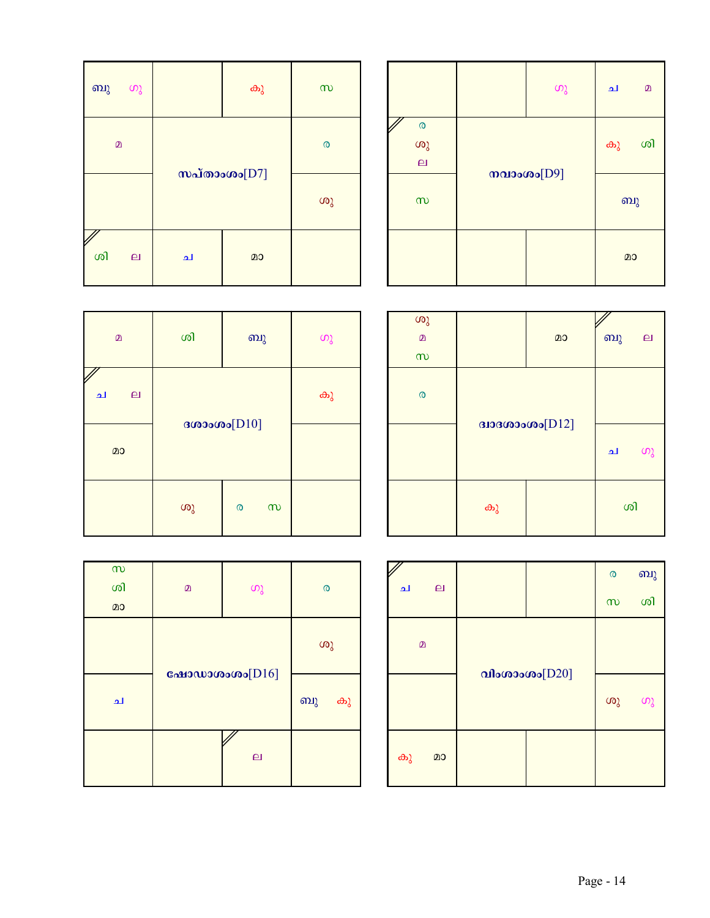**സപ്താംശം[D7]**

| | | | |
|---|---|---|---|
| ബു ഗു | | കു | സ |
| മ | സപ്താംശം[D7] | | ര |
| | | | ശു |
| ശി ല | ച | മാ | |

**നവാംശം[D9]**

| | | | |
|---|---|---|---|
| | | ഗു | ച മ |
| ര ശു ല | നവാംശം[D9] | | കു ശി |
| സ | | | ബു |
| | | | മാ |

**ദശാംശം[D10]**

| | | | |
|---|---|---|---|
| മ | ശി | ബു | ഗു |
| ച ല | ദശാംശം[D10] | | കു |
| മാ | | | |
| | ശു | ര സ | |

**ദ്വാദശാംശം[D12]**

| | | | |
|---|---|---|---|
| ശു മ സ | | മാ | ബു ല |
| ര | ദ്വാദശാംശം[D12] | | |
| | | | ച ഗു |
| | കു | | ശി |

**ഷോഡാശാംശം[D16]**

| | | | |
|---|---|---|---|
| സ ശി മാ | മ | ഗു | ര |
| | ഷോഡാശാംശം[D16] | | ശു |
| ച | | | ബു കു |
| | | ല | |

**വിംശാംശം[D20]**

| | | | |
|---|---|---|---|
| ച ല | | | ര ബു സ ശി |
| മ | വിംശാംശം[D20] | | |
| | | | ശു ഗു |
| കു മാ | | | |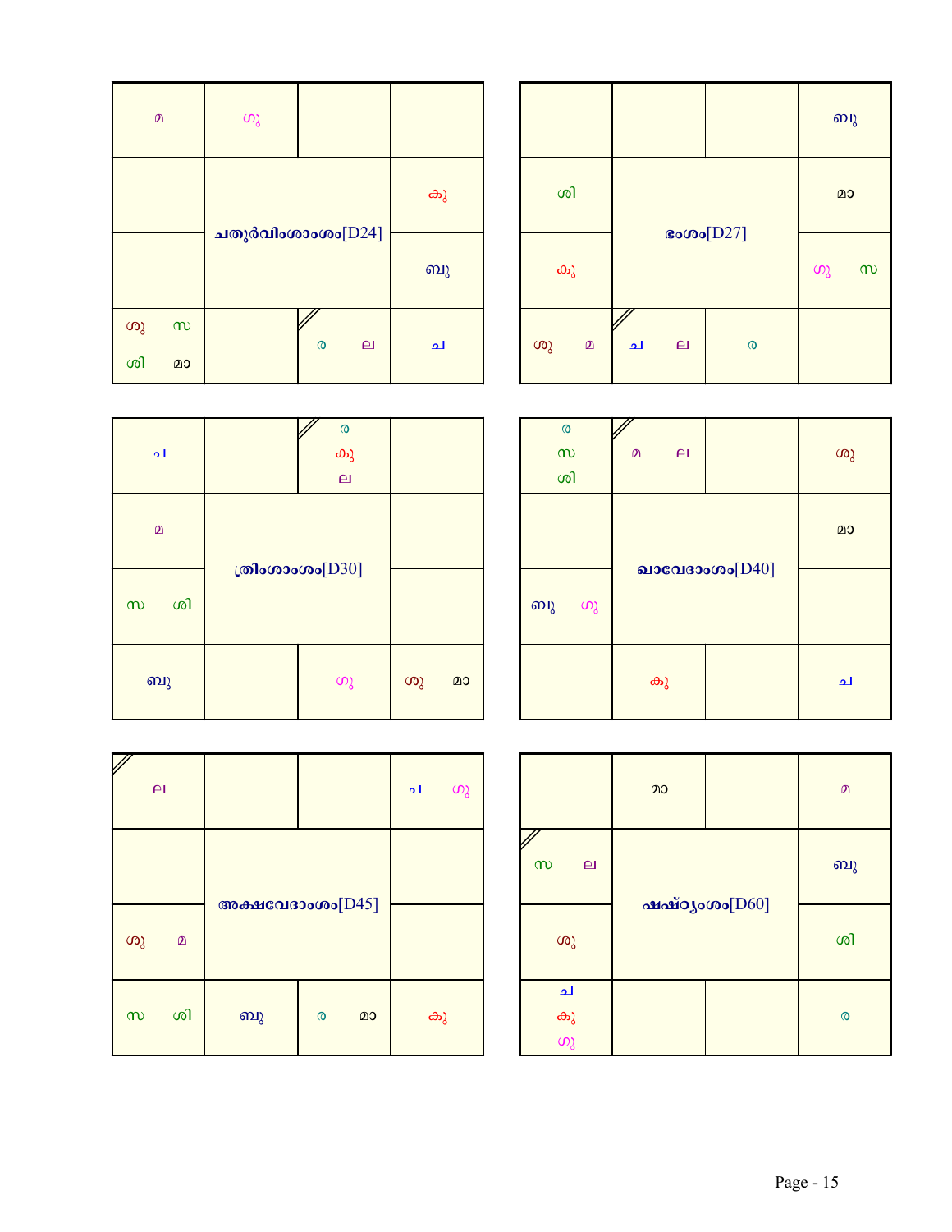**ചതുർവിംശാംശം[D24]**

| | | | |
|---|---|---|---|
| മ | ഗു | | |
| | ചതുർവിംശാംശം[D24] | | കു |
| | | | ബു |
| ശു സ ശി മാ | | ര ല | ച |

**ഭംശം[D27]**

| | | | |
|---|---|---|---|
| | | | ബു |
| ശി | ഭംശം[D27] | | മാ |
| കു | | | ഗു സ |
| ശു മ | ച ല | ര | |

**ത്രിംശാംശം[D30]**

| | | | |
|---|---|---|---|
| ച | | ര കു ല | |
| മ | ത്രിംശാംശം[D30] | | |
| സ ശി | | | |
| ബു | | ഗു | ശു മാ |

**ഖവേദാംശം[D40]**

| | | | |
|---|---|---|---|
| ര സ ശി | മ ല | | ശു |
| | ഖവേദാംശം[D40] | | മാ |
| ബു ഗു | | | |
| | കു | | ച |

**അക്ഷവേദാംശം[D45]**

| | | | |
|---|---|---|---|
| ല | | | ച ഗു |
| | അക്ഷവേദാംശം[D45] | | |
| ശു മ | | | |
| സ ശി | ബു | ര മാ | കു |

**ഷഷ്ഠ്യംശം[D60]**

| | | | |
|---|---|---|---|
| | മാ | | മ |
| സ ല | ഷഷ്ഠ്യംശം[D60] | | ബു |
| ശു | | | ശി |
| ച കു ഗു | | | ര |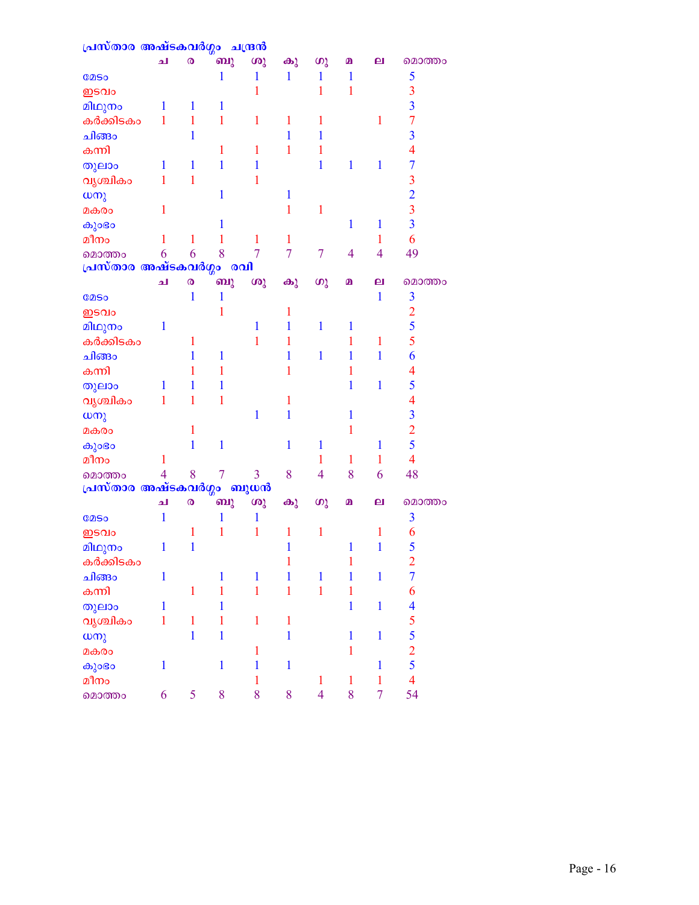**പ്രസ്താര അഷ്ടകവർഗ്ഗം ചന്ദ്രൻ**

| | ച | ര | ബു | ശു | കു | ഗു | മ | ല | മൊത്തം |
|---|---|---|---|---|---|---|---|---|---|
| മേടം | | | 1 | 1 | 1 | 1 | 1 | | 5 |
| ഇടവം | | | | 1 | | 1 | 1 | | 3 |
| മിഥുനം | 1 | 1 | 1 | | | | | | 3 |
| കർക്കിടകം | 1 | 1 | 1 | 1 | 1 | 1 | | 1 | 7 |
| ചിങ്ങം | | 1 | | | 1 | 1 | | | 3 |
| കന്നി | | | 1 | 1 | 1 | 1 | | | 4 |
| തുലാം | 1 | 1 | 1 | 1 | | 1 | 1 | 1 | 7 |
| വൃശ്ചികം | 1 | 1 | | 1 | | | | | 3 |
| ധനു | | | 1 | | 1 | | | | 2 |
| മകരം | 1 | | | | 1 | 1 | | | 3 |
| കുംഭം | | | 1 | | | | 1 | 1 | 3 |
| മീനം | 1 | 1 | 1 | 1 | 1 | | | 1 | 6 |
| മൊത്തം | 6 | 6 | 8 | 7 | 7 | 7 | 4 | 4 | 49 |

**പ്രസ്താര അഷ്ടകവർഗ്ഗം രവി**

| | ച | ര | ബു | ശു | കു | ഗു | മ | ല | മൊത്തം |
|---|---|---|---|---|---|---|---|---|---|
| മേടം | | 1 | 1 | | | | | 1 | 3 |
| ഇടവം | | | 1 | | 1 | | | | 2 |
| മിഥുനം | 1 | | | 1 | 1 | 1 | 1 | | 5 |
| കർക്കിടകം | | 1 | | 1 | 1 | | 1 | 1 | 5 |
| ചിങ്ങം | | 1 | 1 | | 1 | 1 | 1 | 1 | 6 |
| കന്നി | | 1 | 1 | | 1 | | 1 | | 4 |
| തുലാം | 1 | 1 | 1 | | | | 1 | 1 | 5 |
| വൃശ്ചികം | 1 | 1 | 1 | | 1 | | | | 4 |
| ധനു | | | | 1 | 1 | | 1 | | 3 |
| മകരം | | 1 | | | | | 1 | | 2 |
| കുംഭം | | 1 | 1 | | 1 | 1 | | 1 | 5 |
| മീനം | 1 | | | | | 1 | 1 | 1 | 4 |
| മൊത്തം | 4 | 8 | 7 | 3 | 8 | 4 | 8 | 6 | 48 |

**പ്രസ്താര അഷ്ടകവർഗ്ഗം ബുധൻ**

| | ച | ര | ബു | ശു | കു | ഗു | മ | ല | മൊത്തം |
|---|---|---|---|---|---|---|---|---|---|
| മേടം | 1 | | 1 | 1 | | | | | 3 |
| ഇടവം | | 1 | 1 | 1 | 1 | 1 | | 1 | 6 |
| മിഥുനം | 1 | 1 | | | 1 | | 1 | 1 | 5 |
| കർക്കിടകം | | | | | 1 | | 1 | | 2 |
| ചിങ്ങം | 1 | | 1 | 1 | 1 | 1 | 1 | 1 | 7 |
| കന്നി | | 1 | 1 | 1 | 1 | 1 | 1 | | 6 |
| തുലാം | 1 | | 1 | | | | 1 | 1 | 4 |
| വൃശ്ചികം | 1 | 1 | 1 | 1 | 1 | | | | 5 |
| ധനു | | 1 | 1 | | 1 | | 1 | 1 | 5 |
| മകരം | | | | 1 | | | 1 | | 2 |
| കുംഭം | 1 | | 1 | 1 | 1 | | | 1 | 5 |
| മീനം | | | | 1 | | 1 | 1 | 1 | 4 |
| മൊത്തം | 6 | 5 | 8 | 8 | 8 | 4 | 8 | 7 | 54 |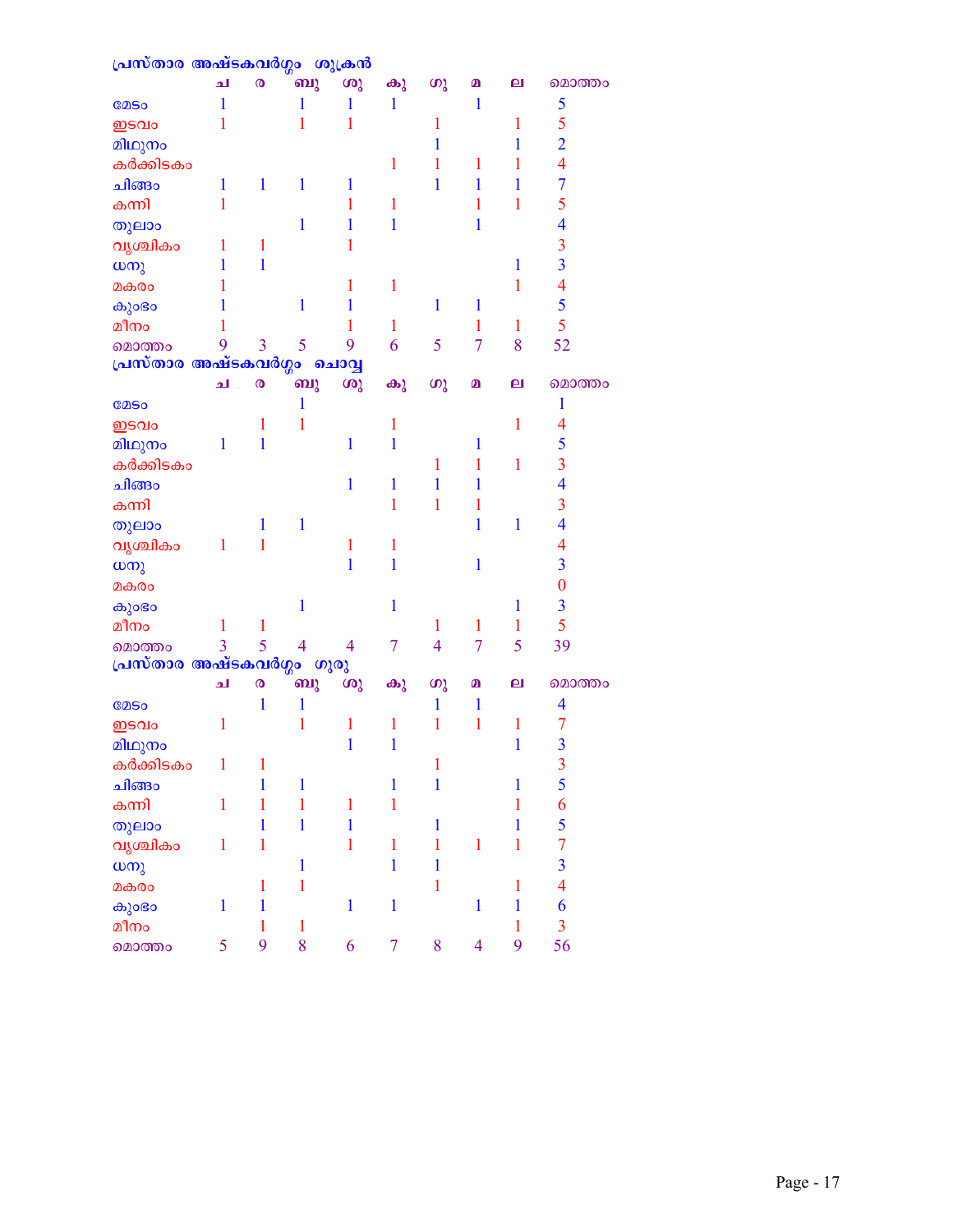## പ്രസ്താര അഷ്ടകവർഗ്ഗം ശുക്രൻ

| | ച | ര | ബു | ശു | കു | ഗു | മ | ല | മൊത്തം |
|---|---|---|---|---|---|---|---|---|---|
| മേടം | 1 | | 1 | 1 | 1 | | 1 | | 5 |
| ഇടവം | 1 | | 1 | 1 | | 1 | | 1 | 5 |
| മിഥുനം | | | | | | 1 | | 1 | 2 |
| കർക്കിടകം | | | | | 1 | 1 | 1 | 1 | 4 |
| ചിങ്ങം | 1 | 1 | 1 | 1 | | 1 | 1 | 1 | 7 |
| കന്നി | 1 | | | 1 | 1 | | 1 | 1 | 5 |
| തുലാം | | | 1 | 1 | 1 | | 1 | | 4 |
| വൃശ്ചികം | 1 | 1 | | 1 | | | | | 3 |
| ധനു | 1 | 1 | | | | | | 1 | 3 |
| മകരം | 1 | | | 1 | 1 | | | 1 | 4 |
| കുംഭം | 1 | | 1 | 1 | | 1 | 1 | | 5 |
| മീനം | 1 | | | 1 | 1 | | 1 | 1 | 5 |
| മൊത്തം | 9 | 3 | 5 | 9 | 6 | 5 | 7 | 8 | 52 |

## പ്രസ്താര അഷ്ടകവർഗ്ഗം ചൊവ്വ

| | ച | ര | ബു | ശു | കു | ഗു | മ | ല | മൊത്തം |
|---|---|---|---|---|---|---|---|---|---|
| മേടം | | | 1 | | | | | | 1 |
| ഇടവം | | 1 | 1 | | 1 | | | 1 | 4 |
| മിഥുനം | 1 | 1 | | 1 | 1 | | 1 | | 5 |
| കർക്കിടകം | | | | | | 1 | 1 | 1 | 3 |
| ചിങ്ങം | | | | 1 | 1 | 1 | 1 | | 4 |
| കന്നി | | | | | 1 | 1 | 1 | | 3 |
| തുലാം | | 1 | 1 | | | | 1 | 1 | 4 |
| വൃശ്ചികം | 1 | 1 | | 1 | 1 | | | | 4 |
| ധനു | | | | 1 | 1 | | 1 | | 3 |
| മകരം | | | | | | | | | 0 |
| കുംഭം | | | 1 | | 1 | | | 1 | 3 |
| മീനം | 1 | 1 | | | | 1 | 1 | 1 | 5 |
| മൊത്തം | 3 | 5 | 4 | 4 | 7 | 4 | 7 | 5 | 39 |

## പ്രസ്താര അഷ്ടകവർഗ്ഗം ഗുരു

| | ച | ര | ബു | ശു | കു | ഗു | മ | ല | മൊത്തം |
|---|---|---|---|---|---|---|---|---|---|
| മേടം | | 1 | 1 | | | 1 | 1 | | 4 |
| ഇടവം | 1 | | 1 | 1 | 1 | 1 | 1 | 1 | 7 |
| മിഥുനം | | | | 1 | 1 | | | 1 | 3 |
| കർക്കിടകം | 1 | 1 | | | | 1 | | | 3 |
| ചിങ്ങം | | 1 | 1 | | 1 | 1 | | 1 | 5 |
| കന്നി | 1 | 1 | 1 | 1 | 1 | | | 1 | 6 |
| തുലാം | | 1 | 1 | 1 | | 1 | | 1 | 5 |
| വൃശ്ചികം | 1 | 1 | | 1 | 1 | 1 | 1 | 1 | 7 |
| ധനു | | | 1 | | 1 | 1 | | | 3 |
| മകരം | | 1 | 1 | | | 1 | | 1 | 4 |
| കുംഭം | 1 | 1 | | 1 | 1 | | 1 | 1 | 6 |
| മീനം | | 1 | 1 | | | | | 1 | 3 |
| മൊത്തം | 5 | 9 | 8 | 6 | 7 | 8 | 4 | 9 | 56 |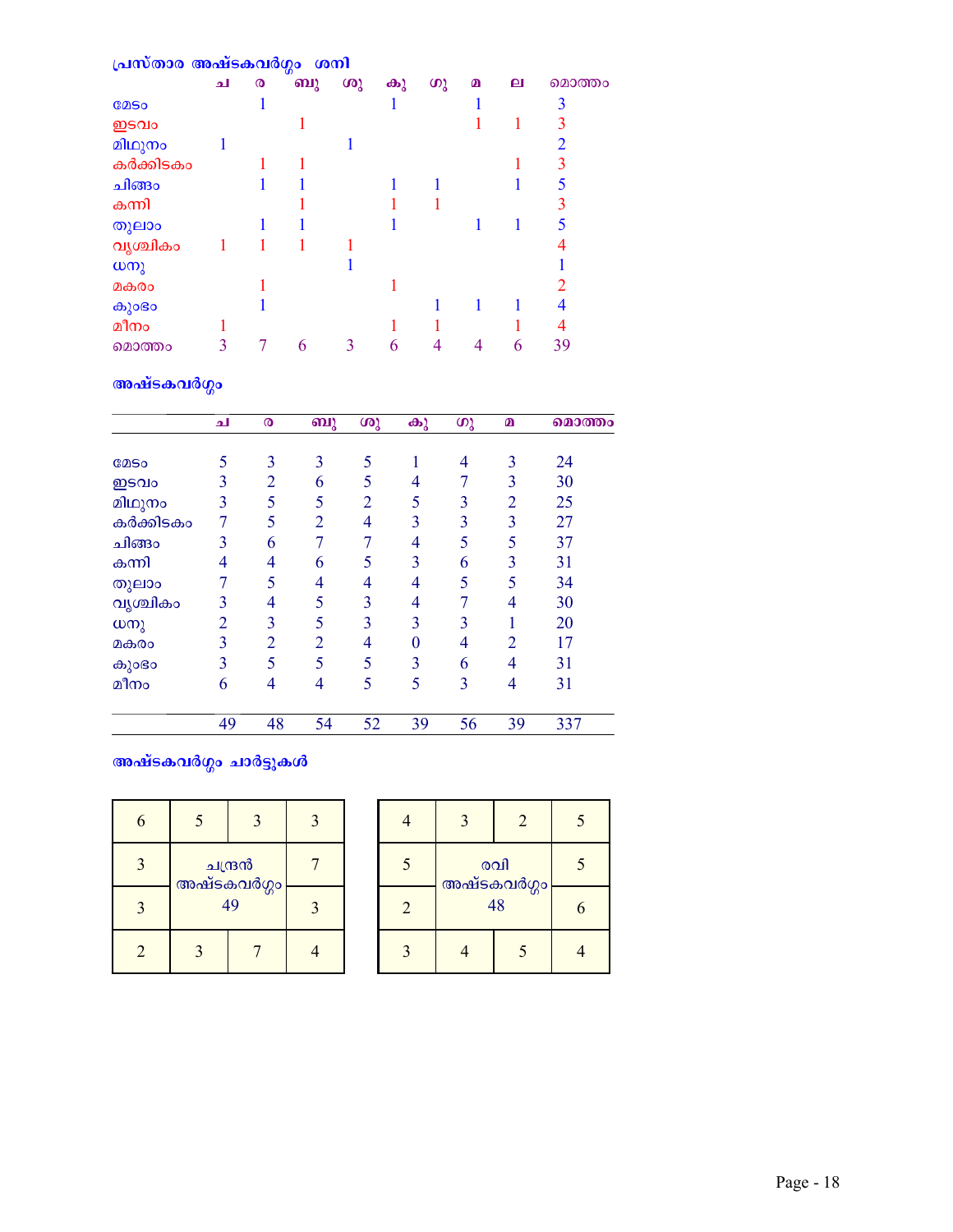### പ്രസ്താര അഷ്ടകവർഗ്ഗം ശനി

| | ച | ര | ബു | ശു | കു | ഗു | മ | ല | മൊത്തം |
|---|---|---|---|---|---|---|---|---|---|
| മേടം | | 1 | | | 1 | | 1 | | 3 |
| ഇടവം | | | 1 | | | | 1 | 1 | 3 |
| മിഥുനം | 1 | | | 1 | | | | | 2 |
| കർക്കിടകം | | 1 | 1 | | | | | 1 | 3 |
| ചിങ്ങം | | 1 | 1 | | 1 | 1 | | 1 | 5 |
| കന്നി | | | 1 | | 1 | 1 | | | 3 |
| തുലാം | | 1 | 1 | | 1 | | 1 | 1 | 5 |
| വൃശ്ചികം | 1 | 1 | 1 | 1 | | | | | 4 |
| ധനു | | | | 1 | | | | | 1 |
| മകരം | | 1 | | | 1 | | | | 2 |
| കുംഭം | | 1 | | | | 1 | 1 | 1 | 4 |
| മീനം | 1 | | | | 1 | 1 | | 1 | 4 |
| മൊത്തം | 3 | 7 | 6 | 3 | 6 | 4 | 4 | 6 | 39 |

### അഷ്ടകവർഗ്ഗം

| | ച | ര | ബു | ശു | കു | ഗു | മ | മൊത്തം |
|---|---|---|---|---|---|---|---|---|
| മേടം | 5 | 3 | 3 | 5 | 1 | 4 | 3 | 24 |
| ഇടവം | 3 | 2 | 6 | 5 | 4 | 7 | 3 | 30 |
| മിഥുനം | 3 | 5 | 5 | 2 | 5 | 3 | 2 | 25 |
| കർക്കിടകം | 7 | 5 | 2 | 4 | 3 | 3 | 3 | 27 |
| ചിങ്ങം | 3 | 6 | 7 | 7 | 4 | 5 | 5 | 37 |
| കന്നി | 4 | 4 | 6 | 5 | 3 | 6 | 3 | 31 |
| തുലാം | 7 | 5 | 4 | 4 | 4 | 5 | 5 | 34 |
| വൃശ്ചികം | 3 | 4 | 5 | 3 | 4 | 7 | 4 | 30 |
| ധനു | 2 | 3 | 5 | 3 | 3 | 3 | 1 | 20 |
| മകരം | 3 | 2 | 2 | 4 | 0 | 4 | 2 | 17 |
| കുംഭം | 3 | 5 | 5 | 5 | 3 | 6 | 4 | 31 |
| മീനം | 6 | 4 | 4 | 5 | 5 | 3 | 4 | 31 |
| | 49 | 48 | 54 | 52 | 39 | 56 | 39 | 337 |

### അഷ്ടകവർഗ്ഗം ചാർട്ടുകൾ

| | | | |
|---|---|---|---|
| 6 | 5 | 3 | 3 |
| 3 | ചന്ദ്രൻ അഷ്ടകവർഗ്ഗം 49 | | 7 |
| 3 | | | 3 |
| 2 | 3 | 7 | 4 |

| | | | |
|---|---|---|---|
| 4 | 3 | 2 | 5 |
| 5 | രവി അഷ്ടകവർഗ്ഗം 48 | | 5 |
| 2 | | | 6 |
| 3 | 4 | 5 | 4 |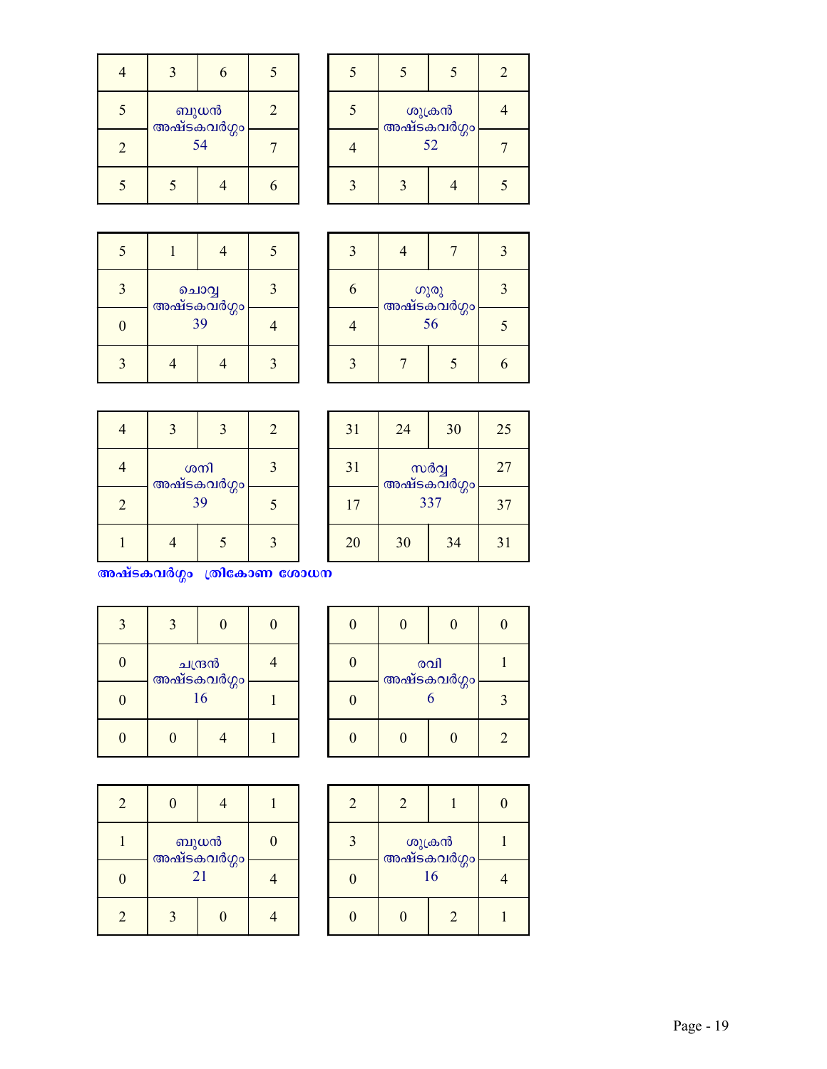| 4 | 3 | 6 | 5 |
|---|---|---|---|
| 5 | ബുധൻ അഷ്ടകവർഗ്ഗം 54 | | 2 |
| 2 | | | 7 |
| 5 | 5 | 4 | 6 |

| 5 | 5 | 5 | 2 |
|---|---|---|---|
| 5 | ശുക്രൻ അഷ്ടകവർഗ്ഗം 52 | | 4 |
| 4 | | | 7 |
| 3 | 3 | 4 | 5 |

| 5 | 1 | 4 | 5 |
|---|---|---|---|
| 3 | ചൊവ്വ അഷ്ടകവർഗ്ഗം 39 | | 3 |
| 0 | | | 4 |
| 3 | 4 | 4 | 3 |

| 3 | 4 | 7 | 3 |
|---|---|---|---|
| 6 | ഗുരു അഷ്ടകവർഗ്ഗം 56 | | 3 |
| 4 | | | 5 |
| 3 | 7 | 5 | 6 |

| 4 | 3 | 3 | 2 |
|---|---|---|---|
| 4 | ശനി അഷ്ടകവർഗ്ഗം 39 | | 3 |
| 2 | | | 5 |
| 1 | 4 | 5 | 3 |

| 31 | 24 | 30 | 25 |
|---|---|---|---|
| 31 | സർവ്വ അഷ്ടകവർഗ്ഗം 337 | | 27 |
| 17 | | | 37 |
| 20 | 30 | 34 | 31 |

**അഷ്ടകവർഗ്ഗം ത്രികോണ ശോധന**

| 3 | 3 | 0 | 0 |
|---|---|---|---|
| 0 | ചന്ദ്രൻ അഷ്ടകവർഗ്ഗം 16 | | 4 |
| 0 | | | 1 |
| 0 | 0 | 4 | 1 |

| 0 | 0 | 0 | 0 |
|---|---|---|---|
| 0 | രവി അഷ്ടകവർഗ്ഗം 6 | | 1 |
| 0 | | | 3 |
| 0 | 0 | 0 | 2 |

| 2 | 0 | 4 | 1 |
|---|---|---|---|
| 1 | ബുധൻ അഷ്ടകവർഗ്ഗം 21 | | 0 |
| 0 | | | 4 |
| 2 | 3 | 0 | 4 |

| 2 | 2 | 1 | 0 |
|---|---|---|---|
| 3 | ശുക്രൻ അഷ്ടകവർഗ്ഗം 16 | | 1 |
| 0 | | | 4 |
| 0 | 0 | 2 | 1 |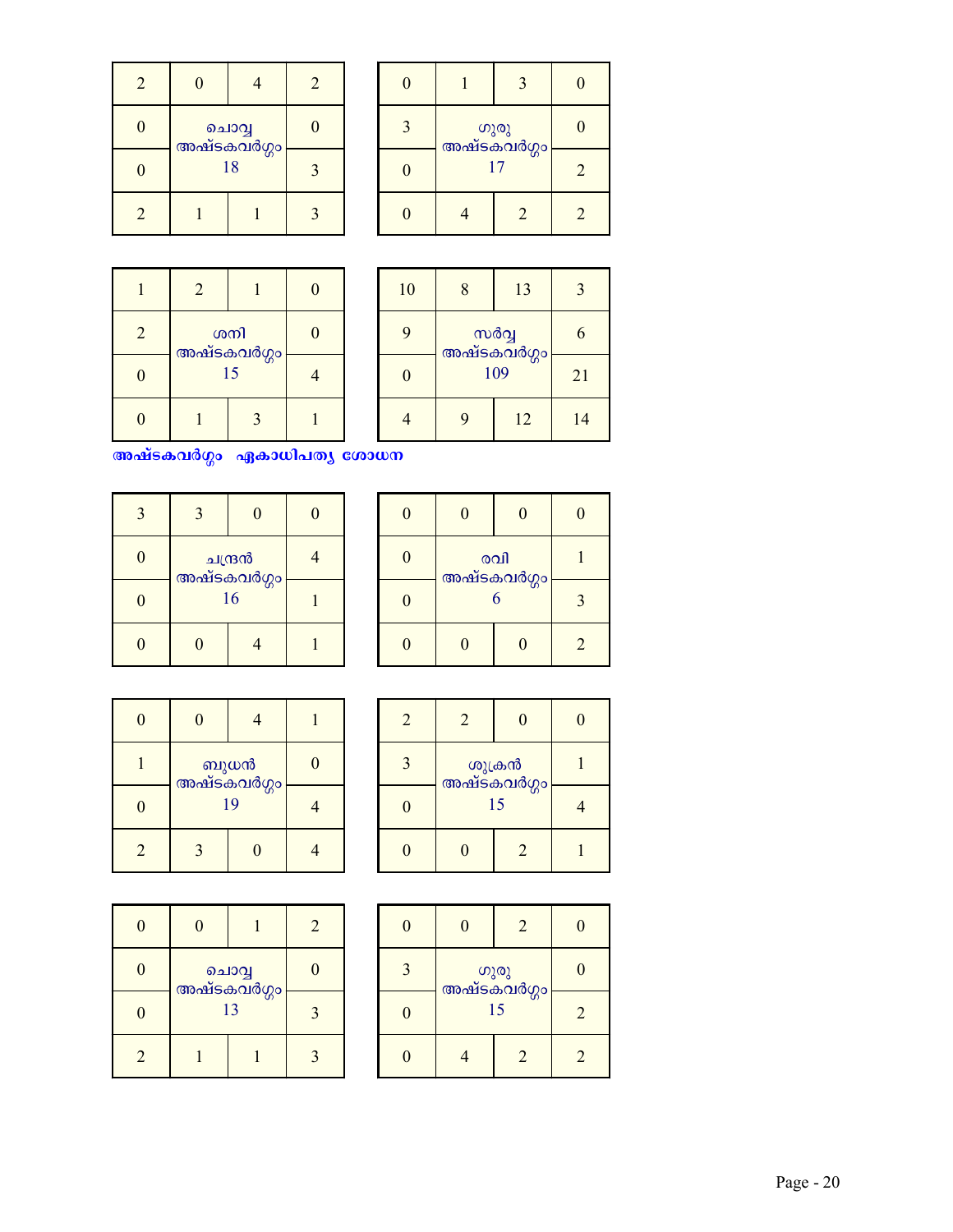| 2 | 0 | 4 | 2 |
|---|---|---|---|
| 0 | ചൊവ്വ അഷ്ടകവർഗ്ഗം 18 | | 0 |
| 0 | | | 3 |
| 2 | 1 | 1 | 3 |

| 0 | 1 | 3 | 0 |
|---|---|---|---|
| 3 | ഗുരു അഷ്ടകവർഗ്ഗം 17 | | 0 |
| 0 | | | 2 |
| 0 | 4 | 2 | 2 |

| 1 | 2 | 1 | 0 |
|---|---|---|---|
| 2 | ശനി അഷ്ടകവർഗ്ഗം 15 | | 0 |
| 0 | | | 4 |
| 0 | 1 | 3 | 1 |

| 10 | 8 | 13 | 3 |
|---|---|---|---|
| 9 | സർവ്വ അഷ്ടകവർഗ്ഗം 109 | | 6 |
| 0 | | | 21 |
| 4 | 9 | 12 | 14 |

**അഷ്ടകവർഗ്ഗം ഏകാധിപത്യ ശോധന**

| 3 | 3 | 0 | 0 |
|---|---|---|---|
| 0 | ചന്ദ്രൻ അഷ്ടകവർഗ്ഗം 16 | | 4 |
| 0 | | | 1 |
| 0 | 0 | 4 | 1 |

| 0 | 0 | 0 | 0 |
|---|---|---|---|
| 0 | രവി അഷ്ടകവർഗ്ഗം 6 | | 1 |
| 0 | | | 3 |
| 0 | 0 | 0 | 2 |

| 0 | 0 | 4 | 1 |
|---|---|---|---|
| 1 | ബുധൻ അഷ്ടകവർഗ്ഗം 19 | | 0 |
| 0 | | | 4 |
| 2 | 3 | 0 | 4 |

| 2 | 2 | 0 | 0 |
|---|---|---|---|
| 3 | ശുക്രൻ അഷ്ടകവർഗ്ഗം 15 | | 1 |
| 0 | | | 4 |
| 0 | 0 | 2 | 1 |

| 0 | 0 | 1 | 2 |
|---|---|---|---|
| 0 | ചൊവ്വ അഷ്ടകവർഗ്ഗം 13 | | 0 |
| 0 | | | 3 |
| 2 | 1 | 1 | 3 |

| 0 | 0 | 2 | 0 |
|---|---|---|---|
| 3 | ഗുരു അഷ്ടകവർഗ്ഗം 15 | | 0 |
| 0 | | | 2 |
| 0 | 4 | 2 | 2 |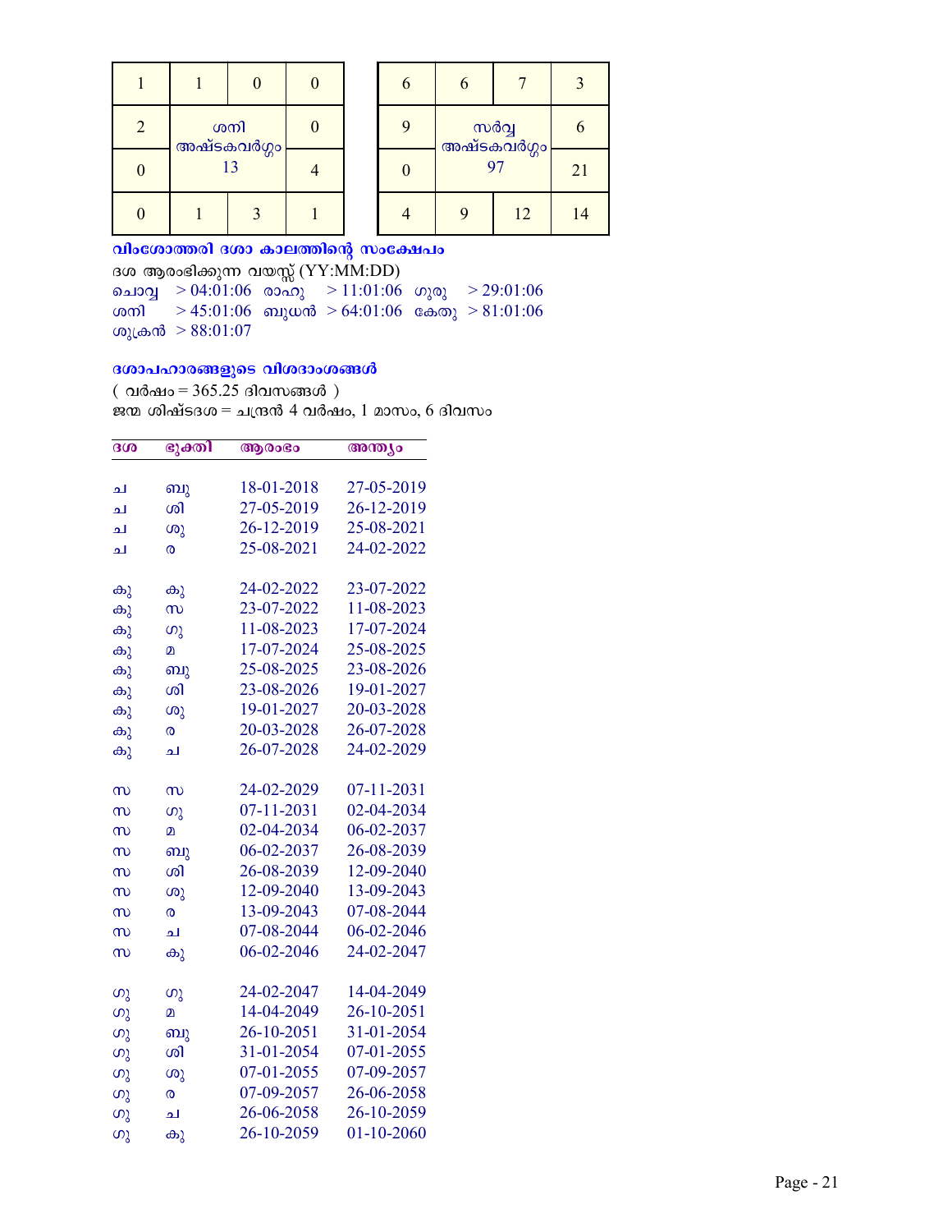| 1 | 1 | 0 | 0 |
|---|---|---|---|
| 2 | ശനി അഷ്ടകവർഗ്ഗം 13 | | 0 |
| 0 | | | 4 |
| 0 | 1 | 3 | 1 |

| 6 | 6 | 7 | 3 |
|---|---|---|---|
| 9 | സർവ്വ അഷ്ടകവർഗ്ഗം 97 | | 6 |
| 0 | | | 21 |
| 4 | 9 | 12 | 14 |

**വിംശോത്തരി ദശാ കാലത്തിന്റെ സംക്ഷേപം**

ദശ ആരംഭിക്കുന്ന വയസ്സ് (YY:MM:DD)

ചൊവ്വ > 04:01:06 രാഹു > 11:01:06 ഗുരു > 29:01:06
ശനി > 45:01:06 ബുധൻ > 64:01:06 കേതു > 81:01:06
ശുക്രൻ > 88:01:07

**ദശാപഹാരങ്ങളുടെ വിശദാംശങ്ങൾ**

( വർഷം = 365.25 ദിവസങ്ങൾ )
ജന്മ ശിഷ്ടദശ = ചന്ദ്രൻ 4 വർഷം, 1 മാസം, 6 ദിവസം

| ദശ | ഭുക്തി | ആരംഭം | അന്ത്യം |
|---|---|---|---|
| ച | ബു | 18-01-2018 | 27-05-2019 |
| ച | ശി | 27-05-2019 | 26-12-2019 |
| ച | ശു | 26-12-2019 | 25-08-2021 |
| ച | ര | 25-08-2021 | 24-02-2022 |
| കു | കു | 24-02-2022 | 23-07-2022 |
| കു | സ | 23-07-2022 | 11-08-2023 |
| കു | ഗു | 11-08-2023 | 17-07-2024 |
| കു | മ | 17-07-2024 | 25-08-2025 |
| കു | ബു | 25-08-2025 | 23-08-2026 |
| കു | ശി | 23-08-2026 | 19-01-2027 |
| കു | ശു | 19-01-2027 | 20-03-2028 |
| കു | ര | 20-03-2028 | 26-07-2028 |
| കു | ച | 26-07-2028 | 24-02-2029 |
| സ | സ | 24-02-2029 | 07-11-2031 |
| സ | ഗു | 07-11-2031 | 02-04-2034 |
| സ | മ | 02-04-2034 | 06-02-2037 |
| സ | ബു | 06-02-2037 | 26-08-2039 |
| സ | ശി | 26-08-2039 | 12-09-2040 |
| സ | ശു | 12-09-2040 | 13-09-2043 |
| സ | ര | 13-09-2043 | 07-08-2044 |
| സ | ച | 07-08-2044 | 06-02-2046 |
| സ | കു | 06-02-2046 | 24-02-2047 |
| ഗു | ഗു | 24-02-2047 | 14-04-2049 |
| ഗു | മ | 14-04-2049 | 26-10-2051 |
| ഗു | ബു | 26-10-2051 | 31-01-2054 |
| ഗു | ശി | 31-01-2054 | 07-01-2055 |
| ഗു | ശു | 07-01-2055 | 07-09-2057 |
| ഗു | ര | 07-09-2057 | 26-06-2058 |
| ഗു | ച | 26-06-2058 | 26-10-2059 |
| ഗു | കു | 26-10-2059 | 01-10-2060 |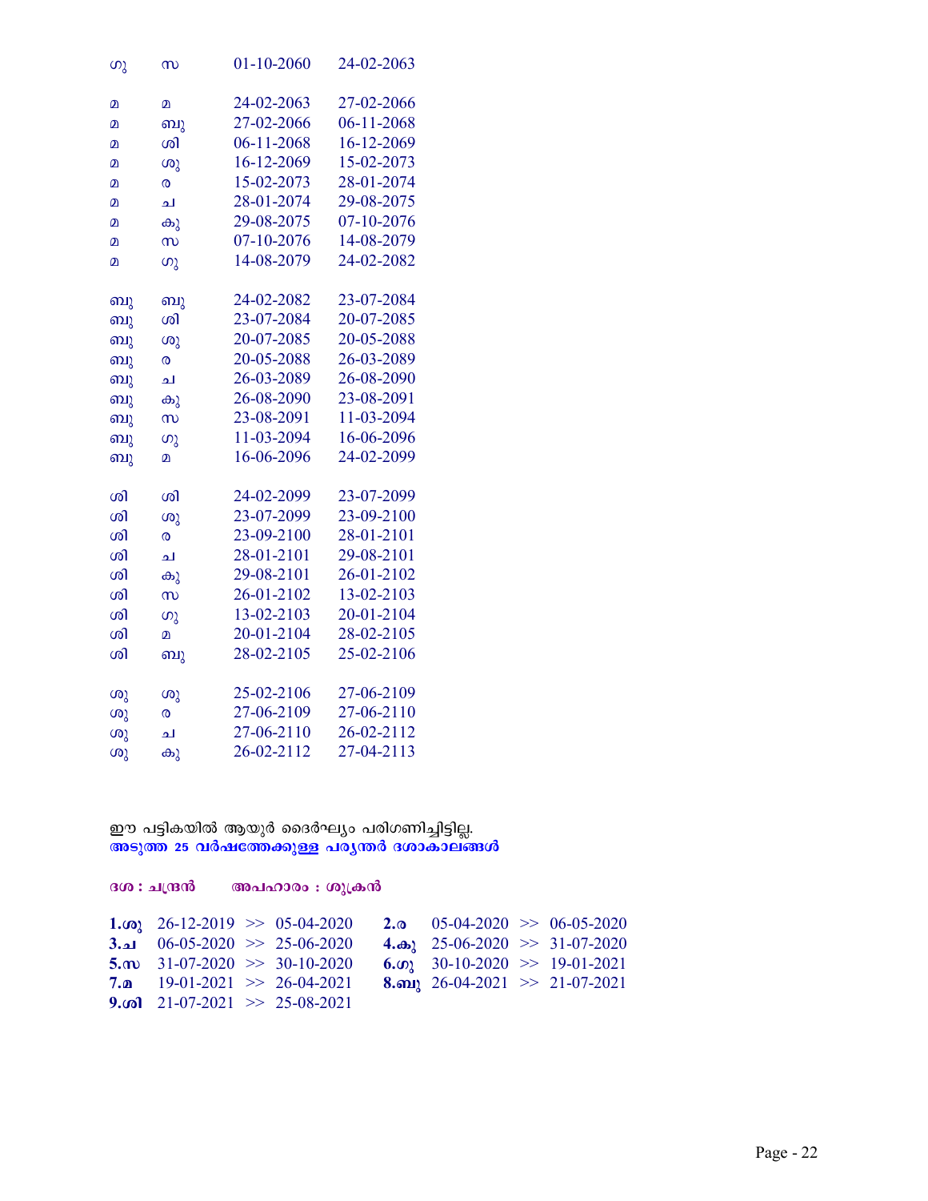| | | | |
|---|---|---|---|
| ഗു | സ | 01-10-2060 | 24-02-2063 |
| മ | മ | 24-02-2063 | 27-02-2066 |
| മ | ബു | 27-02-2066 | 06-11-2068 |
| മ | ശി | 06-11-2068 | 16-12-2069 |
| മ | ശു | 16-12-2069 | 15-02-2073 |
| മ | ര | 15-02-2073 | 28-01-2074 |
| മ | ച | 28-01-2074 | 29-08-2075 |
| മ | കു | 29-08-2075 | 07-10-2076 |
| മ | സ | 07-10-2076 | 14-08-2079 |
| മ | ഗു | 14-08-2079 | 24-02-2082 |
| ബു | ബു | 24-02-2082 | 23-07-2084 |
| ബു | ശി | 23-07-2084 | 20-07-2085 |
| ബു | ശു | 20-07-2085 | 20-05-2088 |
| ബു | ര | 20-05-2088 | 26-03-2089 |
| ബു | ച | 26-03-2089 | 26-08-2090 |
| ബു | കു | 26-08-2090 | 23-08-2091 |
| ബു | സ | 23-08-2091 | 11-03-2094 |
| ബു | ഗു | 11-03-2094 | 16-06-2096 |
| ബു | മ | 16-06-2096 | 24-02-2099 |
| ശി | ശി | 24-02-2099 | 23-07-2099 |
| ശി | ശു | 23-07-2099 | 23-09-2100 |
| ശി | ര | 23-09-2100 | 28-01-2101 |
| ശി | ച | 28-01-2101 | 29-08-2101 |
| ശി | കു | 29-08-2101 | 26-01-2102 |
| ശി | സ | 26-01-2102 | 13-02-2103 |
| ശി | ഗു | 13-02-2103 | 20-01-2104 |
| ശി | മ | 20-01-2104 | 28-02-2105 |
| ശി | ബു | 28-02-2105 | 25-02-2106 |
| ശു | ശു | 25-02-2106 | 27-06-2109 |
| ശു | ര | 27-06-2109 | 27-06-2110 |
| ശു | ച | 27-06-2110 | 26-02-2112 |
| ശു | കു | 26-02-2112 | 27-04-2113 |

ഈ പട്ടികയിൽ ആയുർ ദൈർഘ്യം പരിഗണിച്ചിട്ടില്ല.

**അടുത്ത 25 വർഷത്തേക്കുള്ള പര്യന്തർ ദശാകാലങ്ങൾ**

**ദശ : ചന്ദ്രൻ** **അപഹാരം : ശുക്രൻ**

| | | | |
|---|---|---|---|
| **1.ശു** | 26-12-2019 >> 05-04-2020 | **2.ര** | 05-04-2020 >> 06-05-2020 |
| **3.ച** | 06-05-2020 >> 25-06-2020 | **4.കു** | 25-06-2020 >> 31-07-2020 |
| **5.സ** | 31-07-2020 >> 30-10-2020 | **6.ഗു** | 30-10-2020 >> 19-01-2021 |
| **7.മ** | 19-01-2021 >> 26-04-2021 | **8.ബു** | 26-04-2021 >> 21-07-2021 |
| **9.ശി** | 21-07-2021 >> 25-08-2021 | | |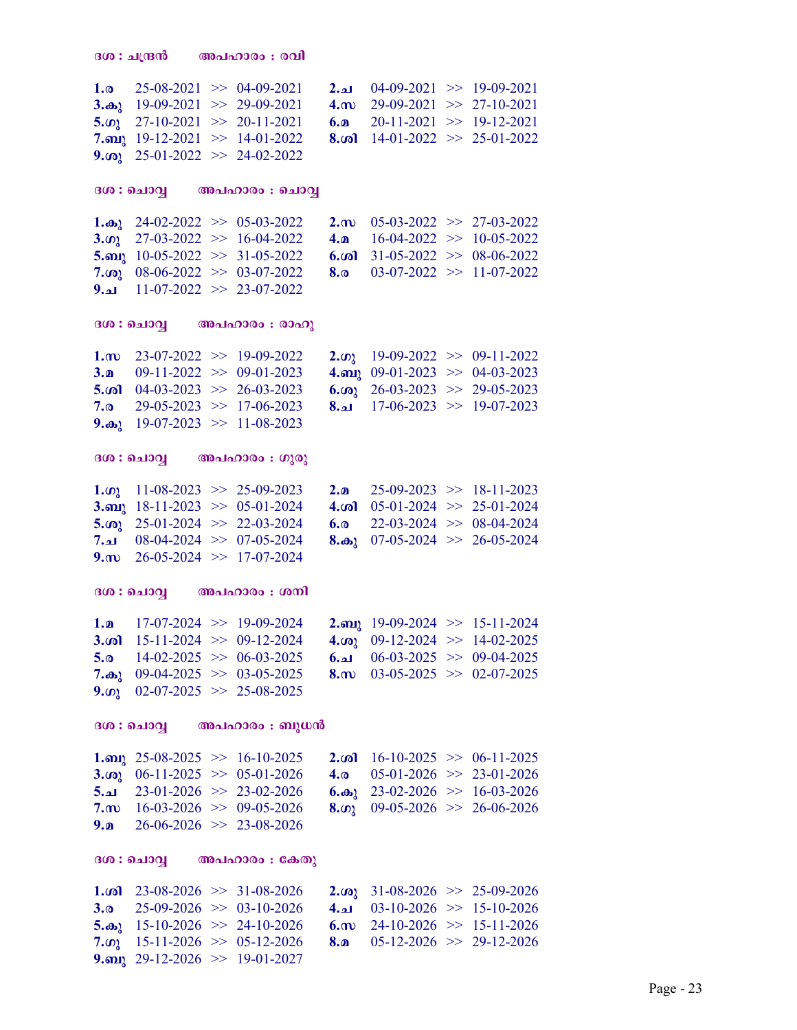**ദശ : ചന്ദ്രൻ    അപഹാരം : രവി**

**1.ര** 25-08-2021 >> 04-09-2021  **2.ച** 04-09-2021 >> 19-09-2021
**3.കു** 19-09-2021 >> 29-09-2021  **4.സ** 29-09-2021 >> 27-10-2021
**5.ഗു** 27-10-2021 >> 20-11-2021  **6.മ** 20-11-2021 >> 19-12-2021
**7.ബു** 19-12-2021 >> 14-01-2022  **8.ശി** 14-01-2022 >> 25-01-2022
**9.ശു** 25-01-2022 >> 24-02-2022

**ദശ : ചൊവ്വ    അപഹാരം : ചൊവ്വ**

**1.കു** 24-02-2022 >> 05-03-2022  **2.സ** 05-03-2022 >> 27-03-2022
**3.ഗു** 27-03-2022 >> 16-04-2022  **4.മ** 16-04-2022 >> 10-05-2022
**5.ബു** 10-05-2022 >> 31-05-2022  **6.ശി** 31-05-2022 >> 08-06-2022
**7.ശു** 08-06-2022 >> 03-07-2022  **8.ര** 03-07-2022 >> 11-07-2022
**9.ച** 11-07-2022 >> 23-07-2022

**ദശ : ചൊവ്വ    അപഹാരം : രാഹു**

**1.സ** 23-07-2022 >> 19-09-2022  **2.ഗു** 19-09-2022 >> 09-11-2022
**3.മ** 09-11-2022 >> 09-01-2023  **4.ബു** 09-01-2023 >> 04-03-2023
**5.ശി** 04-03-2023 >> 26-03-2023  **6.ശു** 26-03-2023 >> 29-05-2023
**7.ര** 29-05-2023 >> 17-06-2023  **8.ച** 17-06-2023 >> 19-07-2023
**9.കു** 19-07-2023 >> 11-08-2023

**ദശ : ചൊവ്വ    അപഹാരം : ഗുരു**

**1.ഗു** 11-08-2023 >> 25-09-2023  **2.മ** 25-09-2023 >> 18-11-2023
**3.ബു** 18-11-2023 >> 05-01-2024  **4.ശി** 05-01-2024 >> 25-01-2024
**5.ശു** 25-01-2024 >> 22-03-2024  **6.ര** 22-03-2024 >> 08-04-2024
**7.ച** 08-04-2024 >> 07-05-2024  **8.കു** 07-05-2024 >> 26-05-2024
**9.സ** 26-05-2024 >> 17-07-2024

**ദശ : ചൊവ്വ    അപഹാരം : ശനി**

**1.മ** 17-07-2024 >> 19-09-2024  **2.ബു** 19-09-2024 >> 15-11-2024
**3.ശി** 15-11-2024 >> 09-12-2024  **4.ശു** 09-12-2024 >> 14-02-2025
**5.ര** 14-02-2025 >> 06-03-2025  **6.ച** 06-03-2025 >> 09-04-2025
**7.കു** 09-04-2025 >> 03-05-2025  **8.സ** 03-05-2025 >> 02-07-2025
**9.ഗു** 02-07-2025 >> 25-08-2025

**ദശ : ചൊവ്വ    അപഹാരം : ബുധൻ**

**1.ബു** 25-08-2025 >> 16-10-2025  **2.ശി** 16-10-2025 >> 06-11-2025
**3.ശു** 06-11-2025 >> 05-01-2026  **4.ര** 05-01-2026 >> 23-01-2026
**5.ച** 23-01-2026 >> 23-02-2026  **6.കു** 23-02-2026 >> 16-03-2026
**7.സ** 16-03-2026 >> 09-05-2026  **8.ഗു** 09-05-2026 >> 26-06-2026
**9.മ** 26-06-2026 >> 23-08-2026

**ദശ : ചൊവ്വ    അപഹാരം : കേതു**

**1.ശി** 23-08-2026 >> 31-08-2026  **2.ശു** 31-08-2026 >> 25-09-2026
**3.ര** 25-09-2026 >> 03-10-2026  **4.ച** 03-10-2026 >> 15-10-2026
**5.കു** 15-10-2026 >> 24-10-2026  **6.സ** 24-10-2026 >> 15-11-2026
**7.ഗു** 15-11-2026 >> 05-12-2026  **8.മ** 05-12-2026 >> 29-12-2026
**9.ബു** 29-12-2026 >> 19-01-2027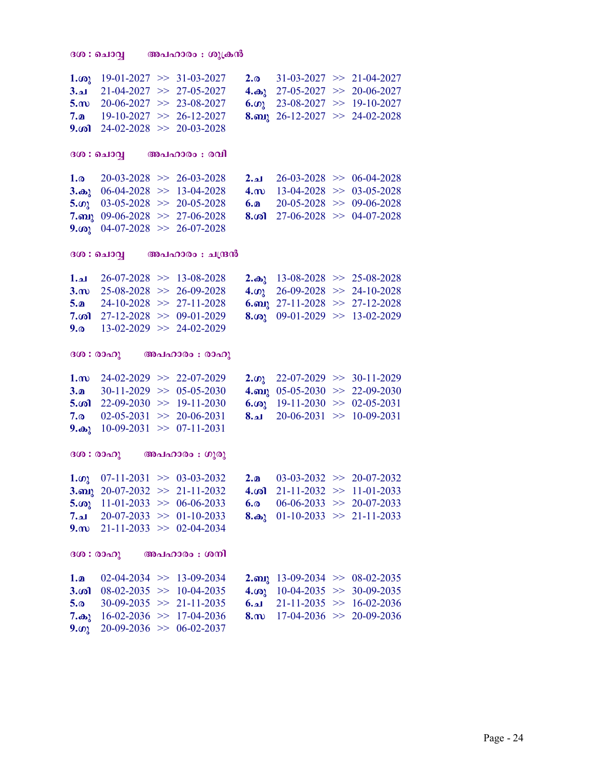**ദശ : ചൊവ്വ     അപഹാരം : ശുക്രൻ**

**1.ശു** 19-01-2027 >> 31-03-2027   **2.ര** 31-03-2027 >> 21-04-2027
**3.ച** 21-04-2027 >> 27-05-2027   **4.കു** 27-05-2027 >> 20-06-2027
**5.സ** 20-06-2027 >> 23-08-2027   **6.ഗു** 23-08-2027 >> 19-10-2027
**7.മ** 19-10-2027 >> 26-12-2027   **8.ബു** 26-12-2027 >> 24-02-2028
**9.ശി** 24-02-2028 >> 20-03-2028

**ദശ : ചൊവ്വ     അപഹാരം : രവി**

**1.ര** 20-03-2028 >> 26-03-2028   **2.ച** 26-03-2028 >> 06-04-2028
**3.കു** 06-04-2028 >> 13-04-2028   **4.സ** 13-04-2028 >> 03-05-2028
**5.ഗു** 03-05-2028 >> 20-05-2028   **6.മ** 20-05-2028 >> 09-06-2028
**7.ബു** 09-06-2028 >> 27-06-2028   **8.ശി** 27-06-2028 >> 04-07-2028
**9.ശു** 04-07-2028 >> 26-07-2028

**ദശ : ചൊവ്വ     അപഹാരം : ചന്ദ്രൻ**

**1.ച** 26-07-2028 >> 13-08-2028   **2.കു** 13-08-2028 >> 25-08-2028
**3.സ** 25-08-2028 >> 26-09-2028   **4.ഗു** 26-09-2028 >> 24-10-2028
**5.മ** 24-10-2028 >> 27-11-2028   **6.ബു** 27-11-2028 >> 27-12-2028
**7.ശി** 27-12-2028 >> 09-01-2029   **8.ശു** 09-01-2029 >> 13-02-2029
**9.ര** 13-02-2029 >> 24-02-2029

**ദശ : രാഹു     അപഹാരം : രാഹു**

**1.സ** 24-02-2029 >> 22-07-2029   **2.ഗു** 22-07-2029 >> 30-11-2029
**3.മ** 30-11-2029 >> 05-05-2030   **4.ബു** 05-05-2030 >> 22-09-2030
**5.ശി** 22-09-2030 >> 19-11-2030   **6.ശു** 19-11-2030 >> 02-05-2031
**7.ര** 02-05-2031 >> 20-06-2031   **8.ച** 20-06-2031 >> 10-09-2031
**9.കു** 10-09-2031 >> 07-11-2031

**ദശ : രാഹു     അപഹാരം : ഗുരു**

**1.ഗു** 07-11-2031 >> 03-03-2032   **2.മ** 03-03-2032 >> 20-07-2032
**3.ബു** 20-07-2032 >> 21-11-2032   **4.ശി** 21-11-2032 >> 11-01-2033
**5.ശു** 11-01-2033 >> 06-06-2033   **6.ര** 06-06-2033 >> 20-07-2033
**7.ച** 20-07-2033 >> 01-10-2033   **8.കു** 01-10-2033 >> 21-11-2033
**9.സ** 21-11-2033 >> 02-04-2034

**ദശ : രാഹു     അപഹാരം : ശനി**

**1.മ** 02-04-2034 >> 13-09-2034   **2.ബു** 13-09-2034 >> 08-02-2035
**3.ശി** 08-02-2035 >> 10-04-2035   **4.ശു** 10-04-2035 >> 30-09-2035
**5.ര** 30-09-2035 >> 21-11-2035   **6.ച** 21-11-2035 >> 16-02-2036
**7.കു** 16-02-2036 >> 17-04-2036   **8.സ** 17-04-2036 >> 20-09-2036
**9.ഗു** 20-09-2036 >> 06-02-2037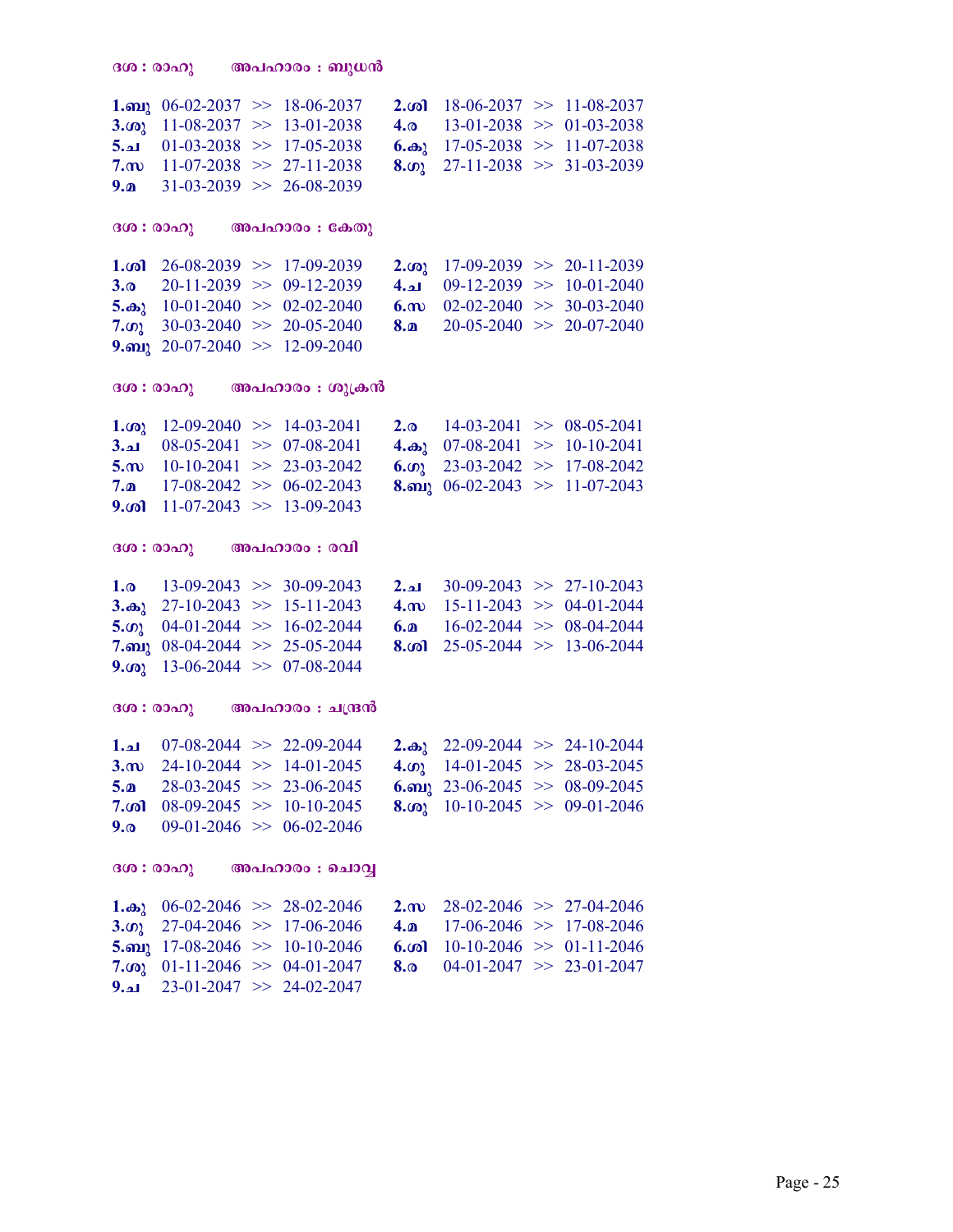**ദശ : രാഹു അപഹാരം : ബുധൻ**

**1.ബു** 06-02-2037 >> 18-06-2037 **2.ശി** 18-06-2037 >> 11-08-2037
**3.ശു** 11-08-2037 >> 13-01-2038 **4.ര** 13-01-2038 >> 01-03-2038
**5.ച** 01-03-2038 >> 17-05-2038 **6.കു** 17-05-2038 >> 11-07-2038
**7.സ** 11-07-2038 >> 27-11-2038 **8.ഗു** 27-11-2038 >> 31-03-2039
**9.മ** 31-03-2039 >> 26-08-2039

**ദശ : രാഹു അപഹാരം : കേതു**

**1.ശി** 26-08-2039 >> 17-09-2039 **2.ശു** 17-09-2039 >> 20-11-2039
**3.ര** 20-11-2039 >> 09-12-2039 **4.ച** 09-12-2039 >> 10-01-2040
**5.കു** 10-01-2040 >> 02-02-2040 **6.സ** 02-02-2040 >> 30-03-2040
**7.ഗു** 30-03-2040 >> 20-05-2040 **8.മ** 20-05-2040 >> 20-07-2040
**9.ബു** 20-07-2040 >> 12-09-2040

**ദശ : രാഹു അപഹാരം : ശുക്രൻ**

**1.ശു** 12-09-2040 >> 14-03-2041 **2.ര** 14-03-2041 >> 08-05-2041
**3.ച** 08-05-2041 >> 07-08-2041 **4.കു** 07-08-2041 >> 10-10-2041
**5.സ** 10-10-2041 >> 23-03-2042 **6.ഗു** 23-03-2042 >> 17-08-2042
**7.മ** 17-08-2042 >> 06-02-2043 **8.ബു** 06-02-2043 >> 11-07-2043
**9.ശി** 11-07-2043 >> 13-09-2043

**ദശ : രാഹു അപഹാരം : രവി**

**1.ര** 13-09-2043 >> 30-09-2043 **2.ച** 30-09-2043 >> 27-10-2043
**3.കു** 27-10-2043 >> 15-11-2043 **4.സ** 15-11-2043 >> 04-01-2044
**5.ഗു** 04-01-2044 >> 16-02-2044 **6.മ** 16-02-2044 >> 08-04-2044
**7.ബു** 08-04-2044 >> 25-05-2044 **8.ശി** 25-05-2044 >> 13-06-2044
**9.ശു** 13-06-2044 >> 07-08-2044

**ദശ : രാഹു അപഹാരം : ചന്ദ്രൻ**

**1.ച** 07-08-2044 >> 22-09-2044 **2.കു** 22-09-2044 >> 24-10-2044
**3.സ** 24-10-2044 >> 14-01-2045 **4.ഗു** 14-01-2045 >> 28-03-2045
**5.മ** 28-03-2045 >> 23-06-2045 **6.ബു** 23-06-2045 >> 08-09-2045
**7.ശി** 08-09-2045 >> 10-10-2045 **8.ശു** 10-10-2045 >> 09-01-2046
**9.ര** 09-01-2046 >> 06-02-2046

**ദശ : രാഹു അപഹാരം : ചൊവ്വ**

**1.കു** 06-02-2046 >> 28-02-2046 **2.സ** 28-02-2046 >> 27-04-2046
**3.ഗു** 27-04-2046 >> 17-06-2046 **4.മ** 17-06-2046 >> 17-08-2046
**5.ബു** 17-08-2046 >> 10-10-2046 **6.ശി** 10-10-2046 >> 01-11-2046
**7.ശു** 01-11-2046 >> 04-01-2047 **8.ര** 04-01-2047 >> 23-01-2047
**9.ച** 23-01-2047 >> 24-02-2047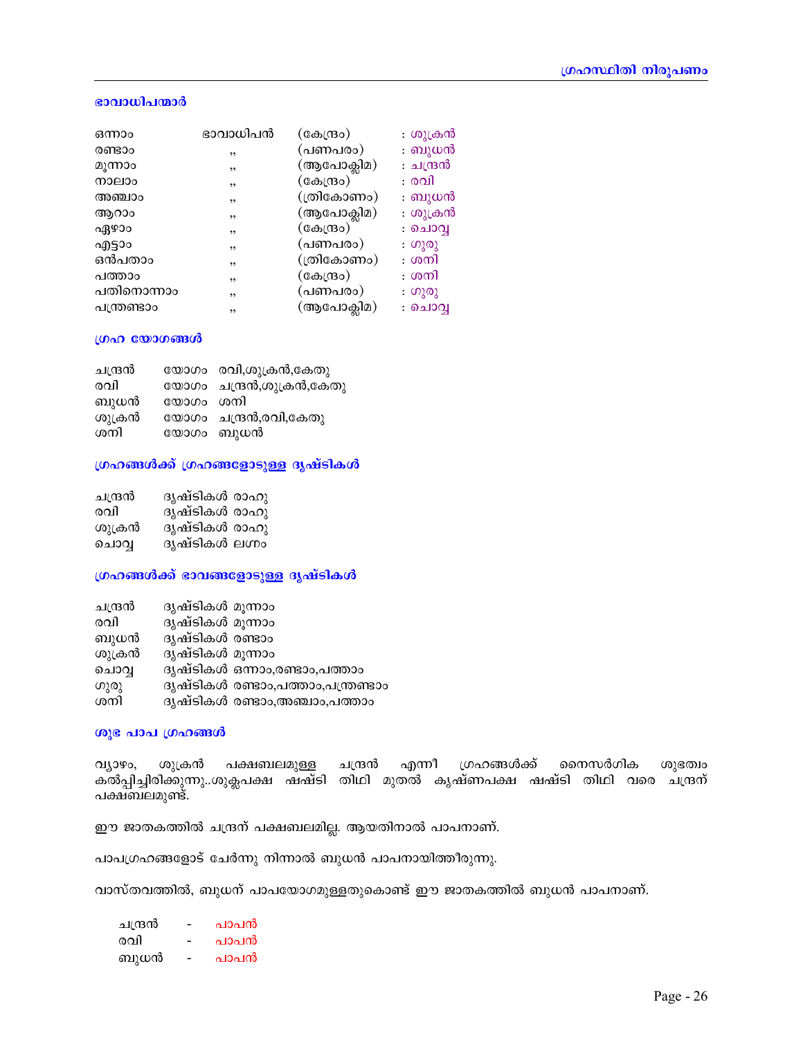## ഭാവാധിപന്മാർ

| | | | |
|---|---|---|---|
| ഒന്നാം | ഭാവാധിപൻ | (കേന്ദ്രം) | : ശുക്രൻ |
| രണ്ടാം | ,, | (പണപരം) | : ബുധൻ |
| മൂന്നാം | ,, | (ആപോക്ലിമ) | : ചന്ദ്രൻ |
| നാലാം | ,, | (കേന്ദ്രം) | : രവി |
| അഞ്ചാം | ,, | (ത്രികോണം) | : ബുധൻ |
| ആറാം | ,, | (ആപോക്ലിമ) | : ശുക്രൻ |
| ഏഴാം | ,, | (കേന്ദ്രം) | : ചൊവ്വ |
| എട്ടാം | ,, | (പണപരം) | : ഗുരു |
| ഒൻപതാം | ,, | (ത്രികോണം) | : ശനി |
| പത്താം | ,, | (കേന്ദ്രം) | : ശനി |
| പതിനൊന്നാം | ,, | (പണപരം) | : ഗുരു |
| പന്ത്രണ്ടാം | ,, | (ആപോക്ലിമ) | : ചൊവ്വ |

## ഗ്രഹ യോഗങ്ങൾ

| | | |
|---|---|---|
| ചന്ദ്രൻ | യോഗം | രവി,ശുക്രൻ,കേതു |
| രവി | യോഗം | ചന്ദ്രൻ,ശുക്രൻ,കേതു |
| ബുധൻ | യോഗം | ശനി |
| ശുക്രൻ | യോഗം | ചന്ദ്രൻ,രവി,കേതു |
| ശനി | യോഗം | ബുധൻ |

## ഗ്രഹങ്ങൾക്ക് ഗ്രഹങ്ങളോടുള്ള ദൃഷ്ടികൾ

| | |
|---|---|
| ചന്ദ്രൻ | ദൃഷ്ടികൾ രാഹു |
| രവി | ദൃഷ്ടികൾ രാഹു |
| ശുക്രൻ | ദൃഷ്ടികൾ രാഹു |
| ചൊവ്വ | ദൃഷ്ടികൾ ലഗ്നം |

## ഗ്രഹങ്ങൾക്ക് ഭാവങ്ങളോടുള്ള ദൃഷ്ടികൾ

| | |
|---|---|
| ചന്ദ്രൻ | ദൃഷ്ടികൾ മൂന്നാം |
| രവി | ദൃഷ്ടികൾ മൂന്നാം |
| ബുധൻ | ദൃഷ്ടികൾ രണ്ടാം |
| ശുക്രൻ | ദൃഷ്ടികൾ മൂന്നാം |
| ചൊവ്വ | ദൃഷ്ടികൾ ഒന്നാം,രണ്ടാം,പത്താം |
| ഗുരു | ദൃഷ്ടികൾ രണ്ടാം,പത്താം,പന്ത്രണ്ടാം |
| ശനി | ദൃഷ്ടികൾ രണ്ടാം,അഞ്ചാം,പത്താം |

## ശുഭ പാപ ഗ്രഹങ്ങൾ

വ്യാഴം, ശുക്രൻ പക്ഷബലമുള്ള ചന്ദ്രൻ എന്നീ ഗ്രഹങ്ങൾക്ക് നൈസർഗിക ശുഭത്വം കൽപ്പിച്ചിരിക്കുന്നു..ശുക്ലപക്ഷ ഷഷ്ടി തിഥി മുതൽ കൃഷ്ണപക്ഷ ഷഷ്ടി തിഥി വരെ ചന്ദ്രന് പക്ഷബലമുണ്ട്.

ഈ ജാതകത്തിൽ ചന്ദ്രന് പക്ഷബലമില്ല. ആയതിനാൽ പാപനാണ്.

പാപഗ്രഹങ്ങളോട് ചേർന്നു നിന്നാൽ ബുധൻ പാപനായിത്തീരുന്നു.

വാസ്തവത്തിൽ, ബുധന് പാപയോഗമുള്ളതുകൊണ്ട് ഈ ജാതകത്തിൽ ബുധൻ പാപനാണ്.

| | | |
|---|---|---|
| ചന്ദ്രൻ | - | പാപൻ |
| രവി | - | പാപൻ |
| ബുധൻ | - | പാപൻ |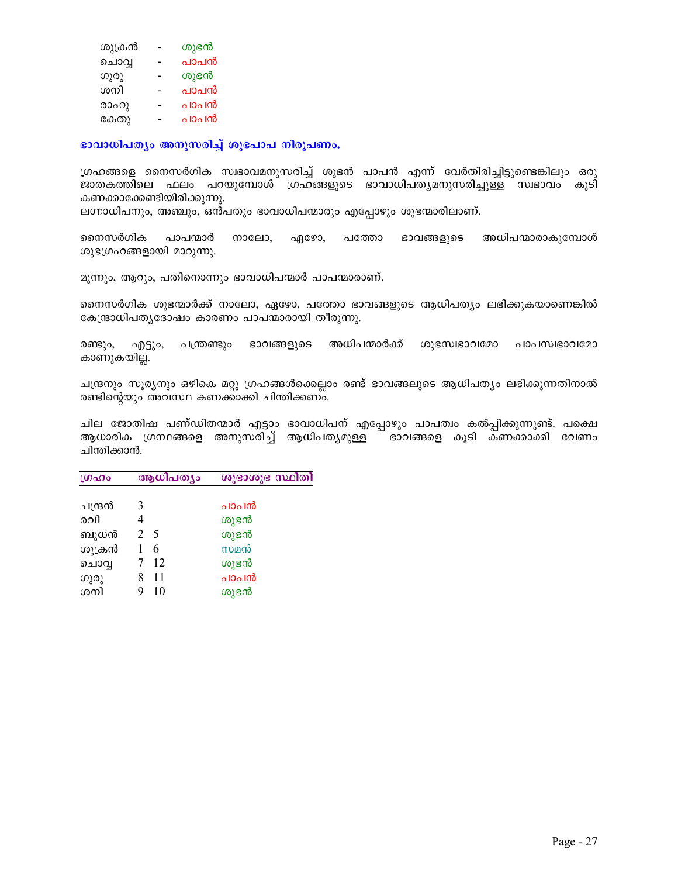| | | |
|---|---|---|
| ശുക്രൻ | - | ശുഭൻ |
| ചൊവ്വ | - | പാപൻ |
| ഗുരു | - | ശുഭൻ |
| ശനി | - | പാപൻ |
| രാഹു | - | പാപൻ |
| കേതു | - | പാപൻ |

**ഭാവാധിപത്യം അനുസരിച്ച് ശുഭപാപ നിരൂപണം.**

ഗ്രഹങ്ങളെ നൈസർഗിക സ്വഭാവമനുസരിച്ച് ശുഭൻ പാപൻ എന്ന് വേർതിരിച്ചിട്ടുണ്ടെങ്കിലും ഒരു ജാതകത്തിലെ ഫലം പറയുമ്പോൾ ഗ്രഹങ്ങളുടെ ഭാവാധിപത്യമനുസരിച്ചുള്ള സ്വഭാവം കൂടി കണക്കാക്കേണ്ടിയിരിക്കുന്നു.
ലഗ്നാധിപനും, അഞ്ചും, ഒൻപതും ഭാവാധിപന്മാരും എപ്പോഴും ശുഭന്മാരിലാണ്.

നൈസർഗിക പാപന്മാർ നാലോ, ഏഴോ, പത്തോ ഭാവങ്ങളുടെ അധിപന്മാരാകുമ്പോൾ ശുഭഗ്രഹങ്ങളായി മാറുന്നു.

മൂന്നും, ആറും, പതിനൊന്നും ഭാവാധിപന്മാർ പാപന്മാരാണ്.

നൈസർഗിക ശുഭന്മാർക്ക് നാലോ, ഏഴോ, പത്തോ ഭാവങ്ങളുടെ ആധിപത്യം ലഭിക്കുകയാണെങ്കിൽ കേന്ദ്രാധിപത്യദോഷം കാരണം പാപന്മാരായി തീരുന്നു.

രണ്ടും, എട്ടും, പന്ത്രണ്ടും ഭാവങ്ങളുടെ അധിപന്മാർക്ക് ശുഭസ്വഭാവമോ പാപസ്വഭാവമോ കാണുകയില്ല.

ചന്ദ്രനും സൂര്യനും ഒഴികെ മറ്റു ഗ്രഹങ്ങൾക്കെല്ലാം രണ്ട് ഭാവങ്ങലുടെ ആധിപത്യം ലഭിക്കുന്നതിനാൽ രണ്ടിന്റെയും അവസ്ഥ കണക്കാക്കി ചിന്തിക്കണം.

ചില ജോതിഷ പണ്ഡിതന്മാർ എട്ടാം ഭാവാധിപന് എപ്പോഴും പാപത്വം കൽപ്പിക്കുന്നുണ്ട്. പക്ഷെ ആധാരിക ഗ്രന്ഥങ്ങളെ അനുസരിച്ച് ആധിപത്യമുള്ള ഭാവങ്ങളെ കൂടി കണക്കാക്കി വേണം ചിന്തിക്കാൻ.

| ഗ്രഹം | ആധിപത്യം | ശുഭാശുഭ സ്ഥിതി |
|---|---|---|
| ചന്ദ്രൻ | 3 | പാപൻ |
| രവി | 4 | ശുഭൻ |
| ബുധൻ | 2 5 | ശുഭൻ |
| ശുക്രൻ | 1 6 | സമൻ |
| ചൊവ്വ | 7 12 | ശുഭൻ |
| ഗുരു | 8 11 | പാപൻ |
| ശനി | 9 10 | ശുഭൻ |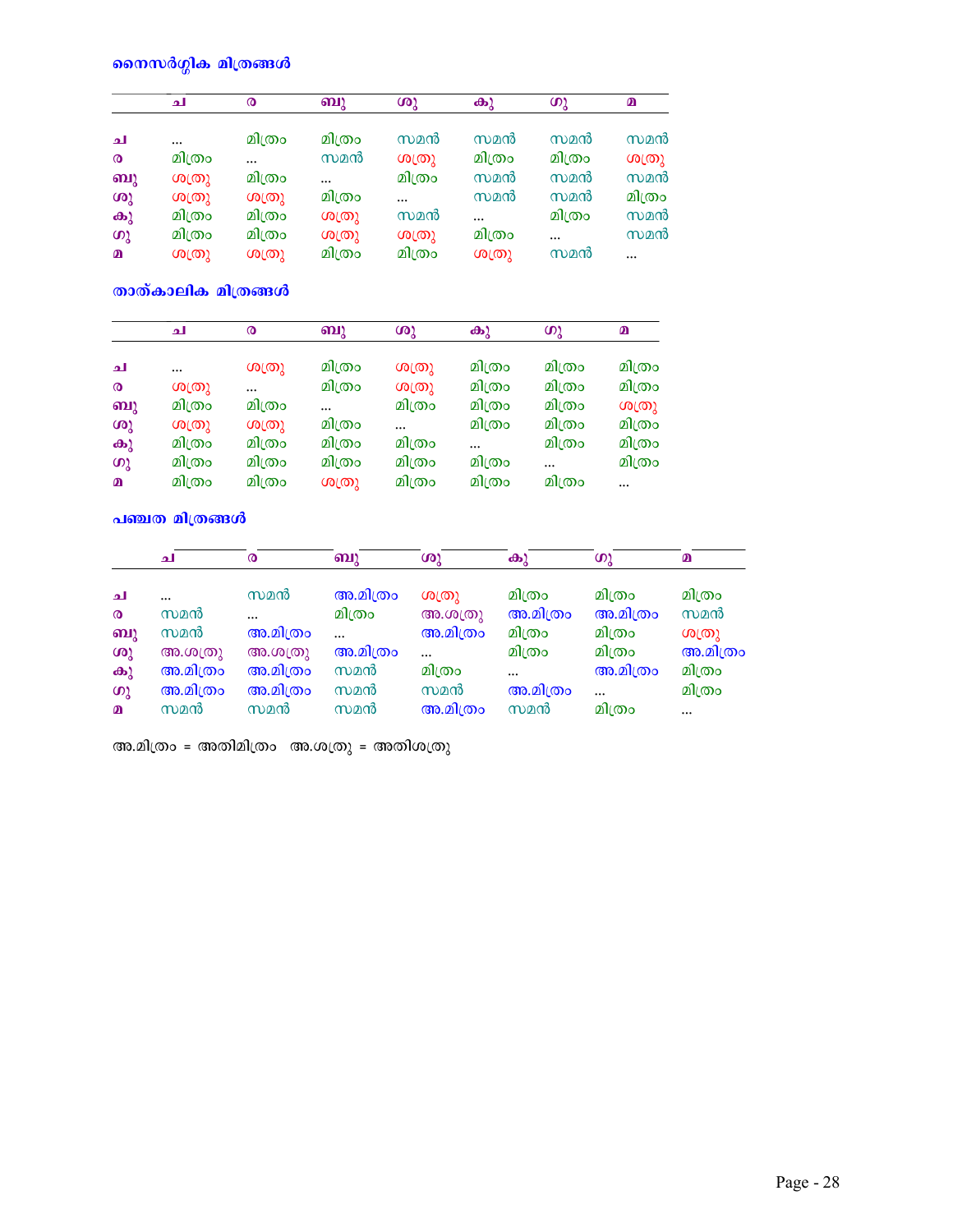### നൈസർഗ്ഗിക മിത്രങ്ങൾ

| | ച | ര | ബു | ശു | കു | ഗു | മ |
|---|---|---|---|---|---|---|---|
| ച | ... | മിത്രം | മിത്രം | സമൻ | സമൻ | സമൻ | സമൻ |
| ര | മിത്രം | ... | സമൻ | ശത്രു | മിത്രം | മിത്രം | ശത്രു |
| ബു | ശത്രു | മിത്രം | ... | മിത്രം | സമൻ | സമൻ | സമൻ |
| ശു | ശത്രു | ശത്രു | മിത്രം | ... | സമൻ | സമൻ | മിത്രം |
| കു | മിത്രം | മിത്രം | ശത്രു | സമൻ | ... | മിത്രം | സമൻ |
| ഗു | മിത്രം | മിത്രം | ശത്രു | ശത്രു | മിത്രം | ... | സമൻ |
| മ | ശത്രു | ശത്രു | മിത്രം | മിത്രം | ശത്രു | സമൻ | ... |

### താത്കാലിക മിത്രങ്ങൾ

| | ച | ര | ബു | ശു | കു | ഗു | മ |
|---|---|---|---|---|---|---|---|
| ച | ... | ശത്രു | മിത്രം | ശത്രു | മിത്രം | മിത്രം | മിത്രം |
| ര | ശത്രു | ... | മിത്രം | ശത്രു | മിത്രം | മിത്രം | മിത്രം |
| ബു | മിത്രം | മിത്രം | ... | മിത്രം | മിത്രം | മിത്രം | ശത്രു |
| ശു | ശത്രു | ശത്രു | മിത്രം | ... | മിത്രം | മിത്രം | മിത്രം |
| കു | മിത്രം | മിത്രം | മിത്രം | മിത്രം | ... | മിത്രം | മിത്രം |
| ഗു | മിത്രം | മിത്രം | മിത്രം | മിത്രം | മിത്രം | ... | മിത്രം |
| മ | മിത്രം | മിത്രം | ശത്രു | മിത്രം | മിത്രം | മിത്രം | ... |

### പഞ്ചത മിത്രങ്ങൾ

| | ച | ര | ബു | ശു | കു | ഗു | മ |
|---|---|---|---|---|---|---|---|
| ച | ... | സമൻ | അ.മിത്രം | ശത്രു | മിത്രം | മിത്രം | മിത്രം |
| ര | സമൻ | ... | മിത്രം | അ.ശത്രു | അ.മിത്രം | അ.മിത്രം | സമൻ |
| ബു | സമൻ | അ.മിത്രം | ... | അ.മിത്രം | മിത്രം | മിത്രം | ശത്രു |
| ശു | അ.ശത്രു | അ.ശത്രു | അ.മിത്രം | ... | മിത്രം | മിത്രം | അ.മിത്രം |
| കു | അ.മിത്രം | അ.മിത്രം | സമൻ | മിത്രം | ... | അ.മിത്രം | മിത്രം |
| ഗു | അ.മിത്രം | അ.മിത്രം | സമൻ | സമൻ | അ.മിത്രം | ... | മിത്രം |
| മ | സമൻ | സമൻ | സമൻ | അ.മിത്രം | സമൻ | മിത്രം | ... |

അ.മിത്രം = അതിമിത്രം   അ.ശത്രു = അതിശത്രു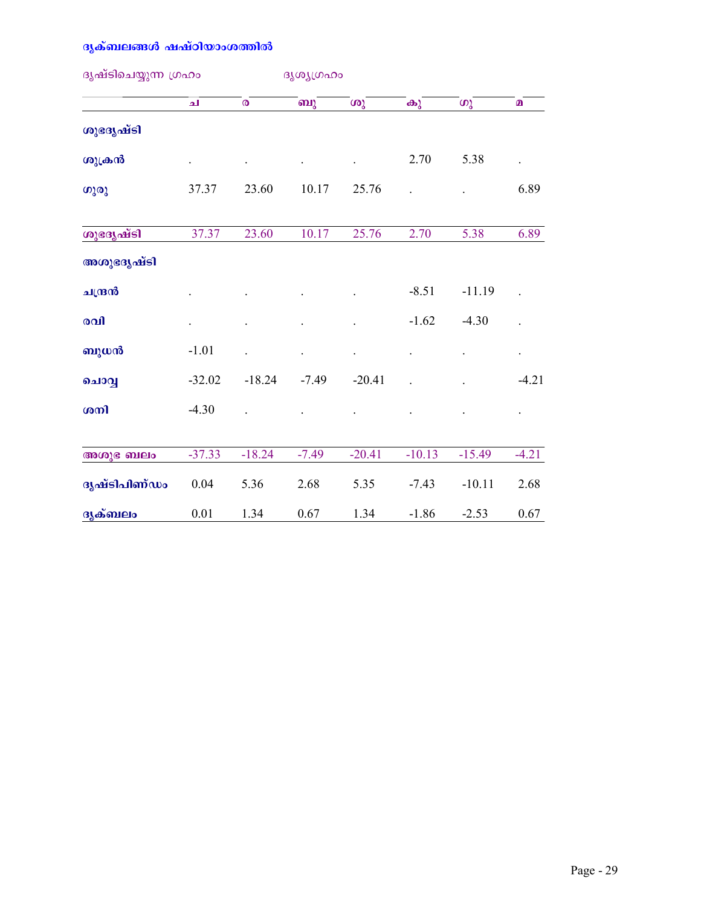**ദൃക്ബലങ്ങൾ ഷഷ്ഠിയാംശത്തിൽ**

ദൃഷ്ടിചെയ്യുന്ന ഗ്രഹം ദൃശ്യഗ്രഹം

| | ച | ര | ബു | ശു | കു | ഗു | മ |
|---|---|---|---|---|---|---|---|
| **ശുഭദൃഷ്ടി** | | | | | | | |
| **ശുക്രൻ** | . | . | . | . | 2.70 | 5.38 | . |
| **ഗുരു** | 37.37 | 23.60 | 10.17 | 25.76 | . | . | 6.89 |
| **ശുഭദൃഷ്ടി** | 37.37 | 23.60 | 10.17 | 25.76 | 2.70 | 5.38 | 6.89 |
| **അശുഭദൃഷ്ടി** | | | | | | | |
| **ചന്ദ്രൻ** | . | . | . | . | -8.51 | -11.19 | . |
| **രവി** | . | . | . | . | -1.62 | -4.30 | . |
| **ബുധൻ** | -1.01 | . | . | . | . | . | . |
| **ചൊവ്വ** | -32.02 | -18.24 | -7.49 | -20.41 | . | . | -4.21 |
| **ശനി** | -4.30 | . | . | . | . | . | . |
| **അശുഭ ബലം** | -37.33 | -18.24 | -7.49 | -20.41 | -10.13 | -15.49 | -4.21 |
| **ദൃഷ്ടിപിണ്ഡം** | 0.04 | 5.36 | 2.68 | 5.35 | -7.43 | -10.11 | 2.68 |
| **ദൃക്ബലം** | 0.01 | 1.34 | 0.67 | 1.34 | -1.86 | -2.53 | 0.67 |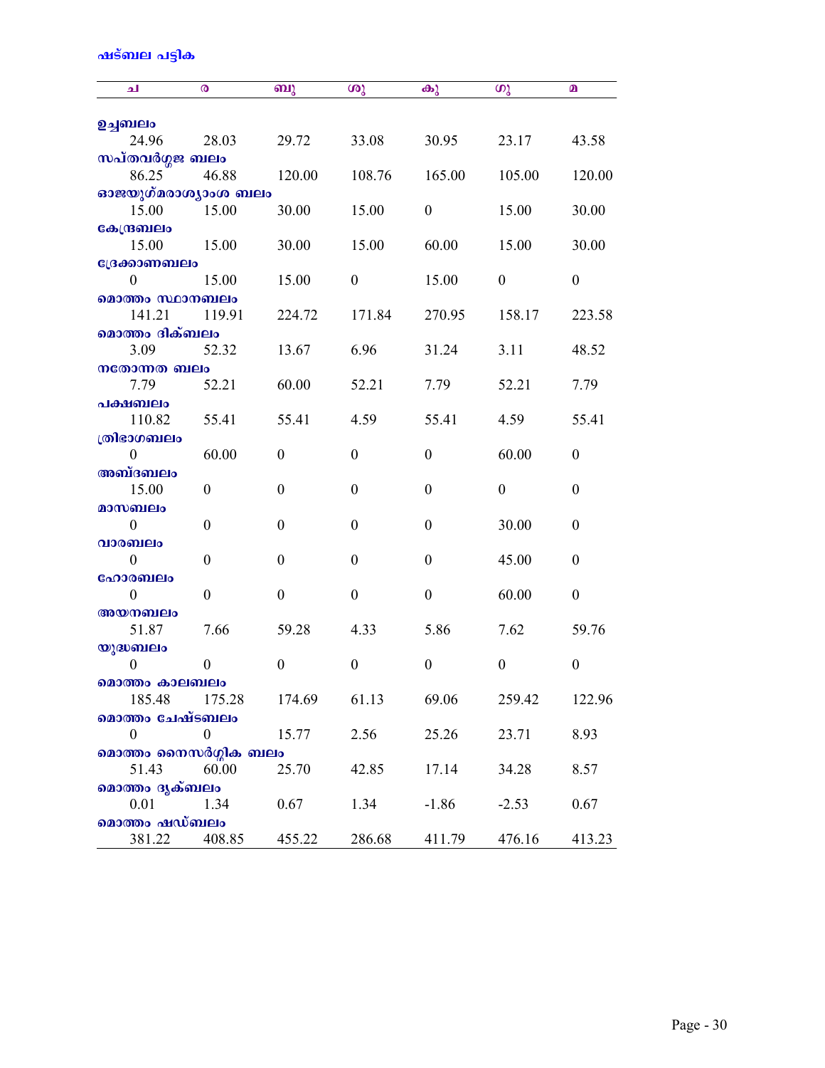## ഷട്ബല പട്ടിക

| | ച | ര | ബു | ശു | കു | ഗു | മ |
|---|---|---|---|---|---|---|---|
| **ഉച്ചബലം** | 24.96 | 28.03 | 29.72 | 33.08 | 30.95 | 23.17 | 43.58 |
| **സപ്തവർഗ്ഗജ ബലം** | 86.25 | 46.88 | 120.00 | 108.76 | 165.00 | 105.00 | 120.00 |
| **ഓജയുഗ്മരാശ്യാംശ ബലം** | 15.00 | 15.00 | 30.00 | 15.00 | 0 | 15.00 | 30.00 |
| **കേന്ദ്രബലം** | 15.00 | 15.00 | 30.00 | 15.00 | 60.00 | 15.00 | 30.00 |
| **ദ്രേക്കാണബലം** | 0 | 15.00 | 15.00 | 0 | 15.00 | 0 | 0 |
| **മൊത്തം സ്ഥാനബലം** | 141.21 | 119.91 | 224.72 | 171.84 | 270.95 | 158.17 | 223.58 |
| **മൊത്തം ദിക്ബലം** | 3.09 | 52.32 | 13.67 | 6.96 | 31.24 | 3.11 | 48.52 |
| **നതോന്നത ബലം** | 7.79 | 52.21 | 60.00 | 52.21 | 7.79 | 52.21 | 7.79 |
| **പക്ഷബലം** | 110.82 | 55.41 | 55.41 | 4.59 | 55.41 | 4.59 | 55.41 |
| **ത്രിഭാഗബലം** | 0 | 60.00 | 0 | 0 | 0 | 60.00 | 0 |
| **അബ്ദബലം** | 15.00 | 0 | 0 | 0 | 0 | 0 | 0 |
| **മാസബലം** | 0 | 0 | 0 | 0 | 0 | 30.00 | 0 |
| **വാരബലം** | 0 | 0 | 0 | 0 | 0 | 45.00 | 0 |
| **ഹോരബലം** | 0 | 0 | 0 | 0 | 0 | 60.00 | 0 |
| **അയനബലം** | 51.87 | 7.66 | 59.28 | 4.33 | 5.86 | 7.62 | 59.76 |
| **യുദ്ധബലം** | 0 | 0 | 0 | 0 | 0 | 0 | 0 |
| **മൊത്തം കാലബലം** | 185.48 | 175.28 | 174.69 | 61.13 | 69.06 | 259.42 | 122.96 |
| **മൊത്തം ചേഷ്ടബലം** | 0 | 0 | 15.77 | 2.56 | 25.26 | 23.71 | 8.93 |
| **മൊത്തം നൈസർഗ്ഗിക ബലം** | 51.43 | 60.00 | 25.70 | 42.85 | 17.14 | 34.28 | 8.57 |
| **മൊത്തം ദൃക്ബലം** | 0.01 | 1.34 | 0.67 | 1.34 | -1.86 | -2.53 | 0.67 |
| **മൊത്തം ഷഡ്ബലം** | 381.22 | 408.85 | 455.22 | 286.68 | 411.79 | 476.16 | 413.23 |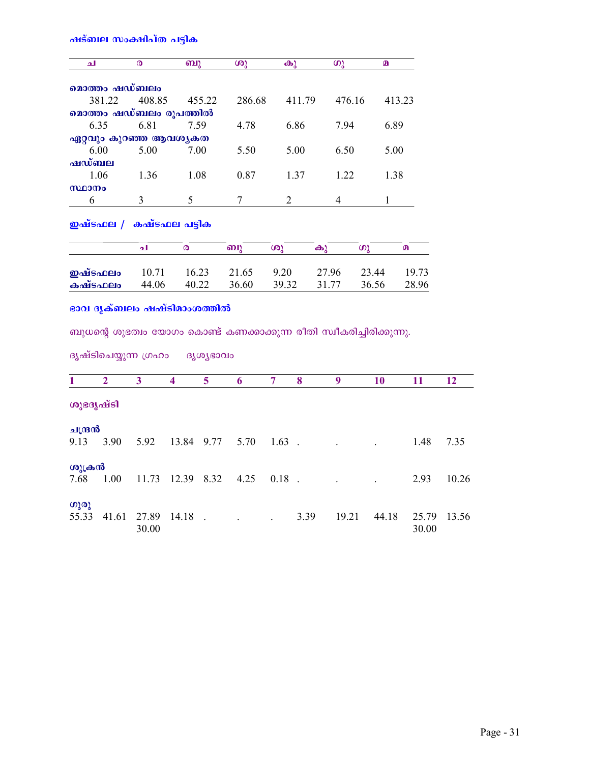### ഷട്ബല സംക്ഷിപ്ത പട്ടിക

| ച | ര | ബു | ശു | കു | ഗു | മ |
|---|---|---|---|---|---|---|
| **മൊത്തം ഷഡ്ബലം** | | | | | | |
| 381.22 | 408.85 | 455.22 | 286.68 | 411.79 | 476.16 | 413.23 |
| **മൊത്തം ഷഡ്ബലം രൂപത്തിൽ** | | | | | | |
| 6.35 | 6.81 | 7.59 | 4.78 | 6.86 | 7.94 | 6.89 |
| **ഏറ്റവും കുറഞ്ഞ ആവശ്യകത** | | | | | | |
| 6.00 | 5.00 | 7.00 | 5.50 | 5.00 | 6.50 | 5.00 |
| **ഷഡ്ബല** | | | | | | |
| 1.06 | 1.36 | 1.08 | 0.87 | 1.37 | 1.22 | 1.38 |
| **സ്ഥാനം** | | | | | | |
| 6 | 3 | 5 | 7 | 2 | 4 | 1 |

### ഇഷ്ടഫല / കഷ്ടഫല പട്ടിക

| | ച | ര | ബു | ശു | കു | ഗു | മ |
|---|---|---|---|---|---|---|---|
| **ഇഷ്ടഫലം** | 10.71 | 16.23 | 21.65 | 9.20 | 27.96 | 23.44 | 19.73 |
| **കഷ്ടഫലം** | 44.06 | 40.22 | 36.60 | 39.32 | 31.77 | 36.56 | 28.96 |

### ഭാവ ദൃക്ബലം ഷഷ്ടിമാംശത്തിൽ

ബുധന്റെ ശുഭത്വം യോഗം കൊണ്ട് കണക്കാക്കുന്ന രീതി സ്വീകരിച്ചിരിക്കുന്നു.

ദൃഷ്ടിചെയ്യുന്ന ഗ്രഹം ദൃശ്യഭാവം

| 1 | 2 | 3 | 4 | 5 | 6 | 7 | 8 | 9 | 10 | 11 | 12 |
|---|---|---|---|---|---|---|---|---|---|---|---|
| **ശുഭദൃഷ്ടി** | | | | | | | | | | | |
| **ചന്ദ്രൻ** | | | | | | | | | | | |
| 9.13 | 3.90 | 5.92 | 13.84 | 9.77 | 5.70 | 1.63 | . | . | . | 1.48 | 7.35 |
| **ശുക്രൻ** | | | | | | | | | | | |
| 7.68 | 1.00 | 11.73 | 12.39 | 8.32 | 4.25 | 0.18 | . | . | . | 2.93 | 10.26 |
| **ഗുരു** | | | | | | | | | | | |
| 55.33 | 41.61 | 27.89 30.00 | 14.18 | . | . | . | 3.39 | 19.21 | 44.18 | 25.79 30.00 | 13.56 |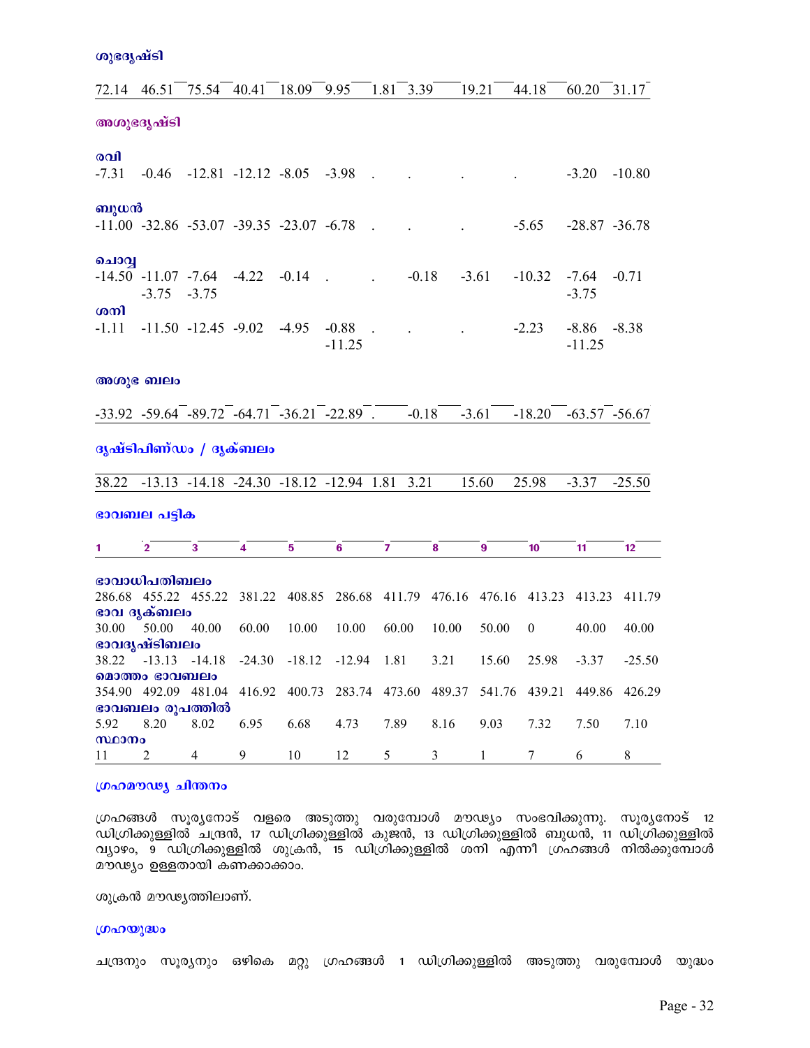**ശുഭദൃഷ്ടി**

| | | | | | | | | | | | |
|---|---|---|---|---|---|---|---|---|---|---|---|
| 72.14 | 46.51 | 75.54 | 40.41 | 18.09 | 9.95 | 1.81 | 3.39 | 19.21 | 44.18 | 60.20 | 31.17 |

**അശുഭദൃഷ്ടി**

| | | | | | | | | | | | | |
|---|---|---|---|---|---|---|---|---|---|---|---|---|
| **രവി** | -7.31 | -0.46 | -12.81 | -12.12 | -8.05 | -3.98 | . | . | . | . | -3.20 | -10.80 |
| **ബുധൻ** | -11.00 | -32.86 | -53.07 | -39.35 | -23.07 | -6.78 | . | . | . | -5.65 | -28.87 | -36.78 |
| **ചൊവ്വ** | -14.50 | -11.07 -3.75 | -7.64 -3.75 | -4.22 | -0.14 | . | . | -0.18 | -3.61 | -10.32 | -7.64 -3.75 | -0.71 |
| **ശനി** | -1.11 | -11.50 | -12.45 | -9.02 | -4.95 | -0.88 -11.25 | . | . | . | -2.23 | -8.86 -11.25 | -8.38 |

**അശുഭ ബലം**

| | | | | | | | | | | | |
|---|---|---|---|---|---|---|---|---|---|---|---|
| -33.92 | -59.64 | -89.72 | -64.71 | -36.21 | -22.89 | . | -0.18 | -3.61 | -18.20 | -63.57 | -56.67 |

**ദൃഷ്ടിപിണ്ഡം / ദൃക്ബലം**

| | | | | | | | | | | | |
|---|---|---|---|---|---|---|---|---|---|---|---|
| 38.22 | -13.13 | -14.18 | -24.30 | -18.12 | -12.94 | 1.81 | 3.21 | 15.60 | 25.98 | -3.37 | -25.50 |

**ഭാവബല പട്ടിക**

| | 1 | 2 | 3 | 4 | 5 | 6 | 7 | 8 | 9 | 10 | 11 | 12 |
|---|---|---|---|---|---|---|---|---|---|---|---|---|
| **ഭാവാധിപതിബലം** | 286.68 | 455.22 | 455.22 | 381.22 | 408.85 | 286.68 | 411.79 | 476.16 | 476.16 | 413.23 | 413.23 | 411.79 |
| **ഭാവ ദൃക്ബലം** | 30.00 | 50.00 | 40.00 | 60.00 | 10.00 | 10.00 | 60.00 | 10.00 | 50.00 | 0 | 40.00 | 40.00 |
| **ഭാവദൃഷ്ടിബലം** | 38.22 | -13.13 | -14.18 | -24.30 | -18.12 | -12.94 | 1.81 | 3.21 | 15.60 | 25.98 | -3.37 | -25.50 |
| **മൊത്തം ഭാവബലം** | 354.90 | 492.09 | 481.04 | 416.92 | 400.73 | 283.74 | 473.60 | 489.37 | 541.76 | 439.21 | 449.86 | 426.29 |
| **ഭാവബലം രൂപത്തിൽ** | 5.92 | 8.20 | 8.02 | 6.95 | 6.68 | 4.73 | 7.89 | 8.16 | 9.03 | 7.32 | 7.50 | 7.10 |
| **സ്ഥാനം** | 11 | 2 | 4 | 9 | 10 | 12 | 5 | 3 | 1 | 7 | 6 | 8 |

**ഗ്രഹമൗഢ്യ ചിന്തനം**

ഗ്രഹങ്ങൾ സൂര്യനോട് വളരെ അടുത്തു വരുമ്പോൾ മൗഢ്യം സംഭവിക്കുന്നു. സൂര്യനോട് 12 ഡിഗ്രിക്കുള്ളിൽ ചന്ദ്രൻ, 17 ഡിഗ്രിക്കുള്ളിൽ കുജൻ, 13 ഡിഗ്രിക്കുള്ളിൽ ബുധൻ, 11 ഡിഗ്രിക്കുള്ളിൽ വ്യാഴം, 9 ഡിഗ്രിക്കുള്ളിൽ ശുക്രൻ, 15 ഡിഗ്രിക്കുള്ളിൽ ശനി എന്നീ ഗ്രഹങ്ങൾ നിൽക്കുമ്പോൾ മൗഢ്യം ഉള്ളതായി കണക്കാക്കാം.

ശുക്രൻ മൗഢ്യത്തിലാണ്.

**ഗ്രഹയുദ്ധം**

ചന്ദ്രനും സൂര്യനും ഒഴികെ മറ്റു ഗ്രഹങ്ങൾ 1 ഡിഗ്രിക്കുള്ളിൽ അടുത്തു വരുമ്പോൾ യുദ്ധം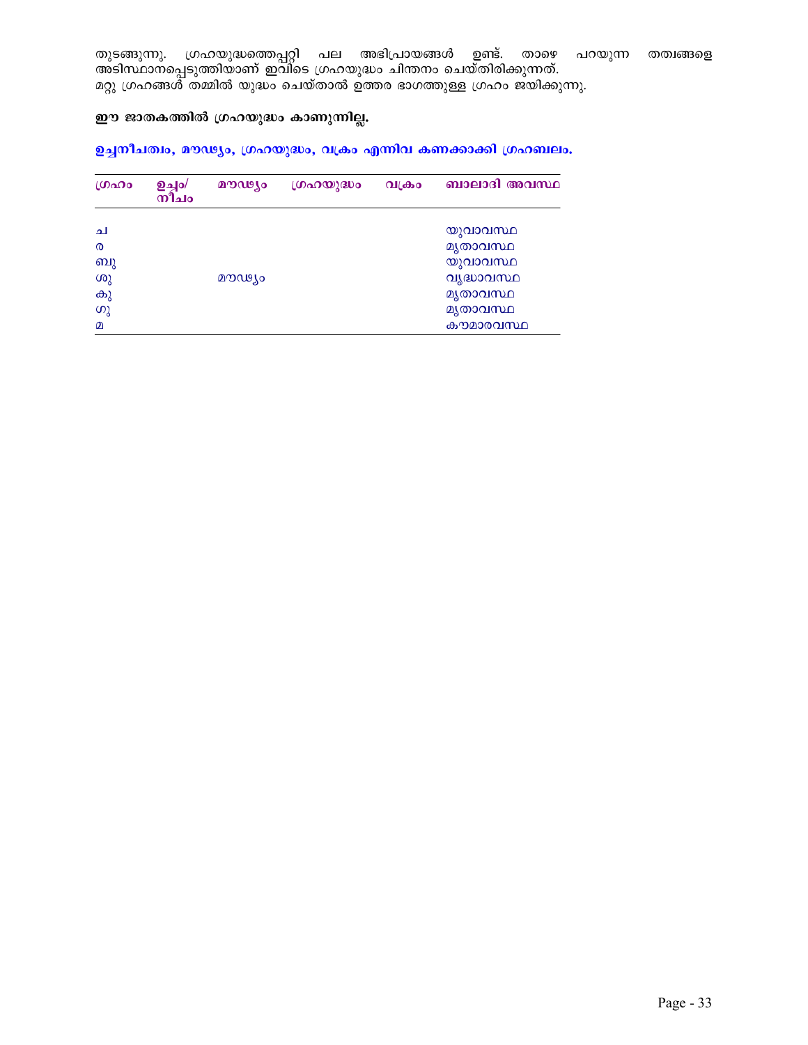തുടങ്ങുന്നു. ഗ്രഹയുദ്ധത്തെപ്പറ്റി പല അഭിപ്രായങ്ങൾ ഉണ്ട്. താഴെ പറയുന്ന തത്വങ്ങളെ അടിസ്ഥാനപ്പെടുത്തിയാണ് ഇവിടെ ഗ്രഹയുദ്ധം ചിന്തനം ചെയ്തിരിക്കുന്നത്.
മറ്റു ഗ്രഹങ്ങൾ തമ്മിൽ യുദ്ധം ചെയ്താൽ ഉത്തര ഭാഗത്തുള്ള ഗ്രഹം ജയിക്കുന്നു.

**ഈ ജാതകത്തിൽ ഗ്രഹയുദ്ധം കാണുന്നില്ല.**

**ഉച്ചനീചത്വം, മൗഢ്യം, ഗ്രഹയുദ്ധം, വക്രം എന്നിവ കണക്കാക്കി ഗ്രഹബലം.**

| ഗ്രഹം | ഉച്ചം/ നീചം | മൗഢ്യം | ഗ്രഹയുദ്ധം | വക്രം | ബാലാദി അവസ്ഥ |
|---|---|---|---|---|---|
| ച | | | | | യുവാവസ്ഥ |
| ര | | | | | മൃതാവസ്ഥ |
| ബു | | | | | യുവാവസ്ഥ |
| ശു | | മൗഢ്യം | | | വൃദ്ധാവസ്ഥ |
| കു | | | | | മൃതാവസ്ഥ |
| ഗു | | | | | മൃതാവസ്ഥ |
| മ | | | | | കൗമാരവസ്ഥ |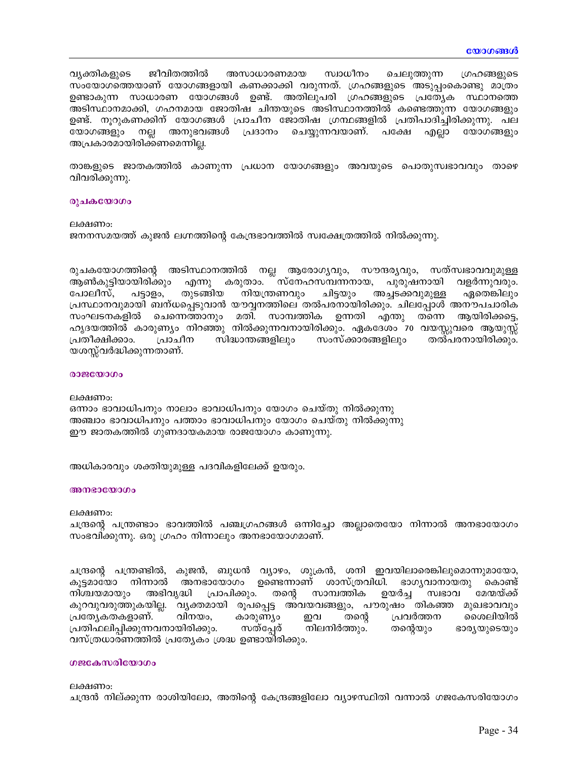വ്യക്തികളുടെ ജീവിതത്തിൽ അസാധാരണമായ സ്വാധീനം ചെലുത്തുന്ന ഗ്രഹങ്ങളുടെ സംയോഗത്തെയാണ് യോഗങ്ങളായി കണക്കാക്കി വരുന്നത്. ഗ്രഹങ്ങളുടെ അടുപ്പംകൊണ്ടു മാത്രം ഉണ്ടാകുന്ന സാധാരണ യോഗങ്ങൾ ഉണ്ട്. അതിലുപരി ഗ്രഹങ്ങളുടെ പ്രത്യേക സ്ഥാനത്തെ അടിസ്ഥാനമാക്കി, ഗഹനമായ ജോതിഷ ചിന്തയുടെ അടിസ്ഥാനത്തിൽ കണ്ടെത്തുന്ന യോഗങ്ങളും ഉണ്ട്. നൂറുകണക്കിന് യോഗങ്ങൾ പ്രാചീന ജോതിഷ ഗ്രന്ഥങ്ങളിൽ പ്രതിപാദിച്ചിരിക്കുന്നു. പല യോഗങ്ങളും നല്ല അനുഭവങ്ങൾ പ്രദാനം ചെയ്യുന്നവയാണ്. പക്ഷേ എല്ലാ യോഗങ്ങളും അപ്രകാരമായിരിക്കണമെന്നില്ല.

താങ്കളുടെ ജാതകത്തിൽ കാണുന്ന പ്രധാന യോഗങ്ങളും അവയുടെ പൊതുസ്വഭാവവും താഴെ വിവരിക്കുന്നു.

### രുചകയോഗം

ലക്ഷണം:
ജനനസമയത്ത് കുജൻ ലഗ്നത്തിന്റെ കേന്ദ്രഭാവത്തിൽ സ്വക്ഷേത്രത്തിൽ നിൽക്കുന്നു.

രുചകയോഗത്തിന്റെ അടിസ്ഥാനത്തിൽ നല്ല ആരോഗ്യവും, സൗന്ദര്യവും, സത്സ്വഭാവവുമുള്ള ആൺകുട്ടിയായിരിക്കും എന്നു കരുതാം. സ്നേഹസമ്പന്നനായ, പുരുഷനായി വളർന്നുവരും. പോലീസ്, പട്ടാളം, തുടങ്ങിയ നിയന്ത്രണവും ചിട്ടയും അച്ചടക്കവുമുള്ള ഏതെങ്കിലും പ്രസ്ഥാനവുമായി ബന്ധപ്പെടുവാൻ യൗവ്വനത്തിലെ തൽപരനായിരിക്കും. ചിലപ്പോൾ അനൗപചാരിക സംഘടനകളിൽ ചെന്നെത്താനും മതി. സാമ്പത്തിക ഉന്നതി എന്തു തന്നെ ആയിരിക്കട്ടെ, ഹൃദയത്തിൽ കാരുണ്യം നിറഞ്ഞു നിൽക്കുന്നവനായിരിക്കും. ഏകദേശം 70 വയസ്സുവരെ ആയുസ്സ് പ്രതീക്ഷിക്കാം. പ്രാചീന സിദ്ധാന്തങ്ങളിലും സംസ്ക്കാരങ്ങളിലും തൽപരനായിരിക്കും. യശസ്സ്‌വർദ്ധിക്കുന്നതാണ്.

### രാജയോഗം

ലക്ഷണം:
ഒന്നാം ഭാവാധിപനും നാലാം ഭാവാധിപനും യോഗം ചെയ്തു നിൽക്കുന്നു
അഞ്ചാം ഭാവാധിപനും പത്താം ഭാവാധിപനും യോഗം ചെയ്തു നിൽക്കുന്നു
ഈ ജാതകത്തിൽ ഗുണദായകമായ രാജയോഗം കാണുന്നു.

അധികാരവും ശക്തിയുമുള്ള പദവികളിലേക്ക് ഉയരും.

### അനഭായോഗം

ലക്ഷണം:
ചന്ദ്രന്റെ പന്ത്രണ്ടാം ഭാവത്തിൽ പഞ്ചഗ്രഹങ്ങൾ ഒന്നിച്ചോ അല്ലാതെയോ നിന്നാൽ അനഭായോഗം സംഭവിക്കുന്നു. ഒരു ഗ്രഹം നിന്നാലും അനഭായോഗമാണ്.

ചന്ദ്രന്റെ പന്ത്രണ്ടിൽ, കുജൻ, ബുധൻ വ്യാഴം, ശുക്രൻ, ശനി ഇവയിലാരെങ്കിലുമൊന്നുമായോ, കൂട്ടമായോ നിന്നാൽ അനഭായോഗം ഉണ്ടെന്നാണ് ശാസ്ത്രവിധി. ഭാഗ്യവാനായതു കൊണ്ട് നിശ്ചയമായും അഭിവൃദ്ധി പ്രാപിക്കും. തന്റെ സാമ്പത്തിക ഉയർച്ച സ്വഭാവ മേന്മയ്ക്ക് കുറവുവരുത്തുകയില്ല. വ്യക്തമായി രൂപപ്പെട്ട അവയവങ്ങളും, പൗരുഷം തികഞ്ഞ മുഖഭാവവും പ്രത്യേകതകളാണ്. വിനയം, കാരുണ്യം ഇവ തന്റെ പ്രവർത്തന ശൈലിയിൽ പ്രതിഫലിപ്പിക്കുന്നവനായിരിക്കും. സത്പ്പേര് നിലനിർത്തും. തന്റെയും ഭാര്യയുടെയും വസ്ത്രധാരണത്തിൽ പ്രത്യേകം ശ്രദ്ധ ഉണ്ടായിരിക്കും.

### ഗജകേസരിയോഗം

ലക്ഷണം:
ചന്ദ്രൻ നില്ക്കുന്ന രാശിയിലോ, അതിന്റെ കേന്ദ്രങ്ങളിലോ വ്യാഴസ്ഥിതി വന്നാൽ ഗജകേസരിയോഗം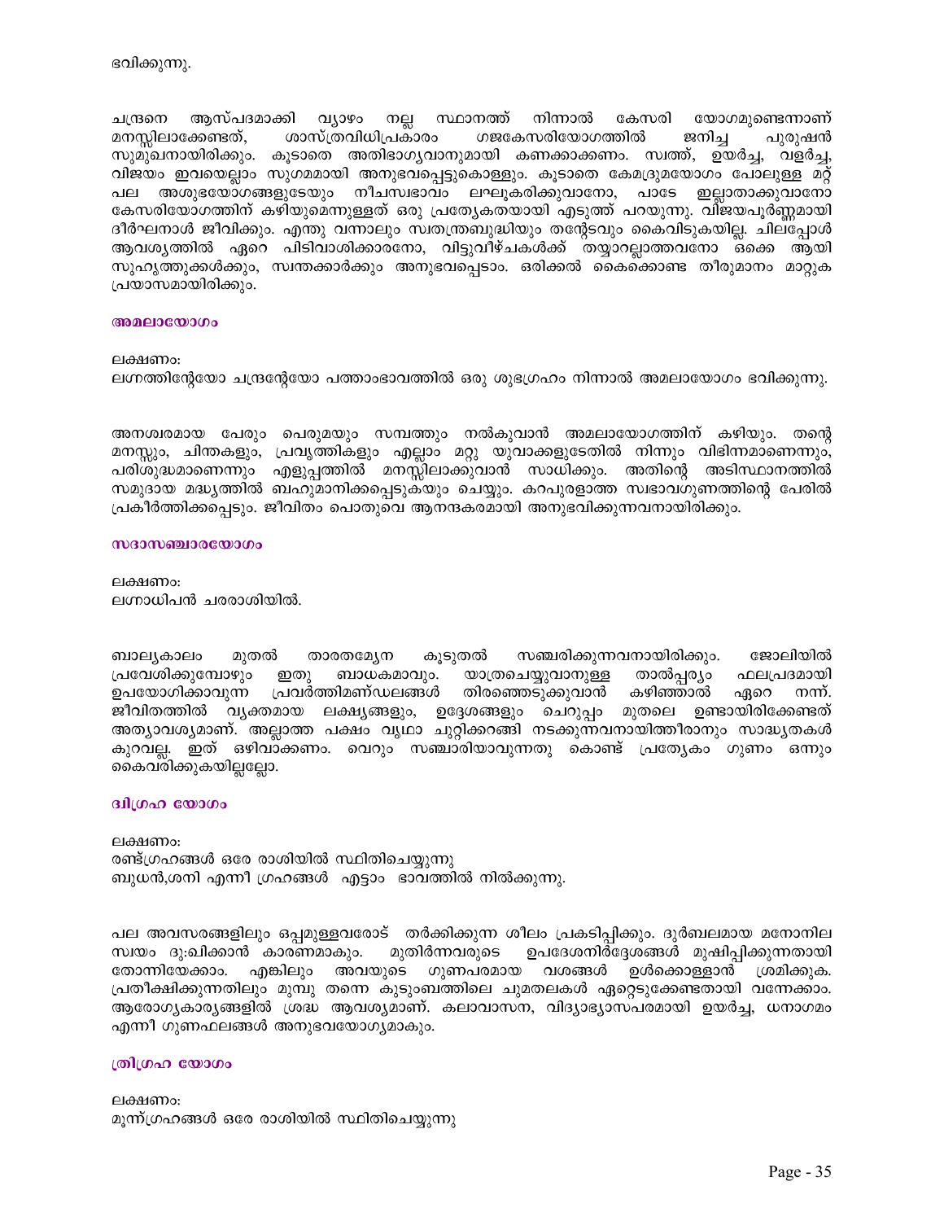ഭവിക്കുന്നു.

ചന്ദ്രനെ ആസ്പദമാക്കി വ്യാഴം നല്ല സ്ഥാനത്ത് നിന്നാൽ കേസരി യോഗമുണ്ടെന്നാണ് മനസ്സിലാക്കേണ്ടത്, ശാസ്ത്രവിധിപ്രകാരം ഗജകേസരിയോഗത്തിൽ ജനിച്ച പുരുഷൻ സുമുഖനായിരിക്കും. കൂടാതെ അതിഭാഗ്യവാനുമായി കണക്കാക്കണം. സ്വത്ത്, ഉയർച്ച, വളർച്ച, വിജയം ഇവയെല്ലാം സുഗമമായി അനുഭവപ്പെട്ടുകൊള്ളും. കൂടാതെ കേമദ്രുമയോഗം പോലുള്ള മറ്റ് പല അശുഭയോഗങ്ങളുടേയും നീചസ്വഭാവം ലഘൂകരിക്കുവാനോ, പാടേ ഇല്ലാതാക്കുവാനോ കേസരിയോഗത്തിന് കഴിയുമെന്നുള്ളത് ഒരു പ്രത്യേകതയായി എടുത്ത് പറയുന്നു. വിജയപൂർണ്ണമായി ദീർഘനാൾ ജീവിക്കും. എന്തു വന്നാലും സ്വതന്ത്രബുദ്ധിയും തന്റേടവും കൈവിടുകയില്ല. ചിലപ്പോൾ ആവശ്യത്തിൽ ഏറെ പിടിവാശിക്കാരനോ, വിട്ടുവീഴ്ചകൾക്ക് തയ്യാറല്ലാത്തവനോ ഒക്കെ ആയി സുഹൃത്തുക്കൾക്കും, സ്വന്തക്കാർക്കും അനുഭവപ്പെടാം. ഒരിക്കൽ കൈക്കൊണ്ട തീരുമാനം മാറ്റുക പ്രയാസമായിരിക്കും.

### അമലായോഗം

ലക്ഷണം:
ലഗ്നത്തിന്റേയോ ചന്ദ്രന്റേയോ പത്താംഭാവത്തിൽ ഒരു ശുഭഗ്രഹം നിന്നാൽ അമലായോഗം ഭവിക്കുന്നു.

അനശ്വരമായ പേരും പെരുമയും സമ്പത്തും നൽകുവാൻ അമലായോഗത്തിന് കഴിയും. തന്റെ മനസ്സും, ചിന്തകളും, പ്രവൃത്തികളും എല്ലാം മറ്റു യുവാക്കളുടേതിൽ നിന്നും വിഭിന്നമാണെന്നും, പരിശുദ്ധമാണെന്നും എളുപ്പത്തിൽ മനസ്സിലാക്കുവാൻ സാധിക്കും. അതിന്റെ അടിസ്ഥാനത്തിൽ സമുദായ മദ്ധ്യത്തിൽ ബഹുമാനിക്കപ്പെടുകയും ചെയ്യും. കറപുരളാത്ത സ്വഭാവഗുണത്തിന്റെ പേരിൽ പ്രകീർത്തിക്കപ്പെടും. ജീവിതം പൊതുവെ ആനന്ദകരമായി അനുഭവിക്കുന്നവനായിരിക്കും.

### സദാസഞ്ചാരയോഗം

ലക്ഷണം:
ലഗ്നാധിപൻ ചരരാശിയിൽ.

ബാല്യകാലം മുതൽ താരതമ്യേന കൂടുതൽ സഞ്ചരിക്കുന്നവനായിരിക്കും. ജോലിയിൽ പ്രവേശിക്കുമ്പോഴും ഇതു ബാധകമാവും. യാത്രചെയ്യുവാനുള്ള താൽപ്പര്യം ഫലപ്രദമായി ഉപയോഗിക്കാവുന്ന പ്രവർത്തിമണ്ഡലങ്ങൾ തിരഞ്ഞെടുക്കുവാൻ കഴിഞ്ഞാൽ ഏറെ നന്ന്. ജീവിതത്തിൽ വ്യക്തമായ ലക്ഷ്യങ്ങളും, ഉദ്ദേശങ്ങളും ചെറുപ്പം മുതലെ ഉണ്ടായിരിക്കേണ്ടത് അത്യാവശ്യമാണ്. അല്ലാത്ത പക്ഷം വൃഥാ ചുറ്റിക്കറങ്ങി നടക്കുന്നവനായിത്തീരാനും സാദ്ധ്യതകൾ കുറവല്ല. ഇത് ഒഴിവാക്കണം. വെറും സഞ്ചാരിയാവുന്നതു കൊണ്ട് പ്രത്യേകം ഗുണം ഒന്നും കൈവരിക്കുകയില്ലല്ലോ.

### ദ്വിഗ്രഹ യോഗം

ലക്ഷണം:
രണ്ട്ഗ്രഹങ്ങൾ ഒരേ രാശിയിൽ സ്ഥിതിചെയ്യുന്നു
ബുധൻ,ശനി എന്നീ ഗ്രഹങ്ങൾ എട്ടാം ഭാവത്തിൽ നിൽക്കുന്നു.

പല അവസരങ്ങളിലും ഒപ്പമുള്ളവരോട് തർക്കിക്കുന്ന ശീലം പ്രകടിപ്പിക്കും. ദുർബലമായ മനോനില സ്വയം ദു:ഖിക്കാൻ കാരണമാകും. മുതിർന്നവരുടെ ഉപദേശനിർദ്ദേശങ്ങൾ മുഷിപ്പിക്കുന്നതായി തോന്നിയേക്കാം. എങ്കിലും അവയുടെ ഗുണപരമായ വശങ്ങൾ ഉൾക്കൊള്ളാൻ ശ്രമിക്കുക. പ്രതീക്ഷിക്കുന്നതിലും മുമ്പു തന്നെ കുടുംബത്തിലെ ചുമതലകൾ ഏറ്റെടുക്കേണ്ടതായി വന്നേക്കാം. ആരോഗ്യകാര്യങ്ങളിൽ ശ്രദ്ധ ആവശ്യമാണ്. കലാവാസന, വിദ്യാഭ്യാസപരമായി ഉയർച്ച, ധനാഗമം എന്നീ ഗുണഫലങ്ങൾ അനുഭവയോഗ്യമാകും.

### ത്രിഗ്രഹ യോഗം

ലക്ഷണം:
മൂന്ന്ഗ്രഹങ്ങൾ ഒരേ രാശിയിൽ സ്ഥിതിചെയ്യുന്നു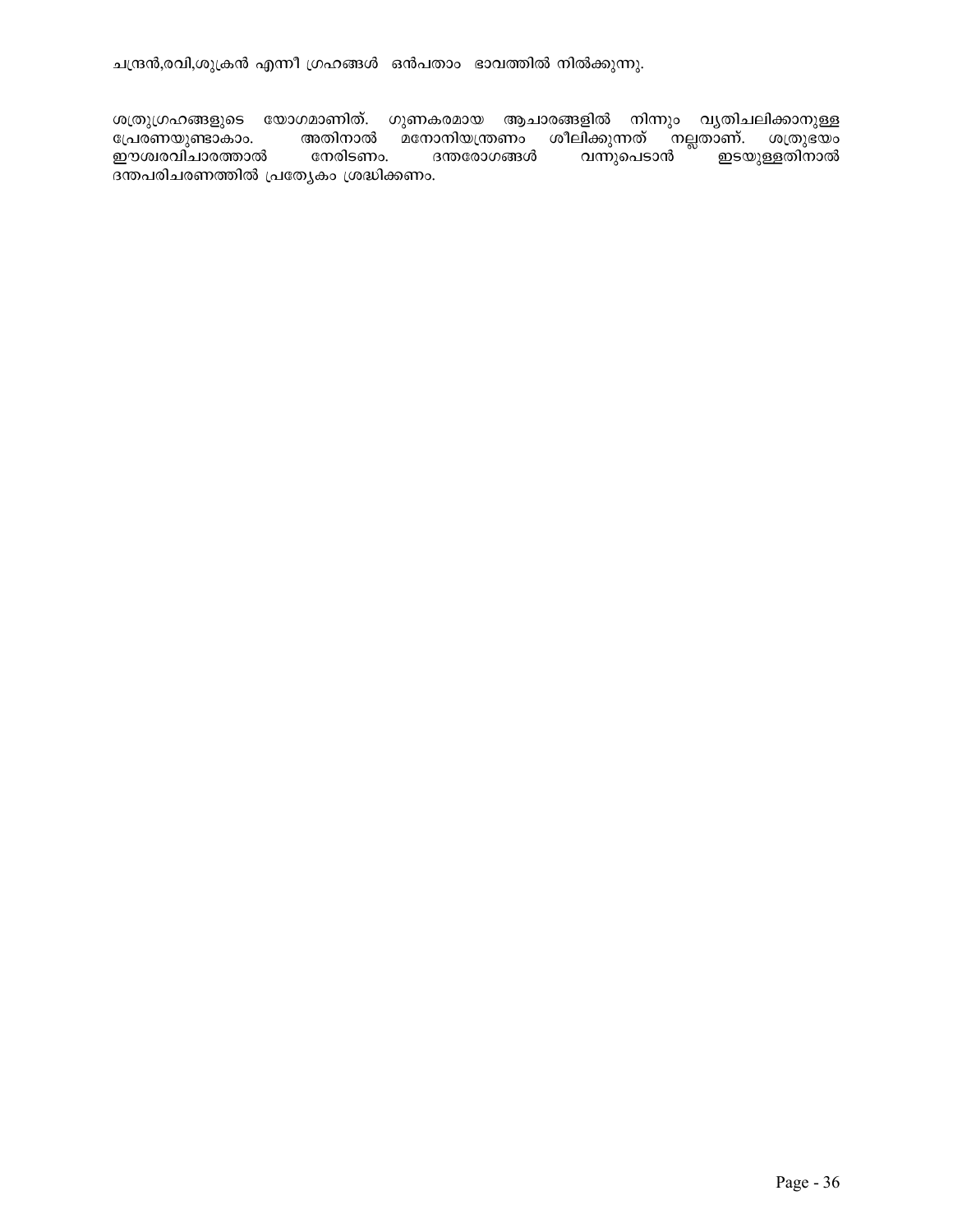ചന്ദ്രൻ,രവി,ശുക്രൻ എന്നീ ഗ്രഹങ്ങൾ  ഒൻപതാം  ഭാവത്തിൽ നിൽക്കുന്നു.

ശത്രുഗ്രഹങ്ങളുടെ യോഗമാണിത്. ഗുണകരമായ ആചാരങ്ങളിൽ നിന്നും വ്യതിചലിക്കാനുള്ള പ്രേരണയുണ്ടാകാം. അതിനാൽ മനോനിയന്ത്രണം ശീലിക്കുന്നത് നല്ലതാണ്. ശത്രുഭയം ഈശ്വരവിചാരത്താൽ നേരിടണം. ദന്തരോഗങ്ങൾ വന്നുപെടാൻ ഇടയുള്ളതിനാൽ ദന്തപരിചരണത്തിൽ പ്രത്യേകം ശ്രദ്ധിക്കണം.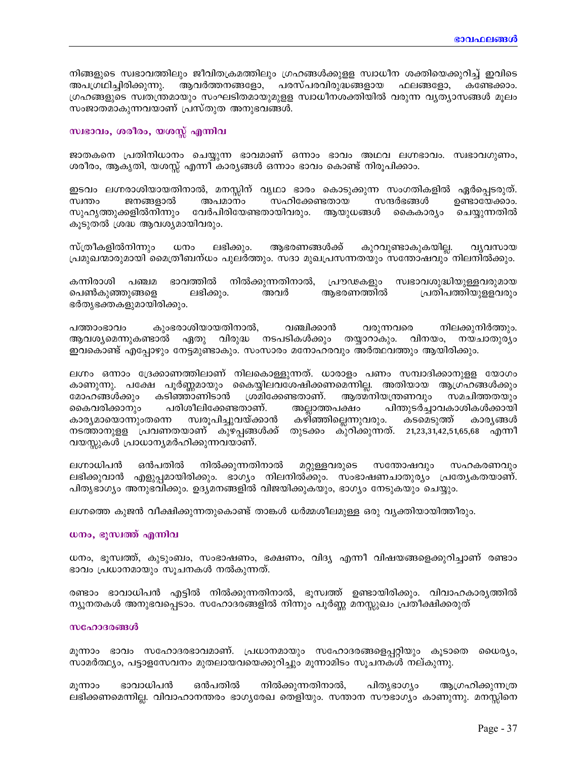നിങ്ങളുടെ സ്വഭാവത്തിലും ജീവിതക്രമത്തിലും ഗ്രഹങ്ങൾക്കുള്ള സ്വാധീന ശക്തിയെക്കുറിച്ച് ഇവിടെ അപഗ്രഥിച്ചിരിക്കുന്നു. ആവർത്തനങ്ങളോ, പരസ്പരവിരുദ്ധങ്ങളായ ഫലങ്ങളോ, കണ്ടേക്കാം. ഗ്രഹങ്ങളുടെ സ്വതന്ത്രമായും സംഘടിതമായുമുള്ള സ്വാധീനശക്തിയിൽ വരുന്ന വ്യത്യാസങ്ങൾ മൂലം സംജാതമാകുന്നവയാണ് പ്രസ്തുത അനുഭവങ്ങൾ.

### സ്വഭാവം, ശരീരം, യശസ്സ് എന്നിവ

ജാതകനെ പ്രതിനിധാനം ചെയ്യുന്ന ഭാവമാണ് ഒന്നാം ഭാവം അഥവ ലഗ്നഭാവം. സ്വഭാവഗുണം, ശരീരം, ആകൃതി, യശസ്സ് എന്നീ കാര്യങ്ങൾ ഒന്നാം ഭാവം കൊണ്ട് നിരൂപിക്കാം.

ഇടവം ലഗ്നരാശിയായതിനാൽ, മനസ്സിന് വൃഥാ ഭാരം കൊടുക്കുന്ന സംഗതികളിൽ ഏർപ്പെടരുത്. സ്വന്തം ജനങ്ങളാൽ അപമാനം സഹിക്കേണ്ടതായ സന്ദർഭങ്ങൾ ഉണ്ടായേക്കാം. സുഹൃത്തുക്കളിൽനിന്നും വേർപിരിയേണ്ടതായിവരും. ആയുധങ്ങൾ കൈകാര്യം ചെയ്യുന്നതിൽ കൂടുതൽ ശ്രദ്ധ ആവശ്യമായിവരും.

സ്ത്രീകളിൽനിന്നും ധനം ലഭിക്കും. ആഭരണങ്ങൾക്ക് കുറവുണ്ടാകുകയില്ല. വ്യവസായ പ്രമുഖന്മാരുമായി മൈത്രീബന്ധം പുലർത്തും. സദാ മുഖപ്രസന്നതയും സന്തോഷവും നിലനിൽക്കും.

കന്നിരാശി പഞ്ചമ ഭാവത്തിൽ നിൽക്കുന്നതിനാൽ, പ്രൗഢകളും സ്വഭാവശുദ്ധിയുള്ളവരുമായ പെൺകുഞ്ഞുങ്ങളെ ലഭിക്കും. അവർ ആഭരണത്തിൽ പ്രതിപത്തിയുള്ളവരും ഭർതൃഭക്തകളുമായിരിക്കും.

പത്താംഭാവം കുംഭരാശിയായതിനാൽ, വഞ്ചിക്കാൻ വരുന്നവരെ നിലക്കുനിർത്തും. ആവശ്യമെന്നുകണ്ടാൽ ഏതു വിരുദ്ധ നടപടികൾക്കും തയ്യാറാകും. വിനയം, നയചാതുര്യം ഇവകൊണ്ട് എപ്പോഴും നേട്ടമുണ്ടാകും. സംസാരം മനോഹരവും അർത്ഥവത്തും ആയിരിക്കും.

ലഗ്നം ഒന്നാം ദ്രേക്കാണത്തിലാണ് നിലകൊള്ളുന്നത്. ധാരാളം പണം സമ്പാദിക്കാനുള്ള യോഗം കാണുന്നു. പക്ഷേ പൂർണ്ണമായും കൈയ്യിലവശേഷിക്കണമെന്നില്ല. അതിയായ ആഗ്രഹങ്ങൾക്കും മോഹങ്ങൾക്കും കടിഞ്ഞാണിടാൻ ശ്രമിക്കേണ്ടതാണ്. ആത്മനിയന്ത്രണവും സമചിത്തതയും കൈവരിക്കാനും പരിശീലിക്കേണ്ടതാണ്. അല്ലാത്തപക്ഷം പിന്തുടർച്ചാവകാശികൾക്കായി കാര്യമായൊന്നുംതന്നെ സ്വരൂപിച്ചുവയ്ക്കാൻ കഴിഞ്ഞില്ലെന്നുവരും. കടമെടുത്ത് കാര്യങ്ങൾ നടത്താനുള്ള പ്രവണതയാണ് കുഴപ്പങ്ങൾക്ക് തുടക്കം കുറിക്കുന്നത്. 21,23,31,42,51,65,68 എന്നീ വയസ്സുകൾ പ്രാധാന്യമർഹിക്കുന്നവയാണ്.

ലഗ്നാധിപൻ ഒൻപതിൽ നിൽക്കുന്നതിനാൽ മറ്റുള്ളവരുടെ സന്തോഷവും സഹകരണവും ലഭിക്കുവാൻ എളുപ്പമായിരിക്കും. ഭാഗ്യം നിലനിൽക്കും. സംഭാഷണചാതുര്യം പ്രത്യേകതയാണ്. പിതൃഭാഗ്യം അനുഭവിക്കും. ഉദ്യമങ്ങളിൽ വിജയിക്കുകയും, ഭാഗ്യം നേടുകയും ചെയ്യും.

ലഗ്നത്തെ കുജൻ വീക്ഷിക്കുന്നതുകൊണ്ട് താങ്കൾ ധർമ്മശീലമുള്ള ഒരു വ്യക്തിയായിത്തീരും.

### ധനം, ഭൂസ്വത്ത് എന്നിവ

ധനം, ഭൂസ്വത്ത്, കുടുംബം, സംഭാഷണം, ഭക്ഷണം, വിദ്യ എന്നീ വിഷയങ്ങളെക്കുറിച്ചാണ് രണ്ടാം ഭാവം പ്രധാനമായും സൂചനകൾ നൽകുന്നത്.

രണ്ടാം ഭാവാധിപൻ എട്ടിൽ നിൽക്കുന്നതിനാൽ, ഭൂസ്വത്ത് ഉണ്ടായിരിക്കും. വിവാഹകാര്യത്തിൽ ന്യൂനതകൾ അനുഭവപ്പെടാം. സഹോദരങ്ങളിൽ നിന്നും പൂർണ്ണ മനസ്സുഖം പ്രതീക്ഷിക്കരുത്

### സഹോദരങ്ങൾ

മൂന്നാം ഭാവം സഹോദരഭാവമാണ്. പ്രധാനമായും സഹോദരങ്ങളെപ്പറ്റിയും കൂടാതെ ധൈര്യം, സാമർത്ഥ്യം, പട്ടാളസേവനം മുതലായവയെക്കുറിച്ചും മൂന്നാമിടം സൂചനകൾ നല്കുന്നു.

മൂന്നാം ഭാവാധിപൻ ഒൻപതിൽ നിൽക്കുന്നതിനാൽ, പിതൃഭാഗ്യം ആഗ്രഹിക്കുന്നത്ര ലഭിക്കണമെന്നില്ല. വിവാഹാനന്തരം ഭാഗ്യരേഖ തെളിയും. സന്താന സൗഭാഗ്യം കാണുന്നു. മനസ്സിനെ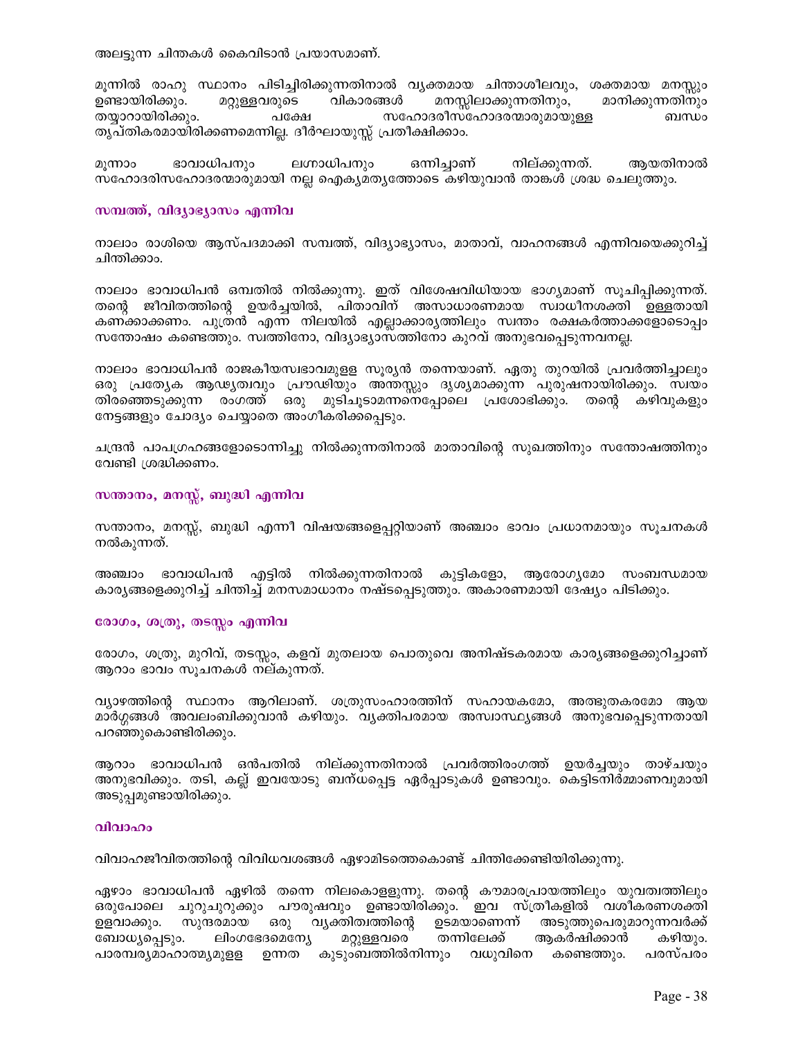അലട്ടുന്ന ചിന്തകൾ കൈവിടാൻ പ്രയാസമാണ്.

മൂന്നിൽ രാഹു സ്ഥാനം പിടിച്ചിരിക്കുന്നതിനാൽ വ്യക്തമായ ചിന്താശീലവും, ശക്തമായ മനസ്സും ഉണ്ടായിരിക്കും. മറ്റുള്ളവരുടെ വികാരങ്ങൾ മനസ്സിലാക്കുന്നതിനും, മാനിക്കുന്നതിനും തയ്യാറായിരിക്കും. പക്ഷേ സഹോദരീസഹോദരന്മാരുമായുള്ള ബന്ധം തൃപ്തികരമായിരിക്കണമെന്നില്ല. ദീർഘായുസ്സ് പ്രതീക്ഷിക്കാം.

മൂന്നാം ഭാവാധിപനും ലഗ്നാധിപനും ഒന്നിച്ചാണ് നില്ക്കുന്നത്. ആയതിനാൽ സഹോദരിസഹോദരന്മാരുമായി നല്ല ഐക്യമത്യത്തോടെ കഴിയുവാൻ താങ്കൾ ശ്രദ്ധ ചെലുത്തും.

### സമ്പത്ത്, വിദ്യാഭ്യാസം എന്നിവ

നാലാം രാശിയെ ആസ്പദമാക്കി സമ്പത്ത്, വിദ്യാഭ്യാസം, മാതാവ്, വാഹനങ്ങൾ എന്നിവയെക്കുറിച്ച് ചിന്തിക്കാം.

നാലാം ഭാവാധിപൻ ഒമ്പതിൽ നിൽക്കുന്നു. ഇത് വിശേഷവിധിയായ ഭാഗ്യമാണ് സൂചിപ്പിക്കുന്നത്. തന്റെ ജീവിതത്തിന്റെ ഉയർച്ചയിൽ, പിതാവിന് അസാധാരണമായ സ്വാധീനശക്തി ഉള്ളതായി കണക്കാക്കണം. പുത്രൻ എന്ന നിലയിൽ എല്ലാക്കാര്യത്തിലും സ്വന്തം രക്ഷകർത്താക്കളോടൊപ്പം സന്തോഷം കണ്ടെത്തും. സ്വത്തിനോ, വിദ്യാഭ്യാസത്തിനോ കുറവ് അനുഭവപ്പെടുന്നവനല്ല.

നാലാം ഭാവാധിപൻ രാജകീയസ്വഭാവമുള്ള സൂര്യൻ തന്നെയാണ്. ഏതു തുറയിൽ പ്രവർത്തിച്ചാലും ഒരു പ്രത്യേക ആഢ്യത്വവും പ്രൗഢിയും അന്തസ്സും ദൃശ്യമാക്കുന്ന പുരുഷനായിരിക്കും. സ്വയം തിരഞ്ഞെടുക്കുന്ന രംഗത്ത് ഒരു മുടിചൂടാമന്നനെപ്പോലെ പ്രശോഭിക്കും. തന്റെ കഴിവുകളും നേട്ടങ്ങളും ചോദ്യം ചെയ്യാതെ അംഗീകരിക്കപ്പെടും.

ചന്ദ്രൻ പാപഗ്രഹങ്ങളോടൊന്നിച്ചു നിൽക്കുന്നതിനാൽ മാതാവിന്റെ സുഖത്തിനും സന്തോഷത്തിനും വേണ്ടി ശ്രദ്ധിക്കണം.

### സന്താനം, മനസ്സ്, ബുദ്ധി എന്നിവ

സന്താനം, മനസ്സ്, ബുദ്ധി എന്നീ വിഷയങ്ങളെപ്പറ്റിയാണ് അഞ്ചാം ഭാവം പ്രധാനമായും സൂചനകൾ നൽകുന്നത്.

അഞ്ചാം ഭാവാധിപൻ എട്ടിൽ നിൽക്കുന്നതിനാൽ കുട്ടികളോ, ആരോഗ്യമോ സംബന്ധമായ കാര്യങ്ങളെക്കുറിച്ച് ചിന്തിച്ച് മനസമാധാനം നഷ്ടപ്പെടുത്തും. അകാരണമായി ദേഷ്യം പിടിക്കും.

### രോഗം, ശത്രു, തടസ്സം എന്നിവ

രോഗം, ശത്രു, മുറിവ്, തടസ്സം, കളവ് മുതലായ പൊതുവെ അനിഷ്ടകരമായ കാര്യങ്ങളെക്കുറിച്ചാണ് ആറാം ഭാവം സൂചനകൾ നല്കുന്നത്.

വ്യാഴത്തിന്റെ സ്ഥാനം ആറിലാണ്. ശത്രുസംഹാരത്തിന് സഹായകമോ, അത്ഭുതകരമോ ആയ മാർഗ്ഗങ്ങൾ അവലംബിക്കുവാൻ കഴിയും. വ്യക്തിപരമായ അസ്വാസ്ഥ്യങ്ങൾ അനുഭവപ്പെടുന്നതായി പറഞ്ഞുകൊണ്ടിരിക്കും.

ആറാം ഭാവാധിപൻ ഒൻപതിൽ നില്ക്കുന്നതിനാൽ പ്രവർത്തിരംഗത്ത് ഉയർച്ചയും താഴ്ചയും അനുഭവിക്കും. തടി, കല്ല് ഇവയോടു ബന്ധപ്പെട്ട ഏർപ്പാടുകൾ ഉണ്ടാവും. കെട്ടിടനിർമ്മാണവുമായി അടുപ്പമുണ്ടായിരിക്കും.

### വിവാഹം

വിവാഹജീവിതത്തിന്റെ വിവിധവശങ്ങൾ ഏഴാമിടത്തെകൊണ്ട് ചിന്തിക്കേണ്ടിയിരിക്കുന്നു.

ഏഴാം ഭാവാധിപൻ ഏഴിൽ തന്നെ നിലകൊള്ളുന്നു. തന്റെ കൗമാരപ്രായത്തിലും യുവത്വത്തിലും ഒരുപോലെ ചുറുചുറുക്കും പൗരുഷവും ഉണ്ടായിരിക്കും. ഇവ സ്ത്രീകളിൽ വശീകരണശക്തി ഉളവാക്കും. സുന്ദരമായ ഒരു വ്യക്തിത്വത്തിന്റെ ഉടമയാണെന്ന് അടുത്തുപെരുമാറുന്നവർക്ക് ബോധ്യപ്പെടും. ലിംഗഭേദമെന്യേ മറ്റുള്ളവരെ തന്നിലേക്ക് ആകർഷിക്കാൻ കഴിയും. പാരമ്പര്യമാഹാത്മ്യമുള്ള ഉന്നത കുടുംബത്തിൽനിന്നും വധുവിനെ കണ്ടെത്തും. പരസ്പരം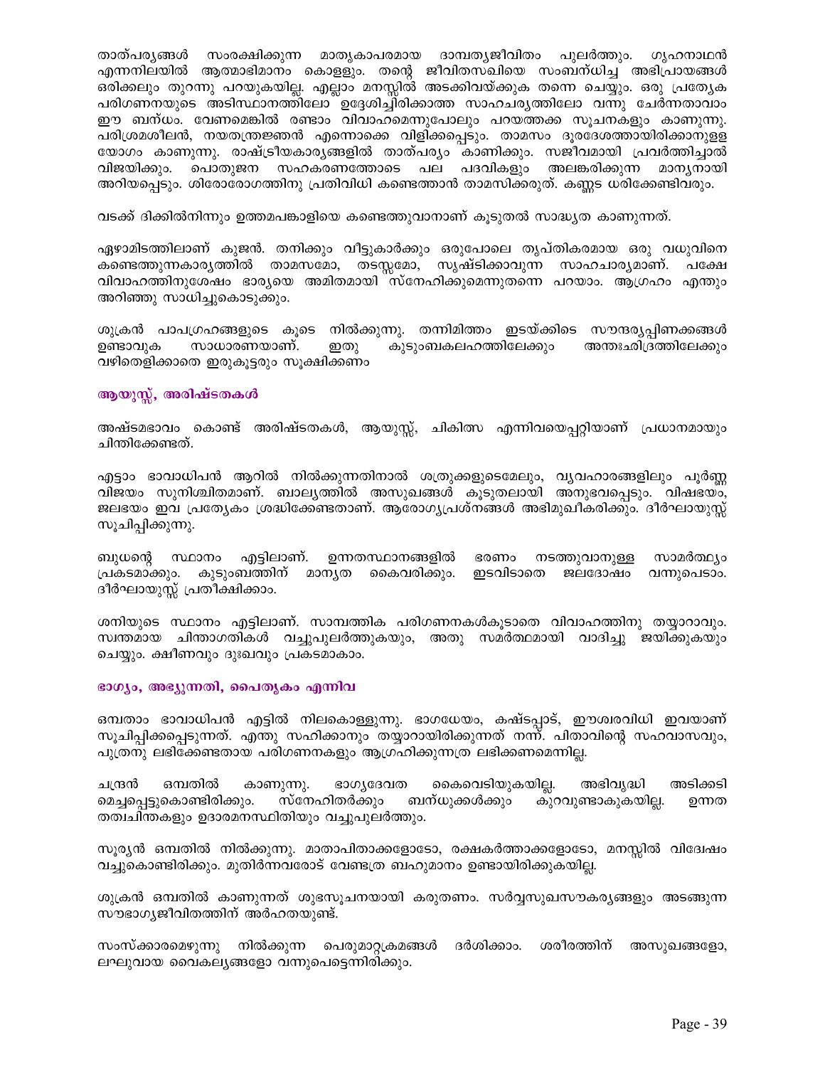താത്പര്യങ്ങൾ സംരക്ഷിക്കുന്ന മാതൃകാപരമായ ദാമ്പത്യജീവിതം പുലർത്തും. ഗൃഹനാഥൻ എന്നനിലയിൽ ആത്മാഭിമാനം കൊള്ളും. തന്റെ ജീവിതസഖിയെ സംബന്ധിച്ച അഭിപ്രായങ്ങൾ ഒരിക്കലും തുറന്നു പറയുകയില്ല. എല്ലാം മനസ്സിൽ അടക്കിവയ്ക്കുക തന്നെ ചെയ്യും. ഒരു പ്രത്യേക പരിഗണനയുടെ അടിസ്ഥാനത്തിലോ ഉദ്ദേശിച്ചിരിക്കാത്ത സാഹചര്യത്തിലോ വന്നു ചേർന്നതാവാം ഈ ബന്ധം. വേണമെങ്കിൽ രണ്ടാം വിവാഹമെന്നുപോലും പറയത്തക്ക സൂചനകളും കാണുന്നു. പരിശ്രമശീലൻ, നയതന്ത്രജ്ഞൻ എന്നൊക്കെ വിളിക്കപ്പെടും. താമസം ദൂരദേശത്തായിരിക്കാനുള്ള യോഗം കാണുന്നു. രാഷ്ട്രീയകാര്യങ്ങളിൽ താത്പര്യം കാണിക്കും. സജീവമായി പ്രവർത്തിച്ചാൽ വിജയിക്കും. പൊതുജന സഹകരണത്തോടെ പല പദവികളും അലങ്കരിക്കുന്ന മാന്യനായി അറിയപ്പെടും. ശിരോരോഗത്തിനു പ്രതിവിധി കണ്ടെത്താൻ താമസിക്കരുത്. കണ്ണട ധരിക്കേണ്ടിവരും.

വടക്ക് ദിക്കിൽനിന്നും ഉത്തമപങ്കാളിയെ കണ്ടെത്തുവാനാണ് കൂടുതൽ സാദ്ധ്യത കാണുന്നത്.

ഏഴാമിടത്തിലാണ് കുജൻ. തനിക്കും വീട്ടുകാർക്കും ഒരുപോലെ തൃപ്തികരമായ ഒരു വധുവിനെ കണ്ടെത്തുന്നകാര്യത്തിൽ താമസമോ, തടസ്സമോ, സൃഷ്ടിക്കാവുന്ന സാഹചര്യമാണ്. പക്ഷേ വിവാഹത്തിനുശേഷം ഭാര്യയെ അമിതമായി സ്നേഹിക്കുമെന്നുതന്നെ പറയാം. ആഗ്രഹം എന്തും അറിഞ്ഞു സാധിച്ചുകൊടുക്കും.

ശുക്രൻ പാപഗ്രഹങ്ങളുടെ കൂടെ നിൽക്കുന്നു. തന്നിമിത്തം ഇടയ്ക്കിടെ സൗന്ദര്യപ്പിണക്കങ്ങൾ ഉണ്ടാവുക സാധാരണയാണ്. ഇതു കുടുംബകലഹത്തിലേക്കും അന്തഃഛിദ്രത്തിലേക്കും വഴിതെളിക്കാതെ ഇരുകൂട്ടരും സൂക്ഷിക്കണം

## ആയുസ്സ്, അരിഷ്ടതകൾ

അഷ്ടമഭാവം കൊണ്ട് അരിഷ്ടതകൾ, ആയുസ്സ്, ചികിത്സ എന്നിവയെപ്പറ്റിയാണ് പ്രധാനമായും ചിന്തിക്കേണ്ടത്.

എട്ടാം ഭാവാധിപൻ ആറിൽ നിൽക്കുന്നതിനാൽ ശത്രുക്കളുടെമേലും, വ്യവഹാരങ്ങളിലും പൂർണ്ണ വിജയം സുനിശ്ചിതമാണ്. ബാല്യത്തിൽ അസുഖങ്ങൾ കൂടുതലായി അനുഭവപ്പെടും. വിഷഭയം, ജലഭയം ഇവ പ്രത്യേകം ശ്രദ്ധിക്കേണ്ടതാണ്. ആരോഗ്യപ്രശ്നങ്ങൾ അഭിമുഖീകരിക്കും. ദീർഘായുസ്സ് സൂചിപ്പിക്കുന്നു.

ബുധന്റെ സ്ഥാനം എട്ടിലാണ്. ഉന്നതസ്ഥാനങ്ങളിൽ ഭരണം നടത്തുവാനുള്ള സാമർത്ഥ്യം പ്രകടമാക്കും. കുടുംബത്തിന് മാന്യത കൈവരിക്കും. ഇടവിടാതെ ജലദോഷം വന്നുപെടാം. ദീർഘായുസ്സ് പ്രതീക്ഷിക്കാം.

ശനിയുടെ സ്ഥാനം എട്ടിലാണ്. സാമ്പത്തിക പരിഗണനകൾകൂടാതെ വിവാഹത്തിനു തയ്യാറാവും. സ്വന്തമായ ചിന്താഗതികൾ വച്ചുപുലർത്തുകയും, അതു സമർത്ഥമായി വാദിച്ചു ജയിക്കുകയും ചെയ്യും. ക്ഷീണവും ദുഃഖവും പ്രകടമാകാം.

## ഭാഗ്യം, അഭ്യുന്നതി, പൈതൃകം എന്നിവ

ഒമ്പതാം ഭാവാധിപൻ എട്ടിൽ നിലകൊള്ളുന്നു. ഭാഗധേയം, കഷ്ടപ്പാട്, ഈശ്വരവിധി ഇവയാണ് സൂചിപ്പിക്കപ്പെടുന്നത്. എന്തു സഹിക്കാനും തയ്യാറായിരിക്കുന്നത് നന്ന്. പിതാവിന്റെ സഹവാസവും, പുത്രനു ലഭിക്കേണ്ടതായ പരിഗണനകളും ആഗ്രഹിക്കുന്നത്ര ലഭിക്കണമെന്നില്ല.

ചന്ദ്രൻ ഒമ്പതിൽ കാണുന്നു. ഭാഗ്യദേവത കൈവെടിയുകയില്ല. അഭിവൃദ്ധി അടിക്കടി മെച്ചപ്പെട്ടുകൊണ്ടിരിക്കും. സ്നേഹിതർക്കും ബന്ധുക്കൾക്കും കുറവുണ്ടാകുകയില്ല. ഉന്നത തത്വചിന്തകളും ഉദാരമനസ്ഥിതിയും വച്ചുപുലർത്തും.

സൂര്യൻ ഒമ്പതിൽ നിൽക്കുന്നു. മാതാപിതാക്കളോടോ, രക്ഷകർത്താക്കളോടോ, മനസ്സിൽ വിദ്വേഷം വച്ചുകൊണ്ടിരിക്കും. മുതിർന്നവരോട് വേണ്ടത്ര ബഹുമാനം ഉണ്ടായിരിക്കുകയില്ല.

ശുക്രൻ ഒമ്പതിൽ കാണുന്നത് ശുഭസൂചനയായി കരുതണം. സർവ്വസുഖസൗകര്യങ്ങളും അടങ്ങുന്ന സൗഭാഗ്യജീവിതത്തിന് അർഹതയുണ്ട്.

സംസ്ക്കാരമെഴുന്നു നിൽക്കുന്ന പെരുമാറ്റക്രമങ്ങൾ ദർശിക്കാം. ശരീരത്തിന് അസുഖങ്ങളോ, ലഘുവായ വൈകല്യങ്ങളോ വന്നുപെട്ടെന്നിരിക്കും.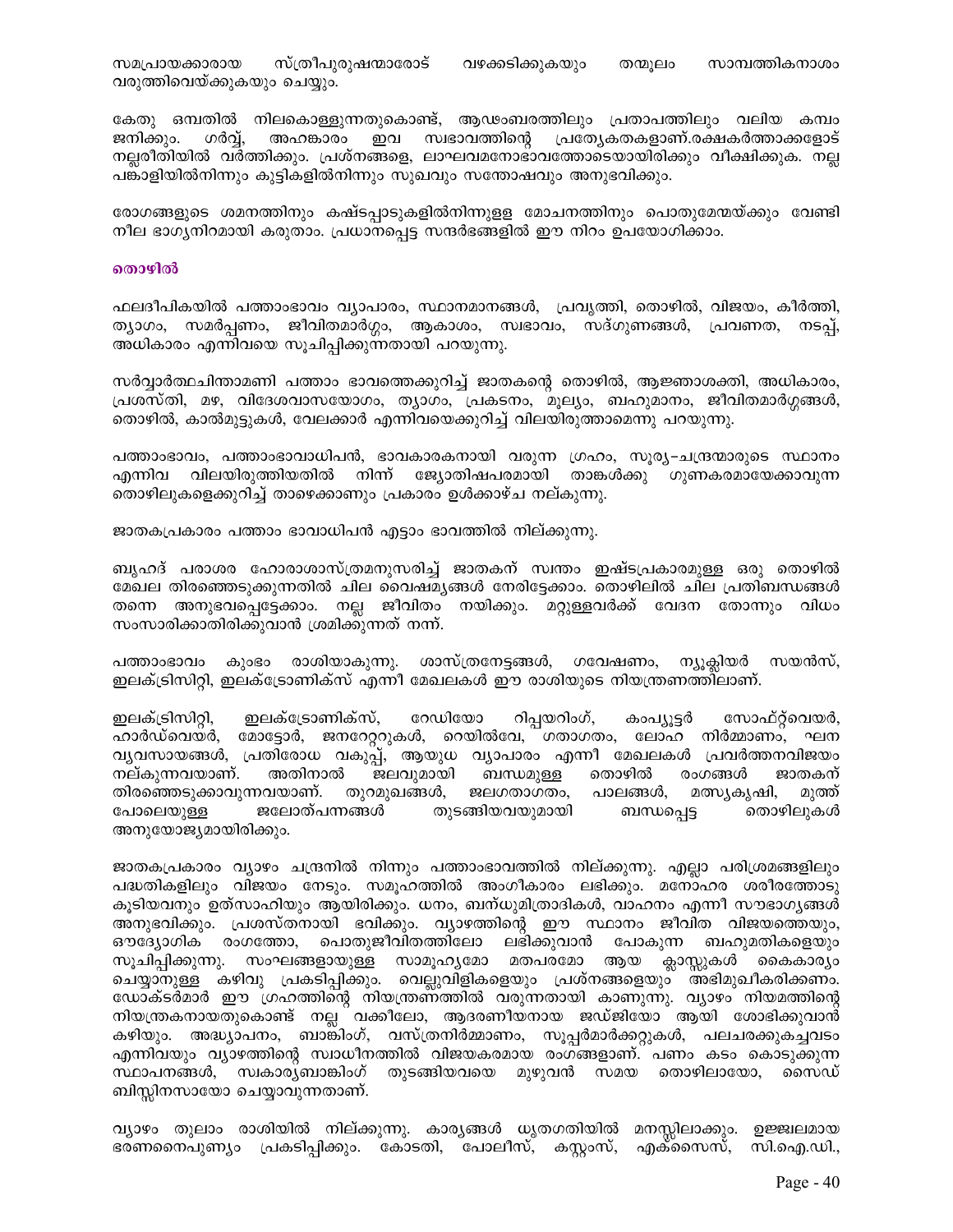സമപ്രായക്കാരായ സ്ത്രീപുരുഷന്മാരോട് വഴക്കടിക്കുകയും തന്മൂലം സാമ്പത്തികനാശം വരുത്തിവെയ്ക്കുകയും ചെയ്യും.

കേതു ഒമ്പതിൽ നിലകൊള്ളുന്നതുകൊണ്ട്, ആഢംബരത്തിലും പ്രതാപത്തിലും വലിയ കമ്പം ജനിക്കും. ഗർവ്വ്, അഹങ്കാരം ഇവ സ്വഭാവത്തിന്റെ പ്രത്യേകതകളാണ്.രക്ഷകർത്താക്കളോട് നല്ലരീതിയിൽ വർത്തിക്കും. പ്രശ്നങ്ങളെ, ലാഘവമനോഭാവത്തോടെയായിരിക്കും വീക്ഷിക്കുക. നല്ല പങ്കാളിയിൽനിന്നും കുട്ടികളിൽനിന്നും സുഖവും സന്തോഷവും അനുഭവിക്കും.

രോഗങ്ങളുടെ ശമനത്തിനും കഷ്ടപ്പാടുകളിൽനിന്നുള്ള മോചനത്തിനും പൊതുമേന്മയ്ക്കും വേണ്ടി നീല ഭാഗ്യനിറമായി കരുതാം. പ്രധാനപ്പെട്ട സന്ദർഭങ്ങളിൽ ഈ നിറം ഉപയോഗിക്കാം.

### തൊഴിൽ

ഫലദീപികയിൽ പത്താംഭാവം വ്യാപാരം, സ്ഥാനമാനങ്ങൾ, പ്രവൃത്തി, തൊഴിൽ, വിജയം, കീർത്തി, ത്യാഗം, സമർപ്പണം, ജീവിതമാർഗ്ഗം, ആകാശം, സ്വഭാവം, സദ്ഗുണങ്ങൾ, പ്രവണത, നടപ്പ്, അധികാരം എന്നിവയെ സൂചിപ്പിക്കുന്നതായി പറയുന്നു.

സർവ്വാർത്ഥചിന്താമണി പത്താം ഭാവത്തെക്കുറിച്ച് ജാതകന്റെ തൊഴിൽ, ആജ്ഞാശക്തി, അധികാരം, പ്രശസ്തി, മഴ, വിദേശവാസയോഗം, ത്യാഗം, പ്രകടനം, മൂല്യം, ബഹുമാനം, ജീവിതമാർഗ്ഗങ്ങൾ, തൊഴിൽ, കാൽമുട്ടുകൾ, വേലക്കാർ എന്നിവയെക്കുറിച്ച് വിലയിരുത്താമെന്നു പറയുന്നു.

പത്താംഭാവം, പത്താംഭാവാധിപൻ, ഭാവകാരകനായി വരുന്ന ഗ്രഹം, സൂര്യ-ചന്ദ്രന്മാരുടെ സ്ഥാനം എന്നിവ വിലയിരുത്തിയതിൽ നിന്ന് ജ്യോതിഷപരമായി താങ്കൾക്കു ഗുണകരമായേക്കാവുന്ന തൊഴിലുകളെക്കുറിച്ച് താഴെക്കാണും പ്രകാരം ഉൾക്കാഴ്ച നല്കുന്നു.

ജാതകപ്രകാരം പത്താം ഭാവാധിപൻ എട്ടാം ഭാവത്തിൽ നില്ക്കുന്നു.

ബൃഹദ് പരാശര ഹോരാശാസ്ത്രമനുസരിച്ച് ജാതകന് സ്വന്തം ഇഷ്ടപ്രകാരമുള്ള ഒരു തൊഴിൽ മേഖല തിരഞ്ഞെടുക്കുന്നതിൽ ചില വൈഷമ്യങ്ങൾ നേരിട്ടേക്കാം. തൊഴിലിൽ ചില പ്രതിബന്ധങ്ങൾ തന്നെ അനുഭവപ്പെട്ടേക്കാം. നല്ല ജീവിതം നയിക്കും. മറ്റുള്ളവർക്ക് വേദന തോന്നും വിധം സംസാരിക്കാതിരിക്കുവാൻ ശ്രമിക്കുന്നത് നന്ന്.

പത്താംഭാവം കുംഭം രാശിയാകുന്നു. ശാസ്ത്രനേട്ടങ്ങൾ, ഗവേഷണം, ന്യൂക്ലിയർ സയൻസ്, ഇലക്ട്രിസിറ്റി, ഇലക്ട്രോണിക്സ് എന്നീ മേഖലകൾ ഈ രാശിയുടെ നിയന്ത്രണത്തിലാണ്.

ഇലക്ട്രിസിറ്റി, ഇലക്ട്രോണിക്സ്, റേഡിയോ റിപ്പയറിംഗ്, കംപ്യൂട്ടർ സോഫ്റ്റ്വെയർ, ഹാർഡ്വെയർ, മോട്ടോർ, ജനറേറ്ററുകൾ, റെയിൽവേ, ഗതാഗതം, ലോഹ നിർമ്മാണം, ഘന വ്യവസായങ്ങൾ, പ്രതിരോധ വകുപ്പ്, ആയുധ വ്യാപാരം എന്നീ മേഖലകൾ പ്രവർത്തനവിജയം നല്കുന്നവയാണ്. അതിനാൽ ജലവുമായി ബന്ധമുള്ള തൊഴിൽ രംഗങ്ങൾ ജാതകന് തിരഞ്ഞെടുക്കാവുന്നവയാണ്. തുറമുഖങ്ങൾ, ജലഗതാഗതം, പാലങ്ങൾ, മത്സ്യകൃഷി, മുത്ത് പോലെയുള്ള ജലോത്പന്നങ്ങൾ തുടങ്ങിയവയുമായി ബന്ധപ്പെട്ട തൊഴിലുകൾ അനുയോജ്യമായിരിക്കും.

ജാതകപ്രകാരം വ്യാഴം ചന്ദ്രനിൽ നിന്നും പത്താംഭാവത്തിൽ നില്ക്കുന്നു. എല്ലാ പരിശ്രമങ്ങളിലും പദ്ധതികളിലും വിജയം നേടും. സമൂഹത്തിൽ അംഗീകാരം ലഭിക്കും. മനോഹര ശരീരത്തോടു കൂടിയവനും ഉത്സാഹിയും ആയിരിക്കും. ധനം, ബന്ധുമിത്രാദികൾ, വാഹനം എന്നീ സൗഭാഗ്യങ്ങൾ അനുഭവിക്കും. പ്രശസ്തനായി ഭവിക്കും. വ്യാഴത്തിന്റെ ഈ സ്ഥാനം ജീവിത വിജയത്തെയും, ഔദ്യോഗിക രംഗത്തോ, പൊതുജീവിതത്തിലോ ലഭിക്കുവാൻ പോകുന്ന ബഹുമതികളെയും സൂചിപ്പിക്കുന്നു. സംഘങ്ങളായുള്ള സാമൂഹ്യമോ മതപരമോ ആയ ക്ലാസ്സുകൾ കൈകാര്യം ചെയ്യാനുള്ള കഴിവു പ്രകടിപ്പിക്കും. വെല്ലുവിളികളെയും പ്രശ്നങ്ങളെയും അഭിമുഖീകരിക്കണം. ഡോക്ടർമാർ ഈ ഗ്രഹത്തിന്റെ നിയന്ത്രണത്തിൽ വരുന്നതായി കാണുന്നു. വ്യാഴം നിയമത്തിന്റെ നിയന്ത്രകനായതുകൊണ്ട് നല്ല വക്കീലോ, ആദരണീയനായ ജഡ്ജിയോ ആയി ശോഭിക്കുവാൻ കഴിയും. അദ്ധ്യാപനം, ബാങ്കിംഗ്, വസ്ത്രനിർമ്മാണം, സൂപ്പർമാർക്കറ്റുകൾ, പലചരക്കുകച്ചവടം എന്നിവയും വ്യാഴത്തിന്റെ സ്വാധീനത്തിൽ വിജയകരമായ രംഗങ്ങളാണ്. പണം കടം കൊടുക്കുന്ന സ്ഥാപനങ്ങൾ, സ്വകാര്യബാങ്കിംഗ് തുടങ്ങിയവയെ മുഴുവൻ സമയ തൊഴിലായോ, സൈഡ് ബിസ്സിനസായോ ചെയ്യാവുന്നതാണ്.

വ്യാഴം തുലാം രാശിയിൽ നില്ക്കുന്നു. കാര്യങ്ങൾ ധൃതഗതിയിൽ മനസ്സിലാക്കും. ഉജ്ജ്വലമായ ഭരണനൈപുണ്യം പ്രകടിപ്പിക്കും. കോടതി, പോലീസ്, കസ്റ്റംസ്, എക്സൈസ്, സി.ഐ.ഡി.,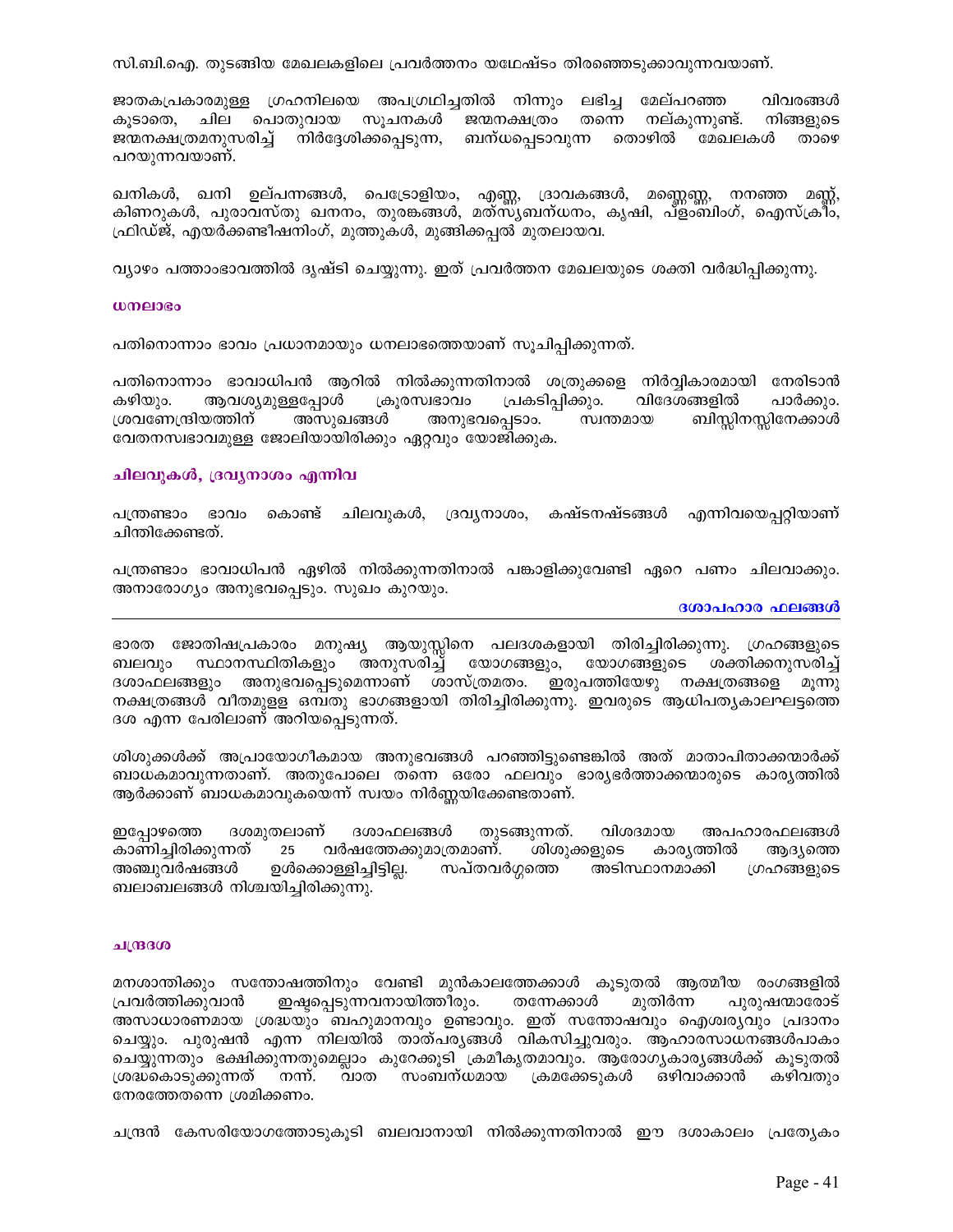സി.ബി.ഐ. തുടങ്ങിയ മേഖലകളിലെ പ്രവർത്തനം യഥേഷ്ടം തിരഞ്ഞെടുക്കാവുന്നവയാണ്.

ജാതകപ്രകാരമുള്ള ഗ്രഹനിലയെ അപഗ്രഥിച്ചതിൽ നിന്നും ലഭിച്ച മേല്പറഞ്ഞ വിവരങ്ങൾ കൂടാതെ, ചില പൊതുവായ സൂചനകൾ ജന്മനക്ഷത്രം തന്നെ നല്കുന്നുണ്ട്. നിങ്ങളുടെ ജന്മനക്ഷത്രമനുസരിച്ച് നിർദ്ദേശിക്കപ്പെടുന്ന, ബന്ധപ്പെടാവുന്ന തൊഴിൽ മേഖലകൾ താഴെ പറയുന്നവയാണ്.

ഖനികൾ, ഖനി ഉല്പന്നങ്ങൾ, പെട്രോളിയം, എണ്ണ, ദ്രാവകങ്ങൾ, മണ്ണെണ്ണ, നനഞ്ഞ മണ്ണ്, കിണറുകൾ, പുരാവസ്തു ഖനനം, തുരങ്കങ്ങൾ, മത്സ്യബന്ധനം, കൃഷി, പ്ലംബിംഗ്, ഐസ്ക്രീം, ഫ്രിഡ്ജ്, എയർക്കണ്ടീഷനിംഗ്, മുത്തുകൾ, മുങ്ങിക്കപ്പൽ മുതലായവ.

വ്യാഴം പത്താംഭാവത്തിൽ ദൃഷ്ടി ചെയ്യുന്നു. ഇത് പ്രവർത്തന മേഖലയുടെ ശക്തി വർദ്ധിപ്പിക്കുന്നു.

### ധനലാഭം

പതിനൊന്നാം ഭാവം പ്രധാനമായും ധനലാഭത്തെയാണ് സൂചിപ്പിക്കുന്നത്.

പതിനൊന്നാം ഭാവാധിപൻ ആറിൽ നിൽക്കുന്നതിനാൽ ശത്രുക്കളെ നിർവ്വികാരമായി നേരിടാൻ കഴിയും. ആവശ്യമുള്ളപ്പോൾ ക്രൂരസ്വഭാവം പ്രകടിപ്പിക്കും. വിദേശങ്ങളിൽ പാർക്കും. ശ്രവണേന്ദ്രിയത്തിന് അസുഖങ്ങൾ അനുഭവപ്പെടാം. സ്വന്തമായ ബിസ്സിനസ്സിനേക്കാൾ വേതനസ്വഭാവമുള്ള ജോലിയായിരിക്കും ഏറ്റവും യോജിക്കുക.

### ചിലവുകൾ, ദ്രവ്യനാശം എന്നിവ

പന്ത്രണ്ടാം ഭാവം കൊണ്ട് ചിലവുകൾ, ദ്രവ്യനാശം, കഷ്ടനഷ്ടങ്ങൾ എന്നിവയെപ്പറ്റിയാണ് ചിന്തിക്കേണ്ടത്.

പന്ത്രണ്ടാം ഭാവാധിപൻ ഏഴിൽ നിൽക്കുന്നതിനാൽ പങ്കാളിക്കുവേണ്ടി ഏറെ പണം ചിലവാക്കും. അനാരോഗ്യം അനുഭവപ്പെടും. സുഖം കുറയും.

## ദശാപഹാര ഫലങ്ങൾ

ഭാരത ജോതിഷപ്രകാരം മനുഷ്യ ആയുസ്സിനെ പലദശകളായി തിരിച്ചിരിക്കുന്നു. ഗ്രഹങ്ങളുടെ ബലവും സ്ഥാനസ്ഥിതികളും അനുസരിച്ച് യോഗങ്ങളും, യോഗങ്ങളുടെ ശക്തിക്കനുസരിച്ച് ദശാഫലങ്ങളും അനുഭവപ്പെടുമെന്നാണ് ശാസ്ത്രമതം. ഇരുപത്തിയേഴു നക്ഷത്രങ്ങളെ മൂന്നു നക്ഷത്രങ്ങൾ വീതമുള്ള ഒമ്പതു ഭാഗങ്ങളായി തിരിച്ചിരിക്കുന്നു. ഇവരുടെ ആധിപത്യകാലഘട്ടത്തെ ദശ എന്ന പേരിലാണ് അറിയപ്പെടുന്നത്.

ശിശുക്കൾക്ക് അപ്രായോഗികമായ അനുഭവങ്ങൾ പറഞ്ഞിട്ടുണ്ടെങ്കിൽ അത് മാതാപിതാക്കന്മാർക്ക് ബാധകമാവുന്നതാണ്. അതുപോലെ തന്നെ ഒരോ ഫലവും ഭാര്യഭർത്താക്കന്മാരുടെ കാര്യത്തിൽ ആർക്കാണ് ബാധകമാവുകയെന്ന് സ്വയം നിർണ്ണയിക്കേണ്ടതാണ്.

ഇപ്പോഴത്തെ ദശമുതലാണ് ദശാഫലങ്ങൾ തുടങ്ങുന്നത്. വിശദമായ അപഹാരഫലങ്ങൾ കാണിച്ചിരിക്കുന്നത് 25 വർഷത്തേക്കുമാത്രമാണ്. ശിശുക്കളുടെ കാര്യത്തിൽ ആദ്യത്തെ അഞ്ചുവർഷങ്ങൾ ഉൾക്കൊള്ളിച്ചിട്ടില്ല. സപ്തവർഗ്ഗത്തെ അടിസ്ഥാനമാക്കി ഗ്രഹങ്ങളുടെ ബലാബലങ്ങൾ നിശ്ചയിച്ചിരിക്കുന്നു.

### ചന്ദ്രദശ

മനശാന്തിക്കും സന്തോഷത്തിനും വേണ്ടി മുൻകാലത്തേക്കാൾ കൂടുതൽ ആത്മീയ രംഗങ്ങളിൽ പ്രവർത്തിക്കുവാൻ ഇഷ്ടപ്പെടുന്നവനായിത്തീരും. തന്നേക്കാൾ മുതിർന്ന പുരുഷന്മാരോട് അസാധാരണമായ ശ്രദ്ധയും ബഹുമാനവും ഉണ്ടാവും. ഇത് സന്തോഷവും ഐശ്വര്യവും പ്രദാനം ചെയ്യും. പുരുഷൻ എന്ന നിലയിൽ താത്പര്യങ്ങൾ വികസിച്ചുവരും. ആഹാരസാധനങ്ങൾപാകം ചെയ്യുന്നതും ഭക്ഷിക്കുന്നതുമെല്ലാം കുറേക്കൂടി ക്രമീകൃതമാവും. ആരോഗ്യകാര്യങ്ങൾക്ക് കൂടുതൽ ശ്രദ്ധകൊടുക്കുന്നത് നന്ന്. വാത സംബന്ധമായ ക്രമക്കേടുകൾ ഒഴിവാക്കാൻ കഴിവതും നേരത്തേതന്നെ ശ്രമിക്കണം.

ചന്ദ്രൻ കേസരിയോഗത്തോടുകൂടി ബലവാനായി നിൽക്കുന്നതിനാൽ ഈ ദശാകാലം പ്രത്യേകം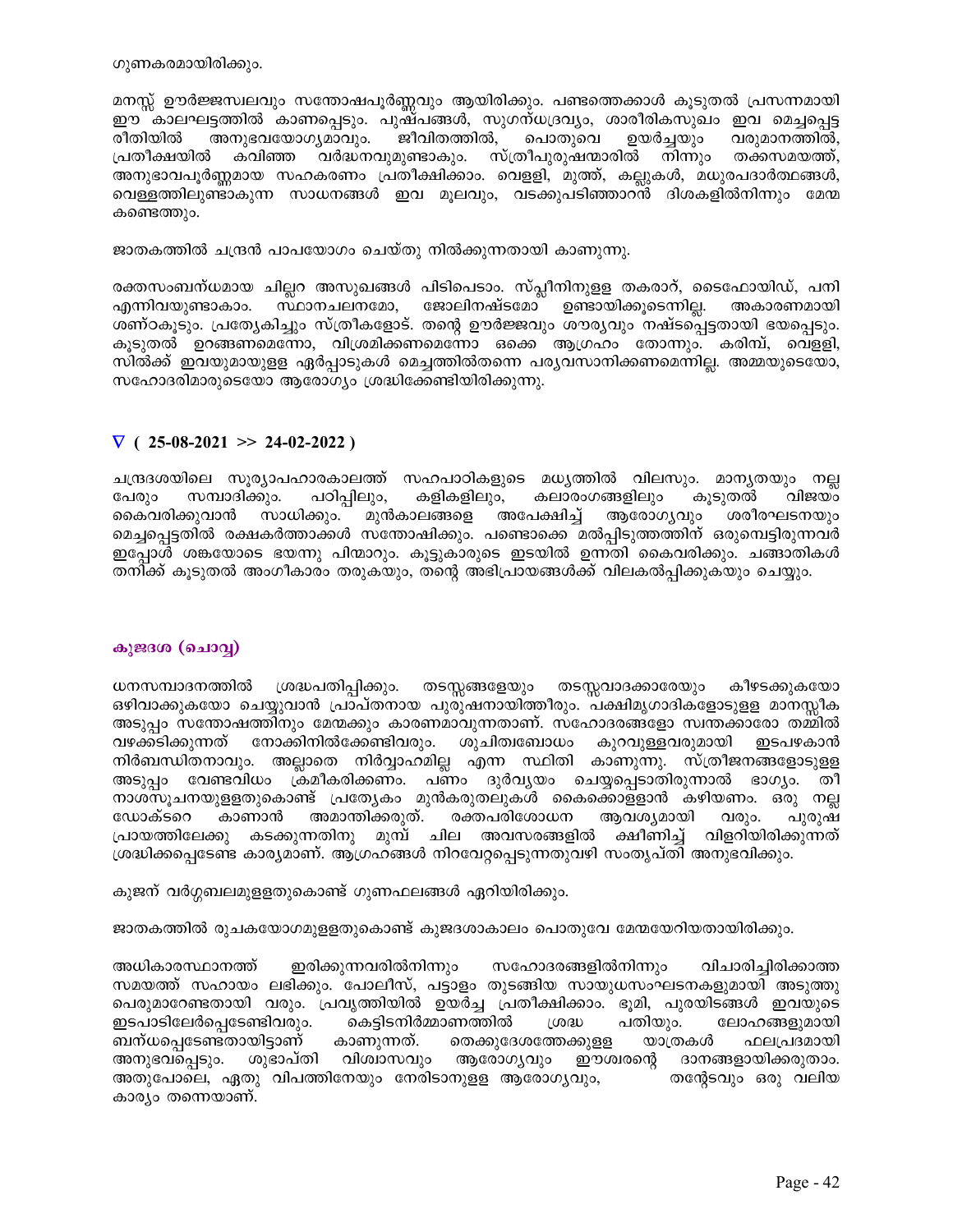ഗുണകരമായിരിക്കും.

മനസ്സ് ഊർജ്ജസ്വലവും സന്തോഷപൂർണ്ണവും ആയിരിക്കും. പണ്ടത്തെക്കാൾ കൂടുതൽ പ്രസന്നമായി ഈ കാലഘട്ടത്തിൽ കാണപ്പെടും. പുഷ്പങ്ങൾ, സുഗന്ധദ്രവ്യം, ശാരീരികസുഖം ഇവ മെച്ചപ്പെട്ട രീതിയിൽ അനുഭവയോഗ്യമാവും. ജീവിതത്തിൽ, പൊതുവെ ഉയർച്ചയും വരുമാനത്തിൽ, പ്രതീക്ഷയിൽ കവിഞ്ഞ വർദ്ധനവുമുണ്ടാകും. സ്ത്രീപുരുഷന്മാരിൽ നിന്നും തക്കസമയത്ത്, അനുഭാവപൂർണ്ണമായ സഹകരണം പ്രതീക്ഷിക്കാം. വെള്ളി, മുത്ത്, കല്ലുകൾ, മധുരപദാർത്ഥങ്ങൾ, വെള്ളത്തിലുണ്ടാകുന്ന സാധനങ്ങൾ ഇവ മൂലവും, വടക്കുപടിഞ്ഞാറൻ ദിശകളിൽനിന്നും മേന്മ കണ്ടെത്തും.

ജാതകത്തിൽ ചന്ദ്രൻ പാപയോഗം ചെയ്തു നിൽക്കുന്നതായി കാണുന്നു.

രക്തസംബന്ധമായ ചില്ലറ അസുഖങ്ങൾ പിടിപെടാം. സ്പ്ലീനിനുള്ള തകരാറ്, ടൈഫോയിഡ്, പനി എന്നിവയുണ്ടാകാം. സ്ഥാനചലനമോ, ജോലിനഷ്ടമോ ഉണ്ടായിക്കൂടെന്നില്ല. അകാരണമായി ശണ്ഠകൂടും. പ്രത്യേകിച്ചും സ്ത്രീകളോട്. തന്റെ ഊർജ്ജവും ശൗര്യവും നഷ്ടപ്പെട്ടതായി ഭയപ്പെടും. കൂടുതൽ ഉറങ്ങണമെന്നോ, വിശ്രമിക്കണമെന്നോ ഒക്കെ ആഗ്രഹം തോന്നും. കരിമ്പ്, വെള്ളി, സിൽക്ക് ഇവയുമായുള്ള ഏർപ്പാടുകൾ മെച്ചത്തിൽതന്നെ പര്യവസാനിക്കണമെന്നില്ല. അമ്മയുടെയോ, സഹോദരിമാരുടെയോ ആരോഗ്യം ശ്രദ്ധിക്കേണ്ടിയിരിക്കുന്നു.

**∇ ( 25-08-2021 >> 24-02-2022 )**

ചന്ദ്രദശയിലെ സൂര്യാപഹാരകാലത്ത് സഹപാഠികളുടെ മധ്യത്തിൽ വിലസും. മാന്യതയും നല്ല പേരും സമ്പാദിക്കും. പഠിപ്പിലും, കളികളിലും, കലാരംഗങ്ങളിലും കൂടുതൽ വിജയം കൈവരിക്കുവാൻ സാധിക്കും. മുൻകാലങ്ങളെ അപേക്ഷിച്ച് ആരോഗ്യവും ശരീരഘടനയും മെച്ചപ്പെട്ടതിൽ രക്ഷകർത്താക്കൾ സന്തോഷിക്കും. പണ്ടൊക്കെ മൽപ്പിടുത്തത്തിന് ഒരുമ്പെട്ടിരുന്നവർ ഇപ്പോൾ ശങ്കയോടെ ഭയന്നു പിന്മാറും. കൂട്ടുകാരുടെ ഇടയിൽ ഉന്നതി കൈവരിക്കും. ചങ്ങാതികൾ തനിക്ക് കൂടുതൽ അംഗീകാരം തരുകയും, തന്റെ അഭിപ്രായങ്ങൾക്ക് വിലകൽപ്പിക്കുകയും ചെയ്യും.

## കുജദശ (ചൊവ്വ)

ധനസമ്പാദനത്തിൽ ശ്രദ്ധപതിപ്പിക്കും. തടസ്സങ്ങളേയും തടസ്സവാദക്കാരേയും കീഴടക്കുകയോ ഒഴിവാക്കുകയോ ചെയ്യുവാൻ പ്രാപ്തനായ പുരുഷനായിത്തീരും. പക്ഷിമൃഗാദികളോടുള്ള മാനസ്സീക അടുപ്പം സന്തോഷത്തിനും മേന്മക്കും കാരണമാവുന്നതാണ്. സഹോദരങ്ങളോ സ്വന്തക്കാരോ തമ്മിൽ വഴക്കടിക്കുന്നത് നോക്കിനിൽക്കേണ്ടിവരും. ശുചിത്വബോധം കുറവുള്ളവരുമായി ഇടപഴകാൻ നിർബന്ധിതനാവും. അല്ലാതെ നിർവ്വാഹമില്ല എന്ന സ്ഥിതി കാണുന്നു. സ്ത്രീജനങ്ങളോടുള്ള അടുപ്പം വേണ്ടവിധം ക്രമീകരിക്കണം. പണം ദുർവ്യയം ചെയ്യപ്പെടാതിരുന്നാൽ ഭാഗ്യം. തീ നാശസൂചനയുള്ളതുകൊണ്ട് പ്രത്യേകം മുൻകരുതലുകൾ കൈക്കൊള്ളാൻ കഴിയണം. ഒരു നല്ല ഡോക്ടറെ കാണാൻ അമാന്തിക്കരുത്. രക്തപരിശോധന ആവശ്യമായി വരും. പുരുഷ പ്രായത്തിലേക്കു കടക്കുന്നതിനു മുമ്പ് ചില അവസരങ്ങളിൽ ക്ഷീണിച്ച് വിളറിയിരിക്കുന്നത് ശ്രദ്ധിക്കപ്പെടേണ്ട കാര്യമാണ്. ആഗ്രഹങ്ങൾ നിറവേറ്റപ്പെടുന്നതുവഴി സംതൃപ്തി അനുഭവിക്കും.

കുജന് വർഗ്ഗബലമുള്ളതുകൊണ്ട് ഗുണഫലങ്ങൾ ഏറിയിരിക്കും.

ജാതകത്തിൽ രുചകയോഗമുള്ളതുകൊണ്ട് കുജദശാകാലം പൊതുവേ മേന്മയേറിയതായിരിക്കും.

അധികാരസ്ഥാനത്ത് ഇരിക്കുന്നവരിൽനിന്നും സഹോദരങ്ങളിൽനിന്നും വിചാരിച്ചിരിക്കാത്ത സമയത്ത് സഹായം ലഭിക്കും. പോലീസ്, പട്ടാളം തുടങ്ങിയ സായുധസംഘടനകളുമായി അടുത്തു പെരുമാറേണ്ടതായി വരും. പ്രവൃത്തിയിൽ ഉയർച്ച പ്രതീക്ഷിക്കാം. ഭൂമി, പുരയിടങ്ങൾ ഇവയുടെ ഇടപാടിലേർപ്പെടേണ്ടിവരും. കെട്ടിടനിർമ്മാണത്തിൽ ശ്രദ്ധ പതിയും. ലോഹങ്ങളുമായി ബന്ധപ്പെടേണ്ടതായിട്ടാണ് കാണുന്നത്. തെക്കുദേശത്തേക്കുള്ള യാത്രകൾ ഫലപ്രദമായി അനുഭവപ്പെടും. ശുഭാപ്തി വിശ്വാസവും ആരോഗ്യവും ഈശ്വരന്റെ ദാനങ്ങളായിക്കരുതാം. അതുപോലെ, ഏതു വിപത്തിനേയും നേരിടാനുള്ള ആരോഗ്യവും, തന്റേടവും ഒരു വലിയ കാര്യം തന്നെയാണ്.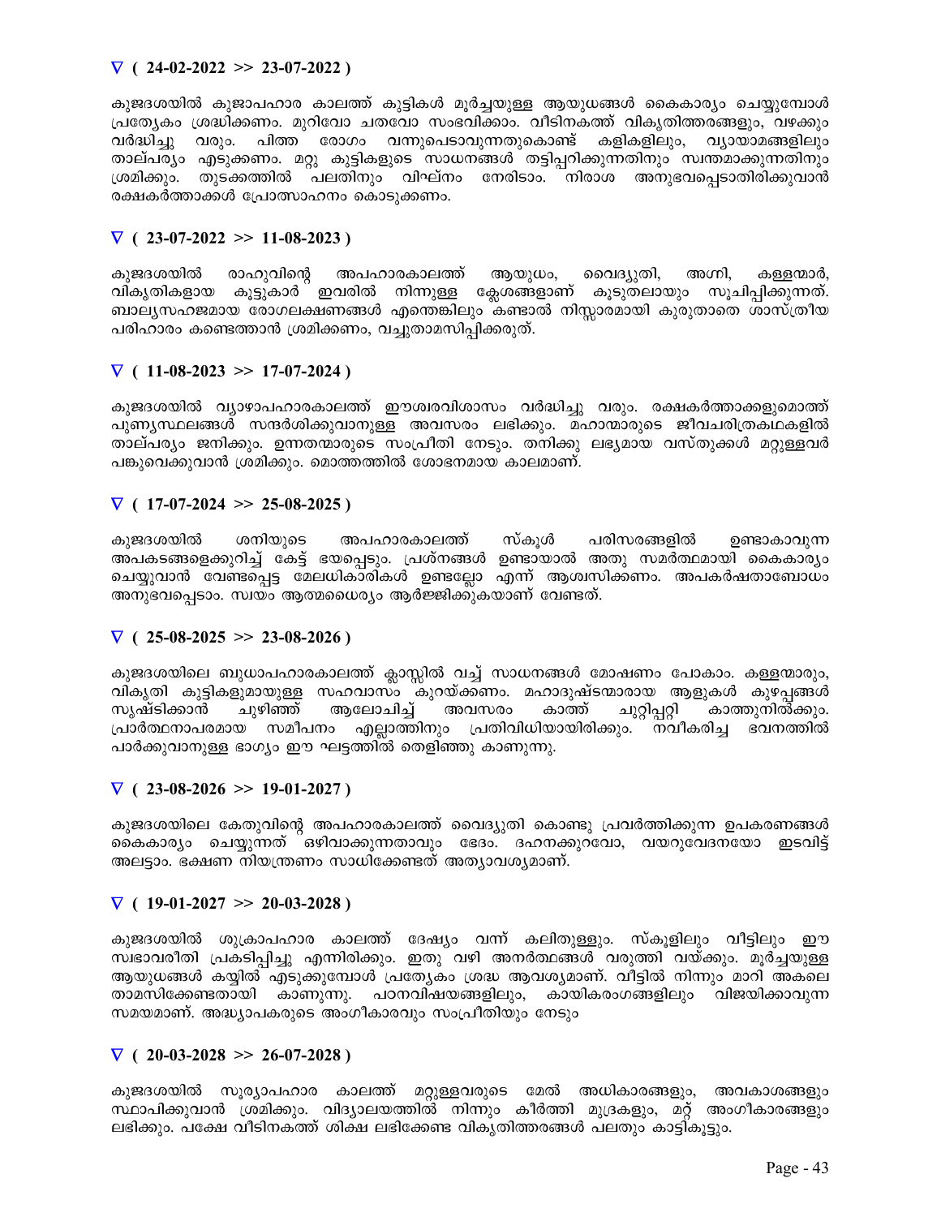### ∇ ( 24-02-2022 >> 23-07-2022 )

കുജദശയിൽ കുജാപഹാര കാലത്ത് കുട്ടികൾ മൂർച്ചയുള്ള ആയുധങ്ങൾ കൈകാര്യം ചെയ്യുമ്പോൾ പ്രത്യേകം ശ്രദ്ധിക്കണം. മുറിവോ ചതവോ സംഭവിക്കാം. വീടിനകത്ത് വികൃതിത്തരങ്ങളും, വഴക്കും വർദ്ധിച്ചു വരും. പിത്ത രോഗം വന്നുപെടാവുന്നതുകൊണ്ട് കളികളിലും, വ്യായാമങ്ങളിലും താല്പര്യം എടുക്കണം. മറ്റു കുട്ടികളുടെ സാധനങ്ങൾ തട്ടിപ്പറിക്കുന്നതിനും സ്വന്തമാക്കുന്നതിനും ശ്രമിക്കും. തുടക്കത്തിൽ പലതിനും വിഘ്നം നേരിടാം. നിരാശ അനുഭവപ്പെടാതിരിക്കുവാൻ രക്ഷകർത്താക്കൾ പ്രോത്സാഹനം കൊടുക്കണം.

### ∇ ( 23-07-2022 >> 11-08-2023 )

കുജദശയിൽ രാഹുവിന്റെ അപഹാരകാലത്ത് ആയുധം, വൈദ്യുതി, അഗ്നി, കള്ളന്മാർ, വികൃതികളായ കൂട്ടുകാർ ഇവരിൽ നിന്നുള്ള ക്ലേശങ്ങളാണ് കൂടുതലായും സൂചിപ്പിക്കുന്നത്. ബാല്യസഹജമായ രോഗലക്ഷണങ്ങൾ എന്തെങ്കിലും കണ്ടാൽ നിസ്സാരമായി കുരുതാതെ ശാസ്ത്രീയ പരിഹാരം കണ്ടെത്താൻ ശ്രമിക്കണം, വച്ചുതാമസിപ്പിക്കരുത്.

### ∇ ( 11-08-2023 >> 17-07-2024 )

കുജദശയിൽ വ്യാഴാപഹാരകാലത്ത് ഈശ്വരവിശ്വാസം വർദ്ധിച്ചു വരും. രക്ഷകർത്താക്കളുമൊത്ത് പുണ്യസ്ഥലങ്ങൾ സന്ദർശിക്കുവാനുള്ള അവസരം ലഭിക്കും. മഹാന്മാരുടെ ജീവചരിത്രകഥകളിൽ താല്പര്യം ജനിക്കും. ഉന്നതന്മാരുടെ സംപ്രീതി നേടും. തനിക്കു ലഭ്യമായ വസ്തുക്കൾ മറ്റുള്ളവർ പങ്കുവെക്കുവാൻ ശ്രമിക്കും. മൊത്തത്തിൽ ശോഭനമായ കാലമാണ്.

### ∇ ( 17-07-2024 >> 25-08-2025 )

കുജദശയിൽ ശനിയുടെ അപഹാരകാലത്ത് സ്കൂൾ പരിസരങ്ങളിൽ ഉണ്ടാകാവുന്ന അപകടങ്ങളെക്കുറിച്ച് കേട്ട് ഭയപ്പെടും. പ്രശ്നങ്ങൾ ഉണ്ടായാൽ അതു സമർത്ഥമായി കൈകാര്യം ചെയ്യുവാൻ വേണ്ടപ്പെട്ട മേലധികാരികൾ ഉണ്ടല്ലോ എന്ന് ആശ്വസിക്കണം. അപകർഷതാബോധം അനുഭവപ്പെടാം. സ്വയം ആത്മധൈര്യം ആർജ്ജിക്കുകയാണ് വേണ്ടത്.

### ∇ ( 25-08-2025 >> 23-08-2026 )

കുജദശയിലെ ബുധാപഹാരകാലത്ത് ക്ലാസ്സിൽ വച്ച് സാധനങ്ങൾ മോഷണം പോകാം. കള്ളന്മാരും, വികൃതി കുട്ടികളുമായുള്ള സഹവാസം കുറയ്ക്കണം. മഹാദുഷ്ടന്മാരായ ആളുകൾ കുഴപ്പങ്ങൾ സൃഷ്ടിക്കാൻ ചുഴിഞ്ഞ് ആലോചിച്ച് അവസരം കാത്ത് ചുറ്റിപ്പറ്റി കാത്തുനിൽക്കും. പ്രാർത്ഥനാപരമായ സമീപനം എല്ലാത്തിനും പ്രതിവിധിയായിരിക്കും. നവീകരിച്ച ഭവനത്തിൽ പാർക്കുവാനുള്ള ഭാഗ്യം ഈ ഘട്ടത്തിൽ തെളിഞ്ഞു കാണുന്നു.

### ∇ ( 23-08-2026 >> 19-01-2027 )

കുജദശയിലെ കേതുവിന്റെ അപഹാരകാലത്ത് വൈദ്യുതി കൊണ്ടു പ്രവർത്തിക്കുന്ന ഉപകരണങ്ങൾ കൈകാര്യം ചെയ്യുന്നത് ഒഴിവാക്കുന്നതാവും ഭേദം. ദഹനക്കുറവോ, വയറുവേദനയോ ഇടവിട്ട് അലട്ടാം. ഭക്ഷണ നിയന്ത്രണം സാധിക്കേണ്ടത് അത്യാവശ്യമാണ്.

### ∇ ( 19-01-2027 >> 20-03-2028 )

കുജദശയിൽ ശുക്രാപഹാര കാലത്ത് ദേഷ്യം വന്ന് കലിതുള്ളും. സ്കൂളിലും വീട്ടിലും ഈ സ്വഭാവരീതി പ്രകടിപ്പിച്ചു എന്നിരിക്കും. ഇതു വഴി അനർത്ഥങ്ങൾ വരുത്തി വയ്ക്കും. മൂർച്ചയുള്ള ആയുധങ്ങൾ കയ്യിൽ എടുക്കുമ്പോൾ പ്രത്യേകം ശ്രദ്ധ ആവശ്യമാണ്. വീട്ടിൽ നിന്നും മാറി അകലെ താമസിക്കേണ്ടതായി കാണുന്നു. പഠനവിഷയങ്ങളിലും, കായികരംഗങ്ങളിലും വിജയിക്കാവുന്ന സമയമാണ്. അദ്ധ്യാപകരുടെ അംഗീകാരവും സംപ്രീതിയും നേടും

### ∇ ( 20-03-2028 >> 26-07-2028 )

കുജദശയിൽ സൂര്യാപഹാര കാലത്ത് മറ്റുള്ളവരുടെ മേൽ അധികാരങ്ങളും, അവകാശങ്ങളും സ്ഥാപിക്കുവാൻ ശ്രമിക്കും. വിദ്യാലയത്തിൽ നിന്നും കീർത്തി മുദ്രകളും, മറ്റ് അംഗീകാരങ്ങളും ലഭിക്കും. പക്ഷേ വീടിനകത്ത് ശിക്ഷ ലഭിക്കേണ്ട വികൃതിത്തരങ്ങൾ പലതും കാട്ടികൂട്ടും.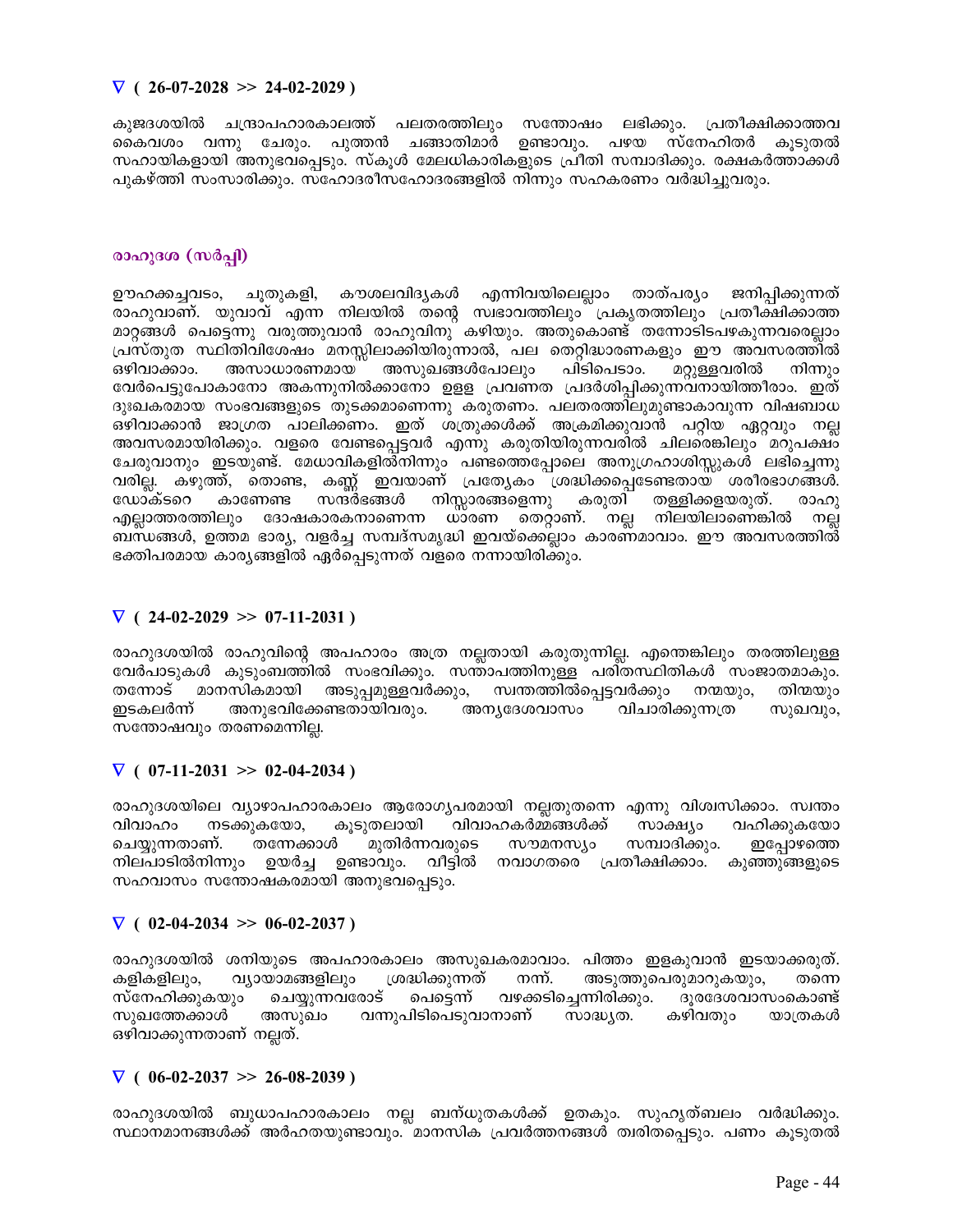### ∇ ( 26-07-2028 >> 24-02-2029 )

കുജദശയിൽ ചന്ദ്രാപഹാരകാലത്ത് പലതരത്തിലും സന്തോഷം ലഭിക്കും. പ്രതീക്ഷിക്കാത്തവ കൈവശം വന്നു ചേരും. പുത്തൻ ചങ്ങാതിമാർ ഉണ്ടാവും. പഴയ സ്നേഹിതർ കൂടുതൽ സഹായികളായി അനുഭവപ്പെടും. സ്കൂൾ മേലധികാരികളുടെ പ്രീതി സമ്പാദിക്കും. രക്ഷകർത്താക്കൾ പുകഴ്ത്തി സംസാരിക്കും. സഹോദരീസഹോദരങ്ങളിൽ നിന്നും സഹകരണം വർദ്ധിച്ചുവരും.

## രാഹുദശ (സർപ്പി)

ഊഹക്കച്ചവടം, ചൂതുകളി, കൗശലവിദ്യകൾ എന്നിവയിലെല്ലാം താത്പര്യം ജനിപ്പിക്കുന്നത് രാഹുവാണ്. യുവാവ് എന്ന നിലയിൽ തന്റെ സ്വഭാവത്തിലും പ്രകൃതത്തിലും പ്രതീക്ഷിക്കാത്ത മാറ്റങ്ങൾ പെട്ടെന്നു വരുത്തുവാൻ രാഹുവിനു കഴിയും. അതുകൊണ്ട് തന്നോടിടപഴകുന്നവരെല്ലാം പ്രസ്തുത സ്ഥിതിവിശേഷം മനസ്സിലാക്കിയിരുന്നാൽ, പല തെറ്റിദ്ധാരണകളും ഈ അവസരത്തിൽ ഒഴിവാക്കാം. അസാധാരണമായ അസുഖങ്ങൾപോലും പിടിപെടാം. മറ്റുള്ളവരിൽ നിന്നും വേർപെട്ടുപോകാനോ അകന്നുനിൽക്കാനോ ഉള്ള പ്രവണത പ്രദർശിപ്പിക്കുന്നവനായിത്തീരാം. ഇത് ദുഃഖകരമായ സംഭവങ്ങളുടെ തുടക്കമാണെന്നു കരുതണം. പലതരത്തിലുമുണ്ടാകാവുന്ന വിഷബാധ ഒഴിവാക്കാൻ ജാഗ്രത പാലിക്കണം. ഇത് ശത്രുക്കൾക്ക് അക്രമിക്കുവാൻ പറ്റിയ ഏറ്റവും നല്ല അവസരമായിരിക്കും. വളരെ വേണ്ടപ്പെട്ടവർ എന്നു കരുതിയിരുന്നവരിൽ ചിലരെങ്കിലും മറുപക്ഷം ചേരുവാനും ഇടയുണ്ട്. മേധാവികളിൽനിന്നും പണ്ടത്തെപ്പോലെ അനുഗ്രഹാശിസ്സുകൾ ലഭിച്ചെന്നു വരില്ല. കഴുത്ത്, തൊണ്ട, കണ്ണ് ഇവയാണ് പ്രത്യേകം ശ്രദ്ധിക്കപ്പെടേണ്ടതായ ശരീരഭാഗങ്ങൾ. ഡോക്ടറെ കാണേണ്ട സന്ദർഭങ്ങൾ നിസ്സാരങ്ങളെന്നു കരുതി തള്ളിക്കളയരുത്. രാഹു എല്ലാത്തരത്തിലും ദോഷകാരകനാണെന്ന ധാരണ തെറ്റാണ്. നല്ല നിലയിലാണെങ്കിൽ നല്ല ബന്ധങ്ങൾ, ഉത്തമ ഭാര്യ, വളർച്ച സമ്പദ്സമൃദ്ധി ഇവയ്ക്കെല്ലാം കാരണമാവാം. ഈ അവസരത്തിൽ ഭക്തിപരമായ കാര്യങ്ങളിൽ ഏർപ്പെടുന്നത് വളരെ നന്നായിരിക്കും.

### ∇ ( 24-02-2029 >> 07-11-2031 )

രാഹുദശയിൽ രാഹുവിന്റെ അപഹാരം അത്ര നല്ലതായി കരുതുന്നില്ല. എന്തെങ്കിലും തരത്തിലുള്ള വേർപാടുകൾ കുടുംബത്തിൽ സംഭവിക്കും. സന്താപത്തിനുള്ള പരിതസ്ഥിതികൾ സംജാതമാകും. തന്നോട് മാനസികമായി അടുപ്പമുള്ളവർക്കും, സ്വന്തത്തിൽപ്പെട്ടവർക്കും നന്മയും, തിന്മയും ഇടകലർന്ന് അനുഭവിക്കേണ്ടതായിവരും. അന്യദേശവാസം വിചാരിക്കുന്നത്ര സുഖവും, സന്തോഷവും തരണമെന്നില്ല.

### ∇ ( 07-11-2031 >> 02-04-2034 )

രാഹുദശയിലെ വ്യാഴാപഹാരകാലം ആരോഗ്യപരമായി നല്ലതുതന്നെ എന്നു വിശ്വസിക്കാം. സ്വന്തം വിവാഹം നടക്കുകയോ, കൂടുതലായി വിവാഹകർമ്മങ്ങൾക്ക് സാക്ഷ്യം വഹിക്കുകയോ ചെയ്യുന്നതാണ്. തന്നേക്കാൾ മുതിർന്നവരുടെ സൗമനസ്യം സമ്പാദിക്കും. ഇപ്പോഴത്തെ നിലപാടിൽനിന്നും ഉയർച്ച ഉണ്ടാവും. വീട്ടിൽ നവാഗതരെ പ്രതീക്ഷിക്കാം. കുഞ്ഞുങ്ങളുടെ സഹവാസം സന്തോഷകരമായി അനുഭവപ്പെടും.

### ∇ ( 02-04-2034 >> 06-02-2037 )

രാഹുദശയിൽ ശനിയുടെ അപഹാരകാലം അസുഖകരമാവാം. പിത്തം ഇളകുവാൻ ഇടയാക്കരുത്. കളികളിലും, വ്യായാമങ്ങളിലും ശ്രദ്ധിക്കുന്നത് നന്ന്. അടുത്തുപെരുമാറുകയും, തന്നെ സ്നേഹിക്കുകയും ചെയ്യുന്നവരോട് പെട്ടെന്ന് വഴക്കടിച്ചെന്നിരിക്കും. ദൂരദേശവാസംകൊണ്ട് സുഖത്തേക്കാൾ അസുഖം വന്നുപിടിപെടുവാനാണ് സാദ്ധ്യത. കഴിവതും യാത്രകൾ ഒഴിവാക്കുന്നതാണ് നല്ലത്.

### ∇ ( 06-02-2037 >> 26-08-2039 )

രാഹുദശയിൽ ബുധാപഹാരകാലം നല്ല ബന്ധുതകൾക്ക് ഉതകും. സുഹൃത്ബലം വർദ്ധിക്കും. സ്ഥാനമാനങ്ങൾക്ക് അർഹതയുണ്ടാവും. മാനസിക പ്രവർത്തനങ്ങൾ ത്വരിതപ്പെടും. പണം കൂടുതൽ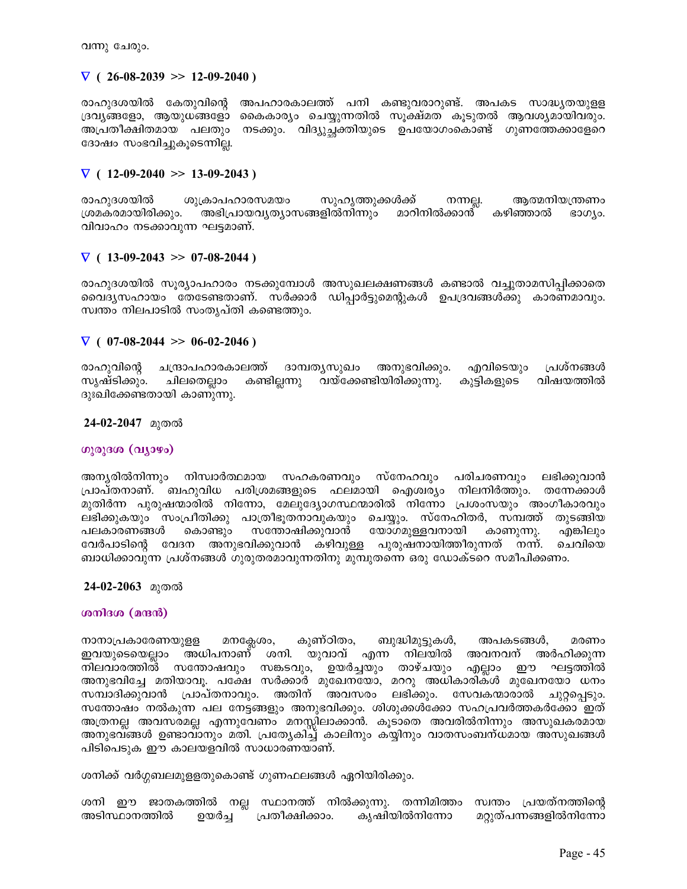വന്നു ചേരും.

### ∇ ( 26-08-2039 >> 12-09-2040 )

രാഹുദശയിൽ കേതുവിന്റെ അപഹാരകാലത്ത് പനി കണ്ടുവരാറുണ്ട്. അപകട സാദ്ധ്യതയുള്ള ദ്രവ്യങ്ങളോ, ആയുധങ്ങളോ കൈകാര്യം ചെയ്യുന്നതിൽ സൂക്ഷ്മത കൂടുതൽ ആവശ്യമായിവരും. അപ്രതീക്ഷിതമായ പലതും നടക്കും. വിദ്യുച്ഛക്തിയുടെ ഉപയോഗംകൊണ്ട് ഗുണത്തേക്കാളേറെ ദോഷം സംഭവിച്ചുകൂടെന്നില്ല.

### ∇ ( 12-09-2040 >> 13-09-2043 )

രാഹുദശയിൽ ശുക്രാപഹാരസമയം സുഹൃത്തുക്കൾക്ക് നന്നല്ല. ആത്മനിയന്ത്രണം ശ്രമകരമായിരിക്കും. അഭിപ്രായവ്യത്യാസങ്ങളിൽനിന്നും മാറിനിൽക്കാൻ കഴിഞ്ഞാൽ ഭാഗ്യം. വിവാഹം നടക്കാവുന്ന ഘട്ടമാണ്.

### ∇ ( 13-09-2043 >> 07-08-2044 )

രാഹുദശയിൽ സൂര്യാപഹാരം നടക്കുമ്പോൾ അസുഖലക്ഷണങ്ങൾ കണ്ടാൽ വച്ചുതാമസിപ്പിക്കാതെ വൈദ്യസഹായം തേടേണ്ടതാണ്. സർക്കാർ ഡിപ്പാർട്ടുമെന്റുകൾ ഉപദ്രവങ്ങൾക്കു കാരണമാവും. സ്വന്തം നിലപാടിൽ സംതൃപ്തി കണ്ടെത്തും.

### ∇ ( 07-08-2044 >> 06-02-2046 )

രാഹുവിന്റെ ചന്ദ്രാപഹാരകാലത്ത് ദാമ്പത്യസുഖം അനുഭവിക്കും. എവിടെയും പ്രശ്നങ്ങൾ സൃഷ്ടിക്കും. ചിലതെല്ലാം കണ്ടില്ലന്നു വയ്ക്കേണ്ടിയിരിക്കുന്നു. കുട്ടികളുടെ വിഷയത്തിൽ ദുഃഖിക്കേണ്ടതായി കാണുന്നു.

**24-02-2047** മുതൽ

### ഗുരുദശ (വ്യാഴം)

അന്യരിൽനിന്നും നിസ്വാർത്ഥമായ സഹകരണവും സ്നേഹവും പരിചരണവും ലഭിക്കുവാൻ പ്രാപ്തനാണ്. ബഹുവിധ പരിശ്രമങ്ങളുടെ ഫലമായി ഐശ്വര്യം നിലനിർത്തും. തന്നേക്കാൾ മുതിർന്ന പുരുഷന്മാരിൽ നിന്നോ, മേലുദ്യോഗസ്ഥന്മാരിൽ നിന്നോ പ്രശംസയും അംഗീകാരവും ലഭിക്കുകയും സംപ്രീതിക്കു പാത്രീഭൂതനാവുകയും ചെയ്യും. സ്നേഹിതർ, സമ്പത്ത് തുടങ്ങിയ പലകാരണങ്ങൾ കൊണ്ടും സന്തോഷിക്കുവാൻ യോഗമുള്ളവനായി കാണുന്നു. എങ്കിലും വേർപാടിന്റെ വേദന അനുഭവിക്കുവാൻ കഴിവുള്ള പുരുഷനായിത്തീരുന്നത് നന്ന്. ചെവിയെ ബാധിക്കാവുന്ന പ്രശ്നങ്ങൾ ഗുരുതരമാവുന്നതിനു മുമ്പുതന്നെ ഒരു ഡോക്ടറെ സമീപിക്കണം.

**24-02-2063** മുതൽ

### ശനിദശ (മന്ദൻ)

നാനാപ്രകാരേണയുള്ള മനക്ലേശം, കുണ്ഠിതം, ബുദ്ധിമുട്ടുകൾ, അപകടങ്ങൾ, മരണം ഇവയുടെയെല്ലാം അധിപനാണ് ശനി. യുവാവ് എന്ന നിലയിൽ അവനവന് അർഹിക്കുന്ന നിലവാരത്തിൽ സന്തോഷവും സങ്കടവും, ഉയർച്ചയും താഴ്ചയും എല്ലാം ഈ ഘട്ടത്തിൽ അനുഭവിച്ചേ മതിയാവൂ. പക്ഷേ സർക്കാർ മുഖേനയോ, മററു അധികാരികൾ മുഖേനയോ ധനം സമ്പാദിക്കുവാൻ പ്രാപ്തനാവും. അതിന് അവസരം ലഭിക്കും. സേവകന്മാരാൽ ചുറ്റപ്പെടും. സന്തോഷം നൽകുന്ന പല നേട്ടങ്ങളും അനുഭവിക്കും. ശിശുക്കൾക്കോ സഹപ്രവർത്തകർക്കോ ഇത് അത്രനല്ല അവസരമല്ല എന്നുവേണം മനസ്സിലാക്കാൻ. കൂടാതെ അവരിൽനിന്നും അസുഖകരമായ അനുഭവങ്ങൾ ഉണ്ടാവാനും മതി. പ്രത്യേകിച്ച് കാലിനും കയ്യിനും വാതസംബന്ധമായ അസുഖങ്ങൾ പിടിപെടുക ഈ കാലയളവിൽ സാധാരണയാണ്.

ശനിക്ക് വർഗ്ഗബലമുള്ളതുകൊണ്ട് ഗുണഫലങ്ങൾ ഏറിയിരിക്കും.

ശനി ഈ ജാതകത്തിൽ നല്ല സ്ഥാനത്ത് നിൽക്കുന്നു. തന്നിമിത്തം സ്വന്തം പ്രയത്നത്തിന്റെ അടിസ്ഥാനത്തിൽ ഉയർച്ച പ്രതീക്ഷിക്കാം. കൃഷിയിൽനിന്നോ മറ്റുത്പന്നങ്ങളിൽനിന്നോ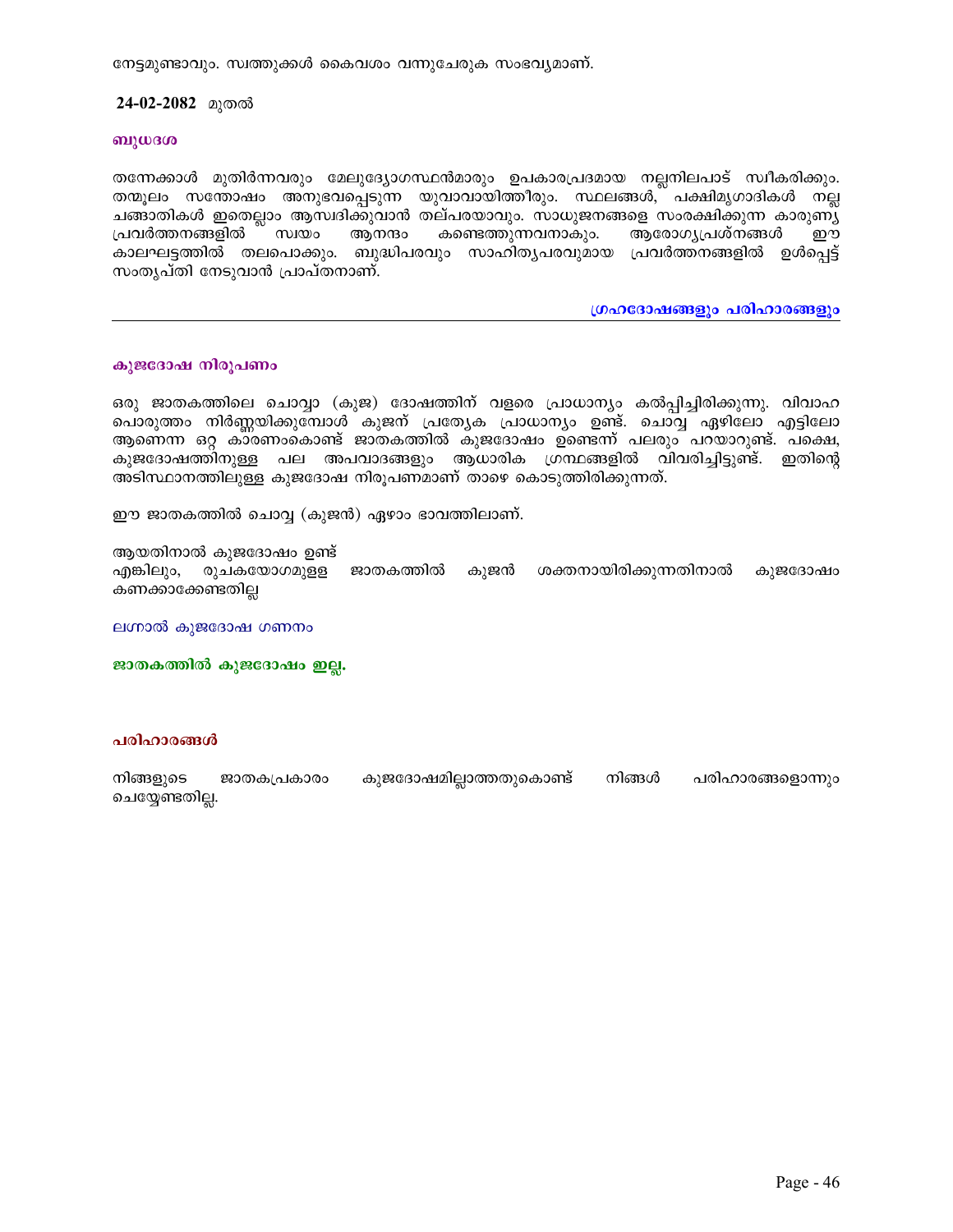നേട്ടമുണ്ടാവും. സ്വത്തുക്കൾ കൈവശം വന്നുചേരുക സംഭവ്യമാണ്.

**24-02-2082** മുതൽ

**ബുധദശ**

തന്നേക്കാൾ മുതിർന്നവരും മേലുദ്യോഗസ്ഥൻമാരും ഉപകാരപ്രദമായ നല്ലനിലപാട് സ്വീകരിക്കും. തന്മൂലം സന്തോഷം അനുഭവപ്പെടുന്ന യുവാവായിത്തീരും. സ്ഥലങ്ങൾ, പക്ഷിമൃഗാദികൾ നല്ല ചങ്ങാതികൾ ഇതെല്ലാം ആസ്വദിക്കുവാൻ തല്പരയാവും. സാധുജനങ്ങളെ സംരക്ഷിക്കുന്ന കാരുണ്യ പ്രവർത്തനങ്ങളിൽ സ്വയം ആനന്ദം കണ്ടെത്തുന്നവനാകും. ആരോഗ്യപ്രശ്നങ്ങൾ ഈ കാലഘട്ടത്തിൽ തലപൊക്കും. ബുദ്ധിപരവും സാഹിത്യപരവുമായ പ്രവർത്തനങ്ങളിൽ ഉൾപ്പെട്ട് സംതൃപ്തി നേടുവാൻ പ്രാപ്തനാണ്.

## ഗ്രഹദോഷങ്ങളും പരിഹാരങ്ങളും

---

### കുജദോഷ നിരൂപണം

ഒരു ജാതകത്തിലെ ചൊവ്വാ (കുജ) ദോഷത്തിന് വളരെ പ്രാധാന്യം കല്പ്പിച്ചിരിക്കുന്നു. വിവാഹ പൊരുത്തം നിർണ്ണയിക്കുമ്പോൾ കുജന് പ്രത്യേക പ്രാധാന്യം ഉണ്ട്. ചൊവ്വ ഏഴിലോ എട്ടിലോ ആണെന്ന ഒറ്റ കാരണംകൊണ്ട് ജാതകത്തിൽ കുജദോഷം ഉണ്ടെന്ന് പലരും പറയാറുണ്ട്. പക്ഷെ, കുജദോഷത്തിനുള്ള പല അപവാദങ്ങളും ആധാരിക ഗ്രന്ഥങ്ങളിൽ വിവരിച്ചിട്ടുണ്ട്. ഇതിന്റെ അടിസ്ഥാനത്തിലുള്ള കുജദോഷ നിരൂപണമാണ് താഴെ കൊടുത്തിരിക്കുന്നത്.

ഈ ജാതകത്തിൽ ചൊവ്വ (കുജൻ) ഏഴാം ഭാവത്തിലാണ്.

ആയതിനാൽ കുജദോഷം ഉണ്ട്
എങ്കിലും, രുചകയോഗമുള്ള ജാതകത്തിൽ കുജൻ ശക്തനായിരിക്കുന്നതിനാൽ കുജദോഷം കണക്കാക്കേണ്ടതില്ല

ലഗ്നാൽ കുജദോഷ ഗണനം

**ജാതകത്തിൽ കുജദോഷം ഇല്ല.**

### പരിഹാരങ്ങൾ

നിങ്ങളുടെ ജാതകപ്രകാരം കുജദോഷമില്ലാത്തതുകൊണ്ട് നിങ്ങൾ പരിഹാരങ്ങളൊന്നും ചെയ്യേണ്ടതില്ല.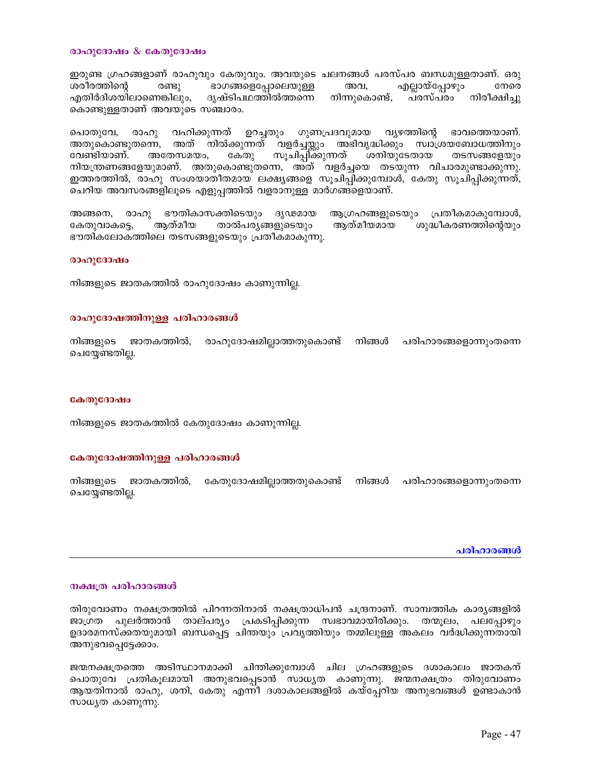### രാഹുദോഷം & കേതുദോഷം

ഇരുണ്ട ഗ്രഹങ്ങളാണ് രാഹുവും കേതുവും. അവയുടെ ചലനങ്ങൾ പരസ്പര ബന്ധമുള്ളതാണ്. ഒരു ശരീരത്തിന്റെ രണ്ടു ഭാഗങ്ങളെപ്പോലെയുള്ള അവ, എല്ലായ്പ്പോഴും നേരെ എതിർദിശയിലാണെങ്കിലും, ദൃഷ്ടിപഥത്തിൽത്തന്നെ നിന്നുകൊണ്ട്, പരസ്പരം നിരീക്ഷിച്ചു കൊണ്ടുള്ളതാണ് അവയുടെ സഞ്ചാരം.

പൊതുവേ, രാഹു വഹിക്കുന്നത് ഉറച്ചതും ഗുണപ്രദവുമായ വ്യഴത്തിന്റെ ഭാവത്തെയാണ്. അതുകൊണ്ടുതന്നെ, അത് നിൽക്കുന്നത് വളർച്ചയ്ക്കും അഭിവൃദ്ധിക്കും സ്വാശ്രയബോധത്തിനും വേണ്ടിയാണ്. അതേസമയം, കേതു സൂചിപ്പിക്കുന്നത് ശനിയുടേതായ തടസങ്ങളേയും നിയന്ത്രണങ്ങളേയുമാണ്. അതുകൊണ്ടുതന്നെ, അത് വളർച്ചയെ തടയുന്ന വിചാരമുണ്ടാക്കുന്നു. ഇത്തരത്തിൽ, രാഹു സംശയാതീതമായ ലക്ഷ്യങ്ങളെ സൂചിപ്പിക്കുമ്പോൾ, കേതു സൂചിപ്പിക്കുന്നത്, ചെറിയ അവസരങ്ങളിലൂടെ എളുപ്പത്തിൽ വളരാനുള്ള മാർഗങ്ങളെയാണ്.

അങ്ങനെ, രാഹു ഭൗതികാസക്തിയെയും ദൃഢമായ ആഗ്രഹങ്ങളുടെയും പ്രതീകമാകുമ്പോൾ, കേതുവാകട്ടെ, ആത്മീയ താൽപര്യങ്ങളുടെയും ആത്മീയമായ ശുദ്ധീകരണത്തിന്റെയും ഭൗതികലോകത്തിലെ തടസങ്ങളുടെയും പ്രതീകമാകുന്നു.

### രാഹുദോഷം

നിങ്ങളുടെ ജാതകത്തിൽ രാഹുദോഷം കാണുന്നില്ല.

### രാഹുദോഷത്തിനുള്ള പരിഹാരങ്ങൾ

നിങ്ങളുടെ ജാതകത്തിൽ, രാഹുദോഷമില്ലാത്തതുകൊണ്ട് നിങ്ങൾ പരിഹാരങ്ങളൊന്നുംതന്നെ ചെയ്യേണ്ടതില്ല.

### കേതുദോഷം

നിങ്ങളുടെ ജാതകത്തിൽ കേതുദോഷം കാണുന്നില്ല.

### കേതുദോഷത്തിനുള്ള പരിഹാരങ്ങൾ

നിങ്ങളുടെ ജാതകത്തിൽ, കേതുദോഷമില്ലാത്തതുകൊണ്ട് നിങ്ങൾ പരിഹാരങ്ങളൊന്നുംതന്നെ ചെയ്യേണ്ടതില്ല.

## പരിഹാരങ്ങൾ

---

### നക്ഷത്ര പരിഹാരങ്ങൾ

തിരുവോണം നക്ഷത്രത്തിൽ പിറന്നതിനാൽ നക്ഷത്രാധിപൻ ചന്ദ്രനാണ്. സാമ്പത്തിക കാര്യങ്ങളിൽ ജാഗ്രത പുലർത്താൻ താല്പര്യം പ്രകടിപ്പിക്കുന്ന സ്വഭാവമായിരിക്കും. തന്മൂലം, പലപ്പോഴും ഉദാരമനസ്കതയുമായി ബന്ധപ്പെട്ട ചിന്തയും പ്രവൃത്തിയും തമ്മിലുള്ള അകലം വർദ്ധിക്കുന്നതായി അനുഭവപ്പെട്ടേക്കാം.

ജന്മനക്ഷത്രത്തെ അടിസ്ഥാനമാക്കി ചിന്തിക്കുമ്പോൾ ചില ഗ്രഹങ്ങളുടെ ദശാകാലം ജാതകന് പൊതുവേ പ്രതികൂലമായി അനുഭവപ്പെടാൻ സാധ്യത കാണുന്നു. ജന്മനക്ഷത്രം തിരുവോണം ആയതിനാൽ രാഹു, ശനി, കേതു എന്നീ ദശാകാലങ്ങളിൽ കയ്പേറിയ അനുഭവങ്ങൾ ഉണ്ടാകാൻ സാധ്യത കാണുന്നു.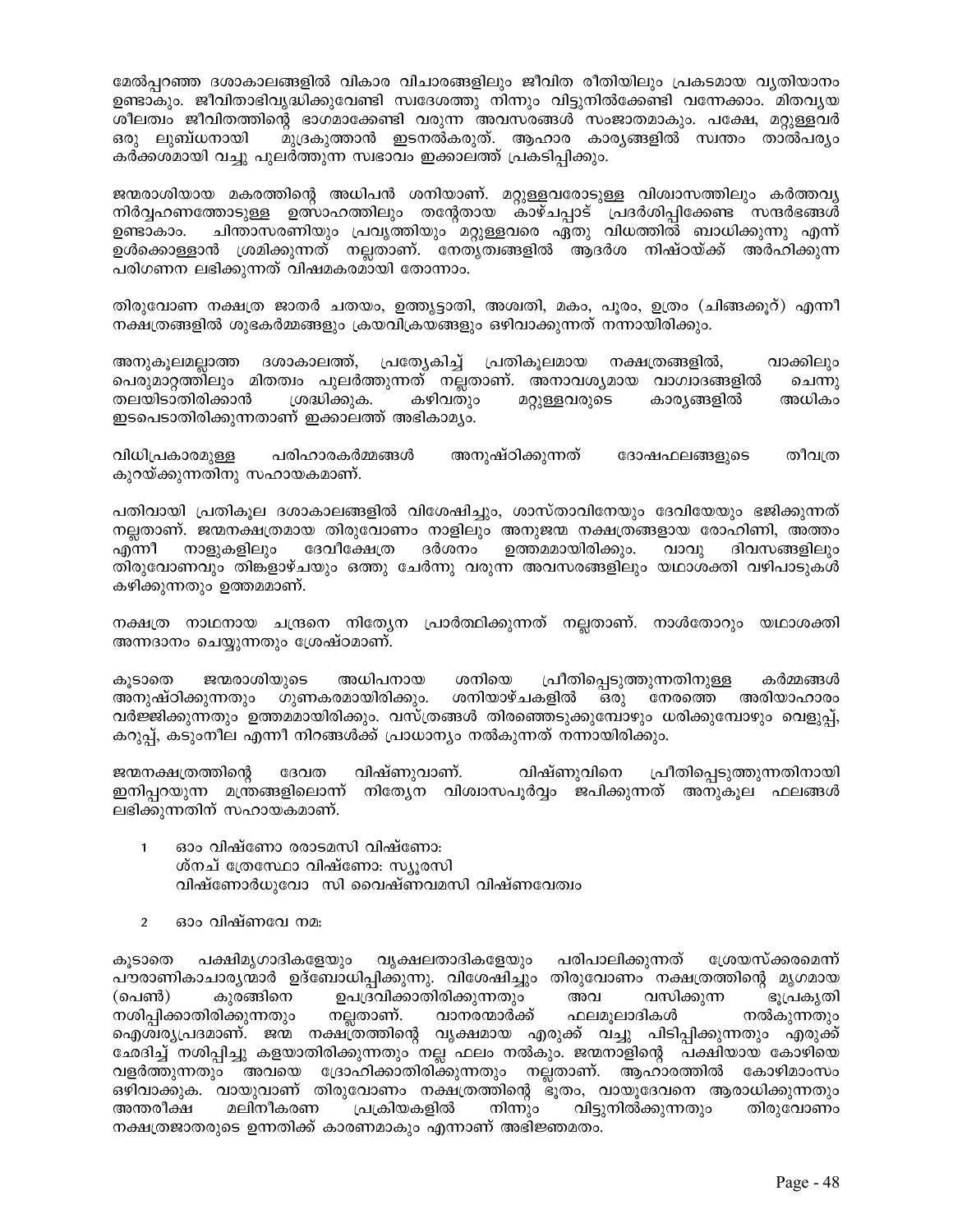മേൽപ്പറഞ്ഞ ദശാകാലങ്ങളിൽ വികാര വിചാരങ്ങളിലും ജീവിത രീതിയിലും പ്രകടമായ വ്യതിയാനം ഉണ്ടാകും. ജീവിതാഭിവൃദ്ധിക്കുവേണ്ടി സ്വദേശത്തു നിന്നും വിട്ടുനിൽക്കേണ്ടി വന്നേക്കാം. മിതവ്യയ ശീലത്വം ജീവിതത്തിന്റെ ഭാഗമാക്കേണ്ടി വരുന്ന അവസരങ്ങൾ സംജാതമാകും. പക്ഷേ, മറ്റുള്ളവർ ഒരു ലുബ്ധനായി മുദ്രകുത്താൻ ഇടനൽകരുത്. ആഹാര കാര്യങ്ങളിൽ സ്വന്തം താൽപര്യം കർക്കശമായി വച്ചു പുലർത്തുന്ന സ്വഭാവം ഇക്കാലത്ത് പ്രകടിപ്പിക്കും.

ജന്മരാശിയായ മകരത്തിന്റെ അധിപൻ ശനിയാണ്. മറ്റുള്ളവരോടുള്ള വിശ്വാസത്തിലും കർത്തവ്യ നിർവ്വഹണത്തോടുള്ള ഉത്സാഹത്തിലും തന്റേതായ കാഴ്ചപ്പാട് പ്രദർശിപ്പിക്കേണ്ട സന്ദർഭങ്ങൾ ഉണ്ടാകാം. ചിന്താസരണിയും പ്രവൃത്തിയും മറ്റുള്ളവരെ ഏതു വിധത്തിൽ ബാധിക്കുന്നു എന്ന് ഉൾക്കൊള്ളാൻ ശ്രമിക്കുന്നത് നല്ലതാണ്. നേതൃത്വങ്ങളിൽ ആദർശ നിഷ്ഠയ്ക്ക് അർഹിക്കുന്ന പരിഗണന ലഭിക്കുന്നത് വിഷമകരമായി തോന്നാം.

തിരുവോണ നക്ഷത്ര ജാതർ ചതയം, ഉത്തൃട്ടാതി, അശ്വതി, മകം, പൂരം, ഉത്രം (ചിങ്ങക്കൂറ്) എന്നീ നക്ഷത്രങ്ങളിൽ ശുഭകർമ്മങ്ങളും ക്രയവിക്രയങ്ങളും ഒഴിവാക്കുന്നത് നന്നായിരിക്കും.

അനുകൂലമല്ലാത്ത ദശാകാലത്ത്, പ്രത്യേകിച്ച് പ്രതികൂലമായ നക്ഷത്രങ്ങളിൽ, വാക്കിലും പെരുമാറ്റത്തിലും മിതത്വം പുലർത്തുന്നത് നല്ലതാണ്. അനാവശ്യമായ വാഗ്വാദങ്ങളിൽ ചെന്നു തലയിടാതിരിക്കാൻ ശ്രദ്ധിക്കുക. കഴിവതും മറ്റുള്ളവരുടെ കാര്യങ്ങളിൽ അധികം ഇടപെടാതിരിക്കുന്നതാണ് ഇക്കാലത്ത് അഭികാമ്യം.

വിധിപ്രകാരമുള്ള പരിഹാരകർമ്മങ്ങൾ അനുഷ്ഠിക്കുന്നത് ദോഷഫലങ്ങളുടെ തീവ്രത കുറയ്ക്കുന്നതിനു സഹായകമാണ്.

പതിവായി പ്രതികൂല ദശാകാലങ്ങളിൽ വിശേഷിച്ചും, ശാസ്താവിനേയും ദേവിയേയും ഭജിക്കുന്നത് നല്ലതാണ്. ജന്മനക്ഷത്രമായ തിരുവോണം നാളിലും അനുജന്മ നക്ഷത്രങ്ങളായ രോഹിണി, അത്തം എന്നീ നാളുകളിലും ദേവീക്ഷേത്ര ദർശനം ഉത്തമമായിരിക്കും. വാവു ദിവസങ്ങളിലും തിരുവോണവും തിങ്കളാഴ്ചയും ഒത്തു ചേർന്നു വരുന്ന അവസരങ്ങളിലും യഥാശക്തി വഴിപാടുകൾ കഴിക്കുന്നതും ഉത്തമമാണ്.

നക്ഷത്ര നാഥനായ ചന്ദ്രനെ നിത്യേന പ്രാർത്ഥിക്കുന്നത് നല്ലതാണ്. നാൾതോറും യഥാശക്തി അന്നദാനം ചെയ്യുന്നതും ശ്രേഷ്ഠമാണ്.

കൂടാതെ ജന്മരാശിയുടെ അധിപനായ ശനിയെ പ്രീതിപ്പെടുത്തുന്നതിനുള്ള കർമ്മങ്ങൾ അനുഷ്ഠിക്കുന്നതും ഗുണകരമായിരിക്കും. ശനിയാഴ്ചകളിൽ ഒരു നേരത്തെ അരിയാഹാരം വർജ്ജിക്കുന്നതും ഉത്തമമായിരിക്കും. വസ്ത്രങ്ങൾ തിരഞ്ഞെടുക്കുമ്പോഴും ധരിക്കുമ്പോഴും വെളുപ്പ്, കറുപ്പ്, കടുംനീല എന്നീ നിറങ്ങൾക്ക് പ്രാധാന്യം നൽകുന്നത് നന്നായിരിക്കും.

ജന്മനക്ഷത്രത്തിന്റെ ദേവത വിഷ്ണുവാണ്. വിഷ്ണുവിനെ പ്രീതിപ്പെടുത്തുന്നതിനായി ഇനിപ്പറയുന്ന മന്ത്രങ്ങളിലൊന്ന് നിത്യേന വിശ്വാസപൂർവ്വം ജപിക്കുന്നത് അനുകൂല ഫലങ്ങൾ ലഭിക്കുന്നതിന് സഹായകമാണ്.

1. ഓം വിഷ്ണോ രരാടമസി വിഷ്ണോ:
   ശ്നപ് ത്രേസ്ഥോ വിഷ്ണോ: സ്യൂരസി
   വിഷ്ണോർധ്രുവോ സി വൈഷ്ണവമസി വിഷ്ണവേത്വം

2. ഓം വിഷ്ണവേ നമ:

കൂടാതെ പക്ഷിമൃഗാദികളേയും വൃക്ഷലതാദികളേയും പരിപാലിക്കുന്നത് ശ്രേയസ്ക്കരമെന്ന് പൗരാണികാചാര്യന്മാർ ഉദ്ബോധിപ്പിക്കുന്നു. വിശേഷിച്ചും തിരുവോണം നക്ഷത്രത്തിന്റെ മൃഗമായ (പെൺ) കുരങ്ങിനെ ഉപദ്രവിക്കാതിരിക്കുന്നതും അവ വസിക്കുന്ന ഭൂപ്രകൃതി നശിപ്പിക്കാതിരിക്കുന്നതും നല്ലതാണ്. വാനരന്മാർക്ക് ഫലമൂലാദികൾ നൽകുന്നതും ഐശ്വര്യപ്രദമാണ്. ജന്മ നക്ഷത്രത്തിന്റെ വൃക്ഷമായ എരുക്ക് വച്ചു പിടിപ്പിക്കുന്നതും എരുക്ക് ഛേദിച്ച് നശിപ്പിച്ചു കളയാതിരിക്കുന്നതും നല്ല ഫലം നൽകും. ജന്മനാളിന്റെ പക്ഷിയായ കോഴിയെ വളർത്തുന്നതും അവയെ ദ്രോഹിക്കാതിരിക്കുന്നതും നല്ലതാണ്. ആഹാരത്തിൽ കോഴിമാംസം ഒഴിവാക്കുക. വായുവാണ് തിരുവോണം നക്ഷത്രത്തിന്റെ ഭൂതം, വായുദേവനെ ആരാധിക്കുന്നതും അന്തരീക്ഷ മലിനീകരണ പ്രക്രിയകളിൽ നിന്നും വിട്ടുനിൽക്കുന്നതും തിരുവോണം നക്ഷത്രജാതരുടെ ഉന്നതിക്ക് കാരണമാകും എന്നാണ് അഭിജ്ഞമതം.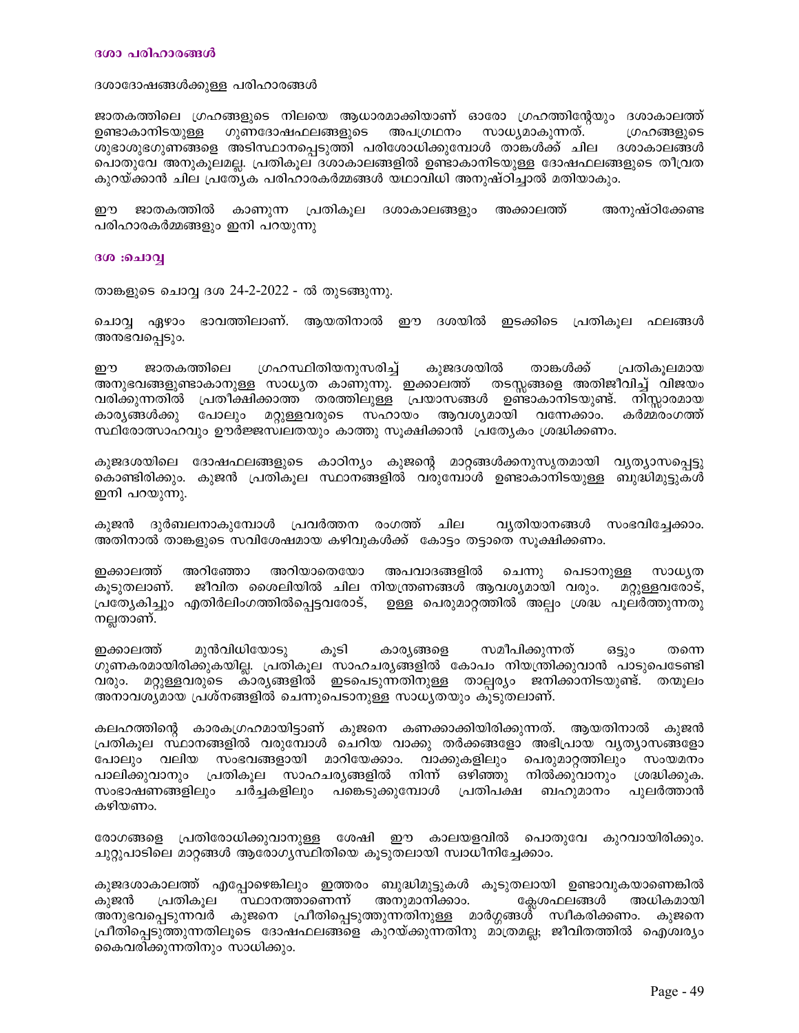### ദശാ പരിഹാരങ്ങൾ

ദശാദോഷങ്ങൾക്കുള്ള പരിഹാരങ്ങൾ

ജാതകത്തിലെ ഗ്രഹങ്ങളുടെ നിലയെ ആധാരമാക്കിയാണ് ഓരോ ഗ്രഹത്തിന്റേയും ദശാകാലത്ത് ഉണ്ടാകാനിടയുള്ള ഗുണദോഷഫലങ്ങളുടെ അപഗ്രഥനം സാധ്യമാകുന്നത്. ഗ്രഹങ്ങളുടെ ശുഭാശുഭഗുണങ്ങളെ അടിസ്ഥാനപ്പെടുത്തി പരിശോധിക്കുമ്പോൾ താങ്കൾക്ക് ചില ദശാകാലങ്ങൾ പൊതുവേ അനുകൂലമല്ല. പ്രതികൂല ദശാകാലങ്ങളിൽ ഉണ്ടാകാനിടയുള്ള ദോഷഫലങ്ങളുടെ തീവ്രത കുറയ്ക്കാൻ ചില പ്രത്യേക പരിഹാരകർമ്മങ്ങൾ യഥാവിധി അനുഷ്ഠിച്ചാൽ മതിയാകും.

ഈ ജാതകത്തിൽ കാണുന്ന പ്രതികൂല ദശാകാലങ്ങളും അക്കാലത്ത് അനുഷ്ഠിക്കേണ്ട പരിഹാരകർമ്മങ്ങളും ഇനി പറയുന്നു

### ദശ :ചൊവ്വ

താങ്കളുടെ ചൊവ്വ ദശ 24-2-2022 - ൽ തുടങ്ങുന്നു.

ചൊവ്വ ഏഴാം ഭാവത്തിലാണ്. ആയതിനാൽ ഈ ദശയിൽ ഇടക്കിടെ പ്രതികൂല ഫലങ്ങൾ അനുഭവപ്പെടും.

ഈ ജാതകത്തിലെ ഗ്രഹസ്ഥിതിയനുസരിച്ച് കുജദശയിൽ താങ്കൾക്ക് പ്രതികൂലമായ അനുഭവങ്ങളുണ്ടാകാനുള്ള സാധ്യത കാണുന്നു. ഇക്കാലത്ത് തടസ്സങ്ങളെ അതിജീവിച്ച് വിജയം വരിക്കുന്നതിൽ പ്രതീക്ഷിക്കാത്ത തരത്തിലുള്ള പ്രയാസങ്ങൾ ഉണ്ടാകാനിടയുണ്ട്. നിസ്സാരമായ കാര്യങ്ങൾക്കു പോലും മറ്റുള്ളവരുടെ സഹായം ആവശ്യമായി വന്നേക്കാം. കർമ്മരംഗത്ത് സ്ഥിരോത്സാഹവും ഊർജ്ജസ്വലതയും കാത്തു സൂക്ഷിക്കാൻ പ്രത്യേകം ശ്രദ്ധിക്കണം.

കുജദശയിലെ ദോഷഫലങ്ങളുടെ കാഠിന്യം കുജന്റെ മാറ്റങ്ങൾക്കനുസൃതമായി വ്യത്യാസപ്പെട്ടു കൊണ്ടിരിക്കും. കുജൻ പ്രതികൂല സ്ഥാനങ്ങളിൽ വരുമ്പോൾ ഉണ്ടാകാനിടയുള്ള ബുദ്ധിമുട്ടുകൾ ഇനി പറയുന്നു.

കുജൻ ദുർബലനാകുമ്പോൾ പ്രവർത്തന രംഗത്ത് ചില വ്യതിയാനങ്ങൾ സംഭവിച്ചേക്കാം. അതിനാൽ താങ്കളുടെ സവിശേഷമായ കഴിവുകൾക്ക് കോട്ടം തട്ടാതെ സൂക്ഷിക്കണം.

ഇക്കാലത്ത് അറിഞ്ഞോ അറിയാതെയോ അപവാദങ്ങളിൽ ചെന്നു പെടാനുള്ള സാധ്യത കൂടുതലാണ്. ജീവിത ശൈലിയിൽ ചില നിയന്ത്രണങ്ങൾ ആവശ്യമായി വരും. മറ്റുള്ളവരോട്, പ്രത്യേകിച്ചും എതിർലിംഗത്തിൽപ്പെട്ടവരോട്, ഉള്ള പെരുമാറ്റത്തിൽ അല്പം ശ്രദ്ധ പുലർത്തുന്നതു നല്ലതാണ്.

ഇക്കാലത്ത് മുൻവിധിയോടു കൂടി കാര്യങ്ങളെ സമീപിക്കുന്നത് ഒട്ടും തന്നെ ഗുണകരമായിരിക്കുകയില്ല. പ്രതികൂല സാഹചര്യങ്ങളിൽ കോപം നിയന്ത്രിക്കുവാൻ പാടുപെടേണ്ടി വരും. മറ്റുള്ളവരുടെ കാര്യങ്ങളിൽ ഇടപെടുന്നതിനുള്ള താല്പര്യം ജനിക്കാനിടയുണ്ട്. തന്മൂലം അനാവശ്യമായ പ്രശ്നങ്ങളിൽ ചെന്നുപെടാനുള്ള സാധ്യതയും കൂടുതലാണ്.

കലഹത്തിന്റെ കാരകഗ്രഹമായിട്ടാണ് കുജനെ കണക്കാക്കിയിരിക്കുന്നത്. ആയതിനാൽ കുജൻ പ്രതികൂല സ്ഥാനങ്ങളിൽ വരുമ്പോൾ ചെറിയ വാക്കു തർക്കങ്ങളോ അഭിപ്രായ വ്യത്യാസങ്ങളോ പോലും വലിയ സംഭവങ്ങളായി മാറിയേക്കാം. വാക്കുകളിലും പെരുമാറ്റത്തിലും സംയമനം പാലിക്കുവാനും പ്രതികൂല സാഹചര്യങ്ങളിൽ നിന്ന് ഒഴിഞ്ഞു നിൽക്കുവാനും ശ്രദ്ധിക്കുക. സംഭാഷണങ്ങളിലും ചർച്ചകളിലും പങ്കെടുക്കുമ്പോൾ പ്രതിപക്ഷ ബഹുമാനം പുലർത്താൻ കഴിയണം.

രോഗങ്ങളെ പ്രതിരോധിക്കുവാനുള്ള ശേഷി ഈ കാലയളവിൽ പൊതുവേ കുറവായിരിക്കും. ചുറ്റുപാടിലെ മാറ്റങ്ങൾ ആരോഗ്യസ്ഥിതിയെ കൂടുതലായി സ്വാധീനിച്ചേക്കാം.

കുജദശാകാലത്ത് എപ്പോഴെങ്കിലും ഇത്തരം ബുദ്ധിമുട്ടുകൾ കൂടുതലായി ഉണ്ടാവുകയാണെങ്കിൽ കുജൻ പ്രതികൂല സ്ഥാനത്താണെന്ന് അനുമാനിക്കാം. ക്ലേശഫലങ്ങൾ അധികമായി അനുഭവപ്പെടുന്നവർ കുജനെ പ്രീതിപ്പെടുത്തുന്നതിനുള്ള മാർഗ്ഗങ്ങൾ സ്വീകരിക്കണം. കുജനെ പ്രീതിപ്പെടുത്തുന്നതിലൂടെ ദോഷഫലങ്ങളെ കുറയ്ക്കുന്നതിനു മാത്രമല്ല; ജീവിതത്തിൽ ഐശ്വര്യം കൈവരിക്കുന്നതിനും സാധിക്കും.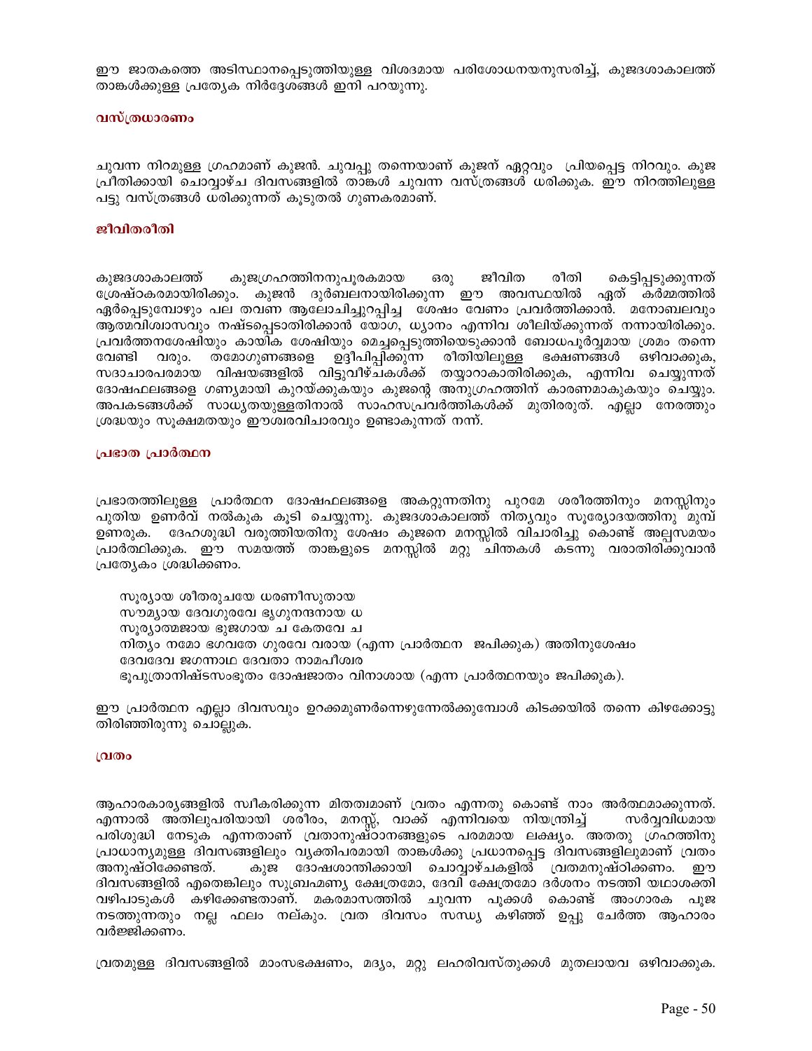ഈ ജാതകത്തെ അടിസ്ഥാനപ്പെടുത്തിയുള്ള വിശദമായ പരിശോധനയനുസരിച്ച്, കുജദശാകാലത്ത് താങ്കൾക്കുള്ള പ്രത്യേക നിർദ്ദേശങ്ങൾ ഇനി പറയുന്നു.

### വസ്ത്രധാരണം

ചുവന്ന നിറമുള്ള ഗ്രഹമാണ് കുജൻ. ചുവപ്പു തന്നെയാണ് കുജന് ഏറ്റവും പ്രിയപ്പെട്ട നിറവും. കുജ പ്രീതിക്കായി ചൊവ്വാഴ്ച ദിവസങ്ങളിൽ താങ്കൾ ചുവന്ന വസ്ത്രങ്ങൾ ധരിക്കുക. ഈ നിറത്തിലുള്ള പട്ടു വസ്ത്രങ്ങൾ ധരിക്കുന്നത് കൂടുതൽ ഗുണകരമാണ്.

### ജീവിതരീതി

കുജദശാകാലത്ത് കുജഗ്രഹത്തിനനുപൂരകമായ ഒരു ജീവിത രീതി കെട്ടിപ്പടുക്കുന്നത് ശ്രേഷ്ഠകരമായിരിക്കും. കുജൻ ദുർബലനായിരിക്കുന്ന ഈ അവസ്ഥയിൽ ഏത് കർമ്മത്തിൽ ഏർപ്പെടുമ്പോഴും പല തവണ ആലോചിച്ചുറപ്പിച്ച ശേഷം വേണം പ്രവർത്തിക്കാൻ. മനോബലവും ആത്മവിശ്വാസവും നഷ്ടപ്പെടാതിരിക്കാൻ യോഗ, ധ്യാനം എന്നിവ ശീലിയ്ക്കുന്നത് നന്നായിരിക്കും. പ്രവർത്തനശേഷിയും കായിക ശേഷിയും മെച്ചപ്പെടുത്തിയെടുക്കാൻ ബോധപൂർവ്വമായ ശ്രമം തന്നെ വേണ്ടി വരും. തമോഗുണങ്ങളെ ഉദ്ദീപിപ്പിക്കുന്ന രീതിയിലുള്ള ഭക്ഷണങ്ങൾ ഒഴിവാക്കുക, സദാചാരപരമായ വിഷയങ്ങളിൽ വിട്ടുവീഴ്ചകൾക്ക് തയ്യാറാകാതിരിക്കുക, എന്നിവ ചെയ്യുന്നത് ദോഷഫലങ്ങളെ ഗണ്യമായി കുറയ്ക്കുകയും കുജന്റെ അനുഗ്രഹത്തിന് കാരണമാകുകയും ചെയ്യും. അപകടങ്ങൾക്ക് സാധ്യതയുള്ളതിനാൽ സാഹസപ്രവർത്തികൾക്ക് മുതിരരുത്. എല്ലാ നേരത്തും ശ്രദ്ധയും സൂക്ഷമതയും ഈശ്വരവിചാരവും ഉണ്ടാകുന്നത് നന്ന്.

### പ്രഭാത പ്രാർത്ഥന

പ്രഭാതത്തിലുള്ള പ്രാർത്ഥന ദോഷഫലങ്ങളെ അകറ്റുന്നതിനു പുറമേ ശരീരത്തിനും മനസ്സിനും പുതിയ ഉണർവ് നൽകുക കൂടി ചെയ്യുന്നു. കുജദശാകാലത്ത് നിത്യവും സൂര്യോദയത്തിനു മുമ്പ് ഉണരുക. ദേഹശുദ്ധി വരുത്തിയതിനു ശേഷം കുജനെ മനസ്സിൽ വിചാരിച്ചു കൊണ്ട് അല്പസമയം പ്രാർത്ഥിക്കുക. ഈ സമയത്ത് താങ്കളുടെ മനസ്സിൽ മറ്റു ചിന്തകൾ കടന്നു വരാതിരിക്കുവാൻ പ്രത്യേകം ശ്രദ്ധിക്കണം.

> സൂര്യായ ശീതരുചയേ ധരണീസുതായ
> സൗമ്യായ ദേവഗുരവേ ഭൃഗുനന്ദനായ ധ
> സൂര്യാത്മജായ ഭുജഗായ ച കേതവേ ച
> നിത്യം നമോ ഭഗവതേ ഗുരവേ വരായ (എന്ന പ്രാർത്ഥന ജപിക്കുക) അതിനുശേഷം
> ദേവദേവ ജഗന്നാഥ ദേവതാ നാമപീശ്വര
> ഭൂപുത്രാനിഷ്ടസംഭൂതം ദോഷജാതം വിനാശായ (എന്ന പ്രാർത്ഥനയും ജപിക്കുക).

ഈ പ്രാർത്ഥന എല്ലാ ദിവസവും ഉറക്കമുണർന്നെഴുന്നേൽക്കുമ്പോൾ കിടക്കയിൽ തന്നെ കിഴക്കോട്ടു തിരിഞ്ഞിരുന്നു ചൊല്ലുക.

### വ്രതം

ആഹാരകാര്യങ്ങളിൽ സ്വീകരിക്കുന്ന മിതത്വമാണ് വ്രതം എന്നതു കൊണ്ട് നാം അർത്ഥമാക്കുന്നത്. എന്നാൽ അതിലുപരിയായി ശരീരം, മനസ്സ്, വാക്ക് എന്നിവയെ നിയന്ത്രിച്ച് സർവ്വവിധമായ പരിശുദ്ധി നേടുക എന്നതാണ് വ്രതാനുഷ്ഠാനങ്ങളുടെ പരമമായ ലക്ഷ്യം. അതതു ഗ്രഹത്തിനു പ്രാധാന്യമുള്ള ദിവസങ്ങളിലും വ്യക്തിപരമായി താങ്കൾക്കു പ്രധാനപ്പെട്ട ദിവസങ്ങളിലുമാണ് വ്രതം അനുഷ്ഠിക്കേണ്ടത്. കുജ ദോഷശാന്തിക്കായി ചൊവ്വാഴ്ചകളിൽ വ്രതമനുഷ്ഠിക്കണം. ഈ ദിവസങ്ങളിൽ എതെങ്കിലും സുബ്രഹ്മണ്യ ക്ഷേത്രമോ, ദേവി ക്ഷേത്രമോ ദർശനം നടത്തി യഥാശക്തി വഴിപാടുകൾ കഴിക്കേണ്ടതാണ്. മകരമാസത്തിൽ ചുവന്ന പൂക്കൾ കൊണ്ട് അംഗാരക പൂജ നടത്തുന്നതും നല്ല ഫലം നല്കും. വ്രത ദിവസം സന്ധ്യ കഴിഞ്ഞ് ഉപ്പു ചേർത്ത ആഹാരം വർജ്ജിക്കണം.

വ്രതമുള്ള ദിവസങ്ങളിൽ മാംസഭക്ഷണം, മദ്യം, മറ്റു ലഹരിവസ്തുക്കൾ മുതലായവ ഒഴിവാക്കുക.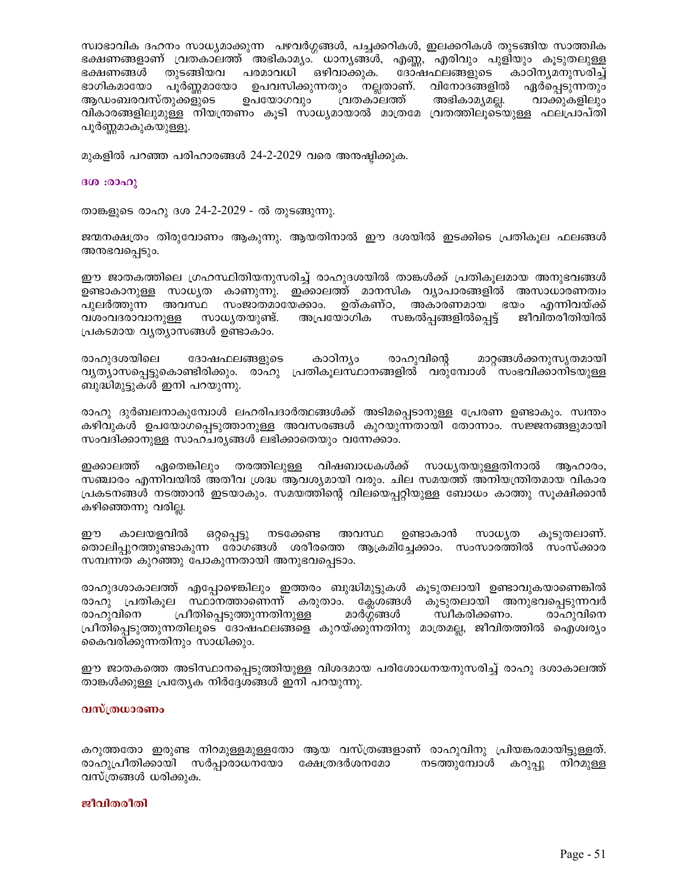സ്വാഭാവിക ദഹനം സാധ്യമാക്കുന്ന പഴവർഗ്ഗങ്ങൾ, പച്ചക്കറികൾ, ഇലക്കറികൾ തുടങ്ങിയ സാത്വിക ഭക്ഷണങ്ങളാണ് വ്രതകാലത്ത് അഭികാമ്യം. ധാന്യങ്ങൾ, എണ്ണ, എരിവും പുളിയും കൂടുതലുള്ള ഭക്ഷണങ്ങൾ തുടങ്ങിയവ പരമാവധി ഒഴിവാക്കുക. ദോഷഫലങ്ങളുടെ കാഠിന്യമനുസരിച്ച് ഭാഗികമായോ പൂർണ്ണമായോ ഉപവസിക്കുന്നതും നല്ലതാണ്. വിനോദങ്ങളിൽ ഏർപ്പെടുന്നതും ആഡംബരവസ്തുക്കളുടെ ഉപയോഗവും വ്രതകാലത്ത് അഭികാമ്യമല്ല. വാക്കുകളിലും വികാരങ്ങളിലുമുള്ള നിയന്ത്രണം കൂടി സാധ്യമായാൽ മാത്രമേ വ്രതത്തിലൂടെയുള്ള ഫലപ്രാപ്തി പൂർണ്ണമാകുകയുള്ളൂ.

മുകളിൽ പറഞ്ഞ പരിഹാരങ്ങൾ 24-2-2029 വരെ അനുഷ്ഠിക്കുക.

### ദശ :രാഹു

താങ്കളുടെ രാഹു ദശ 24-2-2029 - ൽ തുടങ്ങുന്നു.

ജന്മനക്ഷത്രം തിരുവോണം ആകുന്നു. ആയതിനാൽ ഈ ദശയിൽ ഇടക്കിടെ പ്രതികൂല ഫലങ്ങൾ അനുഭവപ്പെടും.

ഈ ജാതകത്തിലെ ഗ്രഹസ്ഥിതിയനുസരിച്ച് രാഹുദശയിൽ താങ്കൾക്ക് പ്രതികൂലമായ അനുഭവങ്ങൾ ഉണ്ടാകാനുള്ള സാധ്യത കാണുന്നു. ഇക്കാലത്ത് മാനസിക വ്യാപാരങ്ങളിൽ അസാധാരണത്വം പുലർത്തുന്ന അവസ്ഥ സംജാതമായേക്കാം. ഉത്കണ്ഠ, അകാരണമായ ഭയം എന്നിവയ്ക്ക് വശംവദരാവാനുള്ള സാധ്യതയുണ്ട്. അപ്രയോഗിക സങ്കൽപ്പങ്ങളിൽപ്പെട്ട് ജീവിതരീതിയിൽ പ്രകടമായ വ്യത്യാസങ്ങൾ ഉണ്ടാകാം.

രാഹുദശയിലെ ദോഷഫലങ്ങളുടെ കാഠിന്യം രാഹുവിന്റെ മാറ്റങ്ങൾക്കനുസൃതമായി വ്യത്യാസപ്പെട്ടുകൊണ്ടിരിക്കും. രാഹു പ്രതികൂലസ്ഥാനങ്ങളിൽ വരുമ്പോൾ സംഭവിക്കാനിടയുള്ള ബുദ്ധിമുട്ടുകൾ ഇനി പറയുന്നു.

രാഹു ദുർബലനാകുമ്പോൾ ലഹരിപദാർത്ഥങ്ങൾക്ക് അടിമപ്പെടാനുള്ള പ്രേരണ ഉണ്ടാകും. സ്വന്തം കഴിവുകൾ ഉപയോഗപ്പെടുത്താനുള്ള അവസരങ്ങൾ കുറയുന്നതായി തോന്നാം. സജ്ജനങ്ങളുമായി സംവദിക്കാനുള്ള സാഹചര്യങ്ങൾ ലഭിക്കാതെയും വന്നേക്കാം.

ഇക്കാലത്ത് ഏതെങ്കിലും തരത്തിലുള്ള വിഷബാധകൾക്ക് സാധ്യതയുള്ളതിനാൽ ആഹാരം, സഞ്ചാരം എന്നിവയിൽ അതീവ ശ്രദ്ധ ആവശ്യമായി വരും. ചില സമയത്ത് അനിയന്ത്രിതമായ വികാര പ്രകടനങ്ങൾ നടത്താൻ ഇടയാകും. സമയത്തിന്റെ വിലയെപ്പറ്റിയുള്ള ബോധം കാത്തു സൂക്ഷിക്കാൻ കഴിഞ്ഞെന്നു വരില്ല.

ഈ കാലയളവിൽ ഒറ്റപ്പെട്ടു നടക്കേണ്ട അവസ്ഥ ഉണ്ടാകാൻ സാധ്യത കൂടുതലാണ്. തൊലിപ്പുറത്തുണ്ടാകുന്ന രോഗങ്ങൾ ശരീരത്തെ ആക്രമിച്ചേക്കാം. സംസാരത്തിൽ സംസ്ക്കാര സമ്പന്നത കുറഞ്ഞു പോകുന്നതായി അനുഭവപ്പെടാം.

രാഹുദശാകാലത്ത് എപ്പോഴെങ്കിലും ഇത്തരം ബുദ്ധിമുട്ടുകൾ കൂടുതലായി ഉണ്ടാവുകയാണെങ്കിൽ രാഹു പ്രതികൂല സ്ഥാനത്താണെന്ന് കരുതാം. ക്ലേശങ്ങൾ കൂടുതലായി അനുഭവപ്പെടുന്നവർ രാഹുവിനെ പ്രീതിപ്പെടുത്തുന്നതിനുള്ള മാർഗ്ഗങ്ങൾ സ്വീകരിക്കണം. രാഹുവിനെ പ്രീതിപ്പെടുത്തുന്നതിലൂടെ ദോഷഫലങ്ങളെ കുറയ്ക്കുന്നതിനു മാത്രമല്ല, ജീവിതത്തിൽ ഐശ്വര്യം കൈവരിക്കുന്നതിനും സാധിക്കും.

ഈ ജാതകത്തെ അടിസ്ഥാനപ്പെടുത്തിയുള്ള വിശദമായ പരിശോധനയനുസരിച്ച് രാഹു ദശാകാലത്ത് താങ്കൾക്കുള്ള പ്രത്യേക നിർദ്ദേശങ്ങൾ ഇനി പറയുന്നു.

#### വസ്ത്രധാരണം

കറുത്തതോ ഇരുണ്ട നിറമുള്ളമുള്ളതോ ആയ വസ്ത്രങ്ങളാണ് രാഹുവിനു പ്രിയങ്കരമായിട്ടുള്ളത്. രാഹുപ്രീതിക്കായി സർപ്പാരാധനയോ ക്ഷേത്രദർശനമോ നടത്തുമ്പോൾ കറുപ്പു നിറമുള്ള വസ്ത്രങ്ങൾ ധരിക്കുക.

#### ജീവിതരീതി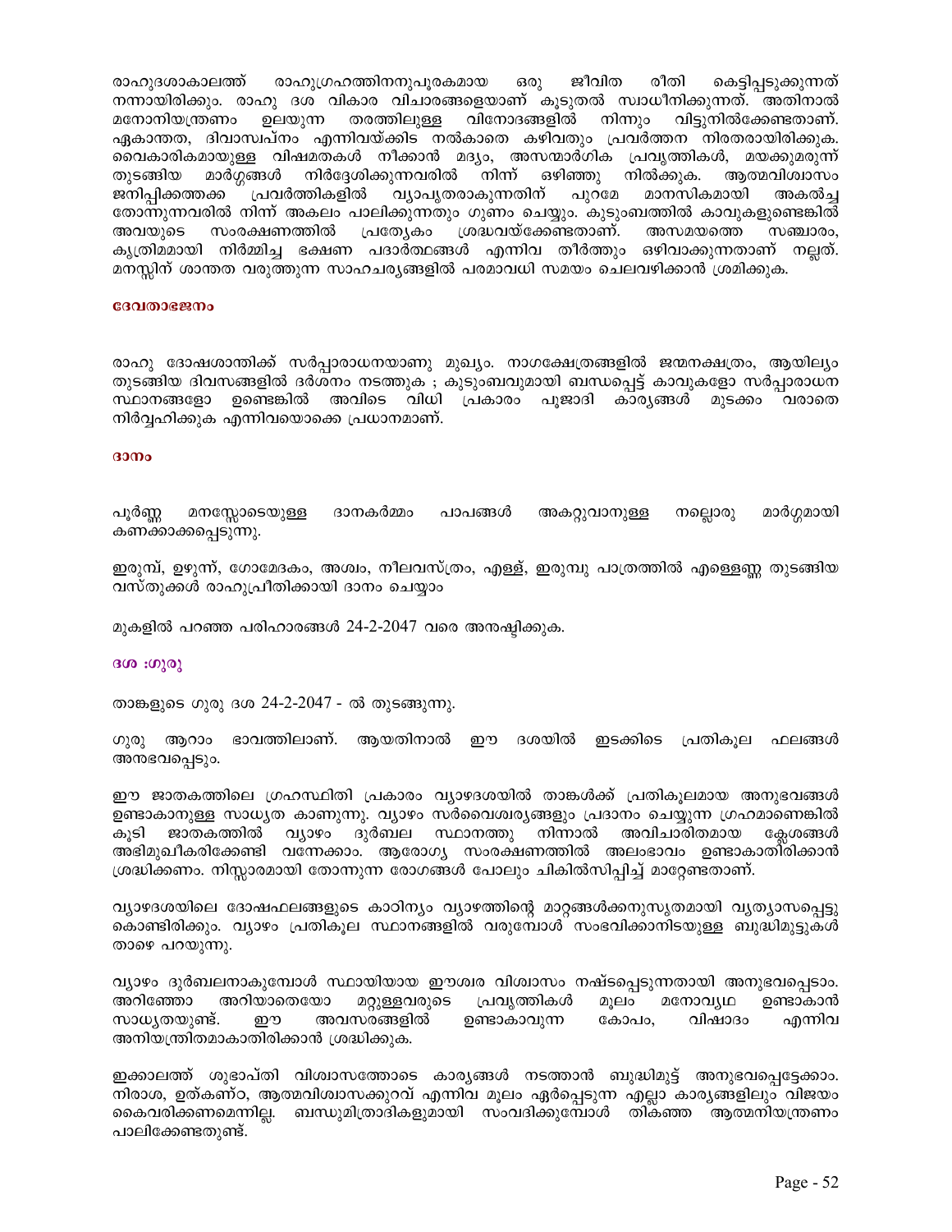രാഹുദശാകാലത്ത് രാഹുഗ്രഹത്തിനനുപൂരകമായ ഒരു ജീവിത രീതി കെട്ടിപ്പടുക്കുന്നത് നന്നായിരിക്കും. രാഹു ദശ വികാര വിചാരങ്ങളെയാണ് കൂടുതൽ സ്വാധീനിക്കുന്നത്. അതിനാൽ മനോനിയന്ത്രണം ഉലയുന്ന തരത്തിലുള്ള വിനോദങ്ങളിൽ നിന്നും വിട്ടുനിൽക്കേണ്ടതാണ്. ഏകാന്തത, ദിവാസ്വപ്നം എന്നിവയ്ക്കിട നൽകാതെ കഴിവതും പ്രവർത്തന നിരതരായിരിക്കുക. വൈകാരികമായുള്ള വിഷമതകൾ നീക്കാൻ മദ്യം, അസന്മാർഗിക പ്രവൃത്തികൾ, മയക്കുമരുന്ന് തുടങ്ങിയ മാർഗ്ഗങ്ങൾ നിർദ്ദേശിക്കുന്നവരിൽ നിന്ന് ഒഴിഞ്ഞു നിൽക്കുക. ആത്മവിശ്വാസം ജനിപ്പിക്കത്തക്ക പ്രവർത്തികളിൽ വ്യാപൃതരാകുന്നതിന് പുറമേ മാനസികമായി അകൽച്ച തോന്നുന്നവരിൽ നിന്ന് അകലം പാലിക്കുന്നതും ഗുണം ചെയ്യും. കുടുംബത്തിൽ കാവുകളുണ്ടെങ്കിൽ അവയുടെ സംരക്ഷണത്തിൽ പ്രത്യേകം ശ്രദ്ധവയ്ക്കേണ്ടതാണ്. അസമയത്തെ സഞ്ചാരം, കൃത്രിമമായി നിർമ്മിച്ച ഭക്ഷണ പദാർത്ഥങ്ങൾ എന്നിവ തീർത്തും ഒഴിവാക്കുന്നതാണ് നല്ലത്. മനസ്സിന് ശാന്തത വരുത്തുന്ന സാഹചര്യങ്ങളിൽ പരമാവധി സമയം ചെലവഴിക്കാൻ ശ്രമിക്കുക.

### ദേവതാഭജനം

രാഹു ദോഷശാന്തിക്ക് സർപ്പാരാധനയാണു മുഖ്യം. നാഗക്ഷേത്രങ്ങളിൽ ജന്മനക്ഷത്രം, ആയില്യം തുടങ്ങിയ ദിവസങ്ങളിൽ ദർശനം നടത്തുക ; കുടുംബവുമായി ബന്ധപ്പെട്ട് കാവുകളോ സർപ്പാരാധന സ്ഥാനങ്ങളോ ഉണ്ടെങ്കിൽ അവിടെ വിധി പ്രകാരം പൂജാദി കാര്യങ്ങൾ മുടക്കം വരാതെ നിർവ്വഹിക്കുക എന്നിവയൊക്കെ പ്രധാനമാണ്.

### ദാനം

പൂർണ്ണ മനസ്സോടെയുള്ള ദാനകർമ്മം പാപങ്ങൾ അകറ്റുവാനുള്ള നല്ലൊരു മാർഗ്ഗമായി കണക്കാക്കപ്പെടുന്നു.

ഇരുമ്പ്, ഉഴുന്ന്, ഗോമേദകം, അശ്വം, നീലവസ്ത്രം, എള്ള്, ഇരുമ്പു പാത്രത്തിൽ എള്ളെണ്ണ തുടങ്ങിയ വസ്തുക്കൾ രാഹുപ്രീതിക്കായി ദാനം ചെയ്യാം

മുകളിൽ പറഞ്ഞ പരിഹാരങ്ങൾ 24-2-2047 വരെ അനുഷ്ഠിക്കുക.

### ദശ :ഗുരു

താങ്കളുടെ ഗുരു ദശ 24-2-2047 - ൽ തുടങ്ങുന്നു.

ഗുരു ആറാം ഭാവത്തിലാണ്. ആയതിനാൽ ഈ ദശയിൽ ഇടക്കിടെ പ്രതികൂല ഫലങ്ങൾ അനുഭവപ്പെടും.

ഈ ജാതകത്തിലെ ഗ്രഹസ്ഥിതി പ്രകാരം വ്യാഴദശയിൽ താങ്കൾക്ക് പ്രതികൂലമായ അനുഭവങ്ങൾ ഉണ്ടാകാനുള്ള സാധ്യത കാണുന്നു. വ്യാഴം സർവൈശ്വര്യങ്ങളും പ്രദാനം ചെയ്യുന്ന ഗ്രഹമാണെങ്കിൽ കൂടി ജാതകത്തിൽ വ്യാഴം ദുർബല സ്ഥാനത്തു നിന്നാൽ അവിചാരിതമായ ക്ലേശങ്ങൾ അഭിമുഖീകരിക്കേണ്ടി വന്നേക്കാം. ആരോഗ്യ സംരക്ഷണത്തിൽ അലംഭാവം ഉണ്ടാകാതിരിക്കാൻ ശ്രദ്ധിക്കണം. നിസ്സാരമായി തോന്നുന്ന രോഗങ്ങൾ പോലും ചികിൽസിപ്പിച്ച് മാറ്റേണ്ടതാണ്.

വ്യാഴദശയിലെ ദോഷഫലങ്ങളുടെ കാഠിന്യം വ്യാഴത്തിന്റെ മാറ്റങ്ങൾക്കനുസൃതമായി വ്യത്യാസപ്പെട്ടു കൊണ്ടിരിക്കും. വ്യാഴം പ്രതികൂല സ്ഥാനങ്ങളിൽ വരുമ്പോൾ സംഭവിക്കാനിടയുള്ള ബുദ്ധിമുട്ടുകൾ താഴെ പറയുന്നു.

വ്യാഴം ദുർബലനാകുമ്പോൾ സ്ഥായിയായ ഈശ്വര വിശ്വാസം നഷ്ടപ്പെടുന്നതായി അനുഭവപ്പെടാം. അറിഞ്ഞോ അറിയാതെയോ മറ്റുള്ളവരുടെ പ്രവൃത്തികൾ മൂലം മനോവ്യഥ ഉണ്ടാകാൻ സാധ്യതയുണ്ട്. ഈ അവസരങ്ങളിൽ ഉണ്ടാകാവുന്ന കോപം, വിഷാദം എന്നിവ അനിയന്ത്രിതമാകാതിരിക്കാൻ ശ്രദ്ധിക്കുക.

ഇക്കാലത്ത് ശുഭാപ്തി വിശ്വാസത്തോടെ കാര്യങ്ങൾ നടത്താൻ ബുദ്ധിമുട്ട് അനുഭവപ്പെട്ടേക്കാം. നിരാശ, ഉത്കണ്ഠ, ആത്മവിശ്വാസക്കുറവ് എന്നിവ മൂലം ഏർപ്പെടുന്ന എല്ലാ കാര്യങ്ങളിലും വിജയം കൈവരിക്കണമെന്നില്ല. ബന്ധുമിത്രാദികളുമായി സംവദിക്കുമ്പോൾ തികഞ്ഞ ആത്മനിയന്ത്രണം പാലിക്കേണ്ടതുണ്ട്.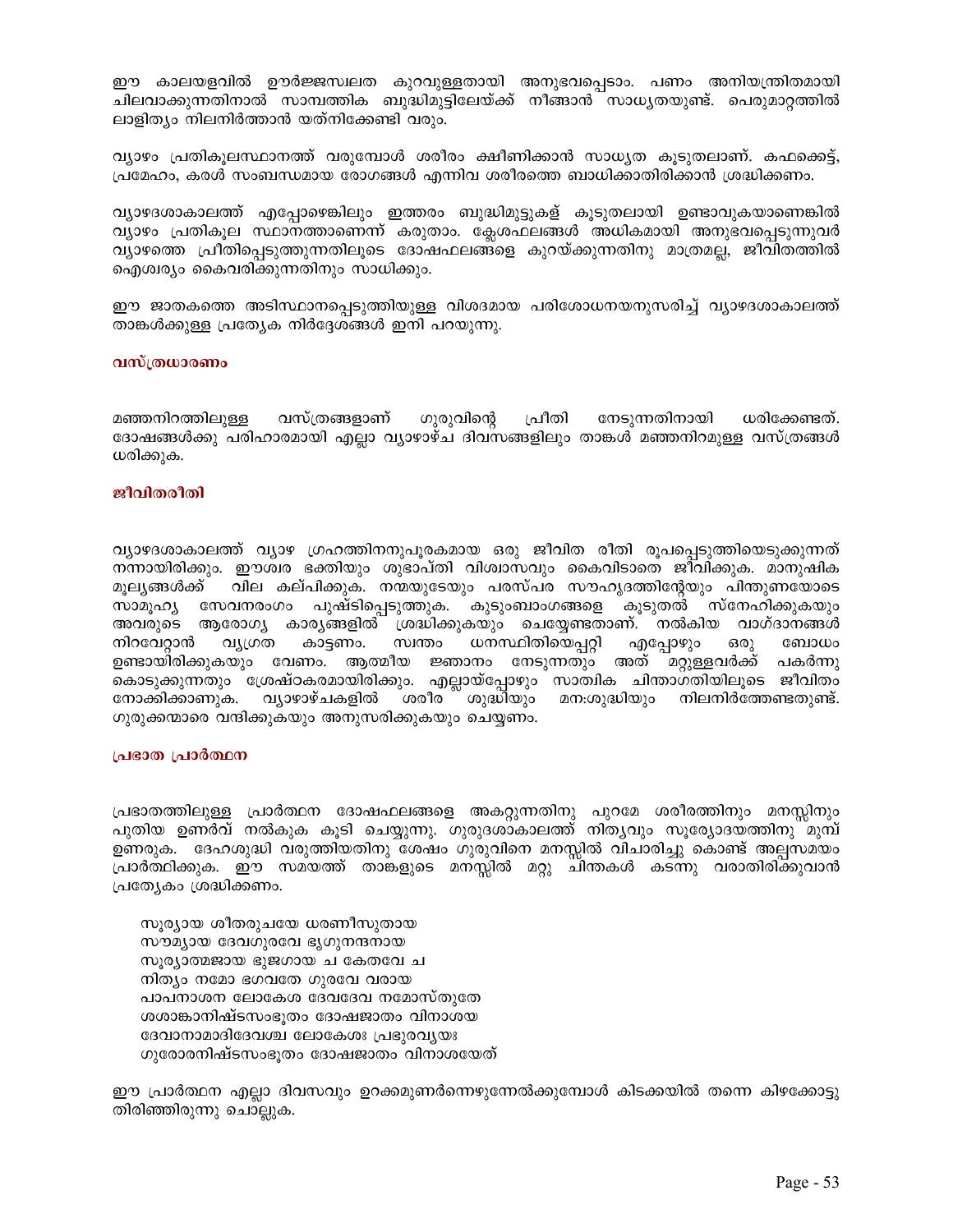ഈ കാലയളവിൽ ഊർജ്ജസ്വലത കുറവുള്ളതായി അനുഭവപ്പെടാം. പണം അനിയന്ത്രിതമായി ചിലവാക്കുന്നതിനാൽ സാമ്പത്തിക ബുദ്ധിമുട്ടിലേയ്ക്ക് നീങ്ങാൻ സാധ്യതയുണ്ട്. പെരുമാറ്റത്തിൽ ലാളിത്യം നിലനിർത്താൻ യത്നിക്കേണ്ടി വരും.

വ്യാഴം പ്രതികൂലസ്ഥാനത്ത് വരുമ്പോൾ ശരീരം ക്ഷീണിക്കാൻ സാധ്യത കൂടുതലാണ്. കഫക്കെട്ട്, പ്രമേഹം, കരൾ സംബന്ധമായ രോഗങ്ങൾ എന്നിവ ശരീരത്തെ ബാധിക്കാതിരിക്കാൻ ശ്രദ്ധിക്കണം.

വ്യാഴദശാകാലത്ത് എപ്പോഴെങ്കിലും ഇത്തരം ബുദ്ധിമുട്ടുകള് കൂടുതലായി ഉണ്ടാവുകയാണെങ്കിൽ വ്യാഴം പ്രതികൂല സ്ഥാനത്താണെന്ന് കരുതാം. ക്ലേശഫലങ്ങൾ അധികമായി അനുഭവപ്പെടുന്നുവർ വ്യാഴത്തെ പ്രീതിപ്പെടുത്തുന്നതിലൂടെ ദോഷഫലങ്ങളെ കുറയ്ക്കുന്നതിനു മാത്രമല്ല, ജീവിതത്തിൽ ഐശ്വര്യം കൈവരിക്കുന്നതിനും സാധിക്കും.

ഈ ജാതകത്തെ അടിസ്ഥാനപ്പെടുത്തിയുള്ള വിശദമായ പരിശോധനയനുസരിച്ച് വ്യാഴദശാകാലത്ത് താങ്കൾക്കുള്ള പ്രത്യേക നിർദ്ദേശങ്ങൾ ഇനി പറയുന്നു.

### വസ്ത്രധാരണം

മഞ്ഞനിറത്തിലുള്ള വസ്ത്രങ്ങളാണ് ഗുരുവിന്റെ പ്രീതി നേടുന്നതിനായി ധരിക്കേണ്ടത്. ദോഷങ്ങൾക്കു പരിഹാരമായി എല്ലാ വ്യാഴാഴ്ച ദിവസങ്ങളിലും താങ്കൾ മഞ്ഞനിറമുള്ള വസ്ത്രങ്ങൾ ധരിക്കുക.

### ജീവിതരീതി

വ്യാഴദശാകാലത്ത് വ്യാഴ ഗ്രഹത്തിനനുപൂരകമായ ഒരു ജീവിത രീതി രൂപപ്പെടുത്തിയെടുക്കുന്നത് നന്നായിരിക്കും. ഈശ്വര ഭക്തിയും ശുഭാപ്തി വിശ്വാസവും കൈവിടാതെ ജീവിക്കുക. മാനുഷിക മൂല്യങ്ങൾക്ക് വില കല്പിക്കുക. നന്മയുടേയും പരസ്പര സൗഹൃദത്തിന്റേയും പിന്തുണയോടെ സാമൂഹ്യ സേവനരംഗം പുഷ്ടിപ്പെടുത്തുക. കുടുംബാംഗങ്ങളെ കൂടുതൽ സ്നേഹിക്കുകയും അവരുടെ ആരോഗ്യ കാര്യങ്ങളിൽ ശ്രദ്ധിക്കുകയും ചെയ്യേണ്ടതാണ്. നൽകിയ വാഗ്ദാനങ്ങൾ നിറവേറ്റാൻ വ്യഗ്രത കാട്ടണം. സ്വന്തം ധനസ്ഥിതിയെപ്പറ്റി എപ്പോഴും ഒരു ബോധം ഉണ്ടായിരിക്കുകയും വേണം. ആത്മീയ ജ്ഞാനം നേടുന്നതും അത് മറ്റുള്ളവർക്ക് പകർന്നു കൊടുക്കുന്നതും ശ്രേഷ്ഠകരമായിരിക്കും. എല്ലായ്പ്പോഴും സാത്വിക ചിന്താഗതിയിലൂടെ ജീവിതം നോക്കിക്കാണുക. വ്യാഴാഴ്ചകളിൽ ശരീര ശുദ്ധിയും മന:ശുദ്ധിയും നിലനിർത്തേണ്ടതുണ്ട്. ഗുരുക്കന്മാരെ വന്ദിക്കുകയും അനുസരിക്കുകയും ചെയ്യണം.

### പ്രഭാത പ്രാർത്ഥന

പ്രഭാതത്തിലുള്ള പ്രാർത്ഥന ദോഷഫലങ്ങളെ അകറ്റുന്നതിനു പുറമേ ശരീരത്തിനും മനസ്സിനും പുതിയ ഉണർവ് നൽകുക കൂടി ചെയ്യുന്നു. ഗുരുദശാകാലത്ത് നിത്യവും സൂര്യോദയത്തിനു മുമ്പ് ഉണരുക. ദേഹശുദ്ധി വരുത്തിയതിനു ശേഷം ഗുരുവിനെ മനസ്സിൽ വിചാരിച്ചു കൊണ്ട് അല്പസമയം പ്രാർത്ഥിക്കുക. ഈ സമയത്ത് താങ്കളുടെ മനസ്സിൽ മറ്റു ചിന്തകൾ കടന്നു വരാതിരിക്കുവാൻ പ്രത്യേകം ശ്രദ്ധിക്കണം.

സൂര്യായ ശീതരുചയേ ധരണീസുതായ
സൗമ്യായ ദേവഗുരവേ ഭൃഗുനന്ദനായ
സൂര്യാത്മജായ ഭുജഗായ ച കേതവേ ച
നിത്യം നമോ ഭഗവതേ ഗുരവേ വരായ
പാപനാശന ലോകേശ ദേവദേവ നമോസ്തുതേ
ശശാങ്കാനിഷ്ടസംഭൂതം ദോഷജാതം വിനാശയ
ദേവാനാമാദിദേവശ്ച ലോകേശഃ പ്രഭുരവ്യയഃ
ഗുരോരനിഷ്ടസംഭൂതം ദോഷജാതം വിനാശയേത്

ഈ പ്രാർത്ഥന എല്ലാ ദിവസവും ഉറക്കമുണർന്നെഴുന്നേൽക്കുമ്പോൾ കിടക്കയിൽ തന്നെ കിഴക്കോട്ടു തിരിഞ്ഞിരുന്നു ചൊല്ലുക.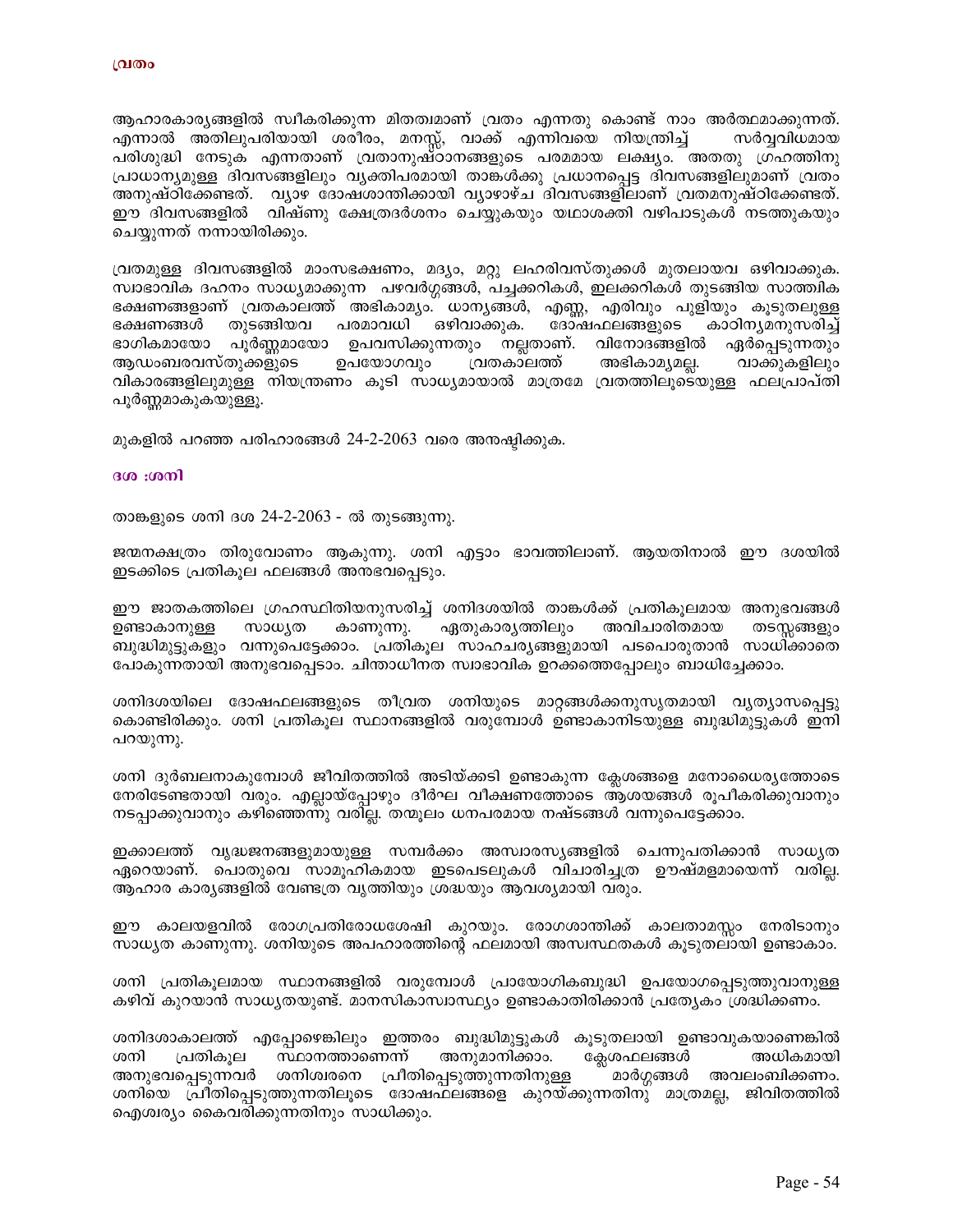## വ്രതം

ആഹാരകാര്യങ്ങളിൽ സ്വീകരിക്കുന്ന മിതത്വമാണ് വ്രതം എന്നതു കൊണ്ട് നാം അർത്ഥമാക്കുന്നത്. എന്നാൽ അതിലുപരിയായി ശരീരം, മനസ്സ്, വാക്ക് എന്നിവയെ നിയന്ത്രിച്ച് സർവ്വവിധമായ പരിശുദ്ധി നേടുക എന്നതാണ് വ്രതാനുഷ്ഠാനങ്ങളുടെ പരമമായ ലക്ഷ്യം. അതതു ഗ്രഹത്തിനു പ്രാധാന്യമുള്ള ദിവസങ്ങളിലും വ്യക്തിപരമായി താങ്കൾക്കു പ്രധാനപ്പെട്ട ദിവസങ്ങളിലുമാണ് വ്രതം അനുഷ്ഠിക്കേണ്ടത്. വ്യാഴ ദോഷശാന്തിക്കായി വ്യാഴാഴ്ച ദിവസങ്ങളിലാണ് വ്രതമനുഷ്ഠിക്കേണ്ടത്. ഈ ദിവസങ്ങളിൽ വിഷ്ണു ക്ഷേത്രദർശനം ചെയ്യുകയും യഥാശക്തി വഴിപാടുകൾ നടത്തുകയും ചെയ്യുന്നത് നന്നായിരിക്കും.

വ്രതമുള്ള ദിവസങ്ങളിൽ മാംസഭക്ഷണം, മദ്യം, മറ്റു ലഹരിവസ്തുക്കൾ മുതലായവ ഒഴിവാക്കുക. സ്വാഭാവിക ദഹനം സാധ്യമാക്കുന്ന പഴവർഗ്ഗങ്ങൾ, പച്ചക്കറികൾ, ഇലക്കറികൾ തുടങ്ങിയ സാത്ത്വിക ഭക്ഷണങ്ങളാണ് വ്രതകാലത്ത് അഭികാമ്യം. ധാന്യങ്ങൾ, എണ്ണ, എരിവും പുളിയും കൂടുതലുള്ള ഭക്ഷണങ്ങൾ തുടങ്ങിയവ പരമാവധി ഒഴിവാക്കുക. ദോഷഫലങ്ങളുടെ കാഠിന്യമനുസരിച്ച് ഭാഗികമായോ പൂർണ്ണമായോ ഉപവസിക്കുന്നതും നല്ലതാണ്. വിനോദങ്ങളിൽ ഏർപ്പെടുന്നതും ആഡംബരവസ്തുക്കളുടെ ഉപയോഗവും വ്രതകാലത്ത് അഭികാമ്യമല്ല. വാക്കുകളിലും വികാരങ്ങളിലുമുള്ള നിയന്ത്രണം കൂടി സാധ്യമായാൽ മാത്രമേ വ്രതത്തിലൂടെയുള്ള ഫലപ്രാപ്തി പൂർണ്ണമാകുകയുള്ളൂ.

മുകളിൽ പറഞ്ഞ പരിഹാരങ്ങൾ 24-2-2063 വരെ അനുഷ്ഠിക്കുക.

## ദശ :ശനി

താങ്കളുടെ ശനി ദശ 24-2-2063 - ൽ തുടങ്ങുന്നു.

ജന്മനക്ഷത്രം തിരുവോണം ആകുന്നു. ശനി എട്ടാം ഭാവത്തിലാണ്. ആയതിനാൽ ഈ ദശയിൽ ഇടക്കിടെ പ്രതികൂല ഫലങ്ങൾ അനുഭവപ്പെടും.

ഈ ജാതകത്തിലെ ഗ്രഹസ്ഥിതിയനുസരിച്ച് ശനിദശയിൽ താങ്കൾക്ക് പ്രതികൂലമായ അനുഭവങ്ങൾ ഉണ്ടാകാനുള്ള സാധ്യത കാണുന്നു. ഏതുകാര്യത്തിലും അവിചാരിതമായ തടസ്സങ്ങളും ബുദ്ധിമുട്ടുകളും വന്നുപെട്ടേക്കാം. പ്രതികൂല സാഹചര്യങ്ങളുമായി പടപൊരുതാൻ സാധിക്കാതെ പോകുന്നതായി അനുഭവപ്പെടാം. ചിന്താധീനത സ്വാഭാവിക ഉറക്കത്തെപ്പോലും ബാധിച്ചേക്കാം.

ശനിദശയിലെ ദോഷഫലങ്ങളുടെ തീവ്രത ശനിയുടെ മാറ്റങ്ങൾക്കനുസൃതമായി വ്യത്യാസപ്പെട്ടു കൊണ്ടിരിക്കും. ശനി പ്രതികൂല സ്ഥാനങ്ങളിൽ വരുമ്പോൾ ഉണ്ടാകാനിടയുള്ള ബുദ്ധിമുട്ടുകൾ ഇനി പറയുന്നു.

ശനി ദുർബലനാകുമ്പോൾ ജീവിതത്തിൽ അടിയ്ക്കടി ഉണ്ടാകുന്ന ക്ലേശങ്ങളെ മനോധൈര്യത്തോടെ നേരിടേണ്ടതായി വരും. എല്ലായ്പ്പോഴും ദീർഘ വീക്ഷണത്തോടെ ആശയങ്ങൾ രൂപീകരിക്കുവാനും നടപ്പാക്കുവാനും കഴിഞ്ഞെന്നു വരില്ല. തന്മൂലം ധനപരമായ നഷ്ടങ്ങൾ വന്നുപെട്ടേക്കാം.

ഇക്കാലത്ത് വൃദ്ധജനങ്ങളുമായുള്ള സമ്പർക്കം അസ്വാരസ്യങ്ങളിൽ ചെന്നുപതിക്കാൻ സാധ്യത ഏറെയാണ്. പൊതുവെ സാമൂഹികമായ ഇടപെടലുകൾ വിചാരിച്ചത്ര ഊഷ്മളമായെന്ന് വരില്ല. ആഹാര കാര്യങ്ങളിൽ വേണ്ടത്ര വൃത്തിയും ശ്രദ്ധയും ആവശ്യമായി വരും.

ഈ കാലയളവിൽ രോഗപ്രതിരോധശേഷി കുറയും. രോഗശാന്തിക്ക് കാലതാമസ്സം നേരിടാനും സാധ്യത കാണുന്നു. ശനിയുടെ അപഹാരത്തിന്റെ ഫലമായി അസ്വസ്ഥതകൾ കൂടുതലായി ഉണ്ടാകാം.

ശനി പ്രതികൂലമായ സ്ഥാനങ്ങളിൽ വരുമ്പോൾ പ്രായോഗികബുദ്ധി ഉപയോഗപ്പെടുത്തുവാനുള്ള കഴിവ് കുറയാൻ സാധ്യതയുണ്ട്. മാനസികാസ്വാസ്ഥ്യം ഉണ്ടാകാതിരിക്കാൻ പ്രത്യേകം ശ്രദ്ധിക്കണം.

ശനിദശാകാലത്ത് എപ്പോഴെങ്കിലും ഇത്തരം ബുദ്ധിമുട്ടുകൾ കൂടുതലായി ഉണ്ടാവുകയാണെങ്കിൽ ശനി പ്രതികൂല സ്ഥാനത്താണെന്ന് അനുമാനിക്കാം. ക്ലേശഫലങ്ങൾ അധികമായി അനുഭവപ്പെടുന്നവർ ശനീശ്വരനെ പ്രീതിപ്പെടുത്തുന്നതിനുള്ള മാർഗ്ഗങ്ങൾ അവലംബിക്കണം. ശനിയെ പ്രീതിപ്പെടുത്തുന്നതിലൂടെ ദോഷഫലങ്ങളെ കുറയ്ക്കുന്നതിനു മാത്രമല്ല, ജീവിതത്തിൽ ഐശ്വര്യം കൈവരിക്കുന്നതിനും സാധിക്കും.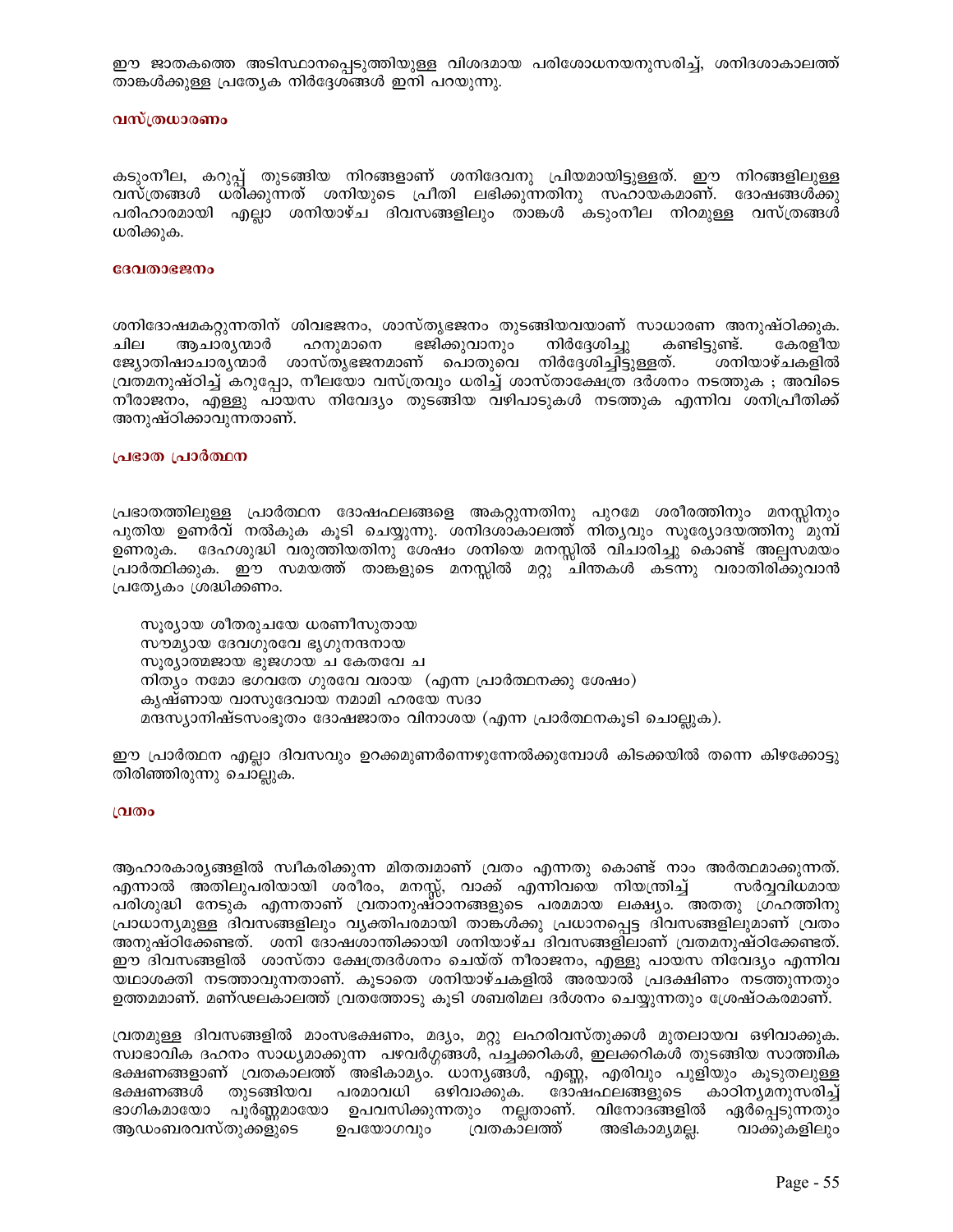ഈ ജാതകത്തെ അടിസ്ഥാനപ്പെടുത്തിയുള്ള വിശദമായ പരിശോധനയനുസരിച്ച്, ശനിദശാകാലത്ത് താങ്കൾക്കുള്ള പ്രത്യേക നിർദ്ദേശങ്ങൾ ഇനി പറയുന്നു.

### വസ്ത്രധാരണം

കടുംനീല, കറുപ്പ് തുടങ്ങിയ നിറങ്ങളാണ് ശനിദേവനു പ്രിയമായിട്ടുള്ളത്. ഈ നിറങ്ങളിലുള്ള വസ്ത്രങ്ങൾ ധരിക്കുന്നത് ശനിയുടെ പ്രീതി ലഭിക്കുന്നതിനു സഹായകമാണ്. ദോഷങ്ങൾക്കു പരിഹാരമായി എല്ലാ ശനിയാഴ്ച ദിവസങ്ങളിലും താങ്കൾ കടുംനീല നിറമുള്ള വസ്ത്രങ്ങൾ ധരിക്കുക.

### ദേവതാഭജനം

ശനിദോഷമകറ്റുന്നതിന് ശിവഭജനം, ശാസ്തൃഭജനം തുടങ്ങിയവയാണ് സാധാരണ അനുഷ്ഠിക്കുക. ചില ആചാര്യന്മാർ ഹനുമാനെ ഭജിക്കുവാനും നിർദ്ദേശിച്ചു കണ്ടിട്ടുണ്ട്. കേരളീയ ജ്യോതിഷാചാര്യന്മാർ ശാസ്തൃഭജനമാണ് പൊതുവെ നിർദ്ദേശിച്ചിട്ടുള്ളത്. ശനിയാഴ്ചകളിൽ വ്രതമനുഷ്ഠിച്ച് കറുപ്പോ, നീലയോ വസ്ത്രവും ധരിച്ച് ശാസ്താക്ഷേത്ര ദർശനം നടത്തുക ; അവിടെ നീരാജനം, എള്ളു പായസ നിവേദ്യം തുടങ്ങിയ വഴിപാടുകൾ നടത്തുക എന്നിവ ശനിപ്രീതിക്ക് അനുഷ്ഠിക്കാവുന്നതാണ്.

### പ്രഭാത പ്രാർത്ഥന

പ്രഭാതത്തിലുള്ള പ്രാർത്ഥന ദോഷഫലങ്ങളെ അകറ്റുന്നതിനു പുറമേ ശരീരത്തിനും മനസ്സിനും പുതിയ ഉണർവ് നൽകുക കൂടി ചെയ്യുന്നു. ശനിദശാകാലത്ത് നിത്യവും സൂര്യോദയത്തിനു മുമ്പ് ഉണരുക. ദേഹശുദ്ധി വരുത്തിയതിനു ശേഷം ശനിയെ മനസ്സിൽ വിചാരിച്ചു കൊണ്ട് അല്പസമയം പ്രാർത്ഥിക്കുക. ഈ സമയത്ത് താങ്കളുടെ മനസ്സിൽ മറ്റു ചിന്തകൾ കടന്നു വരാതിരിക്കുവാൻ പ്രത്യേകം ശ്രദ്ധിക്കണം.

> സൂര്യായ ശീതരുചയേ ധരണീസുതായ  
> സൗമ്യായ ദേവഗുരവേ ഭൃഗുനന്ദനായ  
> സൂര്യാത്മജായ ഭുജഗായ ച കേതവേ ച  
> നിത്യം നമോ ഭഗവതേ ഗുരവേ വരായ  (എന്ന പ്രാർത്ഥനക്കു ശേഷം)  
> കൃഷ്ണായ വാസുദേവായ നമാമി ഹരയേ സദാ  
> മന്ദസ്യാനിഷ്ടസംഭൂതം ദോഷജാതം വിനാശയ (എന്ന പ്രാർത്ഥനകൂടി ചൊല്ലുക).

ഈ പ്രാർത്ഥന എല്ലാ ദിവസവും ഉറക്കമുണർന്നെഴുന്നേൽക്കുമ്പോൾ കിടക്കയിൽ തന്നെ കിഴക്കോട്ടു തിരിഞ്ഞിരുന്നു ചൊല്ലുക.

### വ്രതം

ആഹാരകാര്യങ്ങളിൽ സ്വീകരിക്കുന്ന മിതത്വമാണ് വ്രതം എന്നതു കൊണ്ട് നാം അർത്ഥമാക്കുന്നത്. എന്നാൽ അതിലുപരിയായി ശരീരം, മനസ്സ്, വാക്ക് എന്നിവയെ നിയന്ത്രിച്ച് സർവ്വവിധമായ പരിശുദ്ധി നേടുക എന്നതാണ് വ്രതാനുഷ്ഠാനങ്ങളുടെ പരമമായ ലക്ഷ്യം. അതതു ഗ്രഹത്തിനു പ്രാധാന്യമുള്ള ദിവസങ്ങളിലും വ്യക്തിപരമായി താങ്കൾക്കു പ്രധാനപ്പെട്ട ദിവസങ്ങളിലുമാണ് വ്രതം അനുഷ്ഠിക്കേണ്ടത്. ശനി ദോഷശാന്തിക്കായി ശനിയാഴ്ച ദിവസങ്ങളിലാണ് വ്രതമനുഷ്ഠിക്കേണ്ടത്. ഈ ദിവസങ്ങളിൽ ശാസ്താ ക്ഷേത്രദർശനം ചെയ്ത് നീരാജനം, എള്ളു പായസ നിവേദ്യം എന്നിവ യഥാശക്തി നടത്താവുന്നതാണ്. കൂടാതെ ശനിയാഴ്ചകളിൽ അരയാൽ പ്രദക്ഷിണം നടത്തുന്നതും ഉത്തമമാണ്. മണ്ഡലകാലത്ത് വ്രതത്തോടു കൂടി ശബരിമല ദർശനം ചെയ്യുന്നതും ശ്രേഷ്ഠകരമാണ്.

വ്രതമുള്ള ദിവസങ്ങളിൽ മാംസഭക്ഷണം, മദ്യം, മറ്റു ലഹരിവസ്തുക്കൾ മുതലായവ ഒഴിവാക്കുക. സ്വാഭാവിക ദഹനം സാധ്യമാക്കുന്ന പഴവർഗ്ഗങ്ങൾ, പച്ചക്കറികൾ, ഇലക്കറികൾ തുടങ്ങിയ സാത്വിക ഭക്ഷണങ്ങളാണ് വ്രതകാലത്ത് അഭികാമ്യം. ധാന്യങ്ങൾ, എണ്ണ, എരിവും പുളിയും കൂടുതലുള്ള ഭക്ഷണങ്ങൾ തുടങ്ങിയവ പരമാവധി ഒഴിവാക്കുക. ദോഷഫലങ്ങളുടെ കാഠിന്യമനുസരിച്ച് ഭാഗികമായോ പൂർണ്ണമായോ ഉപവസിക്കുന്നതും നല്ലതാണ്. വിനോദങ്ങളിൽ ഏർപ്പെടുന്നതും ആഡംബരവസ്തുക്കളുടെ ഉപയോഗവും വ്രതകാലത്ത് അഭികാമ്യമല്ല. വാക്കുകളിലും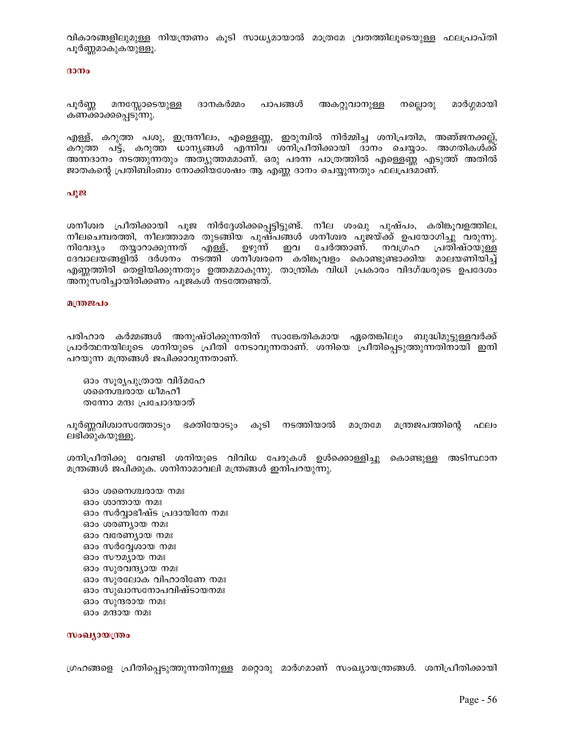വികാരങ്ങളിലുമുള്ള നിയന്ത്രണം കൂടി സാധ്യമായാൽ മാത്രമേ വ്രതത്തിലൂടെയുള്ള ഫലപ്രാപ്തി പൂർണ്ണമാകുകയുള്ളൂ.

### ദാനം

പൂർണ്ണ മനസ്സോടെയുള്ള ദാനകർമ്മം പാപങ്ങൾ അകറ്റുവാനുള്ള നല്ലൊരു മാർഗ്ഗമായി കണക്കാക്കപ്പെടുന്നു.

എള്ള്, കറുത്ത പശു, ഇന്ദ്രനീലം, എള്ളെണ്ണ, ഇരുമ്പിൽ നിർമ്മിച്ച ശനിപ്രതിമ, അഞ്ജനക്കല്ല്, കറുത്ത പട്ട്, കറുത്ത ധാന്യങ്ങൾ എന്നിവ ശനിപ്രീതിക്കായി ദാനം ചെയ്യാം. അഗതികൾക്ക് അന്നദാനം നടത്തുന്നതും അത്യുത്തമമാണ്. ഒരു പരന്ന പാത്രത്തിൽ എള്ളെണ്ണ എടുത്ത് അതിൽ ജാതകന്റെ പ്രതിബിംബം നോക്കിയശേഷം ആ എണ്ണ ദാനം ചെയ്യുന്നതും ഫലപ്രദമാണ്.

### പൂജ

ശനീശ്വര പ്രീതിക്കായി പൂജ നിർദ്ദേശിക്കപ്പെട്ടിട്ടുണ്ട്. നീല ശംഖു പുഷ്പം, കരിങ്കൂവളത്തില, നീലചെമ്പരത്തി, നീലത്താമര തുടങ്ങിയ പുഷ്പങ്ങൾ ശനീശ്വര പൂജയ്ക്ക് ഉപയോഗിച്ചു വരുന്നു. നിവേദ്യം തയ്യാറാക്കുന്നത് എള്ള്, ഉഴുന്ന് ഇവ ചേർത്താണ്. നവഗ്രഹ പ്രതിഷ്ഠയുള്ള ദേവാലയങ്ങളിൽ ദർശനം നടത്തി ശനീശ്വരനെ കരിങ്കൂവളം കൊണ്ടുണ്ടാക്കിയ മാലയണിയിച്ച് എണ്ണത്തിരി തെളിയിക്കുന്നതും ഉത്തമമാകുന്നു. താന്ത്രിക വിധി പ്രകാരം വിദഗ്ദ്ധരുടെ ഉപദേശം അനുസരിച്ചായിരിക്കണം പൂജകൾ നടത്തേണ്ടത്.

### മന്ത്രജപം

പരിഹാര കർമ്മങ്ങൾ അനുഷ്ഠിക്കുന്നതിന് സാങ്കേതികമായ ഏതെങ്കിലും ബുദ്ധിമുട്ടുള്ളവർക്ക് പ്രാർത്ഥനയിലൂടെ ശനിയുടെ പ്രീതി നേടാവുന്നതാണ്. ശനിയെ പ്രീതിപ്പെടുത്തുന്നതിനായി ഇനി പറയുന്ന മന്ത്രങ്ങൾ ജപിക്കാവുന്നതാണ്.

ഓം സൂര്യപുത്രായ വിദ്മഹേ
ശനൈശ്ചരായ ധീമഹീ
തന്നോ മന്ദഃ പ്രചോദയാത്

പൂർണ്ണവിശ്വാസത്തോടും ഭക്തിയോടും കൂടി നടത്തിയാൽ മാത്രമേ മന്ത്രജപത്തിന്റെ ഫലം ലഭിക്കുകയുള്ളൂ.

ശനിപ്രീതിക്കു വേണ്ടി ശനിയുടെ വിവിധ പേരുകൾ ഉൾക്കൊള്ളിച്ചു കൊണ്ടുള്ള അടിസ്ഥാന മന്ത്രങ്ങൾ ജപിക്കുക. ശനിനാമാവലി മന്ത്രങ്ങൾ ഇനിപറയുന്നു.

ഓം ശനൈശ്ചരായ നമഃ
ഓം ശാന്തായ നമഃ
ഓം സർവ്വാഭീഷ്ട പ്രദായിനേ നമഃ
ഓം ശരണ്യായ നമഃ
ഓം വരേണ്യായ നമഃ
ഓം സർവ്വേശായ നമഃ
ഓം സൗമ്യായ നമഃ
ഓം സുരവന്ദ്യായ നമഃ
ഓം സുരലോക വിഹാരിണേ നമഃ
ഓം സുഖാസനോപവിഷ്ടായനമഃ
ഓം സുന്ദരായ നമഃ
ഓം മന്ദായ നമഃ

### സംഖ്യായന്ത്രം

ഗ്രഹങ്ങളെ പ്രീതിപ്പെടുത്തുന്നതിനുള്ള മറ്റൊരു മാർഗമാണ് സംഖ്യായന്ത്രങ്ങൾ. ശനിപ്രീതിക്കായി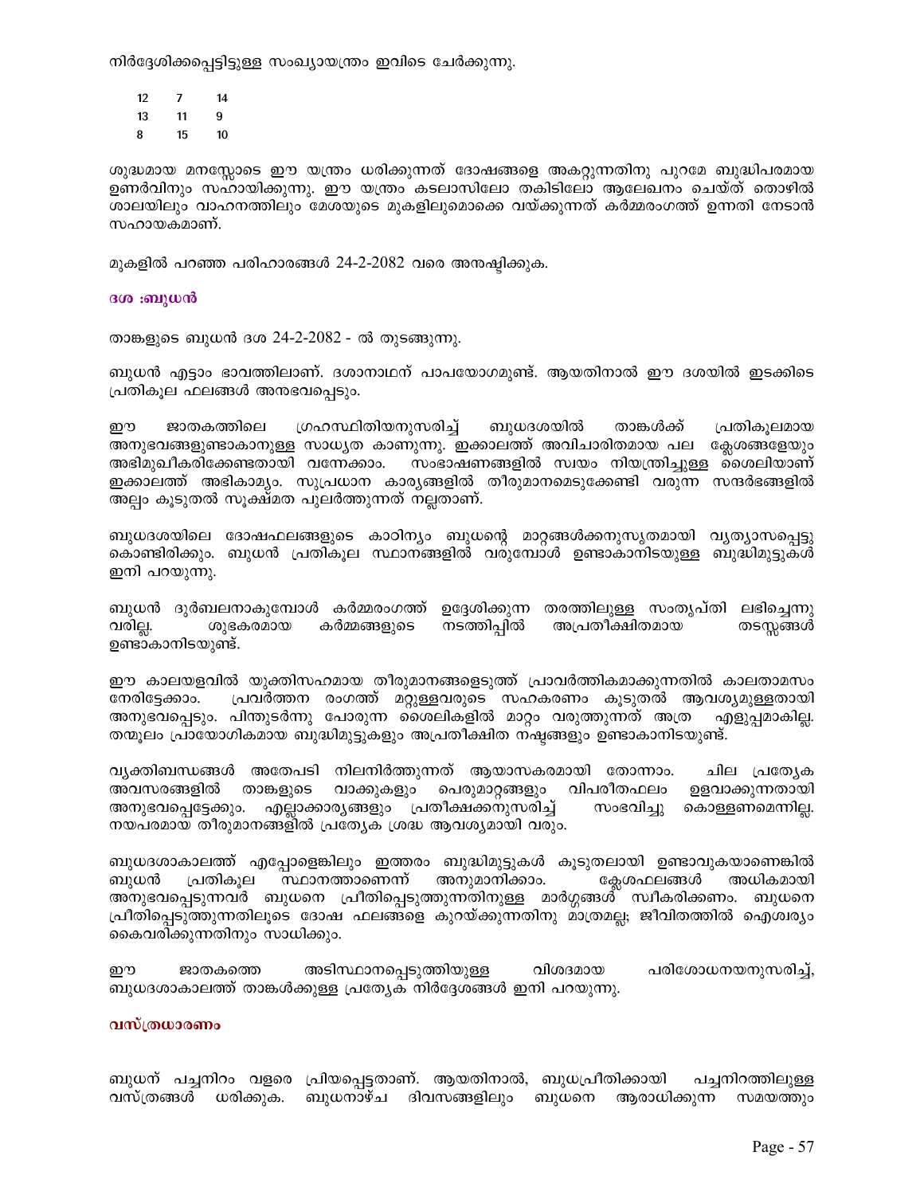നിർദ്ദേശിക്കപ്പെട്ടിട്ടുള്ള സംഖ്യായന്ത്രം ഇവിടെ ചേർക്കുന്നു.

| | | |
|---|---|---|
| 12 | 7 | 14 |
| 13 | 11 | 9 |
| 8 | 15 | 10 |

ശുദ്ധമായ മനസ്സോടെ ഈ യന്ത്രം ധരിക്കുന്നത് ദോഷങ്ങളെ അകറ്റുന്നതിനു പുറമേ ബുദ്ധിപരമായ ഉണർവിനും സഹായിക്കുന്നു. ഈ യന്ത്രം കടലാസിലോ തകിടിലോ ആലേഖനം ചെയ്ത് തൊഴിൽ ശാലയിലും വാഹനത്തിലും മേശയുടെ മുകളിലുമൊക്കെ വയ്ക്കുന്നത് കർമ്മരംഗത്ത് ഉന്നതി നേടാൻ സഹായകമാണ്.

മുകളിൽ പറഞ്ഞ പരിഹാരങ്ങൾ 24-2-2082 വരെ അനുഷ്ഠിക്കുക.

### ദശ :ബുധൻ

താങ്കളുടെ ബുധൻ ദശ 24-2-2082 - ൽ തുടങ്ങുന്നു.

ബുധൻ എട്ടാം ഭാവത്തിലാണ്. ദശാനാഥന് പാപയോഗമുണ്ട്. ആയതിനാൽ ഈ ദശയിൽ ഇടക്കിടെ പ്രതികൂല ഫലങ്ങൾ അനുഭവപ്പെടും.

ഈ ജാതകത്തിലെ ഗ്രഹസ്ഥിതിയനുസരിച്ച് ബുധദശയിൽ താങ്കൾക്ക് പ്രതികൂലമായ അനുഭവങ്ങളുണ്ടാകാനുള്ള സാധ്യത കാണുന്നു. ഇക്കാലത്ത് അവിചാരിതമായ പല ക്ലേശങ്ങളേയും അഭിമുഖീകരിക്കേണ്ടതായി വന്നേക്കാം. സംഭാഷണങ്ങളിൽ സ്വയം നിയന്ത്രിച്ചുള്ള ശൈലിയാണ് ഇക്കാലത്ത് അഭികാമ്യം. സുപ്രധാന കാര്യങ്ങളിൽ തീരുമാനമെടുക്കേണ്ടി വരുന്ന സന്ദർഭങ്ങളിൽ അല്പം കൂടുതൽ സൂക്ഷ്മത പുലർത്തുന്നത് നല്ലതാണ്.

ബുധദശയിലെ ദോഷഫലങ്ങളുടെ കാഠിന്യം ബുധന്റെ മാറ്റങ്ങൾക്കനുസൃതമായി വ്യത്യാസപ്പെട്ടു കൊണ്ടിരിക്കും. ബുധൻ പ്രതികൂല സ്ഥാനങ്ങളിൽ വരുമ്പോൾ ഉണ്ടാകാനിടയുള്ള ബുദ്ധിമുട്ടുകൾ ഇനി പറയുന്നു.

ബുധൻ ദുർബലനാകുമ്പോൾ കർമ്മരംഗത്ത് ഉദ്ദേശിക്കുന്ന തരത്തിലുള്ള സംതൃപ്തി ലഭിച്ചെന്നു വരില്ല. ശുഭകരമായ കർമ്മങ്ങളുടെ നടത്തിപ്പിൽ അപ്രതീക്ഷിതമായ തടസ്സങ്ങൾ ഉണ്ടാകാനിടയുണ്ട്.

ഈ കാലയളവിൽ യുക്തിസഹമായ തീരുമാനങ്ങളെടുത്ത് പ്രാവർത്തികമാക്കുന്നതിൽ കാലതാമസം നേരിട്ടേക്കാം. പ്രവർത്തന രംഗത്ത് മറ്റുള്ളവരുടെ സഹകരണം കൂടുതൽ ആവശ്യമുള്ളതായി അനുഭവപ്പെടും. പിന്തുടർന്നു പോരുന്ന ശൈലികളിൽ മാറ്റം വരുത്തുന്നത് അത്ര എളുപ്പമാകില്ല. തന്മൂലം പ്രായോഗികമായ ബുദ്ധിമുട്ടുകളും അപ്രതീക്ഷിത നഷ്ടങ്ങളും ഉണ്ടാകാനിടയുണ്ട്.

വ്യക്തിബന്ധങ്ങൾ അതേപടി നിലനിർത്തുന്നത് ആയാസകരമായി തോന്നാം. ചില പ്രത്യേക അവസരങ്ങളിൽ താങ്കളുടെ വാക്കുകളും പെരുമാറ്റങ്ങളും വിപരീതഫലം ഉളവാക്കുന്നതായി അനുഭവപ്പെട്ടേക്കും. എല്ലാക്കാര്യങ്ങളും പ്രതീക്ഷക്കനുസരിച്ച് സംഭവിച്ചു കൊള്ളണമെന്നില്ല. നയപരമായ തീരുമാനങ്ങളിൽ പ്രത്യേക ശ്രദ്ധ ആവശ്യമായി വരും.

ബുധദശാകാലത്ത് എപ്പോളെങ്കിലും ഇത്തരം ബുദ്ധിമുട്ടുകൾ കൂടുതലായി ഉണ്ടാവുകയാണെങ്കിൽ ബുധൻ പ്രതികൂല സ്ഥാനത്താണെന്ന് അനുമാനിക്കാം. ക്ലേശഫലങ്ങൾ അധികമായി അനുഭവപ്പെടുന്നവർ ബുധനെ പ്രീതിപ്പെടുത്തുന്നതിനുള്ള മാർഗ്ഗങ്ങൾ സ്വീകരിക്കണം. ബുധനെ പ്രീതിപ്പെടുത്തുന്നതിലൂടെ ദോഷ ഫലങ്ങളെ കുറയ്ക്കുന്നതിനു മാത്രമല്ല; ജീവിതത്തിൽ ഐശ്വര്യം കൈവരിക്കുന്നതിനും സാധിക്കും.

ഈ ജാതകത്തെ അടിസ്ഥാനപ്പെടുത്തിയുള്ള വിശദമായ പരിശോധനയനുസരിച്ച്, ബുധദശാകാലത്ത് താങ്കൾക്കുള്ള പ്രത്യേക നിർദ്ദേശങ്ങൾ ഇനി പറയുന്നു.

#### വസ്ത്രധാരണം

ബുധന് പച്ചനിറം വളരെ പ്രിയപ്പെട്ടതാണ്. ആയതിനാൽ, ബുധപ്രീതിക്കായി പച്ചനിറത്തിലുള്ള വസ്ത്രങ്ങൾ ധരിക്കുക. ബുധനാഴ്ച ദിവസങ്ങളിലും ബുധനെ ആരാധിക്കുന്ന സമയത്തും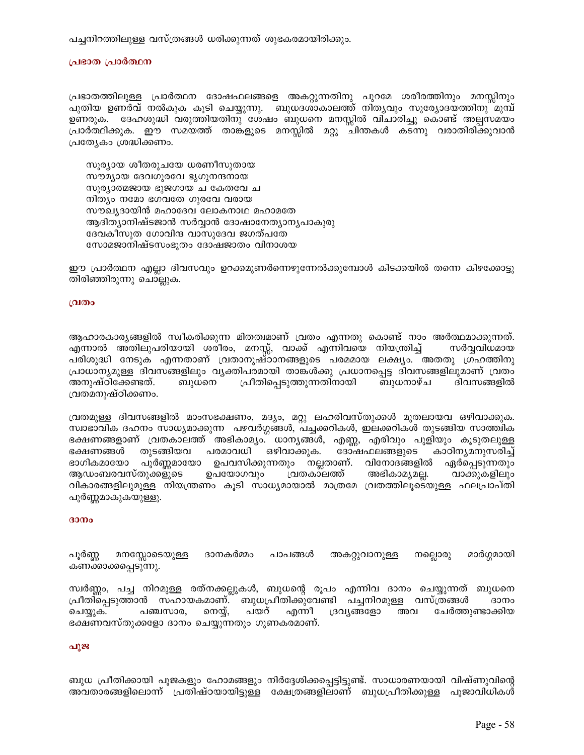പച്ചനിറത്തിലുള്ള വസ്ത്രങ്ങൾ ധരിക്കുന്നത് ശുഭകരമായിരിക്കും.

### പ്രഭാത പ്രാർത്ഥന

പ്രഭാതത്തിലുള്ള പ്രാർത്ഥന ദോഷഫലങ്ങളെ അകറ്റുന്നതിനു പുറമേ ശരീരത്തിനും മനസ്സിനും പുതിയ ഉണർവ് നൽകുക കൂടി ചെയ്യുന്നു. ബുധദശാകാലത്ത് നിത്യവും സൂര്യോദയത്തിനു മുമ്പ് ഉണരുക. ദേഹശുദ്ധി വരുത്തിയതിനു ശേഷം ബുധനെ മനസ്സിൽ വിചാരിച്ചു കൊണ്ട് അല്പസമയം പ്രാർത്ഥിക്കുക. ഈ സമയത്ത് താങ്കളുടെ മനസ്സിൽ മറ്റു ചിന്തകൾ കടന്നു വരാതിരിക്കുവാൻ പ്രത്യേകം ശ്രദ്ധിക്കണം.

സൂര്യായ ശീതരുചയേ ധരണീസുതായ
സൗമ്യായ ദേവഗുരവേ ഭൃഗുനന്ദനായ
സൂര്യാത്മജായ ഭുജഗായ ച കേതവേ ച
നിത്യം നമോ ഭഗവതേ ഗുരവേ വരായ
സൗഖ്യദായിൻ മഹാദേവ ലോകനാഥ മഹാമതേ
ആദിത്യാനിഷ്ടജാൻ സർവ്വാൻ ദോഷാനേത്യാന്യപാകുരു
ദേവകീസുത ഗോവിന്ദ വാസുദേവ ജഗത്പതേ
സോമജാനിഷ്ടസംഭൂതം ദോഷജാതം വിനാശയ

ഈ പ്രാർത്ഥന എല്ലാ ദിവസവും ഉറക്കമുണർന്നെഴുന്നേൽക്കുമ്പോൾ കിടക്കയിൽ തന്നെ കിഴക്കോട്ടു തിരിഞ്ഞിരുന്നു ചൊല്ലുക.

### വ്രതം

ആഹാരകാര്യങ്ങളിൽ സ്വീകരിക്കുന്ന മിതത്വമാണ് വ്രതം എന്നതു കൊണ്ട് നാം അർത്ഥമാക്കുന്നത്. എന്നാൽ അതിലുപരിയായി ശരീരം, മനസ്സ്, വാക്ക് എന്നിവയെ നിയന്ത്രിച്ച് സർവ്വവിധമായ പരിശുദ്ധി നേടുക എന്നതാണ് വ്രതാനുഷ്ഠാനങ്ങളുടെ പരമമായ ലക്ഷ്യം. അതതു ഗ്രഹത്തിനു പ്രാധാന്യമുള്ള ദിവസങ്ങളിലും വ്യക്തിപരമായി താങ്കൾക്കു പ്രധാനപ്പെട്ട ദിവസങ്ങളിലുമാണ് വ്രതം അനുഷ്ഠിക്കേണ്ടത്. ബുധനെ പ്രീതിപ്പെടുത്തുന്നതിനായി ബുധനാഴ്ച ദിവസങ്ങളിൽ വ്രതമനുഷ്ഠിക്കണം.

വ്രതമുള്ള ദിവസങ്ങളിൽ മാംസഭക്ഷണം, മദ്യം, മറ്റു ലഹരിവസ്തുക്കൾ മുതലായവ ഒഴിവാക്കുക. സ്വാഭാവിക ദഹനം സാധ്യമാക്കുന്ന പഴവർഗ്ഗങ്ങൾ, പച്ചക്കറികൾ, ഇലക്കറികൾ തുടങ്ങിയ സാത്വിക ഭക്ഷണങ്ങളാണ് വ്രതകാലത്ത് അഭികാമ്യം. ധാന്യങ്ങൾ, എണ്ണ, എരിവും പുളിയും കൂടുതലുള്ള ഭക്ഷണങ്ങൾ തുടങ്ങിയവ പരമാവധി ഒഴിവാക്കുക. ദോഷഫലങ്ങളുടെ കാഠിന്യമനുസരിച്ച് ഭാഗികമായോ പൂർണ്ണമായോ ഉപവസിക്കുന്നതും നല്ലതാണ്. വിനോദങ്ങളിൽ ഏർപ്പെടുന്നതും ആഡംബരവസ്തുക്കളുടെ ഉപയോഗവും വ്രതകാലത്ത് അഭികാമ്യമല്ല. വാക്കുകളിലും വികാരങ്ങളിലുമുള്ള നിയന്ത്രണം കൂടി സാധ്യമായാൽ മാത്രമേ വ്രതത്തിലൂടെയുള്ള ഫലപ്രാപ്തി പൂർണ്ണമാകുകയുള്ളൂ.

### ദാനം

പൂർണ്ണ മനസ്സോടെയുള്ള ദാനകർമ്മം പാപങ്ങൾ അകറ്റുവാനുള്ള നല്ലൊരു മാർഗ്ഗമായി കണക്കാക്കപ്പെടുന്നു.

സ്വർണ്ണം, പച്ച നിറമുള്ള രത്നക്കല്ലുകൾ, ബുധന്റെ രൂപം എന്നിവ ദാനം ചെയ്യുന്നത് ബുധനെ പ്രീതിപ്പെടുത്താൻ സഹായകമാണ്. ബുധപ്രീതിക്കുവേണ്ടി പച്ചനിറമുള്ള വസ്ത്രങ്ങൾ ദാനം ചെയ്യുക. പഞ്ചസാര, നെയ്യ്, പയറ് എന്നീ ദ്രവ്യങ്ങളോ അവ ചേർത്തുണ്ടാക്കിയ ഭക്ഷണവസ്തുക്കളോ ദാനം ചെയ്യുന്നതും ഗുണകരമാണ്.

### പൂജ

ബുധ പ്രീതിക്കായി പൂജകളും ഹോമങ്ങളും നിർദ്ദേശിക്കപ്പെട്ടിട്ടുണ്ട്. സാധാരണയായി വിഷ്ണുവിന്റെ അവതാരങ്ങളിലൊന്ന് പ്രതിഷ്ഠയായിട്ടുള്ള ക്ഷേത്രങ്ങളിലാണ് ബുധപ്രീതിക്കുള്ള പൂജാവിധികൾ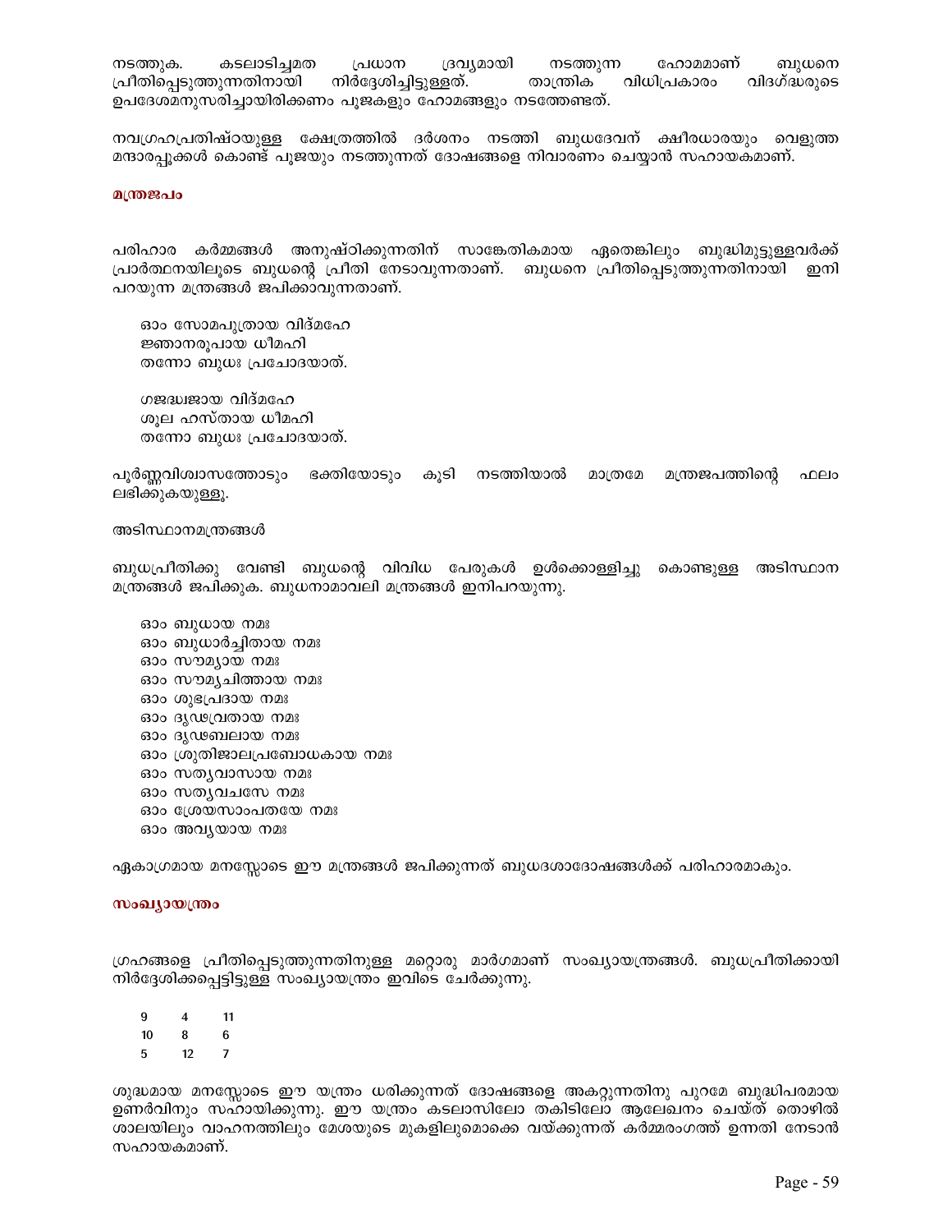നടത്തുക. കടലാടിച്ചമത പ്രധാന ദ്രവ്യമായി നടത്തുന്ന ഹോമമാണ് ബുധനെ പ്രീതിപ്പെടുത്തുന്നതിനായി നിർദ്ദേശിച്ചിട്ടുള്ളത്. താന്ത്രിക വിധിപ്രകാരം വിദഗ്ദ്ധരുടെ ഉപദേശമനുസരിച്ചായിരിക്കണം പൂജകളും ഹോമങ്ങളും നടത്തേണ്ടത്.

നവഗ്രഹപ്രതിഷ്ഠയുള്ള ക്ഷേത്രത്തിൽ ദർശനം നടത്തി ബുധദേവന് ക്ഷീരധാരയും വെളുത്ത മന്ദാരപ്പൂക്കൾ കൊണ്ട് പൂജയും നടത്തുന്നത് ദോഷങ്ങളെ നിവാരണം ചെയ്യാൻ സഹായകമാണ്.

### മന്ത്രജപം

പരിഹാര കർമ്മങ്ങൾ അനുഷ്ഠിക്കുന്നതിന് സാങ്കേതികമായ ഏതെങ്കിലും ബുദ്ധിമുട്ടുള്ളവർക്ക് പ്രാർത്ഥനയിലൂടെ ബുധന്റെ പ്രീതി നേടാവുന്നതാണ്. ബുധനെ പ്രീതിപ്പെടുത്തുന്നതിനായി ഇനി പറയുന്ന മന്ത്രങ്ങൾ ജപിക്കാവുന്നതാണ്.

ഓം സോമപുത്രായ വിദ്മഹേ
ജ്ഞാനരൂപായ ധീമഹി
തന്നോ ബുധഃ പ്രചോദയാത്.

ഗജദ്ധ്വജായ വിദ്മഹേ
ശൂല ഹസ്തായ ധീമഹി
തന്നോ ബുധഃ പ്രചോദയാത്.

പൂർണ്ണവിശ്വാസത്തോടും ഭക്തിയോടും കൂടി നടത്തിയാൽ മാത്രമേ മന്ത്രജപത്തിന്റെ ഫലം ലഭിക്കുകയുള്ളൂ.

അടിസ്ഥാനമന്ത്രങ്ങൾ

ബുധപ്രീതിക്കു വേണ്ടി ബുധന്റെ വിവിധ പേരുകൾ ഉൾക്കൊള്ളിച്ചു കൊണ്ടുള്ള അടിസ്ഥാന മന്ത്രങ്ങൾ ജപിക്കുക. ബുധനാമാവലി മന്ത്രങ്ങൾ ഇനിപറയുന്നു.

ഓം ബുധായ നമഃ
ഓം ബുധാർച്ചിതായ നമഃ
ഓം സൗമ്യായ നമഃ
ഓം സൗമ്യചിത്തായ നമഃ
ഓം ശുഭപ്രദായ നമഃ
ഓം ദൃഢവ്രതായ നമഃ
ഓം ദൃഢബലായ നമഃ
ഓം ശ്രുതിജാലപ്രബോധകായ നമഃ
ഓം സത്യവാസായ നമഃ
ഓം സത്യവചസേ നമഃ
ഓം ശ്രേയസാംപതയേ നമഃ
ഓം അവ്യയായ നമഃ

ഏകാഗ്രമായ മനസ്സോടെ ഈ മന്ത്രങ്ങൾ ജപിക്കുന്നത് ബുധദശാദോഷങ്ങൾക്ക് പരിഹാരമാകും.

### സംഖ്യായന്ത്രം

ഗ്രഹങ്ങളെ പ്രീതിപ്പെടുത്തുന്നതിനുള്ള മറ്റൊരു മാർഗമാണ് സംഖ്യായന്ത്രങ്ങൾ. ബുധപ്രീതിക്കായി നിർദ്ദേശിക്കപ്പെട്ടിട്ടുള്ള സംഖ്യായന്ത്രം ഇവിടെ ചേർക്കുന്നു.

| | | |
|---|---|---|
| 9 | 4 | 11 |
| 10 | 8 | 6 |
| 5 | 12 | 7 |

ശുദ്ധമായ മനസ്സോടെ ഈ യന്ത്രം ധരിക്കുന്നത് ദോഷങ്ങളെ അകറ്റുന്നതിനു പുറമേ ബുദ്ധിപരമായ ഉണർവിനും സഹായിക്കുന്നു. ഈ യന്ത്രം കടലാസിലോ തകിടിലോ ആലേഖനം ചെയ്ത് തൊഴിൽ ശാലയിലും വാഹനത്തിലും മേശയുടെ മുകളിലുമൊക്കെ വയ്ക്കുന്നത് കർമ്മരംഗത്ത് ഉന്നതി നേടാൻ സഹായകമാണ്.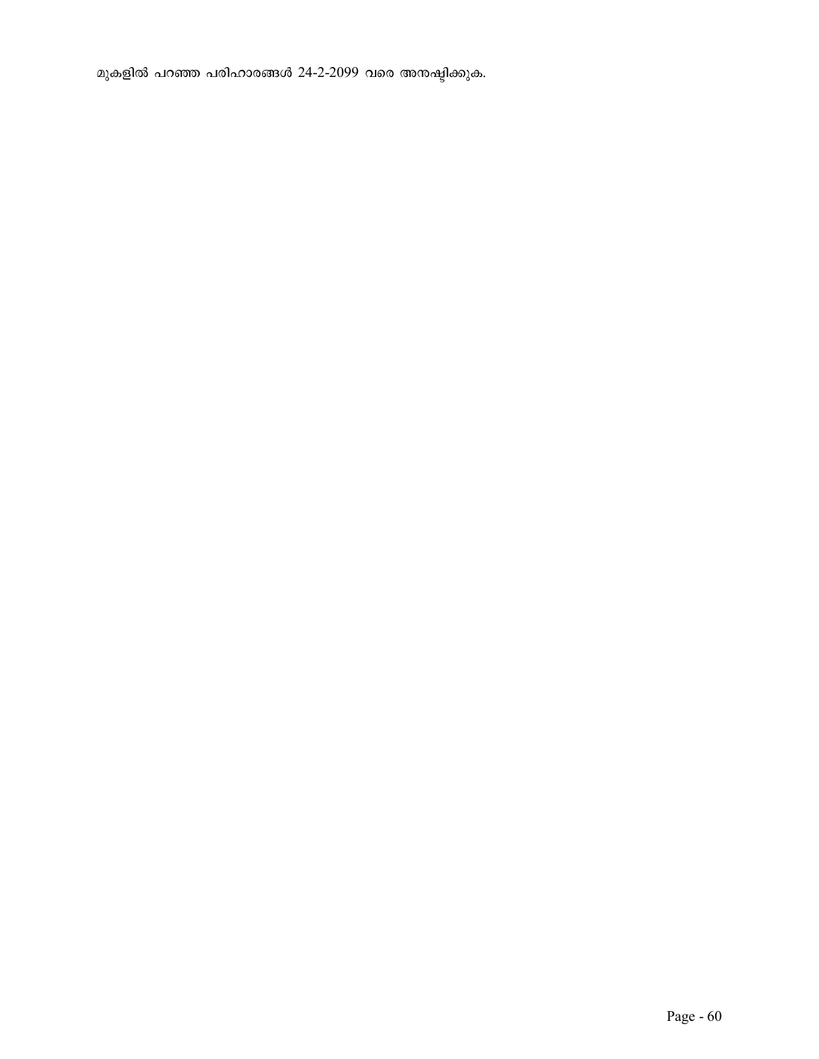മുകളിൽ പറഞ്ഞ പരിഹാരങ്ങൾ 24-2-2099 വരെ അനുഷ്ഠിക്കുക.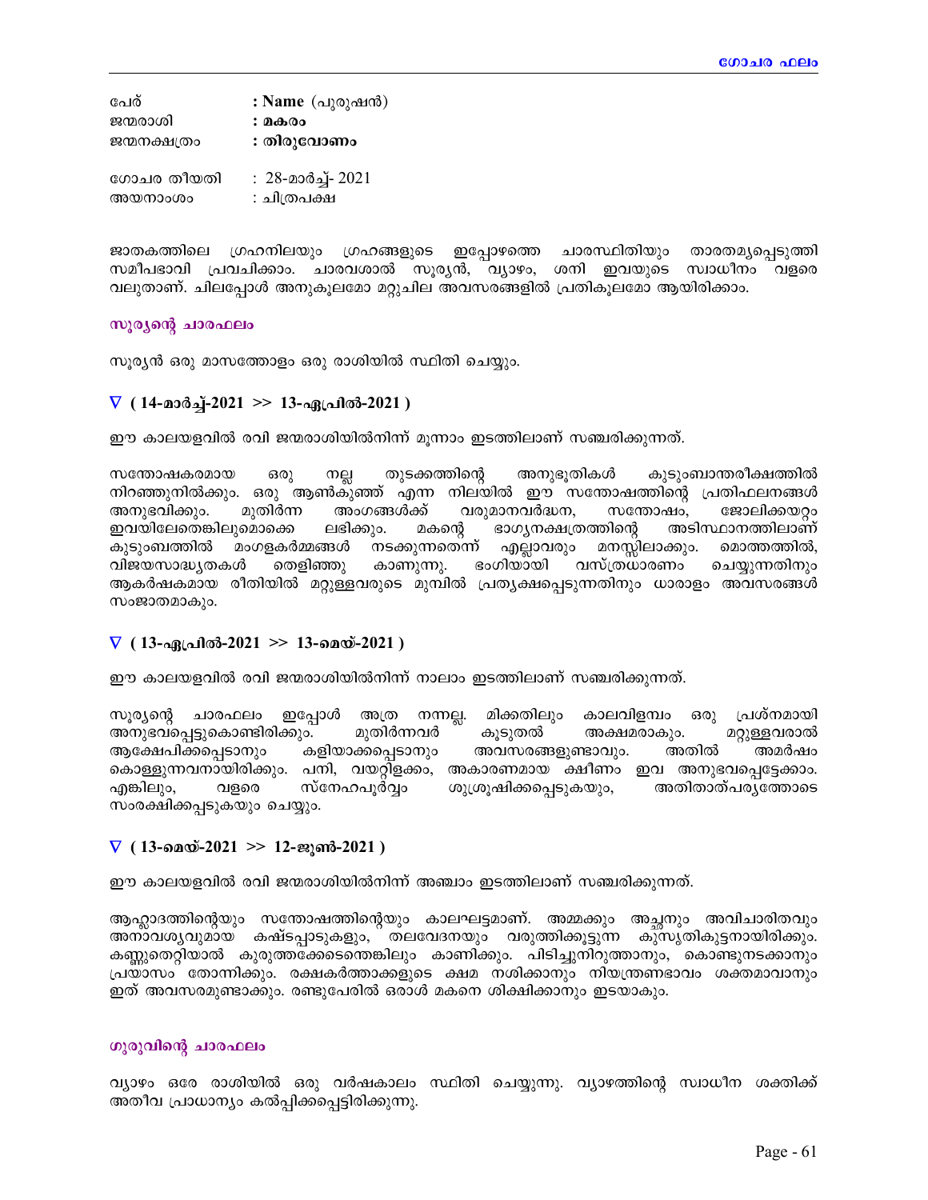| | |
|---|---|
| പേര് | : **Name** (പുരുഷൻ) |
| ജന്മരാശി | : **മകരം** |
| ജന്മനക്ഷത്രം | : **തിരുവോണം** |
| ഗോചര തീയതി | : 28-മാർച്ച്- 2021 |
| അയനാംശം | : ചിത്രപക്ഷ |

ജാതകത്തിലെ ഗ്രഹനിലയും ഗ്രഹങ്ങളുടെ ഇപ്പോഴത്തെ ചാരസ്ഥിതിയും താരതമ്യപ്പെടുത്തി സമീപഭാവി പ്രവചിക്കാം. ചാരവശാൽ സൂര്യൻ, വ്യാഴം, ശനി ഇവയുടെ സ്വാധീനം വളരെ വലുതാണ്. ചിലപ്പോൾ അനുകൂലമോ മറ്റുചില അവസരങ്ങളിൽ പ്രതികൂലമോ ആയിരിക്കാം.

## സൂര്യന്റെ ചാരഫലം

സൂര്യൻ ഒരു മാസത്തോളം ഒരു രാശിയിൽ സ്ഥിതി ചെയ്യും.

### ∇ ( 14-മാർച്ച്-2021 >> 13-ഏപ്രിൽ-2021 )

ഈ കാലയളവിൽ രവി ജന്മരാശിയിൽനിന്ന് മൂന്നാം ഇടത്തിലാണ് സഞ്ചരിക്കുന്നത്.

സന്തോഷകരമായ ഒരു നല്ല തുടക്കത്തിന്റെ അനുഭൂതികൾ കുടുംബാന്തരീക്ഷത്തിൽ നിറഞ്ഞുനിൽക്കും. ഒരു ആൺകുഞ്ഞ് എന്ന നിലയിൽ ഈ സന്തോഷത്തിന്റെ പ്രതിഫലനങ്ങൾ അനുഭവിക്കും. മുതിർന്ന അംഗങ്ങൾക്ക് വരുമാനവർദ്ധന, സന്തോഷം, ജോലിക്കയറ്റം ഇവയിലേതെങ്കിലുമൊക്കെ ലഭിക്കും. മകന്റെ ഭാഗ്യനക്ഷത്രത്തിന്റെ അടിസ്ഥാനത്തിലാണ് കുടുംബത്തിൽ മംഗളകർമ്മങ്ങൾ നടക്കുന്നതെന്ന് എല്ലാവരും മനസ്സിലാക്കും. മൊത്തത്തിൽ, വിജയസാദ്ധ്യതകൾ തെളിഞ്ഞു കാണുന്നു. ഭംഗിയായി വസ്ത്രധാരണം ചെയ്യുന്നതിനും ആകർഷകമായ രീതിയിൽ മറ്റുള്ളവരുടെ മുമ്പിൽ പ്രത്യക്ഷപ്പെടുന്നതിനും ധാരാളം അവസരങ്ങൾ സംജാതമാകും.

### ∇ ( 13-ഏപ്രിൽ-2021 >> 13-മെയ്-2021 )

ഈ കാലയളവിൽ രവി ജന്മരാശിയിൽനിന്ന് നാലാം ഇടത്തിലാണ് സഞ്ചരിക്കുന്നത്.

സൂര്യന്റെ ചാരഫലം ഇപ്പോൾ അത്ര നന്നല്ല. മിക്കതിലും കാലവിളമ്പം ഒരു പ്രശ്നമായി അനുഭവപ്പെട്ടുകൊണ്ടിരിക്കും. മുതിർന്നവർ കൂടുതൽ അക്ഷമരാകും. മറ്റുള്ളവരാൽ ആക്ഷേപിക്കപ്പെടാനും കളിയാക്കപ്പെടാനും അവസരങ്ങളുണ്ടാവും. അതിൽ അമർഷം കൊള്ളുന്നവനായിരിക്കും. പനി, വയറ്റിളക്കം, അകാരണമായ ക്ഷീണം ഇവ അനുഭവപ്പെട്ടേക്കാം. എങ്കിലും, വളരെ സ്നേഹപൂർവ്വം ശുശ്രൂഷിക്കപ്പെടുകയും, അതിതാത്പര്യത്തോടെ സംരക്ഷിക്കപ്പെടുകയും ചെയ്യും.

### ∇ ( 13-മെയ്-2021 >> 12-ജൂൺ-2021 )

ഈ കാലയളവിൽ രവി ജന്മരാശിയിൽനിന്ന് അഞ്ചാം ഇടത്തിലാണ് സഞ്ചരിക്കുന്നത്.

ആഹ്ലാദത്തിന്റെയും സന്തോഷത്തിന്റെയും കാലഘട്ടമാണ്. അമ്മക്കും അച്ഛനും അവിചാരിതവും അനാവശ്യവുമായ കഷ്ടപ്പാടുകളും, തലവേദനയും വരുത്തിക്കൂട്ടുന്ന കുസൃതികുട്ടനായിരിക്കും. കണ്ണുതെറ്റിയാൽ കുരുത്തക്കേടെന്തെങ്കിലും കാണിക്കും. പിടിച്ചുനിറുത്താനും, കൊണ്ടുനടക്കാനും പ്രയാസം തോന്നിക്കും. രക്ഷകർത്താക്കളുടെ ക്ഷമ നശിക്കാനും നിയന്ത്രണഭാവം ശക്തമാവാനും ഇത് അവസരമുണ്ടാക്കും. രണ്ടുപേരിൽ ഒരാൾ മകനെ ശിക്ഷിക്കാനും ഇടയാകും.

## ഗുരുവിന്റെ ചാരഫലം

വ്യാഴം ഒരേ രാശിയിൽ ഒരു വർഷകാലം സ്ഥിതി ചെയ്യുന്നു. വ്യാഴത്തിന്റെ സ്വാധീന ശക്തിക്ക് അതീവ പ്രാധാന്യം കൽപ്പിക്കപ്പെട്ടിരിക്കുന്നു.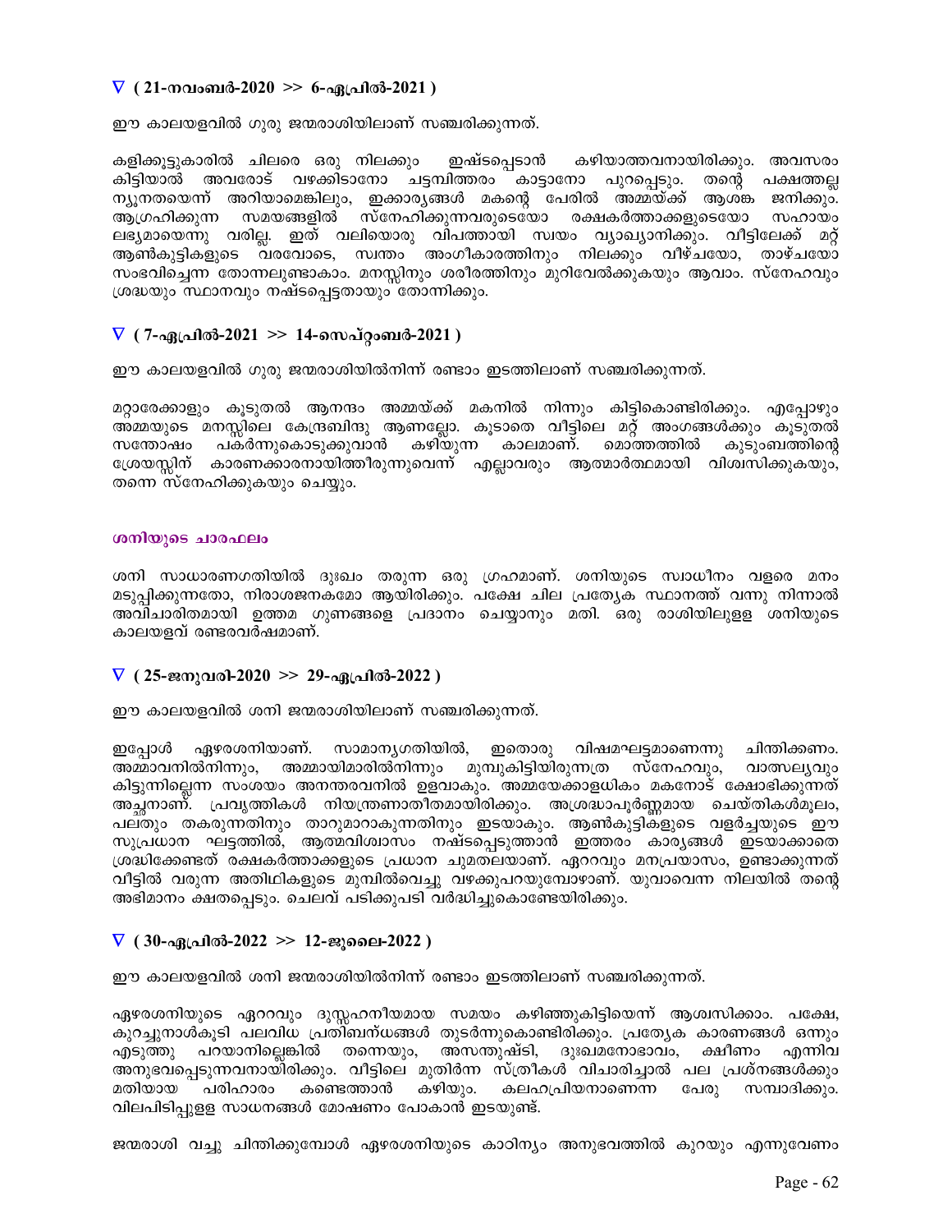### ∇ ( 21-നവംബർ-2020 >> 6-ഏപ്രിൽ-2021 )

ഈ കാലയളവിൽ ഗുരു ജന്മരാശിയിലാണ് സഞ്ചരിക്കുന്നത്.

കളിക്കൂട്ടുകാരിൽ ചിലരെ ഒരു നിലക്കും ഇഷ്ടപ്പെടാൻ കഴിയാത്തവനായിരിക്കും. അവസരം കിട്ടിയാൽ അവരോട് വഴക്കിടാനോ ചട്ടമ്പിത്തരം കാട്ടാനോ പുറപ്പെടും. തന്റെ പക്ഷത്തല്ല ന്യൂനതയെന്ന് അറിയാമെങ്കിലും, ഇക്കാര്യങ്ങൾ മകന്റെ പേരിൽ അമ്മയ്ക്ക് ആശങ്ക ജനിക്കും. ആഗ്രഹിക്കുന്ന സമയങ്ങളിൽ സ്നേഹിക്കുന്നവരുടെയോ രക്ഷകർത്താക്കളുടെയോ സഹായം ലഭ്യമായെന്നു വരില്ല. ഇത് വലിയൊരു വിപത്തായി സ്വയം വ്യാഖ്യാനിക്കും. വീട്ടിലേക്ക് മറ്റ് ആൺകുട്ടികളുടെ വരവോടെ, സ്വന്തം അംഗീകാരത്തിനും നിലക്കും വീഴ്ചയോ, താഴ്ചയോ സംഭവിച്ചെന്ന തോന്നലുണ്ടാകാം. മനസ്സിനും ശരീരത്തിനും മുറിവേൽക്കുകയും ആവാം. സ്നേഹവും ശ്രദ്ധയും സ്ഥാനവും നഷ്ടപ്പെട്ടതായും തോന്നിക്കും.

### ∇ ( 7-ഏപ്രിൽ-2021 >> 14-സെപ്റ്റംബർ-2021 )

ഈ കാലയളവിൽ ഗുരു ജന്മരാശിയിൽനിന്ന് രണ്ടാം ഇടത്തിലാണ് സഞ്ചരിക്കുന്നത്.

മറ്റാരേക്കാളും കൂടുതൽ ആനന്ദം അമ്മയ്ക്ക് മകനിൽ നിന്നും കിട്ടികൊണ്ടിരിക്കും. എപ്പോഴും അമ്മയുടെ മനസ്സിലെ കേന്ദ്രബിന്ദു ആണല്ലോ. കൂടാതെ വീട്ടിലെ മറ്റ് അംഗങ്ങൾക്കും കൂടുതൽ സന്തോഷം പകർന്നുകൊടുക്കുവാൻ കഴിയുന്ന കാലമാണ്. മൊത്തത്തിൽ കുടുംബത്തിന്റെ ശ്രേയസ്സിന് കാരണക്കാരനായിത്തീരുന്നുവെന്ന് എല്ലാവരും ആത്മാർത്ഥമായി വിശ്വസിക്കുകയും, തന്നെ സ്നേഹിക്കുകയും ചെയ്യും.

## ശനിയുടെ ചാരഫലം

ശനി സാധാരണഗതിയിൽ ദുഃഖം തരുന്ന ഒരു ഗ്രഹമാണ്. ശനിയുടെ സ്വാധീനം വളരെ മനം മടുപ്പിക്കുന്നതോ, നിരാശജനകമോ ആയിരിക്കും. പക്ഷേ ചില പ്രത്യേക സ്ഥാനത്ത് വന്നു നിന്നാൽ അവിചാരിതമായി ഉത്തമ ഗുണങ്ങളെ പ്രദാനം ചെയ്യാനും മതി. ഒരു രാശിയിലുള്ള ശനിയുടെ കാലയളവ് രണ്ടരവർഷമാണ്.

### ∇ ( 25-ജനുവരി-2020 >> 29-ഏപ്രിൽ-2022 )

ഈ കാലയളവിൽ ശനി ജന്മരാശിയിലാണ് സഞ്ചരിക്കുന്നത്.

ഇപ്പോൾ ഏഴരശനിയാണ്. സാമാന്യഗതിയിൽ, ഇതൊരു വിഷമഘട്ടമാണെന്നു ചിന്തിക്കണം. അമ്മാവനിൽനിന്നും, അമ്മായിമാരിൽനിന്നും മുമ്പുകിട്ടിയിരുന്നത്ര സ്നേഹവും, വാത്സല്യവും കിട്ടുന്നില്ലെന്ന സംശയം അനന്തരവനിൽ ഉളവാകും. അമ്മയേക്കാളധികം മകനോട് ക്ഷോഭിക്കുന്നത് അച്ഛനാണ്. പ്രവൃത്തികൾ നിയന്ത്രണാതീതമായിരിക്കും. അശ്രദ്ധാപൂർണ്ണമായ ചെയ്തികൾമൂലം, പലതും തകരുന്നതിനും താറുമാറാകുന്നതിനും ഇടയാകും. ആൺകുട്ടികളുടെ വളർച്ചയുടെ ഈ സുപ്രധാന ഘട്ടത്തിൽ, ആത്മവിശ്വാസം നഷ്ടപ്പെടുത്താൻ ഇത്തരം കാര്യങ്ങൾ ഇടയാക്കാതെ ശ്രദ്ധിക്കേണ്ടത് രക്ഷകർത്താക്കളുടെ പ്രധാന ചുമതലയാണ്. ഏററവും മനപ്രയാസം, ഉണ്ടാക്കുന്നത് വീട്ടിൽ വരുന്ന അതിഥികളുടെ മുമ്പിൽവെച്ചു വഴക്കുപറയുമ്പോഴാണ്. യുവാവെന്ന നിലയിൽ തന്റെ അഭിമാനം ക്ഷതപ്പെടും. ചെലവ് പടിക്കുപടി വർദ്ധിച്ചുകൊണ്ടേയിരിക്കും.

### ∇ ( 30-ഏപ്രിൽ-2022 >> 12-ജൂലൈ-2022 )

ഈ കാലയളവിൽ ശനി ജന്മരാശിയിൽനിന്ന് രണ്ടാം ഇടത്തിലാണ് സഞ്ചരിക്കുന്നത്.

ഏഴരശനിയുടെ ഏററവും ദുസ്സഹനീയമായ സമയം കഴിഞ്ഞുകിട്ടിയെന്ന് ആശ്വസിക്കാം. പക്ഷേ, കുറച്ചുനാൾകൂടി പലവിധ പ്രതിബന്ധങ്ങൾ തുടർന്നുകൊണ്ടിരിക്കും. പ്രത്യേക കാരണങ്ങൾ ഒന്നും എടുത്തു പറയാനില്ലെങ്കിൽ തന്നെയും, അസന്തുഷ്ടി, ദുഃഖമനോഭാവം, ക്ഷീണം എന്നിവ അനുഭവപ്പെടുന്നവനായിരിക്കും. വീട്ടിലെ മുതിർന്ന സ്ത്രീകൾ വിചാരിച്ചാൽ പല പ്രശ്നങ്ങൾക്കും മതിയായ പരിഹാരം കണ്ടെത്താൻ കഴിയും. കലഹപ്രിയനാണെന്ന പേരു സമ്പാദിക്കും. വിലപിടിപ്പുള്ള സാധനങ്ങൾ മോഷണം പോകാൻ ഇടയുണ്ട്.

ജന്മരാശി വച്ചു ചിന്തിക്കുമ്പോൾ ഏഴരശനിയുടെ കാഠിന്യം അനുഭവത്തിൽ കുറയും എന്നുവേണം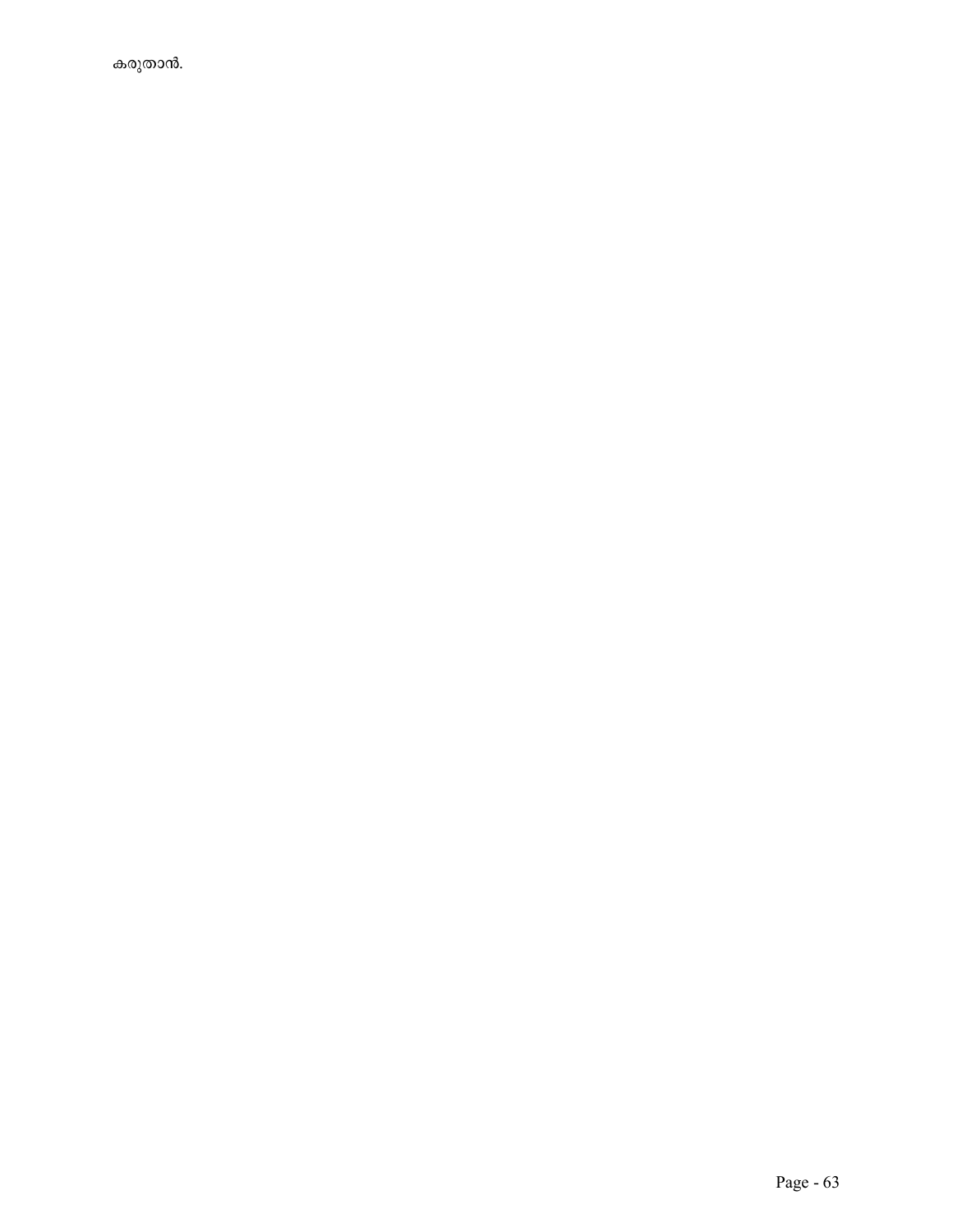കരുതാൻ.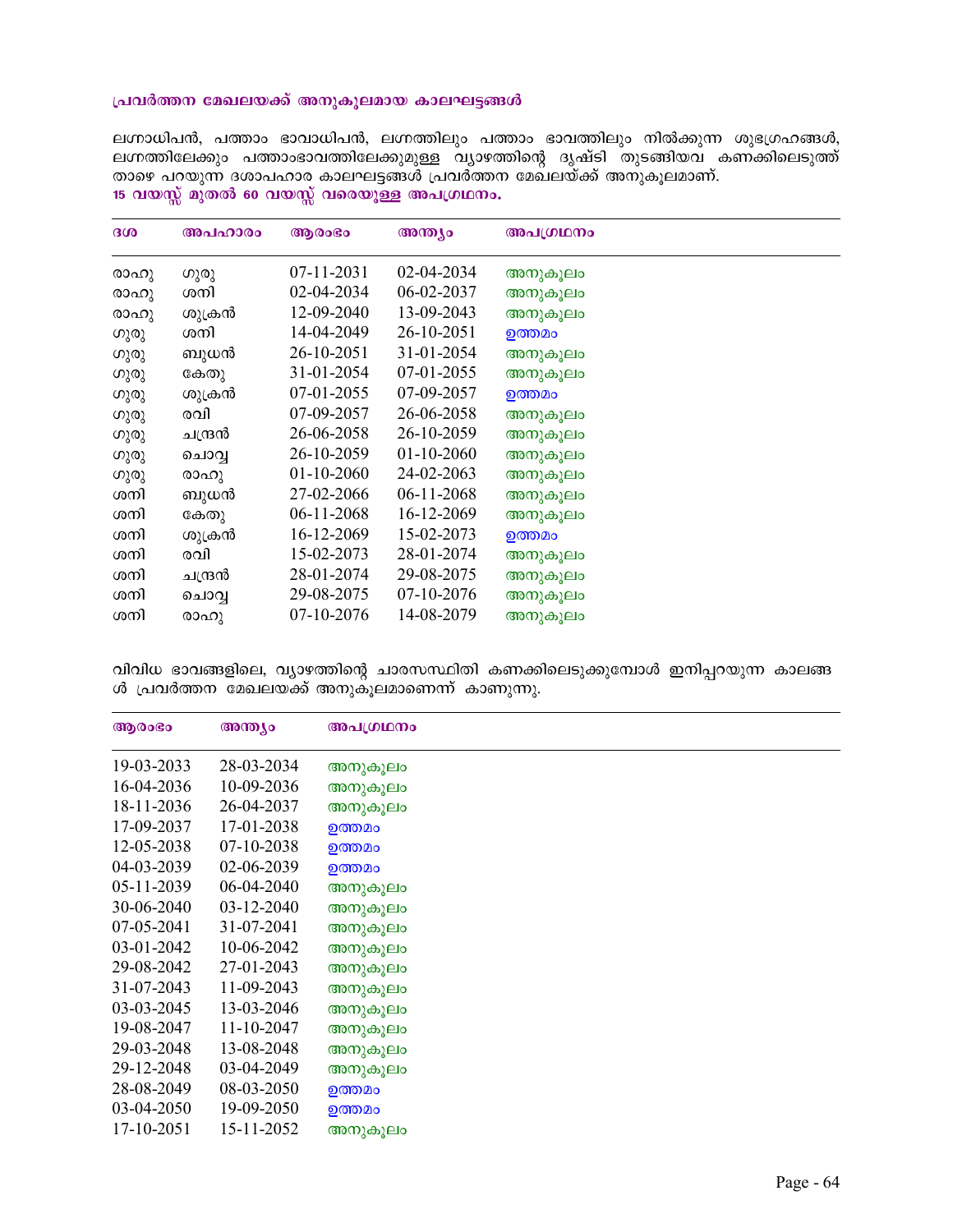### പ്രവർത്തന മേഖലയക്ക് അനുകൂലമായ കാലഘട്ടങ്ങൾ

ലഗ്നാധിപൻ, പത്താം ഭാവാധിപൻ, ലഗ്നത്തിലും പത്താം ഭാവത്തിലും നിൽക്കുന്ന ശുഭഗ്രഹങ്ങൾ, ലഗ്നത്തിലേക്കും പത്താംഭാവത്തിലേക്കുമുള്ള വ്യാഴത്തിന്റെ ദൃഷ്ടി തുടങ്ങിയവ കണക്കിലെടുത്ത് താഴെ പറയുന്ന ദശാപഹാര കാലഘട്ടങ്ങൾ പ്രവർത്തന മേഖലയ്ക്ക് അനുകൂലമാണ്.

**15 വയസ്സ് മുതൽ 60 വയസ്സ് വരെയുള്ള അപഗ്രഥനം.**

| ദശ | അപഹാരം | ആരംഭം | അന്ത്യം | അപഗ്രഥനം |
|---|---|---|---|---|
| രാഹു | ഗുരു | 07-11-2031 | 02-04-2034 | അനുകൂലം |
| രാഹു | ശനി | 02-04-2034 | 06-02-2037 | അനുകൂലം |
| രാഹു | ശുക്രൻ | 12-09-2040 | 13-09-2043 | അനുകൂലം |
| ഗുരു | ശനി | 14-04-2049 | 26-10-2051 | ഉത്തമം |
| ഗുരു | ബുധൻ | 26-10-2051 | 31-01-2054 | അനുകൂലം |
| ഗുരു | കേതു | 31-01-2054 | 07-01-2055 | അനുകൂലം |
| ഗുരു | ശുക്രൻ | 07-01-2055 | 07-09-2057 | ഉത്തമം |
| ഗുരു | രവി | 07-09-2057 | 26-06-2058 | അനുകൂലം |
| ഗുരു | ചന്ദ്രൻ | 26-06-2058 | 26-10-2059 | അനുകൂലം |
| ഗുരു | ചൊവ്വ | 26-10-2059 | 01-10-2060 | അനുകൂലം |
| ഗുരു | രാഹു | 01-10-2060 | 24-02-2063 | അനുകൂലം |
| ശനി | ബുധൻ | 27-02-2066 | 06-11-2068 | അനുകൂലം |
| ശനി | കേതു | 06-11-2068 | 16-12-2069 | അനുകൂലം |
| ശനി | ശുക്രൻ | 16-12-2069 | 15-02-2073 | ഉത്തമം |
| ശനി | രവി | 15-02-2073 | 28-01-2074 | അനുകൂലം |
| ശനി | ചന്ദ്രൻ | 28-01-2074 | 29-08-2075 | അനുകൂലം |
| ശനി | ചൊവ്വ | 29-08-2075 | 07-10-2076 | അനുകൂലം |
| ശനി | രാഹു | 07-10-2076 | 14-08-2079 | അനുകൂലം |

വിവിധ ഭാവങ്ങളിലെ, വ്യാഴത്തിന്റെ ചാരസ്ഥിതി കണക്കിലെടുക്കുമ്പോൾ ഇനിപ്പറയുന്ന കാലങ്ങൾ പ്രവർത്തന മേഖലയക്ക് അനുകൂലമാണെന്ന് കാണുന്നു.

| ആരംഭം | അന്ത്യം | അപഗ്രഥനം |
|---|---|---|
| 19-03-2033 | 28-03-2034 | അനുകൂലം |
| 16-04-2036 | 10-09-2036 | അനുകൂലം |
| 18-11-2036 | 26-04-2037 | അനുകൂലം |
| 17-09-2037 | 17-01-2038 | ഉത്തമം |
| 12-05-2038 | 07-10-2038 | ഉത്തമം |
| 04-03-2039 | 02-06-2039 | ഉത്തമം |
| 05-11-2039 | 06-04-2040 | അനുകൂലം |
| 30-06-2040 | 03-12-2040 | അനുകൂലം |
| 07-05-2041 | 31-07-2041 | അനുകൂലം |
| 03-01-2042 | 10-06-2042 | അനുകൂലം |
| 29-08-2042 | 27-01-2043 | അനുകൂലം |
| 31-07-2043 | 11-09-2043 | അനുകൂലം |
| 03-03-2045 | 13-03-2046 | അനുകൂലം |
| 19-08-2047 | 11-10-2047 | അനുകൂലം |
| 29-03-2048 | 13-08-2048 | അനുകൂലം |
| 29-12-2048 | 03-04-2049 | അനുകൂലം |
| 28-08-2049 | 08-03-2050 | ഉത്തമം |
| 03-04-2050 | 19-09-2050 | ഉത്തമം |
| 17-10-2051 | 15-11-2052 | അനുകൂലം |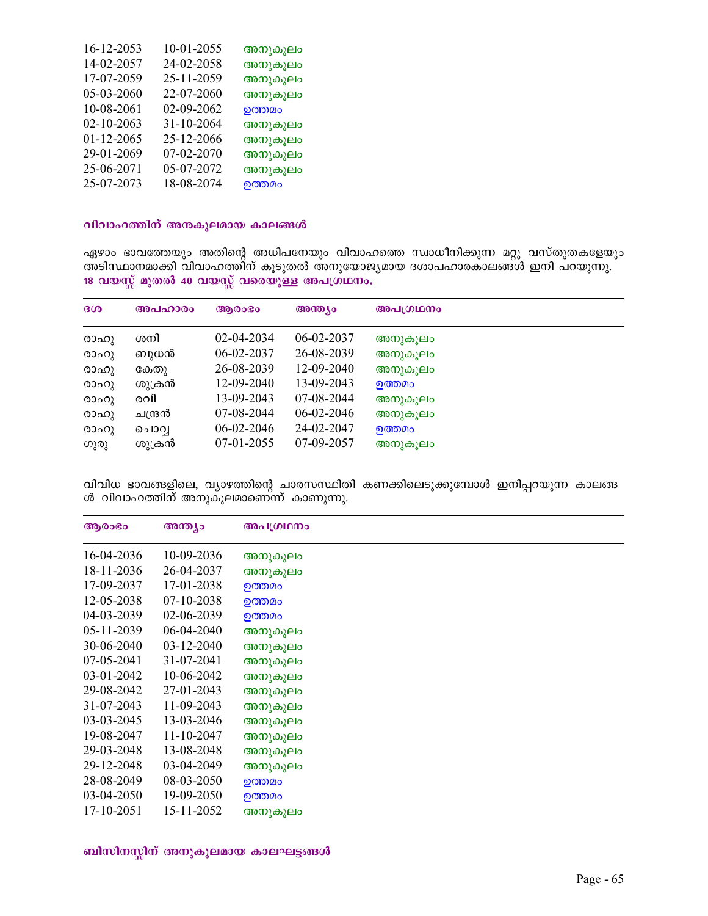| | | |
|---|---|---|
| 16-12-2053 | 10-01-2055 | അനുകൂലം |
| 14-02-2057 | 24-02-2058 | അനുകൂലം |
| 17-07-2059 | 25-11-2059 | അനുകൂലം |
| 05-03-2060 | 22-07-2060 | അനുകൂലം |
| 10-08-2061 | 02-09-2062 | ഉത്തമം |
| 02-10-2063 | 31-10-2064 | അനുകൂലം |
| 01-12-2065 | 25-12-2066 | അനുകൂലം |
| 29-01-2069 | 07-02-2070 | അനുകൂലം |
| 25-06-2071 | 05-07-2072 | അനുകൂലം |
| 25-07-2073 | 18-08-2074 | ഉത്തമം |

### വിവാഹത്തിന് അനുകൂലമായ കാലങ്ങൾ

ഏഴാം ഭാവത്തേയും അതിന്റെ അധിപനേയും വിവാഹത്തെ സ്വാധീനിക്കുന്ന മറ്റു വസ്തുതകളേയും അടിസ്ഥാനമാക്കി വിവാഹത്തിന് കൂടുതൽ അനുയോജ്യമായ ദശാപഹാരകാലങ്ങൾ ഇനി പറയുന്നു.
**18 വയസ്സ് മുതൽ 40 വയസ്സ് വരെയുള്ള അപഗ്രഥനം.**

| ദശ | അപഹാരം | ആരംഭം | അന്ത്യം | അപഗ്രഥനം |
|---|---|---|---|---|
| രാഹു | ശനി | 02-04-2034 | 06-02-2037 | അനുകൂലം |
| രാഹു | ബുധൻ | 06-02-2037 | 26-08-2039 | അനുകൂലം |
| രാഹു | കേതു | 26-08-2039 | 12-09-2040 | അനുകൂലം |
| രാഹു | ശുക്രൻ | 12-09-2040 | 13-09-2043 | ഉത്തമം |
| രാഹു | രവി | 13-09-2043 | 07-08-2044 | അനുകൂലം |
| രാഹു | ചന്ദ്രൻ | 07-08-2044 | 06-02-2046 | അനുകൂലം |
| രാഹു | ചൊവ്വ | 06-02-2046 | 24-02-2047 | ഉത്തമം |
| ഗുരു | ശുക്രൻ | 07-01-2055 | 07-09-2057 | അനുകൂലം |

വിവിധ ഭാവങ്ങളിലെ, വ്യാഴത്തിന്റെ ചാരസ്ഥിതി കണക്കിലെടുക്കുമ്പോൾ ഇനിപ്പറയുന്ന കാലങ്ങൾ വിവാഹത്തിന് അനുകൂലമാണെന്ന് കാണുന്നു.

| ആരംഭം | അന്ത്യം | അപഗ്രഥനം |
|---|---|---|
| 16-04-2036 | 10-09-2036 | അനുകൂലം |
| 18-11-2036 | 26-04-2037 | അനുകൂലം |
| 17-09-2037 | 17-01-2038 | ഉത്തമം |
| 12-05-2038 | 07-10-2038 | ഉത്തമം |
| 04-03-2039 | 02-06-2039 | ഉത്തമം |
| 05-11-2039 | 06-04-2040 | അനുകൂലം |
| 30-06-2040 | 03-12-2040 | അനുകൂലം |
| 07-05-2041 | 31-07-2041 | അനുകൂലം |
| 03-01-2042 | 10-06-2042 | അനുകൂലം |
| 29-08-2042 | 27-01-2043 | അനുകൂലം |
| 31-07-2043 | 11-09-2043 | അനുകൂലം |
| 03-03-2045 | 13-03-2046 | അനുകൂലം |
| 19-08-2047 | 11-10-2047 | അനുകൂലം |
| 29-03-2048 | 13-08-2048 | അനുകൂലം |
| 29-12-2048 | 03-04-2049 | അനുകൂലം |
| 28-08-2049 | 08-03-2050 | ഉത്തമം |
| 03-04-2050 | 19-09-2050 | ഉത്തമം |
| 17-10-2051 | 15-11-2052 | അനുകൂലം |

### ബിസിനസ്സിന് അനുകൂലമായ കാലഘട്ടങ്ങൾ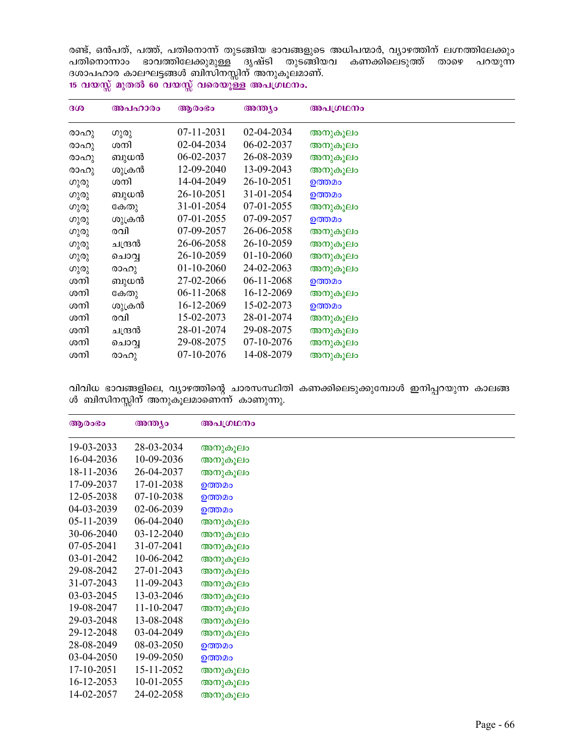രണ്ട്, ഒൻപത്, പത്ത്, പതിനൊന്ന് തുടങ്ങിയ ഭാവങ്ങളുടെ അധിപന്മാർ, വ്യാഴത്തിന് ലഗ്നത്തിലേക്കും പതിനൊന്നാം ഭാവത്തിലേക്കുമുള്ള ദൃഷ്ടി തുടങ്ങിയവ കണക്കിലെടുത്ത് താഴെ പറയുന്ന ദശാപഹാര കാലഘട്ടങ്ങൾ ബിസിനസ്സിന് അനുകൂലമാണ്.

**15 വയസ്സ് മുതൽ 60 വയസ്സ് വരെയുള്ള അപഗ്രഥനം.**

| ദശ | അപഹാരം | ആരംഭം | അന്ത്യം | അപഗ്രഥനം |
|---|---|---|---|---|
| രാഹു | ഗുരു | 07-11-2031 | 02-04-2034 | അനുകൂലം |
| രാഹു | ശനി | 02-04-2034 | 06-02-2037 | അനുകൂലം |
| രാഹു | ബുധൻ | 06-02-2037 | 26-08-2039 | അനുകൂലം |
| രാഹു | ശുക്രൻ | 12-09-2040 | 13-09-2043 | അനുകൂലം |
| ഗുരു | ശനി | 14-04-2049 | 26-10-2051 | ഉത്തമം |
| ഗുരു | ബുധൻ | 26-10-2051 | 31-01-2054 | ഉത്തമം |
| ഗുരു | കേതു | 31-01-2054 | 07-01-2055 | അനുകൂലം |
| ഗുരു | ശുക്രൻ | 07-01-2055 | 07-09-2057 | ഉത്തമം |
| ഗുരു | രവി | 07-09-2057 | 26-06-2058 | അനുകൂലം |
| ഗുരു | ചന്ദ്രൻ | 26-06-2058 | 26-10-2059 | അനുകൂലം |
| ഗുരു | ചൊവ്വ | 26-10-2059 | 01-10-2060 | അനുകൂലം |
| ഗുരു | രാഹു | 01-10-2060 | 24-02-2063 | അനുകൂലം |
| ശനി | ബുധൻ | 27-02-2066 | 06-11-2068 | ഉത്തമം |
| ശനി | കേതു | 06-11-2068 | 16-12-2069 | അനുകൂലം |
| ശനി | ശുക്രൻ | 16-12-2069 | 15-02-2073 | ഉത്തമം |
| ശനി | രവി | 15-02-2073 | 28-01-2074 | അനുകൂലം |
| ശനി | ചന്ദ്രൻ | 28-01-2074 | 29-08-2075 | അനുകൂലം |
| ശനി | ചൊവ്വ | 29-08-2075 | 07-10-2076 | അനുകൂലം |
| ശനി | രാഹു | 07-10-2076 | 14-08-2079 | അനുകൂലം |

വിവിധ ഭാവങ്ങളിലെ, വ്യാഴത്തിന്റെ ചാരസ്ഥിതി കണക്കിലെടുക്കുമ്പോൾ ഇനിപ്പറയുന്ന കാലങ്ങൾ ബിസിനസ്സിന് അനുകൂലമാണെന്ന് കാണുന്നു.

| ആരംഭം | അന്ത്യം | അപഗ്രഥനം |
|---|---|---|
| 19-03-2033 | 28-03-2034 | അനുകൂലം |
| 16-04-2036 | 10-09-2036 | അനുകൂലം |
| 18-11-2036 | 26-04-2037 | അനുകൂലം |
| 17-09-2037 | 17-01-2038 | ഉത്തമം |
| 12-05-2038 | 07-10-2038 | ഉത്തമം |
| 04-03-2039 | 02-06-2039 | ഉത്തമം |
| 05-11-2039 | 06-04-2040 | അനുകൂലം |
| 30-06-2040 | 03-12-2040 | അനുകൂലം |
| 07-05-2041 | 31-07-2041 | അനുകൂലം |
| 03-01-2042 | 10-06-2042 | അനുകൂലം |
| 29-08-2042 | 27-01-2043 | അനുകൂലം |
| 31-07-2043 | 11-09-2043 | അനുകൂലം |
| 03-03-2045 | 13-03-2046 | അനുകൂലം |
| 19-08-2047 | 11-10-2047 | അനുകൂലം |
| 29-03-2048 | 13-08-2048 | അനുകൂലം |
| 29-12-2048 | 03-04-2049 | അനുകൂലം |
| 28-08-2049 | 08-03-2050 | ഉത്തമം |
| 03-04-2050 | 19-09-2050 | ഉത്തമം |
| 17-10-2051 | 15-11-2052 | അനുകൂലം |
| 16-12-2053 | 10-01-2055 | അനുകൂലം |
| 14-02-2057 | 24-02-2058 | അനുകൂലം |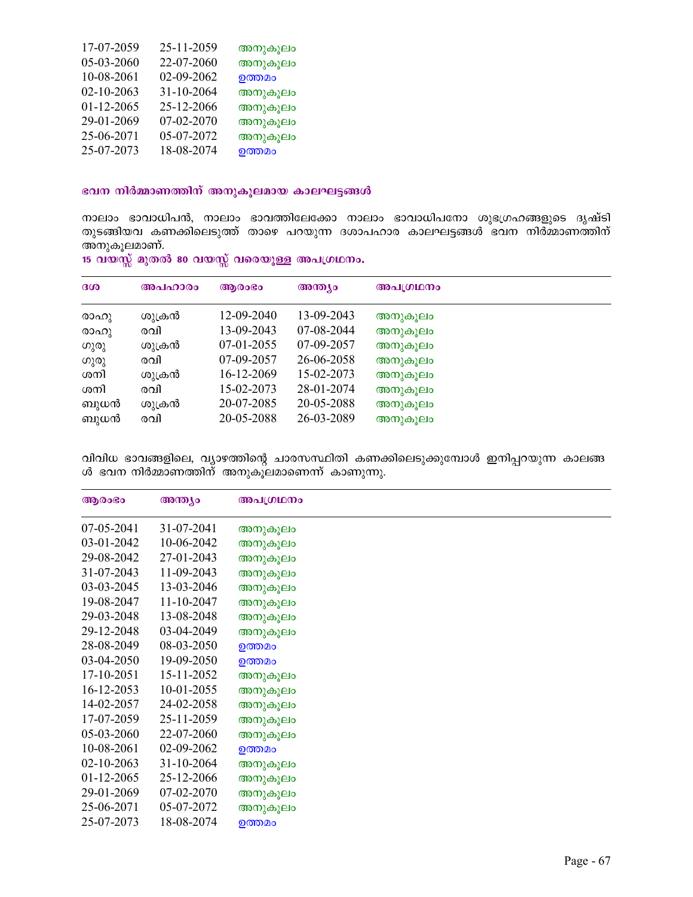| | | |
|---|---|---|
| 17-07-2059 | 25-11-2059 | അനുകൂലം |
| 05-03-2060 | 22-07-2060 | അനുകൂലം |
| 10-08-2061 | 02-09-2062 | ഉത്തമം |
| 02-10-2063 | 31-10-2064 | അനുകൂലം |
| 01-12-2065 | 25-12-2066 | അനുകൂലം |
| 29-01-2069 | 07-02-2070 | അനുകൂലം |
| 25-06-2071 | 05-07-2072 | അനുകൂലം |
| 25-07-2073 | 18-08-2074 | ഉത്തമം |

### ഭവന നിർമ്മാണത്തിന് അനുകൂലമായ കാലഘട്ടങ്ങൾ

നാലാം ഭാവാധിപൻ, നാലാം ഭാവത്തിലേക്കോ നാലാം ഭാവാധിപനോ ശുഭഗ്രഹങ്ങളുടെ ദൃഷ്ടി തുടങ്ങിയവ കണക്കിലെടുത്ത് താഴെ പറയുന്ന ദശാപഹാര കാലഘട്ടങ്ങൾ ഭവന നിർമ്മാണത്തിന് അനുകൂലമാണ്.

**15 വയസ്സ് മുതൽ 80 വയസ്സ് വരെയുള്ള അപഗ്രഥനം.**

| ദശ | അപഹാരം | ആരംഭം | അന്ത്യം | അപഗ്രഥനം |
|---|---|---|---|---|
| രാഹു | ശുക്രൻ | 12-09-2040 | 13-09-2043 | അനുകൂലം |
| രാഹു | രവി | 13-09-2043 | 07-08-2044 | അനുകൂലം |
| ഗുരു | ശുക്രൻ | 07-01-2055 | 07-09-2057 | അനുകൂലം |
| ഗുരു | രവി | 07-09-2057 | 26-06-2058 | അനുകൂലം |
| ശനി | ശുക്രൻ | 16-12-2069 | 15-02-2073 | അനുകൂലം |
| ശനി | രവി | 15-02-2073 | 28-01-2074 | അനുകൂലം |
| ബുധൻ | ശുക്രൻ | 20-07-2085 | 20-05-2088 | അനുകൂലം |
| ബുധൻ | രവി | 20-05-2088 | 26-03-2089 | അനുകൂലം |

വിവിധ ഭാവങ്ങളിലെ, വ്യാഴത്തിന്റെ ചാരസസ്ഥിതി കണക്കിലെടുക്കുമ്പോൾ ഇനിപ്പറയുന്ന കാലങ്ങ ൾ ഭവന നിർമ്മാണത്തിന് അനുകൂലമാണെന്ന് കാണുന്നു.

| ആരംഭം | അന്ത്യം | അപഗ്രഥനം |
|---|---|---|
| 07-05-2041 | 31-07-2041 | അനുകൂലം |
| 03-01-2042 | 10-06-2042 | അനുകൂലം |
| 29-08-2042 | 27-01-2043 | അനുകൂലം |
| 31-07-2043 | 11-09-2043 | അനുകൂലം |
| 03-03-2045 | 13-03-2046 | അനുകൂലം |
| 19-08-2047 | 11-10-2047 | അനുകൂലം |
| 29-03-2048 | 13-08-2048 | അനുകൂലം |
| 29-12-2048 | 03-04-2049 | അനുകൂലം |
| 28-08-2049 | 08-03-2050 | ഉത്തമം |
| 03-04-2050 | 19-09-2050 | ഉത്തമം |
| 17-10-2051 | 15-11-2052 | അനുകൂലം |
| 16-12-2053 | 10-01-2055 | അനുകൂലം |
| 14-02-2057 | 24-02-2058 | അനുകൂലം |
| 17-07-2059 | 25-11-2059 | അനുകൂലം |
| 05-03-2060 | 22-07-2060 | അനുകൂലം |
| 10-08-2061 | 02-09-2062 | ഉത്തമം |
| 02-10-2063 | 31-10-2064 | അനുകൂലം |
| 01-12-2065 | 25-12-2066 | അനുകൂലം |
| 29-01-2069 | 07-02-2070 | അനുകൂലം |
| 25-06-2071 | 05-07-2072 | അനുകൂലം |
| 25-07-2073 | 18-08-2074 | ഉത്തമം |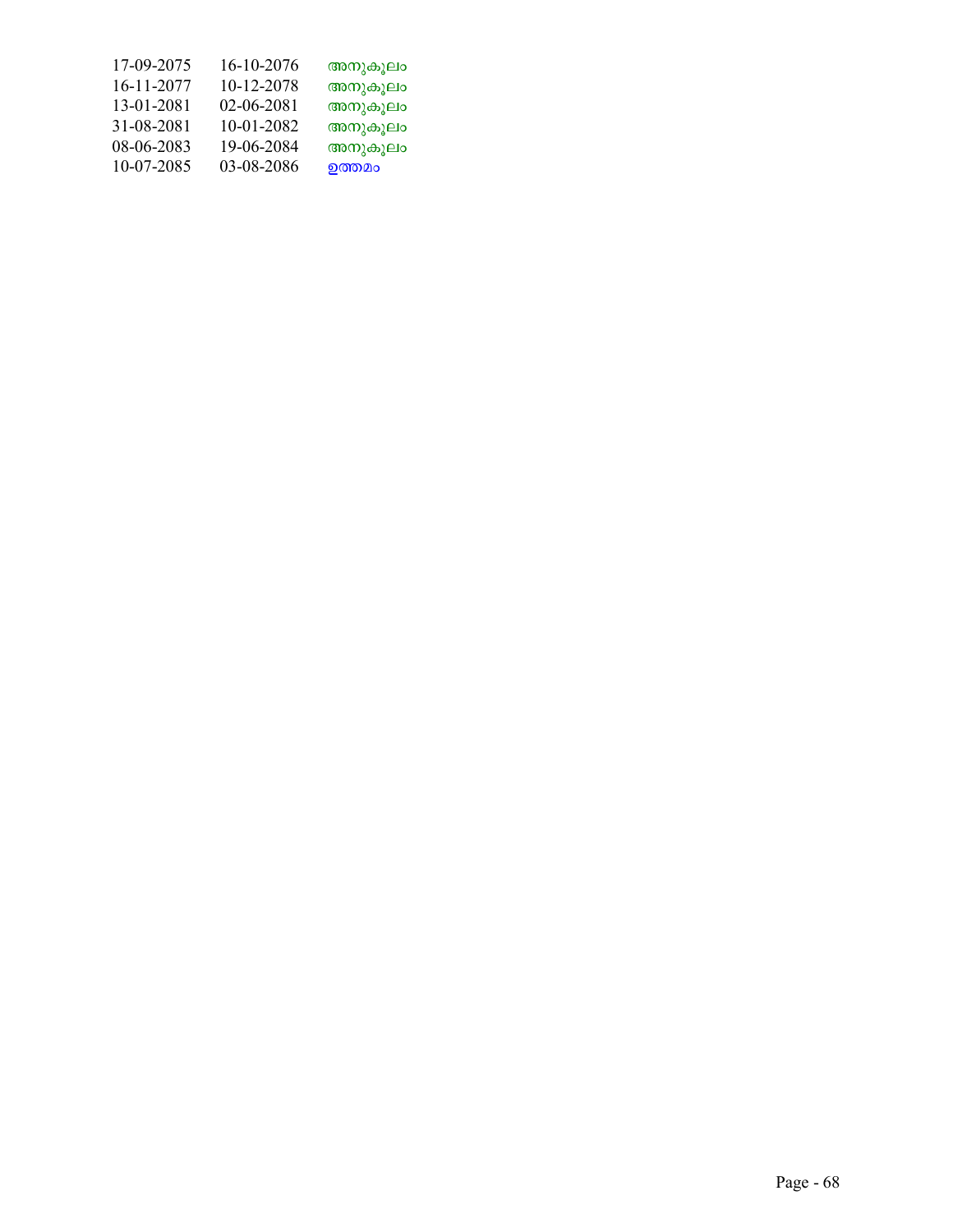| | | |
|---|---|---|
| 17-09-2075 | 16-10-2076 | അനുകൂലം |
| 16-11-2077 | 10-12-2078 | അനുകൂലം |
| 13-01-2081 | 02-06-2081 | അനുകൂലം |
| 31-08-2081 | 10-01-2082 | അനുകൂലം |
| 08-06-2083 | 19-06-2084 | അനുകൂലം |
| 10-07-2085 | 03-08-2086 | ഉത്തമം |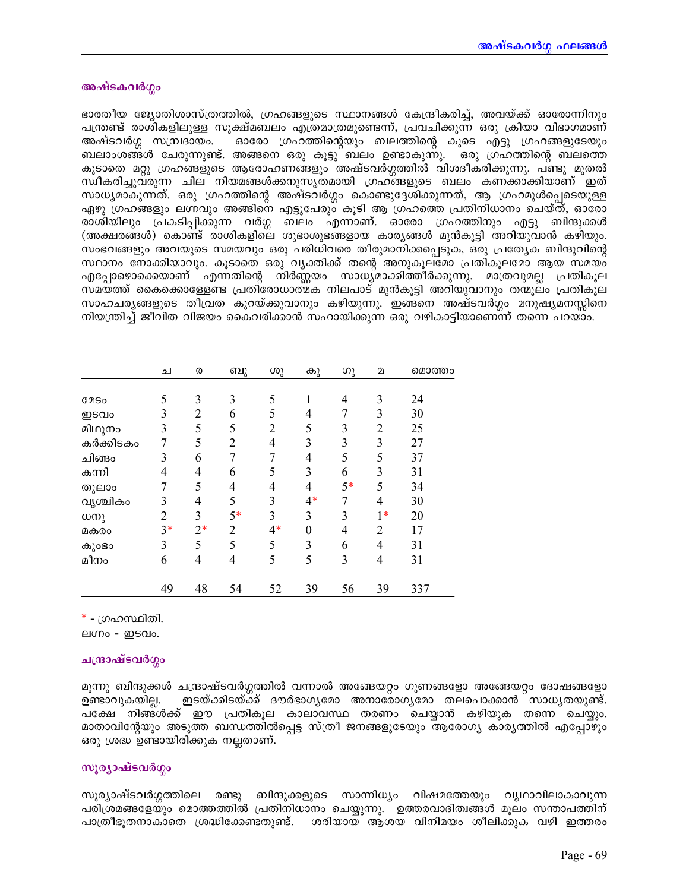## അഷ്ടകവർഗ്ഗം

ഭാരതീയ ജ്യോതിശാസ്ത്രത്തിൽ, ഗ്രഹങ്ങളുടെ സ്ഥാനങ്ങൾ കേന്ദ്രീകരിച്ച്, അവയ്ക്ക് ഓരോന്നിനും പന്ത്രണ്ട് രാശികളിലുള്ള സൂക്ഷ്മബലം എത്രമാത്രമുണ്ടെന്ന്, പ്രവചിക്കുന്ന ഒരു ക്രിയാ വിഭാഗമാണ് അഷ്ടവർഗ്ഗ സമ്പ്രദായം. ഓരോ ഗ്രഹത്തിന്റെയും ബലത്തിന്റെ കൂടെ എട്ടു ഗ്രഹങ്ങളുടേയും ബലാംശങ്ങൾ ചേരുന്നുണ്ട്. അങ്ങനെ ഒരു കൂട്ടു ബലം ഉണ്ടാകുന്നു. ഒരു ഗ്രഹത്തിന്റെ ബലത്തെ കൂടാതെ മറ്റു ഗ്രഹങ്ങളുടെ ആരോഹണങ്ങളും അഷ്ടവർഗ്ഗത്തിൽ വിശദീകരിക്കുന്നു. പണ്ടു മുതൽ സ്വീകരിച്ചുവരുന്ന ചില നിയമങ്ങൾക്കനുസൃതമായി ഗ്രഹങ്ങളുടെ ബലം കണക്കാക്കിയാണ് ഇത് സാധ്യമാകുന്നത്. ഒരു ഗ്രഹത്തിന്റെ അഷ്ടവർഗ്ഗം കൊണ്ടുദ്ദേശിക്കുന്നത്, ആ ഗ്രഹമുൾപ്പെടെയുള്ള ഏഴു ഗ്രഹങ്ങളും ലഗ്നവും അങ്ങിനെ എട്ടുപേരും കൂടി ആ ഗ്രഹത്തെ പ്രതിനിധാനം ചെയ്ത്, ഓരോ രാശിയിലും പ്രകടിപ്പിക്കുന്ന വർഗ്ഗ ബലം എന്നാണ്. ഓരോ ഗ്രഹത്തിനും എട്ടു ബിന്ദുക്കൾ (അക്ഷരങ്ങൾ) കൊണ്ട് രാശികളിലെ ശുഭാശുഭങ്ങളായ കാര്യങ്ങൾ മുൻകൂട്ടി അറിയുവാൻ കഴിയും. സംഭവങ്ങളും അവയുടെ സമയവും ഒരു പരിധിവരെ തീരുമാനിക്കപ്പെടുക, ഒരു പ്രത്യേക ബിന്ദുവിന്റെ സ്ഥാനം നോക്കിയാവും. കൂടാതെ ഒരു വ്യക്തിക്ക് തന്റെ അനുകൂലമോ പ്രതികൂലമോ ആയ സമയം എപ്പോഴൊക്കെയാണ് എന്നതിന്റെ നിർണ്ണയം സാധ്യമാക്കിത്തീർക്കുന്നു. മാത്രവുമല്ല പ്രതികൂല സമയത്ത് കൈക്കൊള്ളേണ്ട പ്രതിരോധാത്മക നിലപാട് മുൻകൂട്ടി അറിയുവാനും തന്മൂലം പ്രതികൂല സാഹചര്യങ്ങളുടെ തീവ്രത കുറയ്ക്കുവാനും കഴിയുന്നു. ഇങ്ങനെ അഷ്ടവർഗ്ഗം മനുഷ്യമനസ്സിനെ നിയന്ത്രിച്ച് ജീവിത വിജയം കൈവരിക്കാൻ സഹായിക്കുന്ന ഒരു വഴികാട്ടിയാണെന്ന് തന്നെ പറയാം.

| | ച | ര | ബു | ശു | കു | ഗു | മ | മൊത്തം |
|---|---|---|---|---|---|---|---|---|
| മേടം | 5 | 3 | 3 | 5 | 1 | 4 | 3 | 24 |
| ഇടവം | 3 | 2 | 6 | 5 | 4 | 7 | 3 | 30 |
| മിഥുനം | 3 | 5 | 5 | 2 | 5 | 3 | 2 | 25 |
| കർക്കിടകം | 7 | 5 | 2 | 4 | 3 | 3 | 3 | 27 |
| ചിങ്ങം | 3 | 6 | 7 | 7 | 4 | 5 | 5 | 37 |
| കന്നി | 4 | 4 | 6 | 5 | 3 | 6 | 3 | 31 |
| തുലാം | 7 | 5 | 4 | 4 | 4 | 5* | 5 | 34 |
| വൃശ്ചികം | 3 | 4 | 5 | 3 | 4* | 7 | 4 | 30 |
| ധനു | 2 | 3 | 5* | 3 | 3 | 3 | 1* | 20 |
| മകരം | 3* | 2* | 2 | 4* | 0 | 4 | 2 | 17 |
| കുംഭം | 3 | 5 | 5 | 5 | 3 | 6 | 4 | 31 |
| മീനം | 6 | 4 | 4 | 5 | 5 | 3 | 4 | 31 |
| | 49 | 48 | 54 | 52 | 39 | 56 | 39 | 337 |

\* - ഗ്രഹസ്ഥിതി.

ലഗ്നം - ഇടവം.

### ചന്ദ്രാഷ്ടവർഗ്ഗം

മൂന്നു ബിന്ദുക്കൾ ചന്ദ്രാഷ്ടവർഗ്ഗത്തിൽ വന്നാൽ അങ്ങേയറ്റം ഗുണങ്ങളോ അങ്ങേയറ്റം ദോഷങ്ങളോ ഉണ്ടാവുകയില്ല. ഇടയ്ക്കിടയ്ക്ക് ദൗർഭാഗ്യമോ അനാരോഗ്യമോ തലപൊക്കാൻ സാധ്യതയുണ്ട്. പക്ഷേ നിങ്ങൾക്ക് ഈ പ്രതികൂല കാലാവസ്ഥ തരണം ചെയ്യാൻ കഴിയുക തന്നെ ചെയ്യും. മാതാവിന്റേയും അടുത്ത ബന്ധത്തിൽപ്പെട്ട സ്ത്രീ ജനങ്ങളുടേയും ആരോഗ്യ കാര്യത്തിൽ എപ്പോഴും ഒരു ശ്രദ്ധ ഉണ്ടായിരിക്കുക നല്ലതാണ്.

### സൂര്യാഷ്ടവർഗ്ഗം

സൂര്യാഷ്ടവർഗ്ഗത്തിലെ രണ്ടു ബിന്ദുക്കളുടെ സാന്നിധ്യം വിഷമത്തേയും വൃഥാവിലാകാവുന്ന പരിശ്രമങ്ങളേയും മൊത്തത്തിൽ പ്രതിനിധാനം ചെയ്യുന്നു. ഉത്തരവാദിത്വങ്ങൾ മൂലം സന്താപത്തിന് പാത്രീഭൂതനാകാതെ ശ്രദ്ധിക്കേണ്ടതുണ്ട്. ശരിയായ ആശയ വിനിമയം ശീലിക്കുക വഴി ഇത്തരം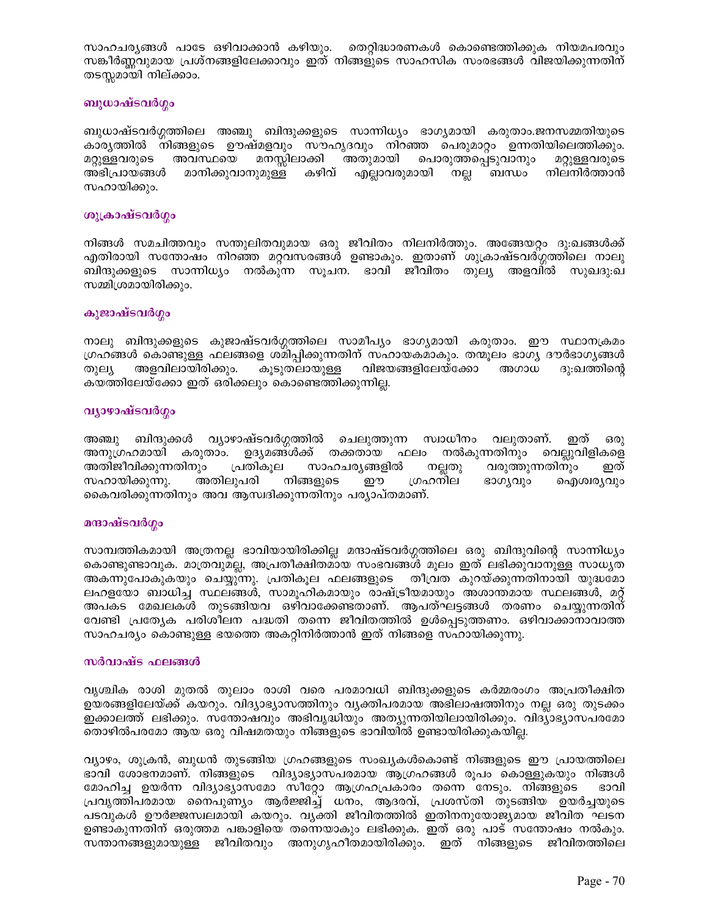സാഹചര്യങ്ങൾ പാടേ ഒഴിവാക്കാൻ കഴിയും. തെറ്റിദ്ധാരണകൾ കൊണ്ടെത്തിക്കുക നിയമപരവും സങ്കീർണ്ണവുമായ പ്രശ്നങ്ങളിലേക്കാവും ഇത് നിങ്ങളുടെ സാഹസിക സംരഭങ്ങൾ വിജയിക്കുന്നതിന് തടസ്സമായി നില്ക്കാം.

### ബുധാഷ്ടവർഗ്ഗം

ബുധാഷ്ടവർഗ്ഗത്തിലെ അഞ്ചു ബിന്ദുക്കളുടെ സാന്നിധ്യം ഭാഗ്യമായി കരുതാം.ജനസമ്മതിയുടെ കാര്യത്തിൽ നിങ്ങളുടെ ഊഷ്മളവും സൗഹൃദവും നിറഞ്ഞ പെരുമാറ്റം ഉന്നതിയിലെത്തിക്കും. മറ്റുള്ളവരുടെ അവസ്ഥയെ മനസ്സിലാക്കി അതുമായി പൊരുത്തപ്പെടുവാനും മറ്റുള്ളവരുടെ അഭിപ്രായങ്ങൾ മാനിക്കുവാനുമുള്ള കഴിവ് എല്ലാവരുമായി നല്ല ബന്ധം നിലനിർത്താൻ സഹായിക്കും.

### ശുക്രാഷ്ടവർഗ്ഗം

നിങ്ങൾ സമചിത്തവും സന്തുലിതവുമായ ഒരു ജീവിതം നിലനിർത്തും. അങ്ങേയറ്റം ദു:ഖങ്ങൾക്ക് എതിരായി സന്തോഷം നിറഞ്ഞ മറ്റവസരങ്ങൾ ഉണ്ടാകും. ഇതാണ് ശുക്രാഷ്ടവർഗ്ഗത്തിലെ നാലു ബിന്ദുക്കളുടെ സാന്നിധ്യം നൽകുന്ന സൂചന. ഭാവി ജീവിതം തുല്യ അളവിൽ സുഖദു:ഖ സമ്മിശ്രമായിരിക്കും.

### കുജാഷ്ടവർഗ്ഗം

നാലു ബിന്ദുക്കളുടെ കുജാഷ്ടവർഗ്ഗത്തിലെ സാമീപ്യം ഭാഗ്യമായി കരുതാം. ഈ സ്ഥാനക്രമം ഗ്രഹങ്ങൾ കൊണ്ടുള്ള ഫലങ്ങളെ ശമിപ്പിക്കുന്നതിന് സഹായകമാകും. തന്മൂലം ഭാഗ്യ ദൗർഭാഗ്യങ്ങൾ തുല്യ അളവിലായിരിക്കും. കൂടുതലായുള്ള വിജയങ്ങളിലേയ്ക്കോ അഗാധ ദു:ഖത്തിന്റെ കയത്തിലേയ്ക്കോ ഇത് ഒരിക്കലും കൊണ്ടെത്തിക്കുന്നില്ല.

### വ്യാഴാഷ്ടവർഗ്ഗം

അഞ്ചു ബിന്ദുക്കൾ വ്യാഴാഷ്ടവർഗ്ഗത്തിൽ ചെലുത്തുന്ന സ്വാധീനം വലുതാണ്. ഇത് ഒരു അനുഗ്രഹമായി കരുതാം. ഉദ്യമങ്ങൾക്ക് തക്കതായ ഫലം നൽകുന്നതിനും വെല്ലുവിളികളെ അതിജീവിക്കുന്നതിനും പ്രതികൂല സാഹചര്യങ്ങളിൽ നല്ലതു വരുത്തുന്നതിനും ഇത് സഹായിക്കുന്നു. അതിലുപരി നിങ്ങളുടെ ഈ ഗ്രഹനില ഭാഗ്യവും ഐശ്വര്യവും കൈവരിക്കുന്നതിനും അവ ആസ്വദിക്കുന്നതിനും പര്യാപ്തമാണ്.

### മന്ദാഷ്ടവർഗ്ഗം

സാമ്പത്തികമായി അത്രനല്ല ഭാവിയായിരിക്കില്ല മന്ദാഷ്ടവർഗ്ഗത്തിലെ ഒരു ബിന്ദുവിന്റെ സാന്നിധ്യം കൊണ്ടുണ്ടാവുക. മാത്രവുമല്ല, അപ്രതീക്ഷിതമായ സംഭവങ്ങൾ മൂലം ഇത് ലഭിക്കുവാനുള്ള സാധ്യത അകന്നുപോകുകയും ചെയ്യുന്നു. പ്രതികൂല ഫലങ്ങളുടെ തീവ്രത കുറയ്ക്കുന്നതിനായി യുദ്ധമോ ലഹളയോ ബാധിച്ച സ്ഥലങ്ങൾ, സാമൂഹികമായും രാഷ്ട്രീയമായും അശാന്തമായ സ്ഥലങ്ങൾ, മറ്റ് അപകട മേഖലകൾ തുടങ്ങിയവ ഒഴിവാക്കേണ്ടതാണ്. ആപത്ഘട്ടങ്ങൾ തരണം ചെയ്യുന്നതിന് വേണ്ടി പ്രത്യേക പരിശീലന പദ്ധതി തന്നെ ജീവിതത്തിൽ ഉൾപ്പെടുത്തണം. ഒഴിവാക്കാനാവാത്ത സാഹചര്യം കൊണ്ടുള്ള ഭയത്തെ അകറ്റിനിർത്താൻ ഇത് നിങ്ങളെ സഹായിക്കുന്നു.

### സർവാഷ്ട ഫലങ്ങൾ

വൃശ്ചിക രാശി മുതൽ തുലാം രാശി വരെ പരമാവധി ബിന്ദുക്കളുടെ കർമ്മരംഗം അപ്രതീക്ഷിത ഉയരങ്ങളിലേയ്ക്ക് കയറും. വിദ്യാഭ്യാസത്തിനും വ്യക്തിപരമായ അഭിലാഷത്തിനും നല്ല ഒരു തുടക്കം ഇക്കാലത്ത് ലഭിക്കും. സന്തോഷവും അഭിവൃദ്ധിയും അത്യുന്നതിയിലായിരിക്കും. വിദ്യാഭ്യാസപരമോ തൊഴിൽപരമോ ആയ ഒരു വിഷമതയും നിങ്ങളുടെ ഭാവിയിൽ ഉണ്ടായിരിക്കുകയില്ല.

വ്യാഴം, ശുക്രൻ, ബുധൻ തുടങ്ങിയ ഗ്രഹങ്ങളുടെ സംഖ്യകൾകൊണ്ട് നിങ്ങളുടെ ഈ പ്രായത്തിലെ ഭാവി ശോഭനമാണ്. നിങ്ങളുടെ വിദ്യാഭ്യാസപരമായ ആഗ്രഹങ്ങൾ രൂപം കൊള്ളുകയും നിങ്ങൾ മോഹിച്ച ഉയർന്ന വിദ്യാഭ്യാസമോ സീറ്റോ ആഗ്രഹപ്രകാരം തന്നെ നേടും. നിങ്ങളുടെ ഭാവി പ്രവൃത്തിപരമായ നൈപുണ്യം ആർജ്ജിച്ച് ധനം, ആദരവ്, പ്രശസ്തി തുടങ്ങിയ ഉയർച്ചയുടെ പടവുകൾ ഊർജ്ജസ്വലമായി കയറും. വ്യക്തി ജീവിതത്തിൽ ഇതിനനുയോജ്യമായ ജീവിത ഘടന ഉണ്ടാകുന്നതിന് ഒരുത്തമ പങ്കാളിയെ തന്നെയാകും ലഭിക്കുക. ഇത് ഒരു പാട് സന്തോഷം നൽകും. സന്താനങ്ങളുമായുള്ള ജീവിതവും അനുഗൃഹീതമായിരിക്കും. ഇത് നിങ്ങളുടെ ജീവിതത്തിലെ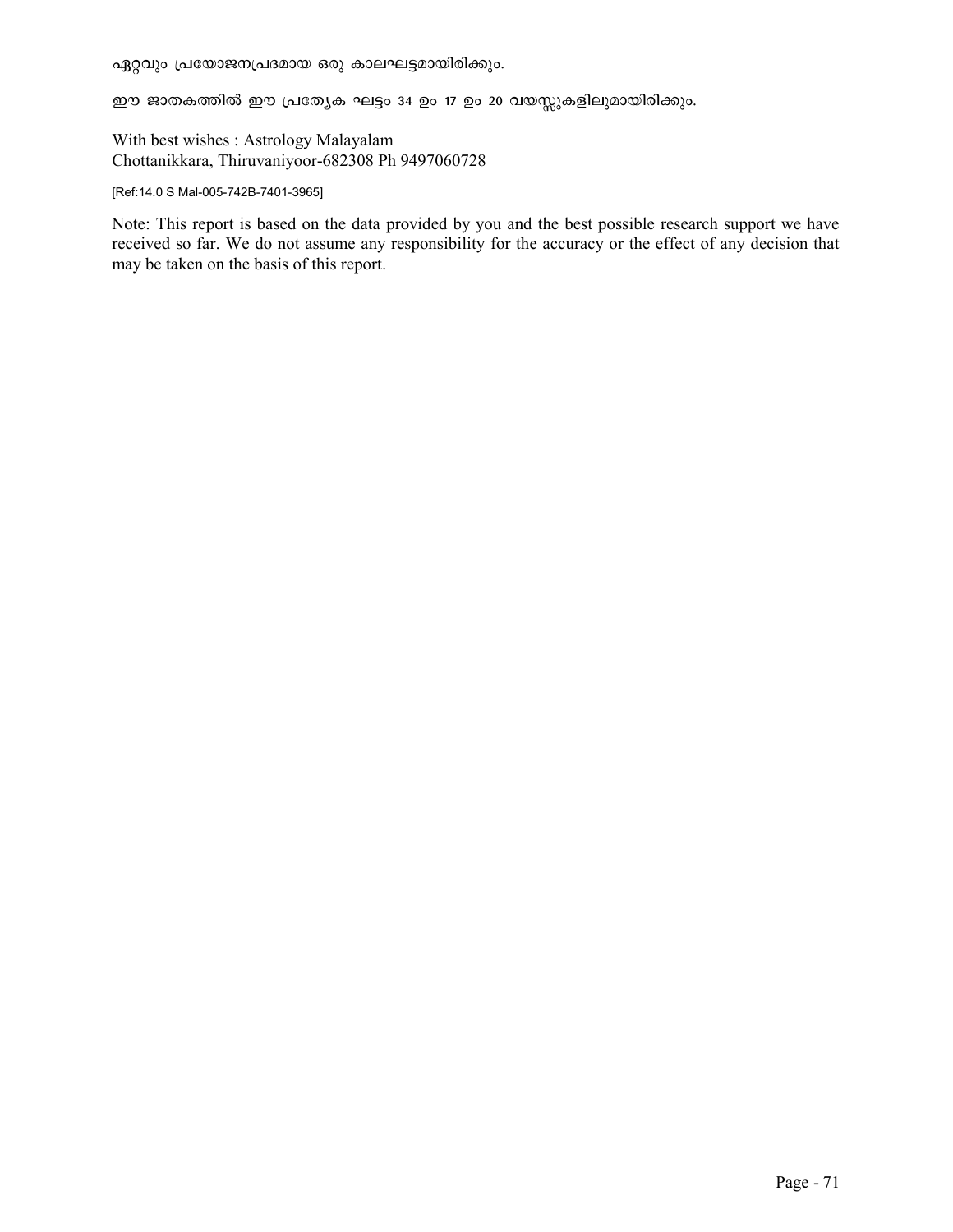ഏറ്റവും പ്രയോജനപ്രദമായ ഒരു കാലഘട്ടമായിരിക്കും.

ഈ ജാതകത്തിൽ ഈ പ്രത്യേക ഘട്ടം 34 ഉം 17 ഉം 20 വയസ്സുകളിലുമായിരിക്കും.

With best wishes : Astrology Malayalam
Chottanikkara, Thiruvaniyoor-682308 Ph 9497060728

[Ref:14.0 S Mal-005-742B-7401-3965]

Note: This report is based on the data provided by you and the best possible research support we have received so far. We do not assume any responsibility for the accuracy or the effect of any decision that may be taken on the basis of this report.